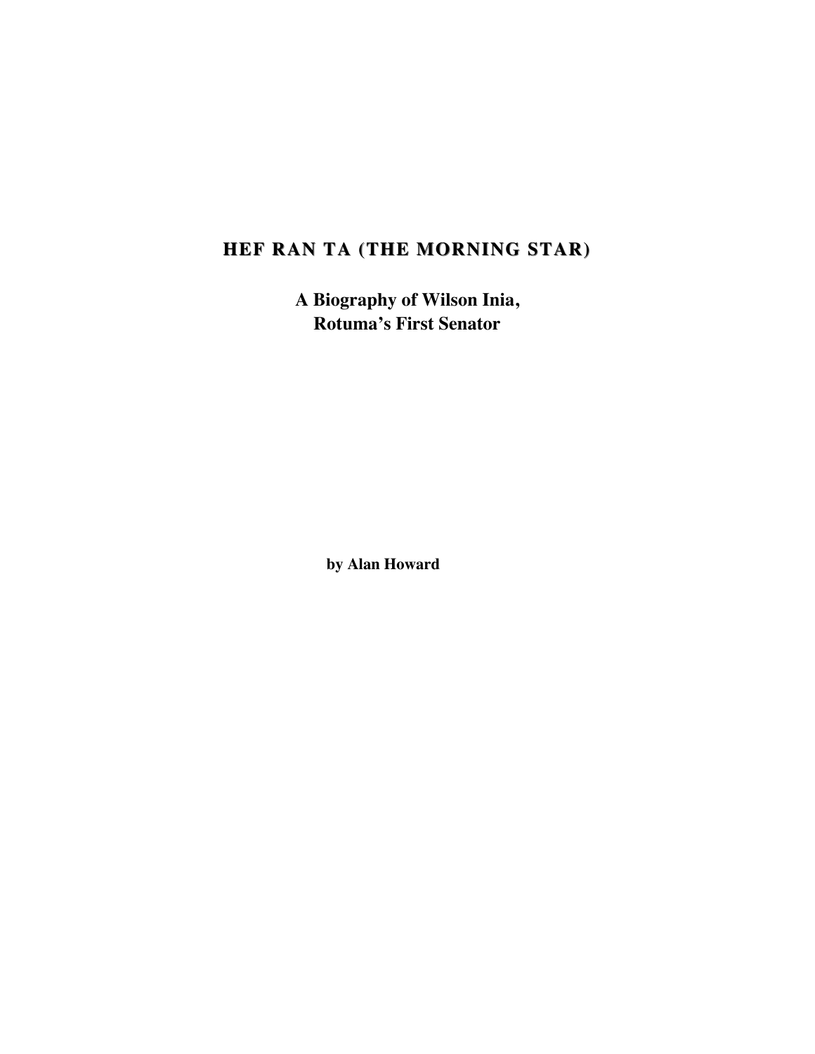# HEF RAN TA (THE MORNING STAR)

## A Biography of Wilson Inia, Rotuma's First Senator

**by Alan Howard**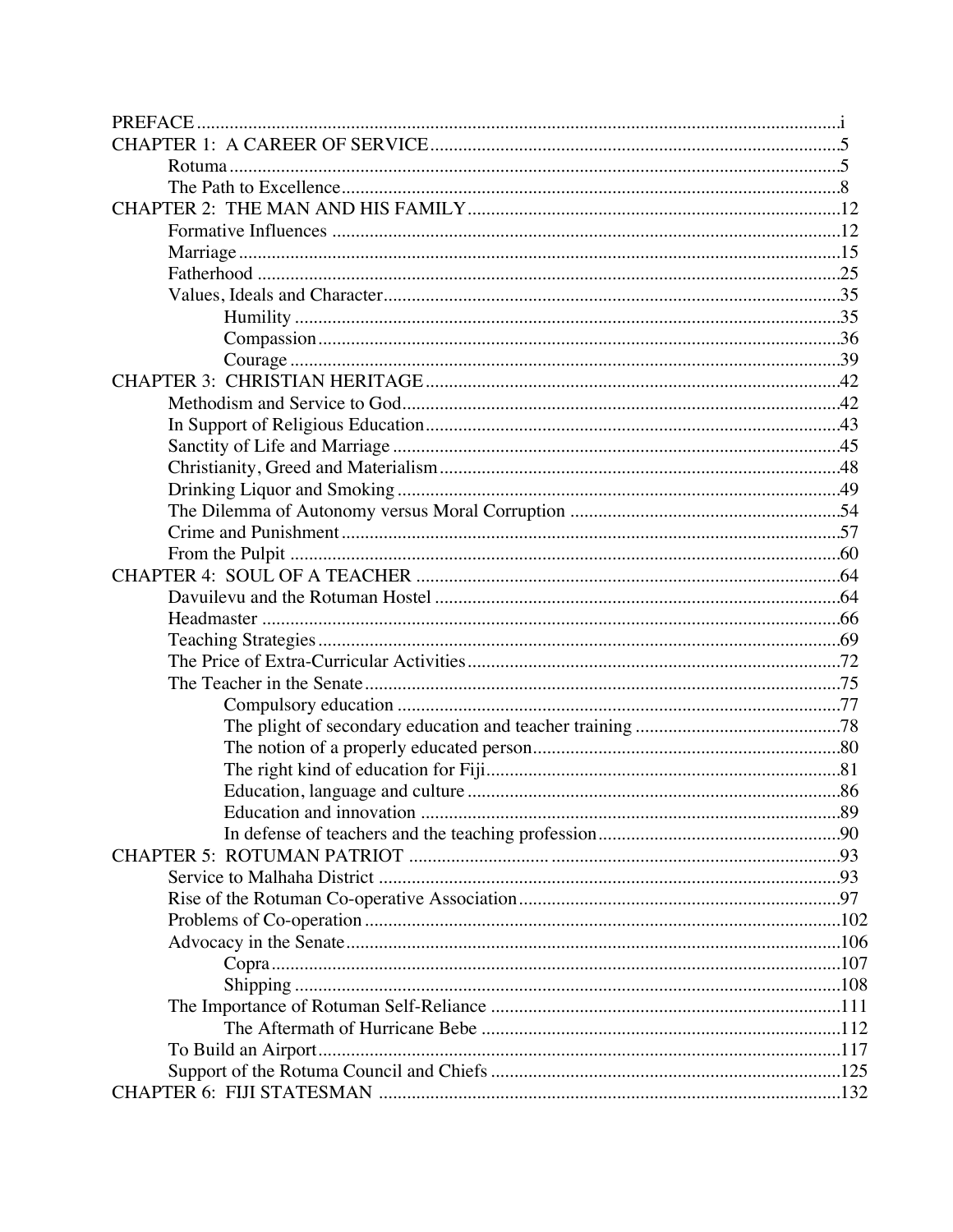PREFACE .......... i

CHAPTER 1: A CAREER OF SERVICE .......... 5

- Rotuma .......... 5
- The Path to Excellence .......... 8

CHAPTER 2: THE MAN AND HIS FAMILY .......... 12

- Formative Influences .......... 12
- Marriage .......... 15
- Fatherhood .......... 25
- Values, Ideals and Character .......... 35
  - Humility .......... 35
  - Compassion .......... 36
  - Courage .......... 39

CHAPTER 3: CHRISTIAN HERITAGE .......... 42

- Methodism and Service to God .......... 42
- In Support of Religious Education .......... 43
- Sanctity of Life and Marriage .......... 45
- Christianity, Greed and Materialism .......... 48
- Drinking Liquor and Smoking .......... 49
- The Dilemma of Autonomy versus Moral Corruption .......... 54
- Crime and Punishment .......... 57
- From the Pulpit .......... 60

CHAPTER 4: SOUL OF A TEACHER .......... 64

- Davuilevu and the Rotuman Hostel .......... 64
- Headmaster .......... 66
- Teaching Strategies .......... 69
- The Price of Extra-Curricular Activities .......... 72
- The Teacher in the Senate .......... 75
  - Compulsory education .......... 77
  - The plight of secondary education and teacher training .......... 78
  - The notion of a properly educated person .......... 80
  - The right kind of education for Fiji .......... 81
  - Education, language and culture .......... 86
  - Education and innovation .......... 89
  - In defense of teachers and the teaching profession .......... 90

CHAPTER 5: ROTUMAN PATRIOT .......... 93

- Service to Malhaha District .......... 93
- Rise of the Rotuman Co-operative Association .......... 97
- Problems of Co-operation .......... 102
- Advocacy in the Senate .......... 106
  - Copra .......... 107
  - Shipping .......... 108
- The Importance of Rotuman Self-Reliance .......... 111
  - The Aftermath of Hurricane Bebe .......... 112
- To Build an Airport .......... 117
- Support of the Rotuma Council and Chiefs .......... 125

CHAPTER 6: FIJI STATESMAN .......... 132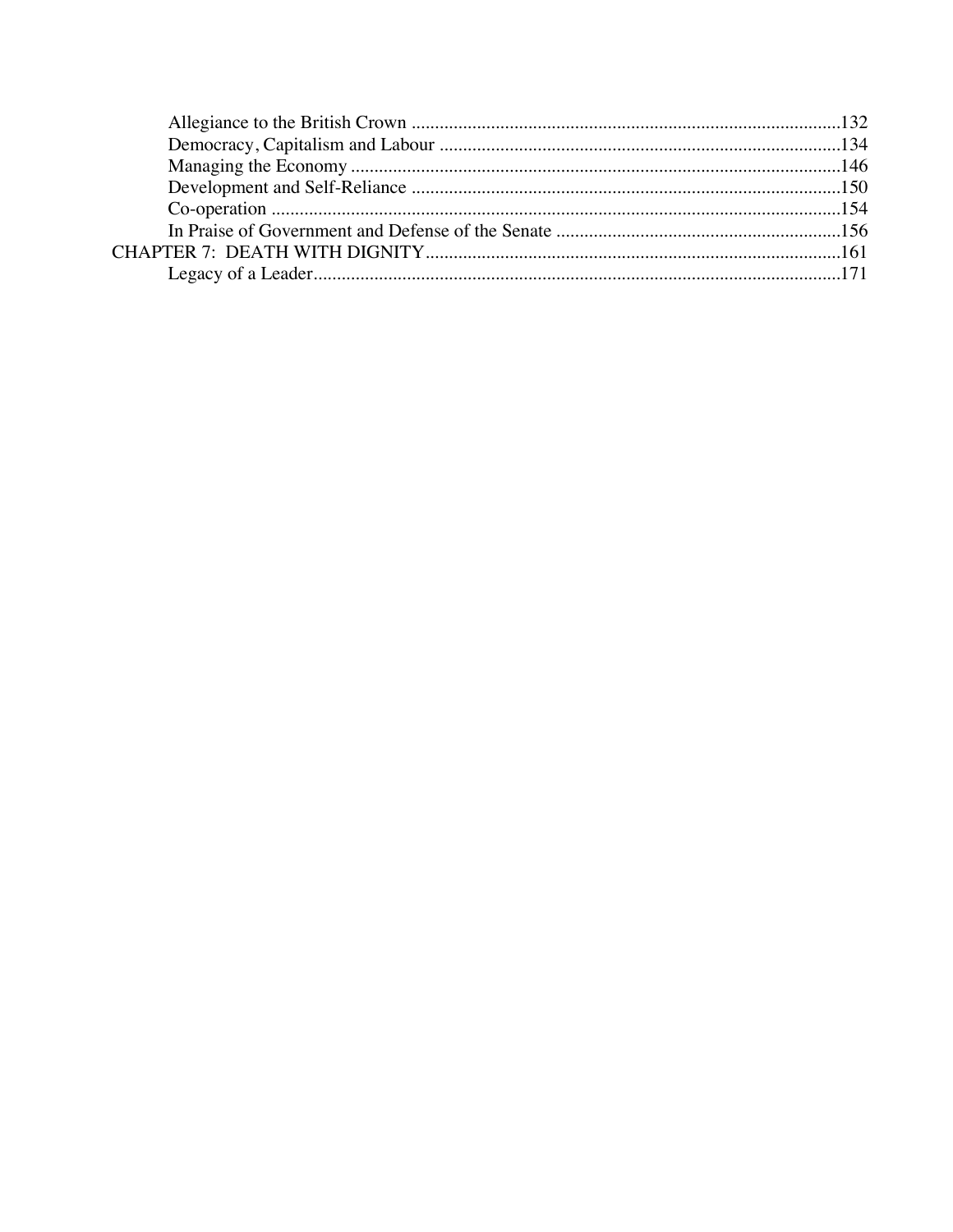Allegiance to the British Crown ....................................................................................132
Democracy, Capitalism and Labour ...............................................................................134
Managing the Economy .................................................................................................146
Development and Self-Reliance ....................................................................................150
Co-operation .................................................................................................................154
In Praise of Government and Defense of the Senate .....................................................156

CHAPTER 7: DEATH WITH DIGNITY.........................................................................161
Legacy of a Leader.........................................................................................................171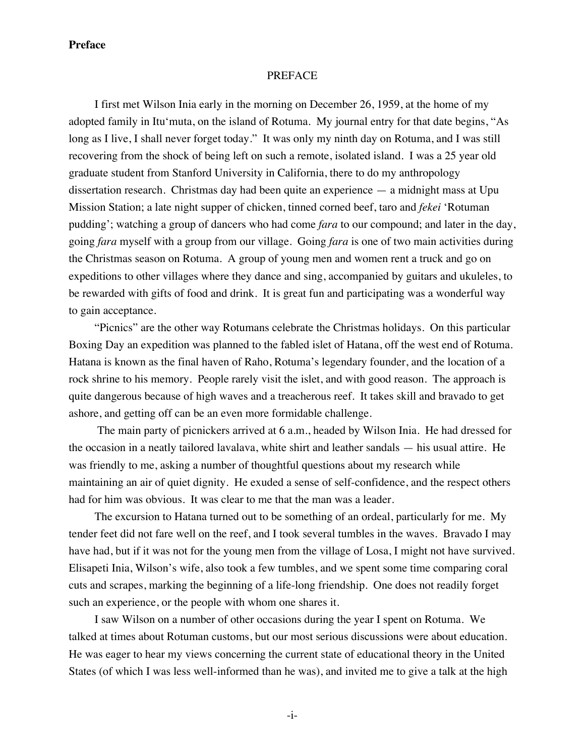**Preface**

# PREFACE

I first met Wilson Inia early in the morning on December 26, 1959, at the home of my adopted family in Itu'muta, on the island of Rotuma. My journal entry for that date begins, "As long as I live, I shall never forget today." It was only my ninth day on Rotuma, and I was still recovering from the shock of being left on such a remote, isolated island. I was a 25 year old graduate student from Stanford University in California, there to do my anthropology dissertation research. Christmas day had been quite an experience — a midnight mass at Upu Mission Station; a late night supper of chicken, tinned corned beef, taro and *fekei* 'Rotuman pudding'; watching a group of dancers who had come *fara* to our compound; and later in the day, going *fara* myself with a group from our village. Going *fara* is one of two main activities during the Christmas season on Rotuma. A group of young men and women rent a truck and go on expeditions to other villages where they dance and sing, accompanied by guitars and ukuleles, to be rewarded with gifts of food and drink. It is great fun and participating was a wonderful way to gain acceptance.

"Picnics" are the other way Rotumans celebrate the Christmas holidays. On this particular Boxing Day an expedition was planned to the fabled islet of Hatana, off the west end of Rotuma. Hatana is known as the final haven of Raho, Rotuma's legendary founder, and the location of a rock shrine to his memory. People rarely visit the islet, and with good reason. The approach is quite dangerous because of high waves and a treacherous reef. It takes skill and bravado to get ashore, and getting off can be an even more formidable challenge.

The main party of picnickers arrived at 6 a.m., headed by Wilson Inia. He had dressed for the occasion in a neatly tailored lavalava, white shirt and leather sandals — his usual attire. He was friendly to me, asking a number of thoughtful questions about my research while maintaining an air of quiet dignity. He exuded a sense of self-confidence, and the respect others had for him was obvious. It was clear to me that the man was a leader.

The excursion to Hatana turned out to be something of an ordeal, particularly for me. My tender feet did not fare well on the reef, and I took several tumbles in the waves. Bravado I may have had, but if it was not for the young men from the village of Losa, I might not have survived. Elisapeti Inia, Wilson's wife, also took a few tumbles, and we spent some time comparing coral cuts and scrapes, marking the beginning of a life-long friendship. One does not readily forget such an experience, or the people with whom one shares it.

I saw Wilson on a number of other occasions during the year I spent on Rotuma. We talked at times about Rotuman customs, but our most serious discussions were about education. He was eager to hear my views concerning the current state of educational theory in the United States (of which I was less well-informed than he was), and invited me to give a talk at the high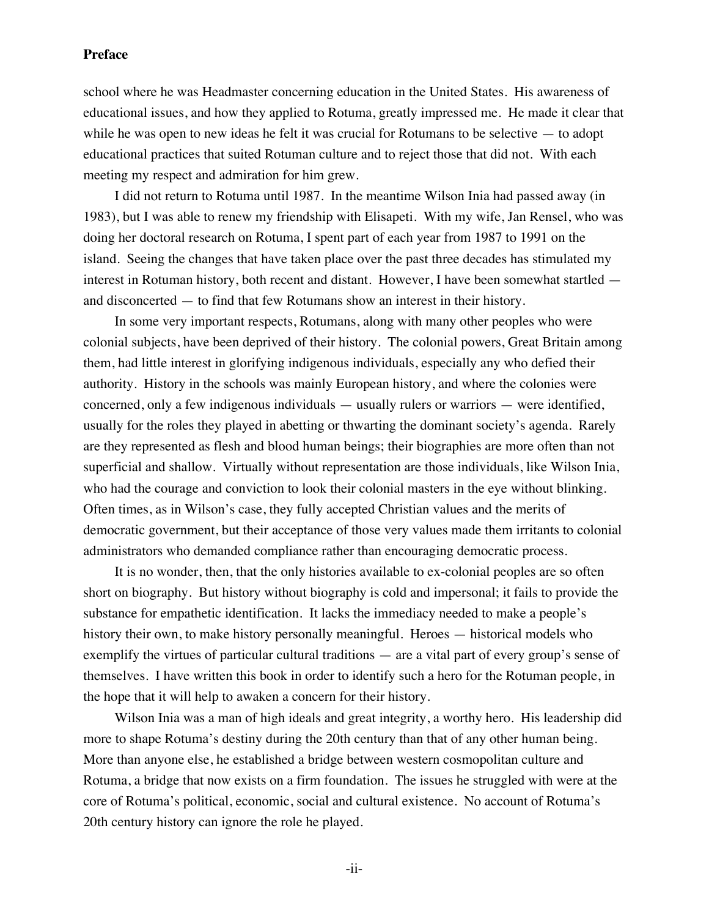school where he was Headmaster concerning education in the United States. His awareness of educational issues, and how they applied to Rotuma, greatly impressed me. He made it clear that while he was open to new ideas he felt it was crucial for Rotumans to be selective — to adopt educational practices that suited Rotuman culture and to reject those that did not. With each meeting my respect and admiration for him grew.

I did not return to Rotuma until 1987. In the meantime Wilson Inia had passed away (in 1983), but I was able to renew my friendship with Elisapeti. With my wife, Jan Rensel, who was doing her doctoral research on Rotuma, I spent part of each year from 1987 to 1991 on the island. Seeing the changes that have taken place over the past three decades has stimulated my interest in Rotuman history, both recent and distant. However, I have been somewhat startled — and disconcerted — to find that few Rotumans show an interest in their history.

In some very important respects, Rotumans, along with many other peoples who were colonial subjects, have been deprived of their history. The colonial powers, Great Britain among them, had little interest in glorifying indigenous individuals, especially any who defied their authority. History in the schools was mainly European history, and where the colonies were concerned, only a few indigenous individuals — usually rulers or warriors — were identified, usually for the roles they played in abetting or thwarting the dominant society's agenda. Rarely are they represented as flesh and blood human beings; their biographies are more often than not superficial and shallow. Virtually without representation are those individuals, like Wilson Inia, who had the courage and conviction to look their colonial masters in the eye without blinking. Often times, as in Wilson's case, they fully accepted Christian values and the merits of democratic government, but their acceptance of those very values made them irritants to colonial administrators who demanded compliance rather than encouraging democratic process.

It is no wonder, then, that the only histories available to ex-colonial peoples are so often short on biography. But history without biography is cold and impersonal; it fails to provide the substance for empathetic identification. It lacks the immediacy needed to make a people's history their own, to make history personally meaningful. Heroes — historical models who exemplify the virtues of particular cultural traditions — are a vital part of every group's sense of themselves. I have written this book in order to identify such a hero for the Rotuman people, in the hope that it will help to awaken a concern for their history.

Wilson Inia was a man of high ideals and great integrity, a worthy hero. His leadership did more to shape Rotuma's destiny during the 20th century than that of any other human being. More than anyone else, he established a bridge between western cosmopolitan culture and Rotuma, a bridge that now exists on a firm foundation. The issues he struggled with were at the core of Rotuma's political, economic, social and cultural existence. No account of Rotuma's 20th century history can ignore the role he played.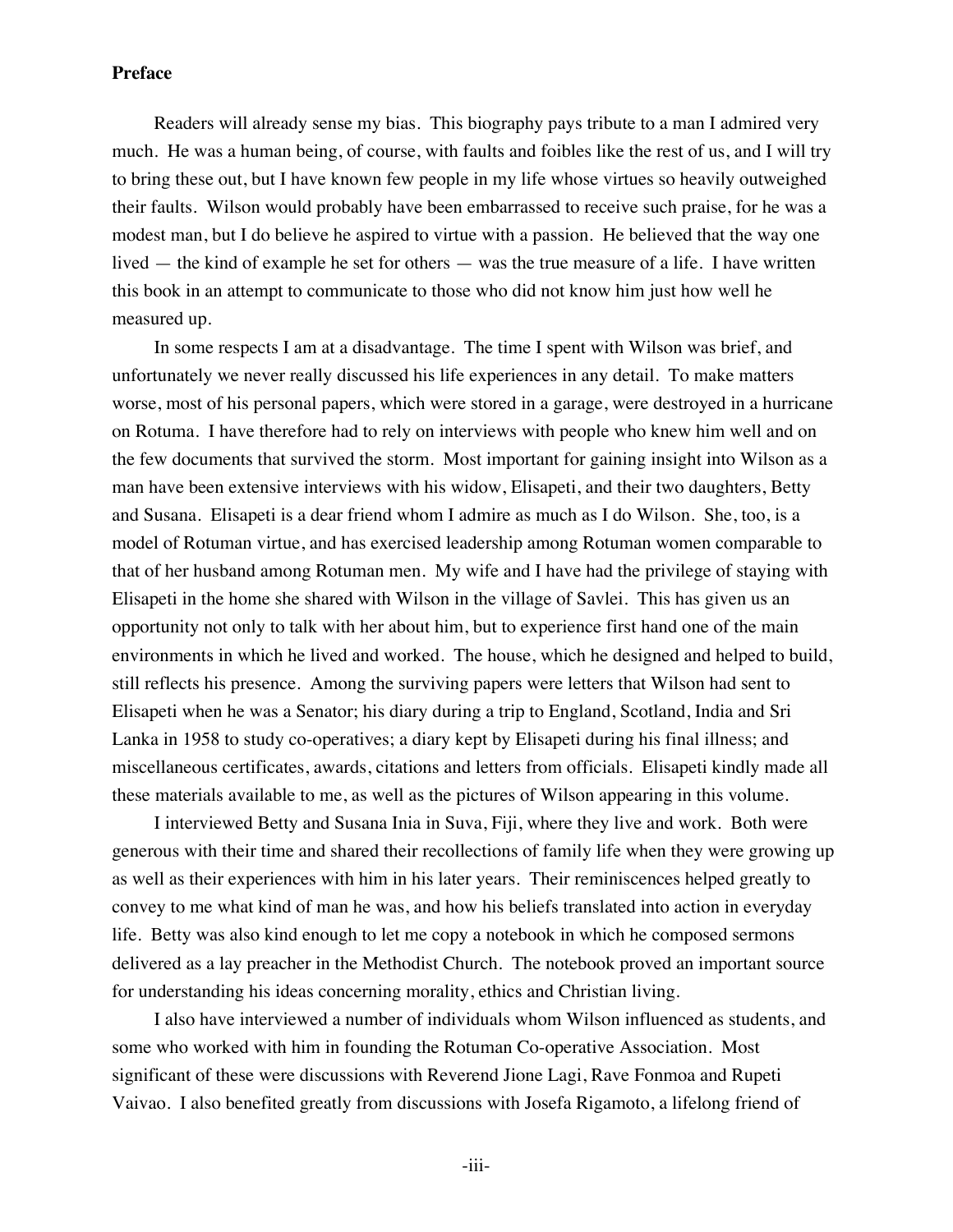**Preface**

Readers will already sense my bias. This biography pays tribute to a man I admired very much. He was a human being, of course, with faults and foibles like the rest of us, and I will try to bring these out, but I have known few people in my life whose virtues so heavily outweighed their faults. Wilson would probably have been embarrassed to receive such praise, for he was a modest man, but I do believe he aspired to virtue with a passion. He believed that the way one lived — the kind of example he set for others — was the true measure of a life. I have written this book in an attempt to communicate to those who did not know him just how well he measured up.

In some respects I am at a disadvantage. The time I spent with Wilson was brief, and unfortunately we never really discussed his life experiences in any detail. To make matters worse, most of his personal papers, which were stored in a garage, were destroyed in a hurricane on Rotuma. I have therefore had to rely on interviews with people who knew him well and on the few documents that survived the storm. Most important for gaining insight into Wilson as a man have been extensive interviews with his widow, Elisapeti, and their two daughters, Betty and Susana. Elisapeti is a dear friend whom I admire as much as I do Wilson. She, too, is a model of Rotuman virtue, and has exercised leadership among Rotuman women comparable to that of her husband among Rotuman men. My wife and I have had the privilege of staying with Elisapeti in the home she shared with Wilson in the village of Savlei. This has given us an opportunity not only to talk with her about him, but to experience first hand one of the main environments in which he lived and worked. The house, which he designed and helped to build, still reflects his presence. Among the surviving papers were letters that Wilson had sent to Elisapeti when he was a Senator; his diary during a trip to England, Scotland, India and Sri Lanka in 1958 to study co-operatives; a diary kept by Elisapeti during his final illness; and miscellaneous certificates, awards, citations and letters from officials. Elisapeti kindly made all these materials available to me, as well as the pictures of Wilson appearing in this volume.

I interviewed Betty and Susana Inia in Suva, Fiji, where they live and work. Both were generous with their time and shared their recollections of family life when they were growing up as well as their experiences with him in his later years. Their reminiscences helped greatly to convey to me what kind of man he was, and how his beliefs translated into action in everyday life. Betty was also kind enough to let me copy a notebook in which he composed sermons delivered as a lay preacher in the Methodist Church. The notebook proved an important source for understanding his ideas concerning morality, ethics and Christian living.

I also have interviewed a number of individuals whom Wilson influenced as students, and some who worked with him in founding the Rotuman Co-operative Association. Most significant of these were discussions with Reverend Jione Lagi, Rave Fonmoa and Rupeti Vaivao. I also benefited greatly from discussions with Josefa Rigamoto, a lifelong friend of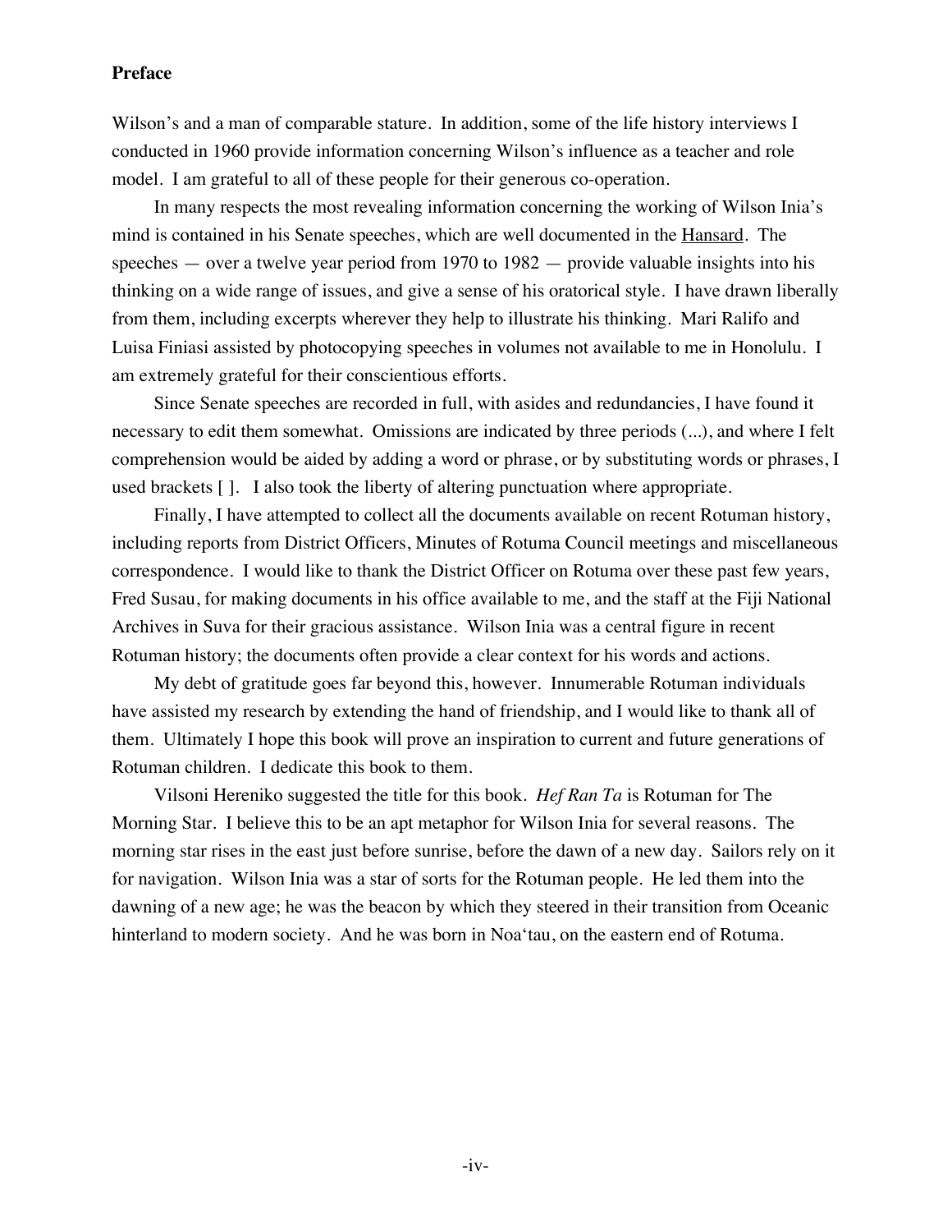**Preface**

Wilson's and a man of comparable stature. In addition, some of the life history interviews I conducted in 1960 provide information concerning Wilson's influence as a teacher and role model. I am grateful to all of these people for their generous co-operation.

In many respects the most revealing information concerning the working of Wilson Inia's mind is contained in his Senate speeches, which are well documented in the Hansard. The speeches — over a twelve year period from 1970 to 1982 — provide valuable insights into his thinking on a wide range of issues, and give a sense of his oratorical style. I have drawn liberally from them, including excerpts wherever they help to illustrate his thinking. Mari Ralifo and Luisa Finiasi assisted by photocopying speeches in volumes not available to me in Honolulu. I am extremely grateful for their conscientious efforts.

Since Senate speeches are recorded in full, with asides and redundancies, I have found it necessary to edit them somewhat. Omissions are indicated by three periods (...), and where I felt comprehension would be aided by adding a word or phrase, or by substituting words or phrases, I used brackets [ ]. I also took the liberty of altering punctuation where appropriate.

Finally, I have attempted to collect all the documents available on recent Rotuman history, including reports from District Officers, Minutes of Rotuma Council meetings and miscellaneous correspondence. I would like to thank the District Officer on Rotuma over these past few years, Fred Susau, for making documents in his office available to me, and the staff at the Fiji National Archives in Suva for their gracious assistance. Wilson Inia was a central figure in recent Rotuman history; the documents often provide a clear context for his words and actions.

My debt of gratitude goes far beyond this, however. Innumerable Rotuman individuals have assisted my research by extending the hand of friendship, and I would like to thank all of them. Ultimately I hope this book will prove an inspiration to current and future generations of Rotuman children. I dedicate this book to them.

Vilsoni Hereniko suggested the title for this book. *Hef Ran Ta* is Rotuman for The Morning Star. I believe this to be an apt metaphor for Wilson Inia for several reasons. The morning star rises in the east just before sunrise, before the dawn of a new day. Sailors rely on it for navigation. Wilson Inia was a star of sorts for the Rotuman people. He led them into the dawning of a new age; he was the beacon by which they steered in their transition from Oceanic hinterland to modern society. And he was born in Noa'tau, on the eastern end of Rotuma.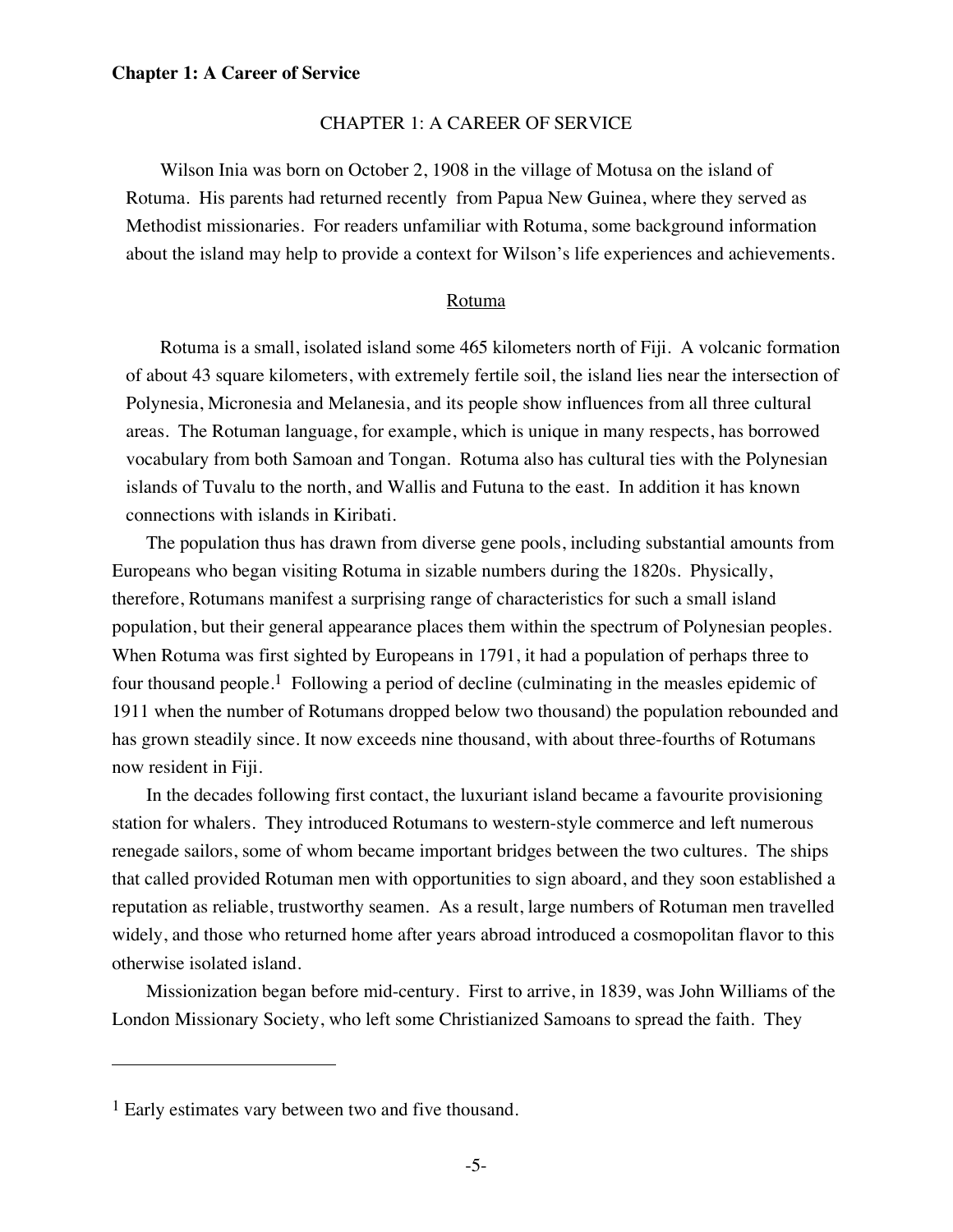# CHAPTER 1: A CAREER OF SERVICE

Wilson Inia was born on October 2, 1908 in the village of Motusa on the island of Rotuma. His parents had returned recently from Papua New Guinea, where they served as Methodist missionaries. For readers unfamiliar with Rotuma, some background information about the island may help to provide a context for Wilson's life experiences and achievements.

## Rotuma

Rotuma is a small, isolated island some 465 kilometers north of Fiji. A volcanic formation of about 43 square kilometers, with extremely fertile soil, the island lies near the intersection of Polynesia, Micronesia and Melanesia, and its people show influences from all three cultural areas. The Rotuman language, for example, which is unique in many respects, has borrowed vocabulary from both Samoan and Tongan. Rotuma also has cultural ties with the Polynesian islands of Tuvalu to the north, and Wallis and Futuna to the east. In addition it has known connections with islands in Kiribati.

The population thus has drawn from diverse gene pools, including substantial amounts from Europeans who began visiting Rotuma in sizable numbers during the 1820s. Physically, therefore, Rotumans manifest a surprising range of characteristics for such a small island population, but their general appearance places them within the spectrum of Polynesian peoples. When Rotuma was first sighted by Europeans in 1791, it had a population of perhaps three to four thousand people.[1] Following a period of decline (culminating in the measles epidemic of 1911 when the number of Rotumans dropped below two thousand) the population rebounded and has grown steadily since. It now exceeds nine thousand, with about three-fourths of Rotumans now resident in Fiji.

In the decades following first contact, the luxuriant island became a favourite provisioning station for whalers. They introduced Rotumans to western-style commerce and left numerous renegade sailors, some of whom became important bridges between the two cultures. The ships that called provided Rotuman men with opportunities to sign aboard, and they soon established a reputation as reliable, trustworthy seamen. As a result, large numbers of Rotuman men travelled widely, and those who returned home after years abroad introduced a cosmopolitan flavor to this otherwise isolated island.

Missionization began before mid-century. First to arrive, in 1839, was John Williams of the London Missionary Society, who left some Christianized Samoans to spread the faith. They

---

[1] Early estimates vary between two and five thousand.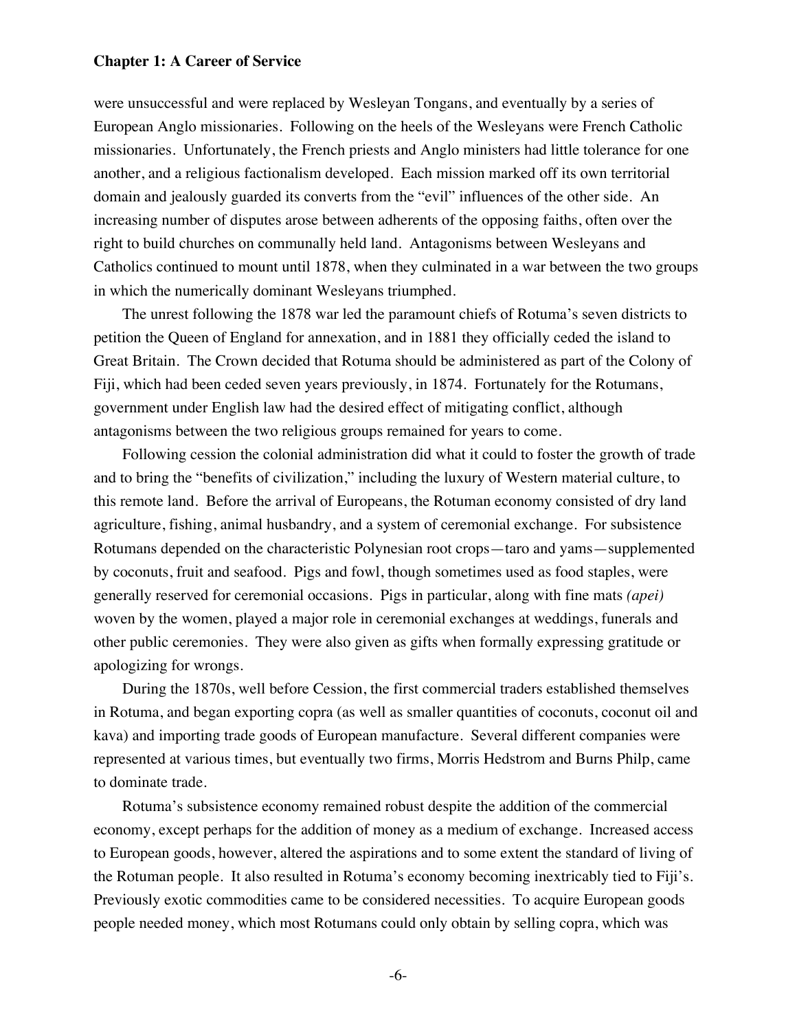were unsuccessful and were replaced by Wesleyan Tongans, and eventually by a series of European Anglo missionaries. Following on the heels of the Wesleyans were French Catholic missionaries. Unfortunately, the French priests and Anglo ministers had little tolerance for one another, and a religious factionalism developed. Each mission marked off its own territorial domain and jealously guarded its converts from the "evil" influences of the other side. An increasing number of disputes arose between adherents of the opposing faiths, often over the right to build churches on communally held land. Antagonisms between Wesleyans and Catholics continued to mount until 1878, when they culminated in a war between the two groups in which the numerically dominant Wesleyans triumphed.

The unrest following the 1878 war led the paramount chiefs of Rotuma's seven districts to petition the Queen of England for annexation, and in 1881 they officially ceded the island to Great Britain. The Crown decided that Rotuma should be administered as part of the Colony of Fiji, which had been ceded seven years previously, in 1874. Fortunately for the Rotumans, government under English law had the desired effect of mitigating conflict, although antagonisms between the two religious groups remained for years to come.

Following cession the colonial administration did what it could to foster the growth of trade and to bring the "benefits of civilization," including the luxury of Western material culture, to this remote land. Before the arrival of Europeans, the Rotuman economy consisted of dry land agriculture, fishing, animal husbandry, and a system of ceremonial exchange. For subsistence Rotumans depended on the characteristic Polynesian root crops—taro and yams—supplemented by coconuts, fruit and seafood. Pigs and fowl, though sometimes used as food staples, were generally reserved for ceremonial occasions. Pigs in particular, along with fine mats *(apei)* woven by the women, played a major role in ceremonial exchanges at weddings, funerals and other public ceremonies. They were also given as gifts when formally expressing gratitude or apologizing for wrongs.

During the 1870s, well before Cession, the first commercial traders established themselves in Rotuma, and began exporting copra (as well as smaller quantities of coconuts, coconut oil and kava) and importing trade goods of European manufacture. Several different companies were represented at various times, but eventually two firms, Morris Hedstrom and Burns Philp, came to dominate trade.

Rotuma's subsistence economy remained robust despite the addition of the commercial economy, except perhaps for the addition of money as a medium of exchange. Increased access to European goods, however, altered the aspirations and to some extent the standard of living of the Rotuman people. It also resulted in Rotuma's economy becoming inextricably tied to Fiji's. Previously exotic commodities came to be considered necessities. To acquire European goods people needed money, which most Rotumans could only obtain by selling copra, which was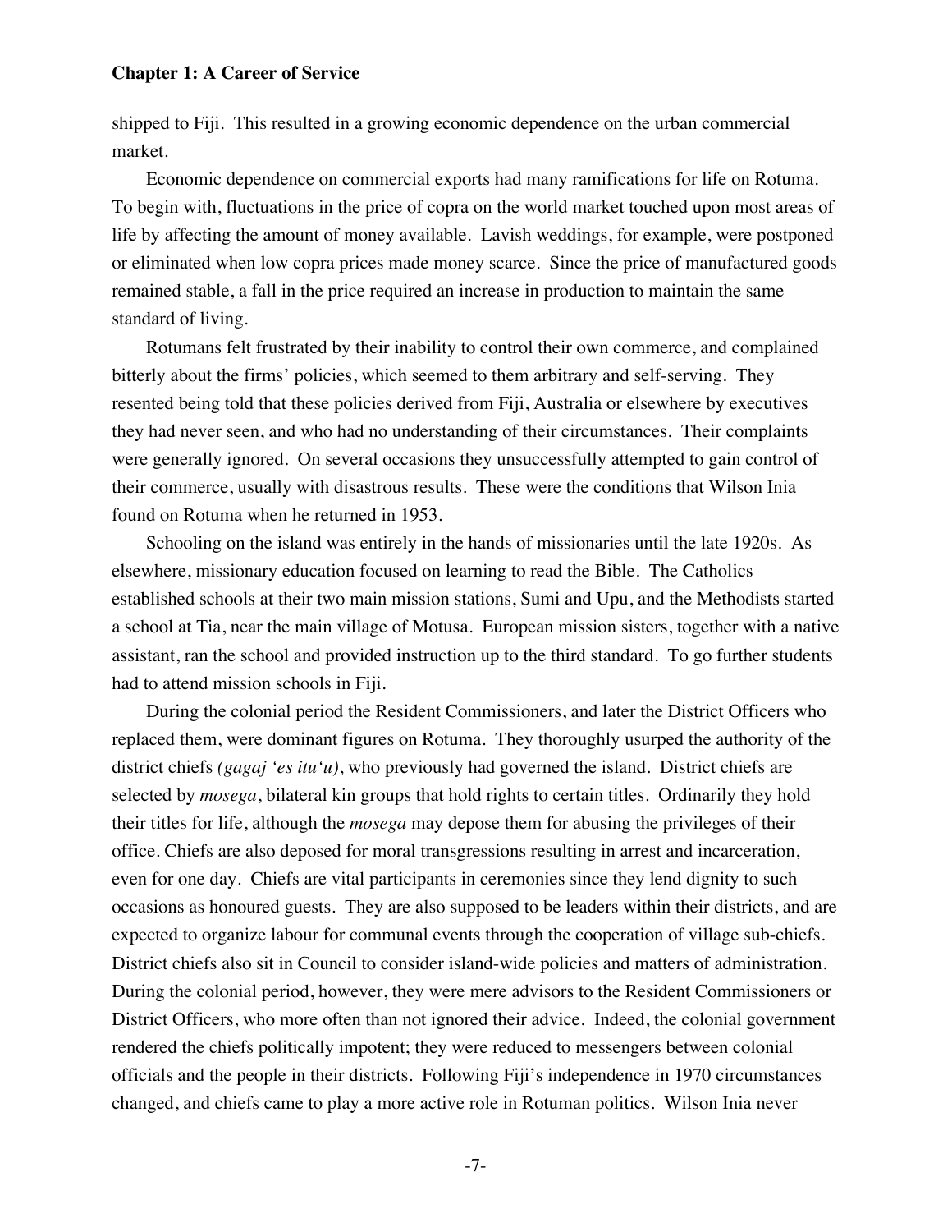shipped to Fiji. This resulted in a growing economic dependence on the urban commercial market.

Economic dependence on commercial exports had many ramifications for life on Rotuma. To begin with, fluctuations in the price of copra on the world market touched upon most areas of life by affecting the amount of money available. Lavish weddings, for example, were postponed or eliminated when low copra prices made money scarce. Since the price of manufactured goods remained stable, a fall in the price required an increase in production to maintain the same standard of living.

Rotumans felt frustrated by their inability to control their own commerce, and complained bitterly about the firms' policies, which seemed to them arbitrary and self-serving. They resented being told that these policies derived from Fiji, Australia or elsewhere by executives they had never seen, and who had no understanding of their circumstances. Their complaints were generally ignored. On several occasions they unsuccessfully attempted to gain control of their commerce, usually with disastrous results. These were the conditions that Wilson Inia found on Rotuma when he returned in 1953.

Schooling on the island was entirely in the hands of missionaries until the late 1920s. As elsewhere, missionary education focused on learning to read the Bible. The Catholics established schools at their two main mission stations, Sumi and Upu, and the Methodists started a school at Tia, near the main village of Motusa. European mission sisters, together with a native assistant, ran the school and provided instruction up to the third standard. To go further students had to attend mission schools in Fiji.

During the colonial period the Resident Commissioners, and later the District Officers who replaced them, were dominant figures on Rotuma. They thoroughly usurped the authority of the district chiefs *(gagaj 'es itu'u)*, who previously had governed the island. District chiefs are selected by *mosega*, bilateral kin groups that hold rights to certain titles. Ordinarily they hold their titles for life, although the *mosega* may depose them for abusing the privileges of their office. Chiefs are also deposed for moral transgressions resulting in arrest and incarceration, even for one day. Chiefs are vital participants in ceremonies since they lend dignity to such occasions as honoured guests. They are also supposed to be leaders within their districts, and are expected to organize labour for communal events through the cooperation of village sub-chiefs. District chiefs also sit in Council to consider island-wide policies and matters of administration. During the colonial period, however, they were mere advisors to the Resident Commissioners or District Officers, who more often than not ignored their advice. Indeed, the colonial government rendered the chiefs politically impotent; they were reduced to messengers between colonial officials and the people in their districts. Following Fiji's independence in 1970 circumstances changed, and chiefs came to play a more active role in Rotuman politics. Wilson Inia never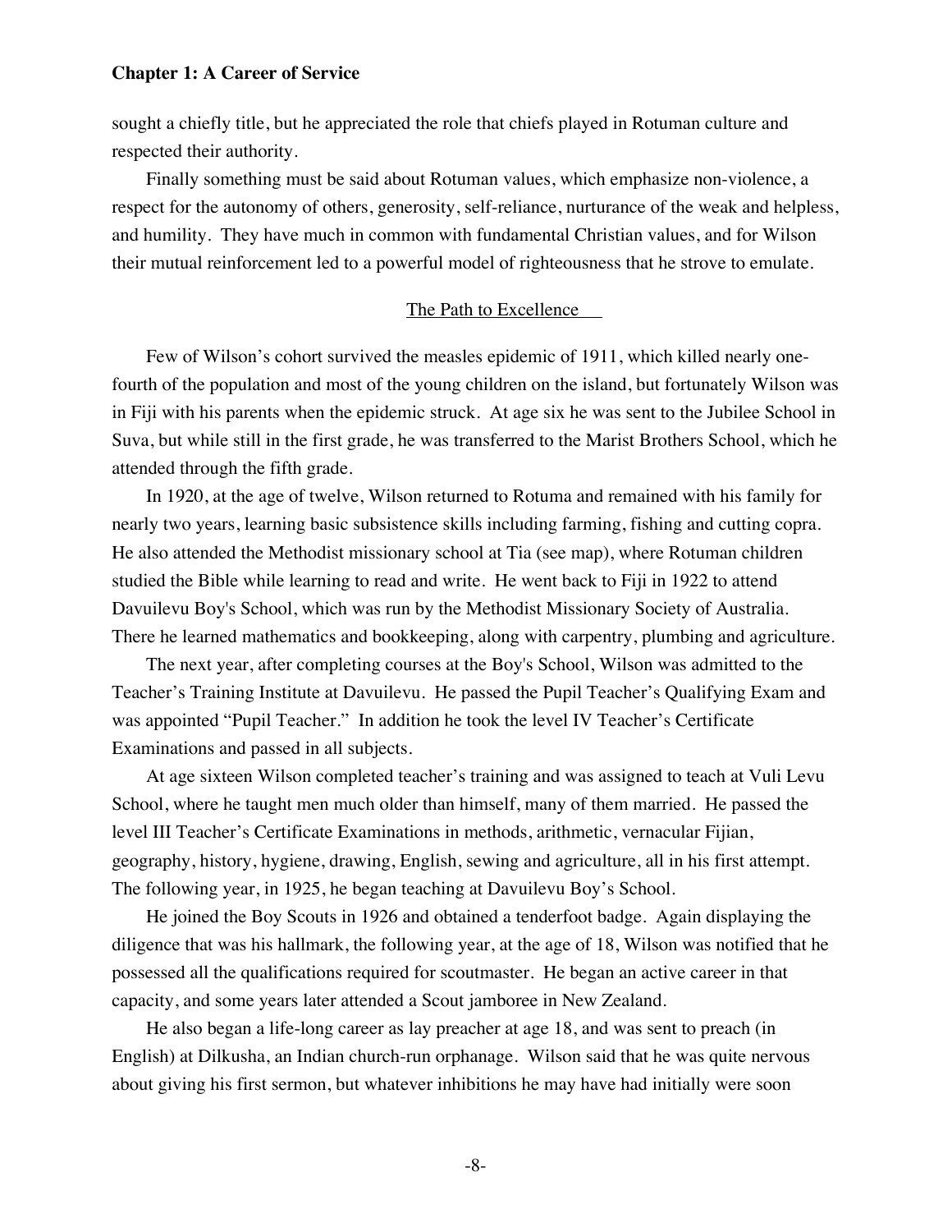sought a chiefly title, but he appreciated the role that chiefs played in Rotuman culture and respected their authority.

Finally something must be said about Rotuman values, which emphasize non-violence, a respect for the autonomy of others, generosity, self-reliance, nurturance of the weak and helpless, and humility. They have much in common with fundamental Christian values, and for Wilson their mutual reinforcement led to a powerful model of righteousness that he strove to emulate.

## The Path to Excellence

Few of Wilson's cohort survived the measles epidemic of 1911, which killed nearly one-fourth of the population and most of the young children on the island, but fortunately Wilson was in Fiji with his parents when the epidemic struck. At age six he was sent to the Jubilee School in Suva, but while still in the first grade, he was transferred to the Marist Brothers School, which he attended through the fifth grade.

In 1920, at the age of twelve, Wilson returned to Rotuma and remained with his family for nearly two years, learning basic subsistence skills including farming, fishing and cutting copra. He also attended the Methodist missionary school at Tia (see map), where Rotuman children studied the Bible while learning to read and write. He went back to Fiji in 1922 to attend Davuilevu Boy's School, which was run by the Methodist Missionary Society of Australia. There he learned mathematics and bookkeeping, along with carpentry, plumbing and agriculture.

The next year, after completing courses at the Boy's School, Wilson was admitted to the Teacher's Training Institute at Davuilevu. He passed the Pupil Teacher's Qualifying Exam and was appointed "Pupil Teacher." In addition he took the level IV Teacher's Certificate Examinations and passed in all subjects.

At age sixteen Wilson completed teacher's training and was assigned to teach at Vuli Levu School, where he taught men much older than himself, many of them married. He passed the level III Teacher's Certificate Examinations in methods, arithmetic, vernacular Fijian, geography, history, hygiene, drawing, English, sewing and agriculture, all in his first attempt. The following year, in 1925, he began teaching at Davuilevu Boy's School.

He joined the Boy Scouts in 1926 and obtained a tenderfoot badge. Again displaying the diligence that was his hallmark, the following year, at the age of 18, Wilson was notified that he possessed all the qualifications required for scoutmaster. He began an active career in that capacity, and some years later attended a Scout jamboree in New Zealand.

He also began a life-long career as lay preacher at age 18, and was sent to preach (in English) at Dilkusha, an Indian church-run orphanage. Wilson said that he was quite nervous about giving his first sermon, but whatever inhibitions he may have had initially were soon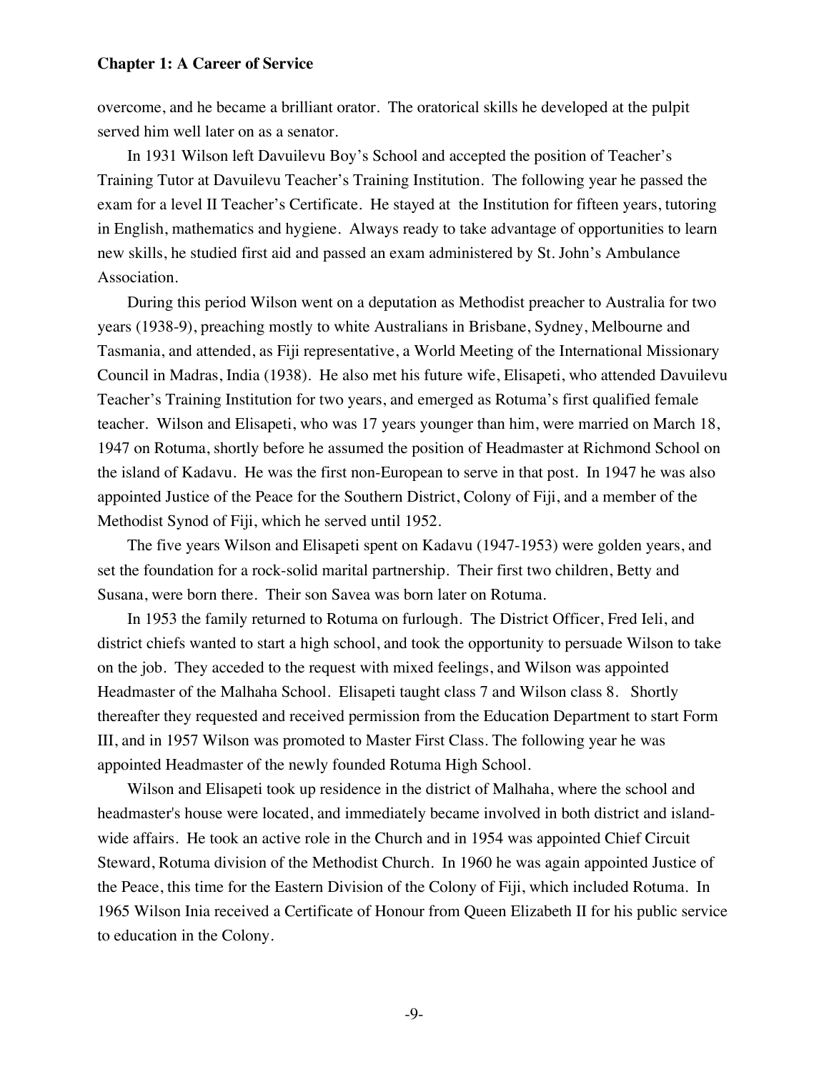overcome, and he became a brilliant orator. The oratorical skills he developed at the pulpit served him well later on as a senator.

In 1931 Wilson left Davuilevu Boy's School and accepted the position of Teacher's Training Tutor at Davuilevu Teacher's Training Institution. The following year he passed the exam for a level II Teacher's Certificate. He stayed at the Institution for fifteen years, tutoring in English, mathematics and hygiene. Always ready to take advantage of opportunities to learn new skills, he studied first aid and passed an exam administered by St. John's Ambulance Association.

During this period Wilson went on a deputation as Methodist preacher to Australia for two years (1938-9), preaching mostly to white Australians in Brisbane, Sydney, Melbourne and Tasmania, and attended, as Fiji representative, a World Meeting of the International Missionary Council in Madras, India (1938). He also met his future wife, Elisapeti, who attended Davuilevu Teacher's Training Institution for two years, and emerged as Rotuma's first qualified female teacher. Wilson and Elisapeti, who was 17 years younger than him, were married on March 18, 1947 on Rotuma, shortly before he assumed the position of Headmaster at Richmond School on the island of Kadavu. He was the first non-European to serve in that post. In 1947 he was also appointed Justice of the Peace for the Southern District, Colony of Fiji, and a member of the Methodist Synod of Fiji, which he served until 1952.

The five years Wilson and Elisapeti spent on Kadavu (1947-1953) were golden years, and set the foundation for a rock-solid marital partnership. Their first two children, Betty and Susana, were born there. Their son Savea was born later on Rotuma.

In 1953 the family returned to Rotuma on furlough. The District Officer, Fred Ieli, and district chiefs wanted to start a high school, and took the opportunity to persuade Wilson to take on the job. They acceded to the request with mixed feelings, and Wilson was appointed Headmaster of the Malhaha School. Elisapeti taught class 7 and Wilson class 8. Shortly thereafter they requested and received permission from the Education Department to start Form III, and in 1957 Wilson was promoted to Master First Class. The following year he was appointed Headmaster of the newly founded Rotuma High School.

Wilson and Elisapeti took up residence in the district of Malhaha, where the school and headmaster's house were located, and immediately became involved in both district and island-wide affairs. He took an active role in the Church and in 1954 was appointed Chief Circuit Steward, Rotuma division of the Methodist Church. In 1960 he was again appointed Justice of the Peace, this time for the Eastern Division of the Colony of Fiji, which included Rotuma. In 1965 Wilson Inia received a Certificate of Honour from Queen Elizabeth II for his public service to education in the Colony.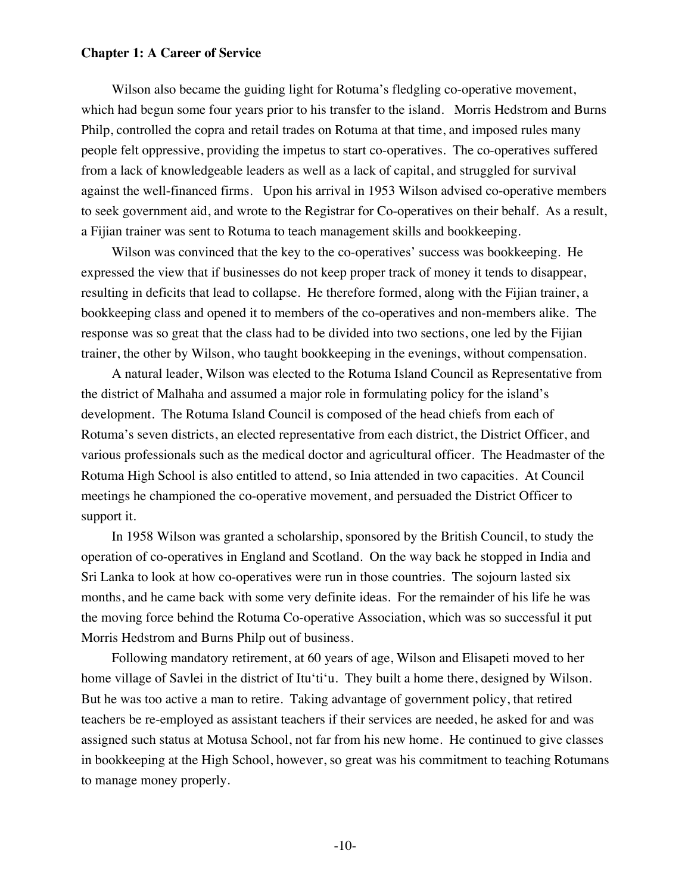**Chapter 1: A Career of Service**

Wilson also became the guiding light for Rotuma's fledgling co-operative movement, which had begun some four years prior to his transfer to the island. Morris Hedstrom and Burns Philp, controlled the copra and retail trades on Rotuma at that time, and imposed rules many people felt oppressive, providing the impetus to start co-operatives. The co-operatives suffered from a lack of knowledgeable leaders as well as a lack of capital, and struggled for survival against the well-financed firms. Upon his arrival in 1953 Wilson advised co-operative members to seek government aid, and wrote to the Registrar for Co-operatives on their behalf. As a result, a Fijian trainer was sent to Rotuma to teach management skills and bookkeeping.

Wilson was convinced that the key to the co-operatives' success was bookkeeping. He expressed the view that if businesses do not keep proper track of money it tends to disappear, resulting in deficits that lead to collapse. He therefore formed, along with the Fijian trainer, a bookkeeping class and opened it to members of the co-operatives and non-members alike. The response was so great that the class had to be divided into two sections, one led by the Fijian trainer, the other by Wilson, who taught bookkeeping in the evenings, without compensation.

A natural leader, Wilson was elected to the Rotuma Island Council as Representative from the district of Malhaha and assumed a major role in formulating policy for the island's development. The Rotuma Island Council is composed of the head chiefs from each of Rotuma's seven districts, an elected representative from each district, the District Officer, and various professionals such as the medical doctor and agricultural officer. The Headmaster of the Rotuma High School is also entitled to attend, so Inia attended in two capacities. At Council meetings he championed the co-operative movement, and persuaded the District Officer to support it.

In 1958 Wilson was granted a scholarship, sponsored by the British Council, to study the operation of co-operatives in England and Scotland. On the way back he stopped in India and Sri Lanka to look at how co-operatives were run in those countries. The sojourn lasted six months, and he came back with some very definite ideas. For the remainder of his life he was the moving force behind the Rotuma Co-operative Association, which was so successful it put Morris Hedstrom and Burns Philp out of business.

Following mandatory retirement, at 60 years of age, Wilson and Elisapeti moved to her home village of Savlei in the district of Itu'ti'u. They built a home there, designed by Wilson. But he was too active a man to retire. Taking advantage of government policy, that retired teachers be re-employed as assistant teachers if their services are needed, he asked for and was assigned such status at Motusa School, not far from his new home. He continued to give classes in bookkeeping at the High School, however, so great was his commitment to teaching Rotumans to manage money properly.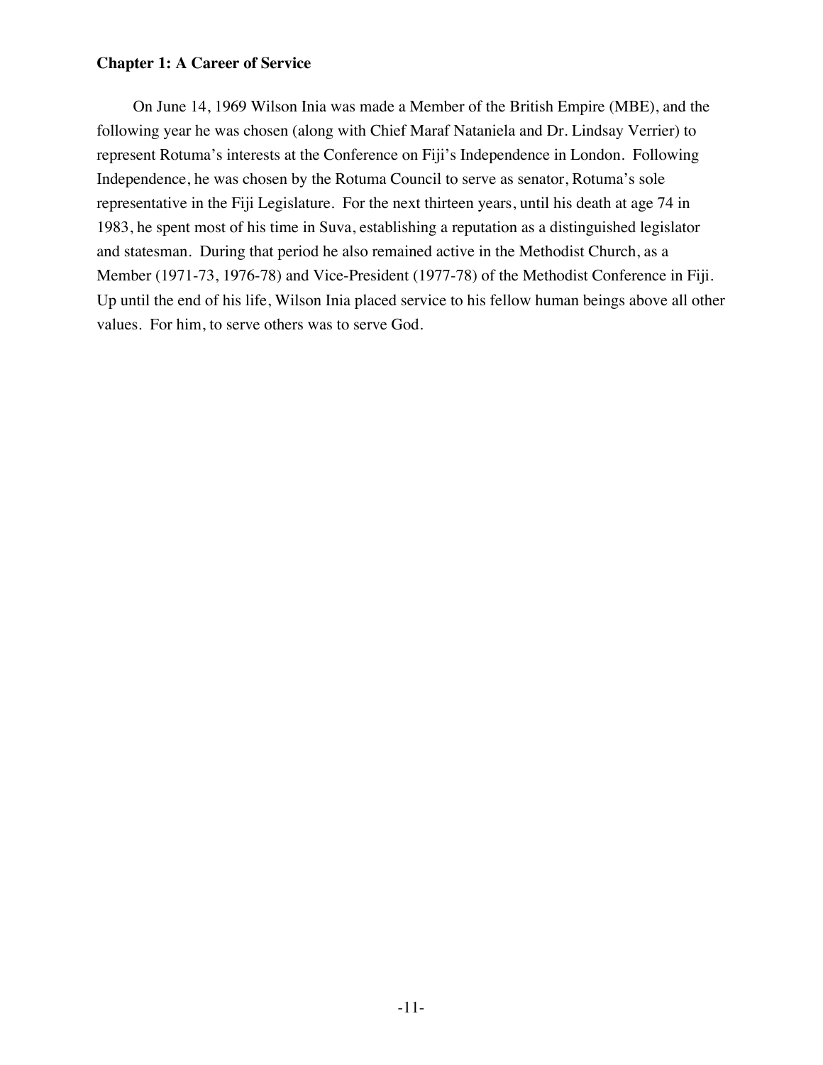**Chapter 1: A Career of Service**

On June 14, 1969 Wilson Inia was made a Member of the British Empire (MBE), and the following year he was chosen (along with Chief Maraf Nataniela and Dr. Lindsay Verrier) to represent Rotuma's interests at the Conference on Fiji's Independence in London. Following Independence, he was chosen by the Rotuma Council to serve as senator, Rotuma's sole representative in the Fiji Legislature. For the next thirteen years, until his death at age 74 in 1983, he spent most of his time in Suva, establishing a reputation as a distinguished legislator and statesman. During that period he also remained active in the Methodist Church, as a Member (1971-73, 1976-78) and Vice-President (1977-78) of the Methodist Conference in Fiji. Up until the end of his life, Wilson Inia placed service to his fellow human beings above all other values. For him, to serve others was to serve God.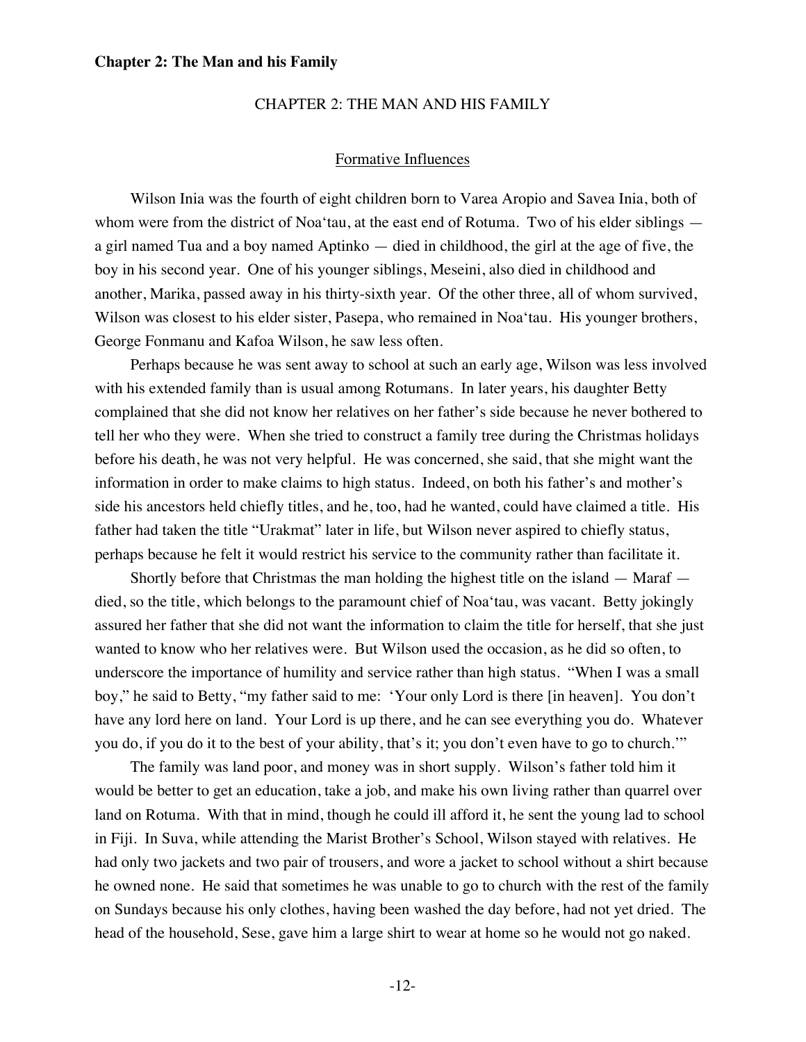# CHAPTER 2: THE MAN AND HIS FAMILY

## Formative Influences

Wilson Inia was the fourth of eight children born to Varea Aropio and Savea Inia, both of whom were from the district of Noa'tau, at the east end of Rotuma. Two of his elder siblings — a girl named Tua and a boy named Aptinko — died in childhood, the girl at the age of five, the boy in his second year. One of his younger siblings, Meseini, also died in childhood and another, Marika, passed away in his thirty-sixth year. Of the other three, all of whom survived, Wilson was closest to his elder sister, Pasepa, who remained in Noa'tau. His younger brothers, George Fonmanu and Kafoa Wilson, he saw less often.

Perhaps because he was sent away to school at such an early age, Wilson was less involved with his extended family than is usual among Rotumans. In later years, his daughter Betty complained that she did not know her relatives on her father's side because he never bothered to tell her who they were. When she tried to construct a family tree during the Christmas holidays before his death, he was not very helpful. He was concerned, she said, that she might want the information in order to make claims to high status. Indeed, on both his father's and mother's side his ancestors held chiefly titles, and he, too, had he wanted, could have claimed a title. His father had taken the title "Urakmat" later in life, but Wilson never aspired to chiefly status, perhaps because he felt it would restrict his service to the community rather than facilitate it.

Shortly before that Christmas the man holding the highest title on the island — Maraf — died, so the title, which belongs to the paramount chief of Noa'tau, was vacant. Betty jokingly assured her father that she did not want the information to claim the title for herself, that she just wanted to know who her relatives were. But Wilson used the occasion, as he did so often, to underscore the importance of humility and service rather than high status. "When I was a small boy," he said to Betty, "my father said to me: 'Your only Lord is there [in heaven]. You don't have any lord here on land. Your Lord is up there, and he can see everything you do. Whatever you do, if you do it to the best of your ability, that's it; you don't even have to go to church.'"

The family was land poor, and money was in short supply. Wilson's father told him it would be better to get an education, take a job, and make his own living rather than quarrel over land on Rotuma. With that in mind, though he could ill afford it, he sent the young lad to school in Fiji. In Suva, while attending the Marist Brother's School, Wilson stayed with relatives. He had only two jackets and two pair of trousers, and wore a jacket to school without a shirt because he owned none. He said that sometimes he was unable to go to church with the rest of the family on Sundays because his only clothes, having been washed the day before, had not yet dried. The head of the household, Sese, gave him a large shirt to wear at home so he would not go naked.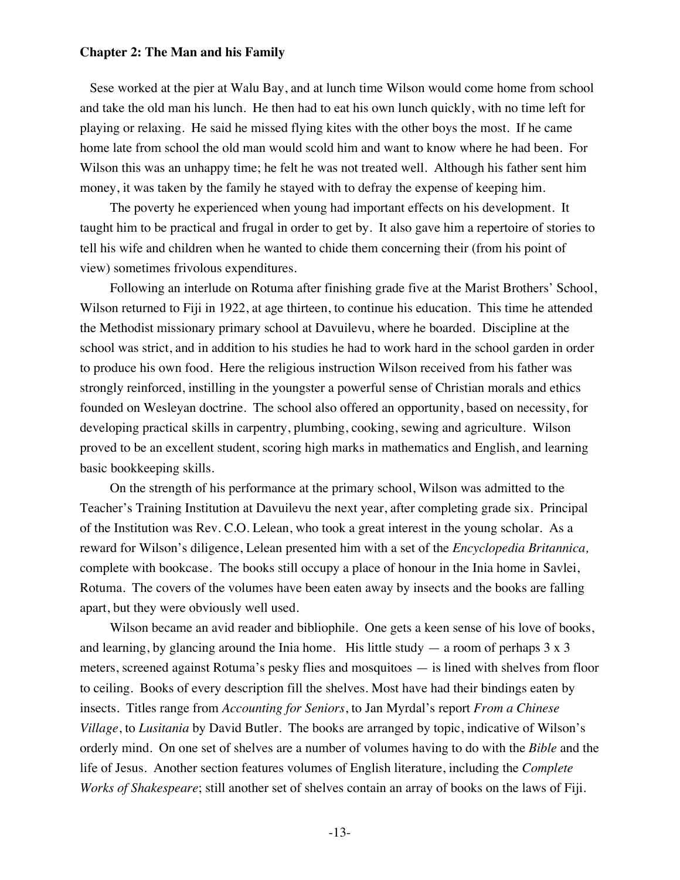**Chapter 2: The Man and his Family**

Sese worked at the pier at Walu Bay, and at lunch time Wilson would come home from school and take the old man his lunch. He then had to eat his own lunch quickly, with no time left for playing or relaxing. He said he missed flying kites with the other boys the most. If he came home late from school the old man would scold him and want to know where he had been. For Wilson this was an unhappy time; he felt he was not treated well. Although his father sent him money, it was taken by the family he stayed with to defray the expense of keeping him.

The poverty he experienced when young had important effects on his development. It taught him to be practical and frugal in order to get by. It also gave him a repertoire of stories to tell his wife and children when he wanted to chide them concerning their (from his point of view) sometimes frivolous expenditures.

Following an interlude on Rotuma after finishing grade five at the Marist Brothers' School, Wilson returned to Fiji in 1922, at age thirteen, to continue his education. This time he attended the Methodist missionary primary school at Davuilevu, where he boarded. Discipline at the school was strict, and in addition to his studies he had to work hard in the school garden in order to produce his own food. Here the religious instruction Wilson received from his father was strongly reinforced, instilling in the youngster a powerful sense of Christian morals and ethics founded on Wesleyan doctrine. The school also offered an opportunity, based on necessity, for developing practical skills in carpentry, plumbing, cooking, sewing and agriculture. Wilson proved to be an excellent student, scoring high marks in mathematics and English, and learning basic bookkeeping skills.

On the strength of his performance at the primary school, Wilson was admitted to the Teacher's Training Institution at Davuilevu the next year, after completing grade six. Principal of the Institution was Rev. C.O. Lelean, who took a great interest in the young scholar. As a reward for Wilson's diligence, Lelean presented him with a set of the *Encyclopedia Britannica,* complete with bookcase. The books still occupy a place of honour in the Inia home in Savlei, Rotuma. The covers of the volumes have been eaten away by insects and the books are falling apart, but they were obviously well used.

Wilson became an avid reader and bibliophile. One gets a keen sense of his love of books, and learning, by glancing around the Inia home. His little study — a room of perhaps 3 x 3 meters, screened against Rotuma's pesky flies and mosquitoes — is lined with shelves from floor to ceiling. Books of every description fill the shelves. Most have had their bindings eaten by insects. Titles range from *Accounting for Seniors*, to Jan Myrdal's report *From a Chinese Village*, to *Lusitania* by David Butler. The books are arranged by topic, indicative of Wilson's orderly mind. On one set of shelves are a number of volumes having to do with the *Bible* and the life of Jesus. Another section features volumes of English literature, including the *Complete Works of Shakespeare*; still another set of shelves contain an array of books on the laws of Fiji.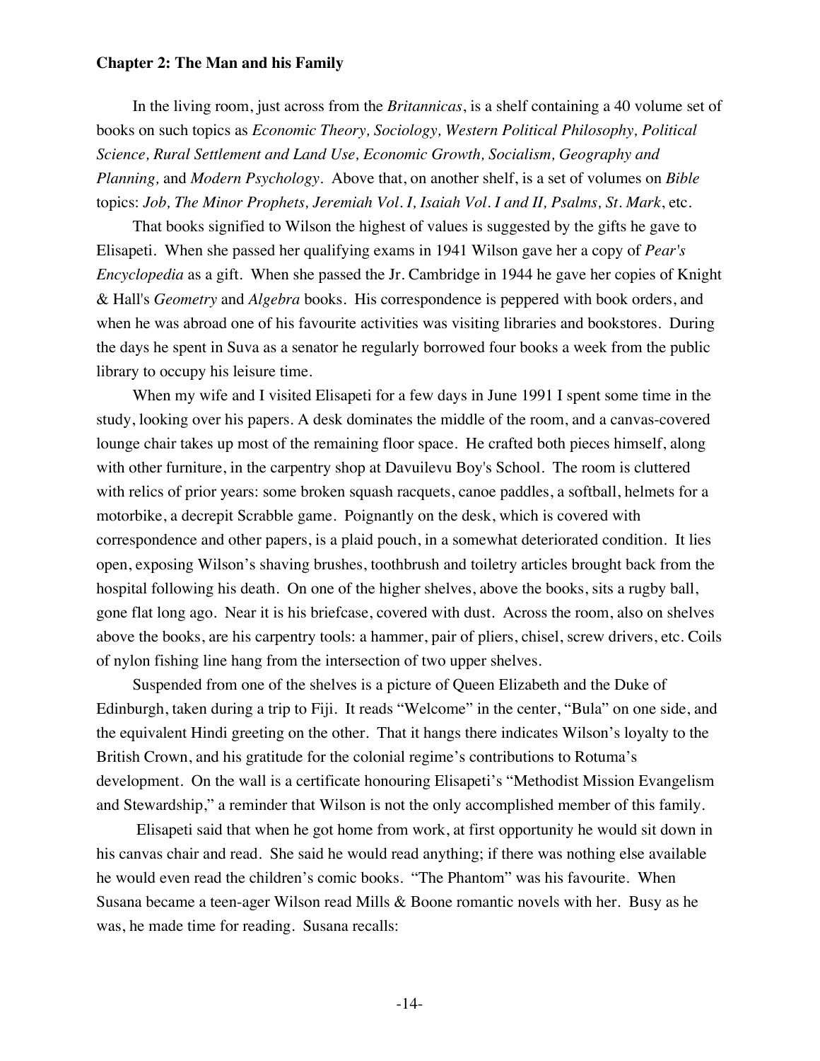**Chapter 2: The Man and his Family**

In the living room, just across from the *Britannicas*, is a shelf containing a 40 volume set of books on such topics as *Economic Theory, Sociology, Western Political Philosophy, Political Science, Rural Settlement and Land Use, Economic Growth, Socialism, Geography and Planning,* and *Modern Psychology*. Above that, on another shelf, is a set of volumes on *Bible* topics: *Job, The Minor Prophets, Jeremiah Vol. I, Isaiah Vol. I and II, Psalms, St. Mark*, etc.

That books signified to Wilson the highest of values is suggested by the gifts he gave to Elisapeti. When she passed her qualifying exams in 1941 Wilson gave her a copy of *Pear's Encyclopedia* as a gift. When she passed the Jr. Cambridge in 1944 he gave her copies of Knight & Hall's *Geometry* and *Algebra* books. His correspondence is peppered with book orders, and when he was abroad one of his favourite activities was visiting libraries and bookstores. During the days he spent in Suva as a senator he regularly borrowed four books a week from the public library to occupy his leisure time.

When my wife and I visited Elisapeti for a few days in June 1991 I spent some time in the study, looking over his papers. A desk dominates the middle of the room, and a canvas-covered lounge chair takes up most of the remaining floor space. He crafted both pieces himself, along with other furniture, in the carpentry shop at Davuilevu Boy's School. The room is cluttered with relics of prior years: some broken squash racquets, canoe paddles, a softball, helmets for a motorbike, a decrepit Scrabble game. Poignantly on the desk, which is covered with correspondence and other papers, is a plaid pouch, in a somewhat deteriorated condition. It lies open, exposing Wilson's shaving brushes, toothbrush and toiletry articles brought back from the hospital following his death. On one of the higher shelves, above the books, sits a rugby ball, gone flat long ago. Near it is his briefcase, covered with dust. Across the room, also on shelves above the books, are his carpentry tools: a hammer, pair of pliers, chisel, screw drivers, etc. Coils of nylon fishing line hang from the intersection of two upper shelves.

Suspended from one of the shelves is a picture of Queen Elizabeth and the Duke of Edinburgh, taken during a trip to Fiji. It reads "Welcome" in the center, "Bula" on one side, and the equivalent Hindi greeting on the other. That it hangs there indicates Wilson's loyalty to the British Crown, and his gratitude for the colonial regime's contributions to Rotuma's development. On the wall is a certificate honouring Elisapeti's "Methodist Mission Evangelism and Stewardship," a reminder that Wilson is not the only accomplished member of this family.

Elisapeti said that when he got home from work, at first opportunity he would sit down in his canvas chair and read. She said he would read anything; if there was nothing else available he would even read the children's comic books. "The Phantom" was his favourite. When Susana became a teen-ager Wilson read Mills & Boone romantic novels with her. Busy as he was, he made time for reading. Susana recalls: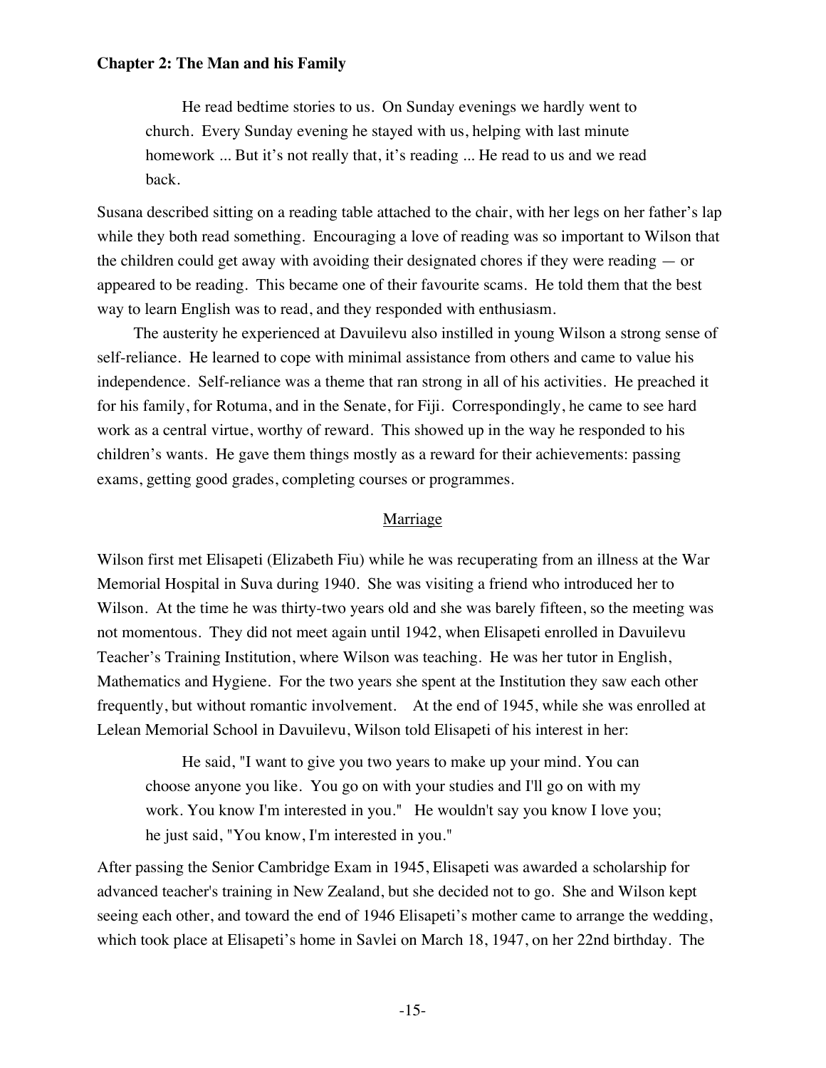**Chapter 2: The Man and his Family**

> He read bedtime stories to us. On Sunday evenings we hardly went to church. Every Sunday evening he stayed with us, helping with last minute homework ... But it's not really that, it's reading ... He read to us and we read back.

Susana described sitting on a reading table attached to the chair, with her legs on her father's lap while they both read something. Encouraging a love of reading was so important to Wilson that the children could get away with avoiding their designated chores if they were reading — or appeared to be reading. This became one of their favourite scams. He told them that the best way to learn English was to read, and they responded with enthusiasm.

The austerity he experienced at Davuilevu also instilled in young Wilson a strong sense of self-reliance. He learned to cope with minimal assistance from others and came to value his independence. Self-reliance was a theme that ran strong in all of his activities. He preached it for his family, for Rotuma, and in the Senate, for Fiji. Correspondingly, he came to see hard work as a central virtue, worthy of reward. This showed up in the way he responded to his children's wants. He gave them things mostly as a reward for their achievements: passing exams, getting good grades, completing courses or programmes.

## Marriage

Wilson first met Elisapeti (Elizabeth Fiu) while he was recuperating from an illness at the War Memorial Hospital in Suva during 1940. She was visiting a friend who introduced her to Wilson. At the time he was thirty-two years old and she was barely fifteen, so the meeting was not momentous. They did not meet again until 1942, when Elisapeti enrolled in Davuilevu Teacher's Training Institution, where Wilson was teaching. He was her tutor in English, Mathematics and Hygiene. For the two years she spent at the Institution they saw each other frequently, but without romantic involvement. At the end of 1945, while she was enrolled at Lelean Memorial School in Davuilevu, Wilson told Elisapeti of his interest in her:

> He said, "I want to give you two years to make up your mind. You can choose anyone you like. You go on with your studies and I'll go on with my work. You know I'm interested in you." He wouldn't say you know I love you; he just said, "You know, I'm interested in you."

After passing the Senior Cambridge Exam in 1945, Elisapeti was awarded a scholarship for advanced teacher's training in New Zealand, but she decided not to go. She and Wilson kept seeing each other, and toward the end of 1946 Elisapeti's mother came to arrange the wedding, which took place at Elisapeti's home in Savlei on March 18, 1947, on her 22nd birthday. The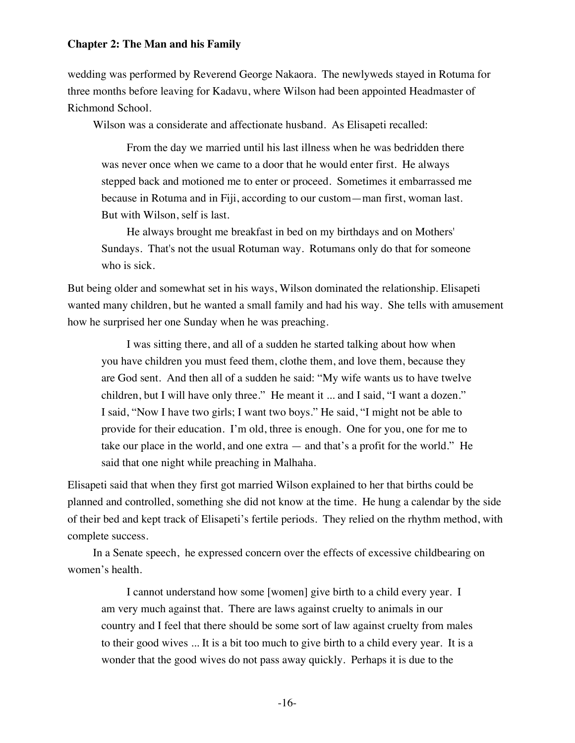wedding was performed by Reverend George Nakaora. The newlyweds stayed in Rotuma for three months before leaving for Kadavu, where Wilson had been appointed Headmaster of Richmond School.

Wilson was a considerate and affectionate husband. As Elisapeti recalled:

> From the day we married until his last illness when he was bedridden there was never once when we came to a door that he would enter first. He always stepped back and motioned me to enter or proceed. Sometimes it embarrassed me because in Rotuma and in Fiji, according to our custom—man first, woman last. But with Wilson, self is last.
>
> He always brought me breakfast in bed on my birthdays and on Mothers' Sundays. That's not the usual Rotuman way. Rotumans only do that for someone who is sick.

But being older and somewhat set in his ways, Wilson dominated the relationship. Elisapeti wanted many children, but he wanted a small family and had his way. She tells with amusement how he surprised her one Sunday when he was preaching.

> I was sitting there, and all of a sudden he started talking about how when you have children you must feed them, clothe them, and love them, because they are God sent. And then all of a sudden he said: "My wife wants us to have twelve children, but I will have only three." He meant it ... and I said, "I want a dozen." I said, "Now I have two girls; I want two boys." He said, "I might not be able to provide for their education. I'm old, three is enough. One for you, one for me to take our place in the world, and one extra — and that's a profit for the world." He said that one night while preaching in Malhaha.

Elisapeti said that when they first got married Wilson explained to her that births could be planned and controlled, something she did not know at the time. He hung a calendar by the side of their bed and kept track of Elisapeti's fertile periods. They relied on the rhythm method, with complete success.

In a Senate speech, he expressed concern over the effects of excessive childbearing on women's health.

> I cannot understand how some [women] give birth to a child every year. I am very much against that. There are laws against cruelty to animals in our country and I feel that there should be some sort of law against cruelty from males to their good wives ... It is a bit too much to give birth to a child every year. It is a wonder that the good wives do not pass away quickly. Perhaps it is due to the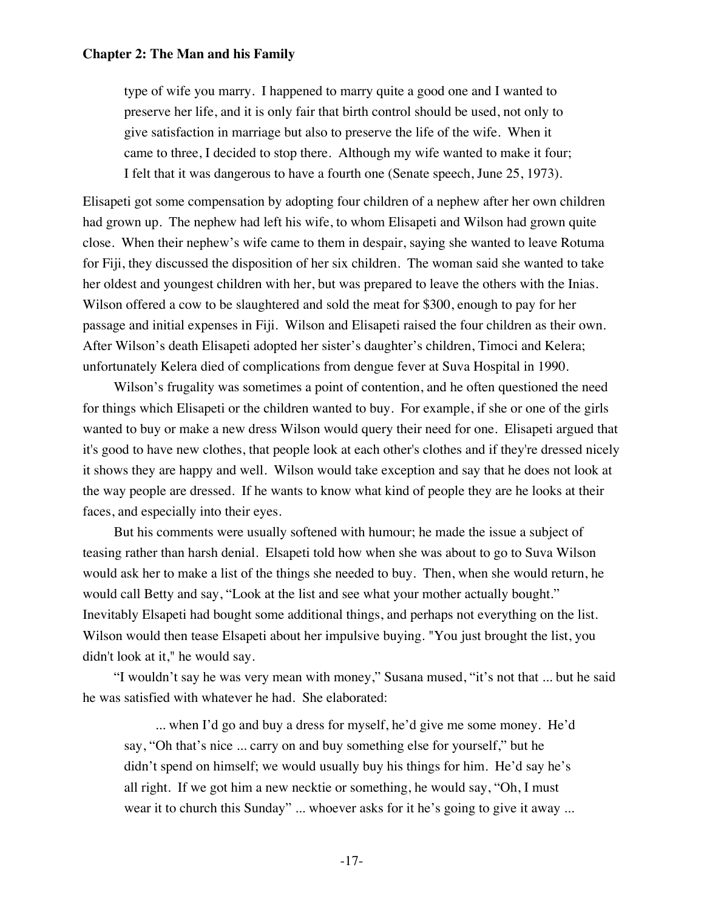> type of wife you marry. I happened to marry quite a good one and I wanted to preserve her life, and it is only fair that birth control should be used, not only to give satisfaction in marriage but also to preserve the life of the wife. When it came to three, I decided to stop there. Although my wife wanted to make it four; I felt that it was dangerous to have a fourth one (Senate speech, June 25, 1973).

Elisapeti got some compensation by adopting four children of a nephew after her own children had grown up. The nephew had left his wife, to whom Elisapeti and Wilson had grown quite close. When their nephew's wife came to them in despair, saying she wanted to leave Rotuma for Fiji, they discussed the disposition of her six children. The woman said she wanted to take her oldest and youngest children with her, but was prepared to leave the others with the Inias. Wilson offered a cow to be slaughtered and sold the meat for $300, enough to pay for her passage and initial expenses in Fiji. Wilson and Elisapeti raised the four children as their own. After Wilson's death Elisapeti adopted her sister's daughter's children, Timoci and Kelera; unfortunately Kelera died of complications from dengue fever at Suva Hospital in 1990.

Wilson's frugality was sometimes a point of contention, and he often questioned the need for things which Elisapeti or the children wanted to buy. For example, if she or one of the girls wanted to buy or make a new dress Wilson would query their need for one. Elisapeti argued that it's good to have new clothes, that people look at each other's clothes and if they're dressed nicely it shows they are happy and well. Wilson would take exception and say that he does not look at the way people are dressed. If he wants to know what kind of people they are he looks at their faces, and especially into their eyes.

But his comments were usually softened with humour; he made the issue a subject of teasing rather than harsh denial. Elsapeti told how when she was about to go to Suva Wilson would ask her to make a list of the things she needed to buy. Then, when she would return, he would call Betty and say, "Look at the list and see what your mother actually bought." Inevitably Elsapeti had bought some additional things, and perhaps not everything on the list. Wilson would then tease Elsapeti about her impulsive buying. "You just brought the list, you didn't look at it," he would say.

"I wouldn't say he was very mean with money," Susana mused, "it's not that ... but he said he was satisfied with whatever he had. She elaborated:

> ... when I'd go and buy a dress for myself, he'd give me some money. He'd say, "Oh that's nice ... carry on and buy something else for yourself," but he didn't spend on himself; we would usually buy his things for him. He'd say he's all right. If we got him a new necktie or something, he would say, "Oh, I must wear it to church this Sunday" ... whoever asks for it he's going to give it away ...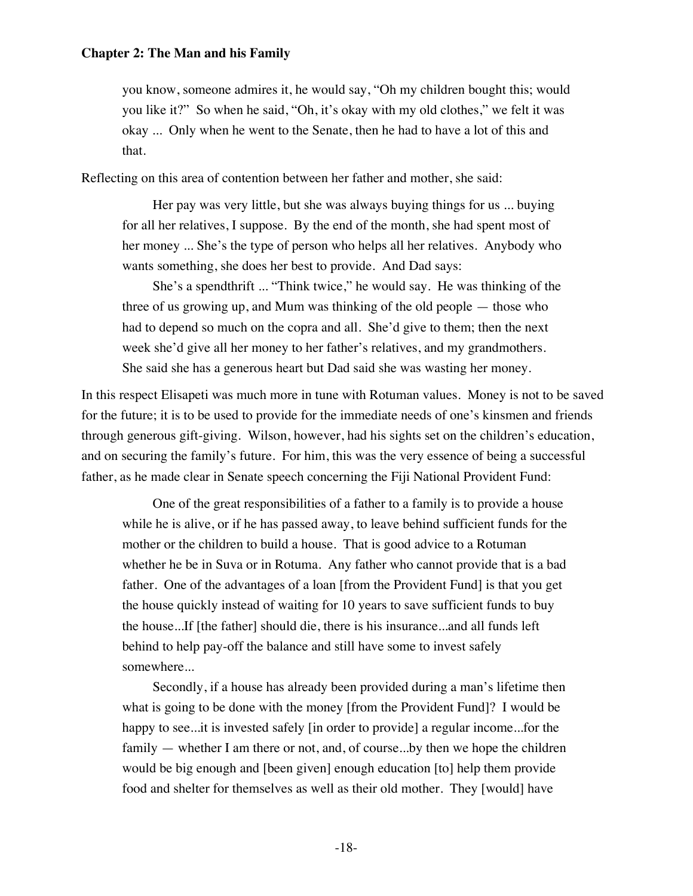> you know, someone admires it, he would say, "Oh my children bought this; would you like it?" So when he said, "Oh, it's okay with my old clothes," we felt it was okay ... Only when he went to the Senate, then he had to have a lot of this and that.

Reflecting on this area of contention between her father and mother, she said:

> Her pay was very little, but she was always buying things for us ... buying for all her relatives, I suppose. By the end of the month, she had spent most of her money ... She's the type of person who helps all her relatives. Anybody who wants something, she does her best to provide. And Dad says:
>
> She's a spendthrift ... "Think twice," he would say. He was thinking of the three of us growing up, and Mum was thinking of the old people — those who had to depend so much on the copra and all. She'd give to them; then the next week she'd give all her money to her father's relatives, and my grandmothers. She said she has a generous heart but Dad said she was wasting her money.

In this respect Elisapeti was much more in tune with Rotuman values. Money is not to be saved for the future; it is to be used to provide for the immediate needs of one's kinsmen and friends through generous gift-giving. Wilson, however, had his sights set on the children's education, and on securing the family's future. For him, this was the very essence of being a successful father, as he made clear in Senate speech concerning the Fiji National Provident Fund:

> One of the great responsibilities of a father to a family is to provide a house while he is alive, or if he has passed away, to leave behind sufficient funds for the mother or the children to build a house. That is good advice to a Rotuman whether he be in Suva or in Rotuma. Any father who cannot provide that is a bad father. One of the advantages of a loan [from the Provident Fund] is that you get the house quickly instead of waiting for 10 years to save sufficient funds to buy the house...If [the father] should die, there is his insurance...and all funds left behind to help pay-off the balance and still have some to invest safely somewhere...
>
> Secondly, if a house has already been provided during a man's lifetime then what is going to be done with the money [from the Provident Fund]? I would be happy to see...it is invested safely [in order to provide] a regular income...for the family — whether I am there or not, and, of course...by then we hope the children would be big enough and [been given] enough education [to] help them provide food and shelter for themselves as well as their old mother. They [would] have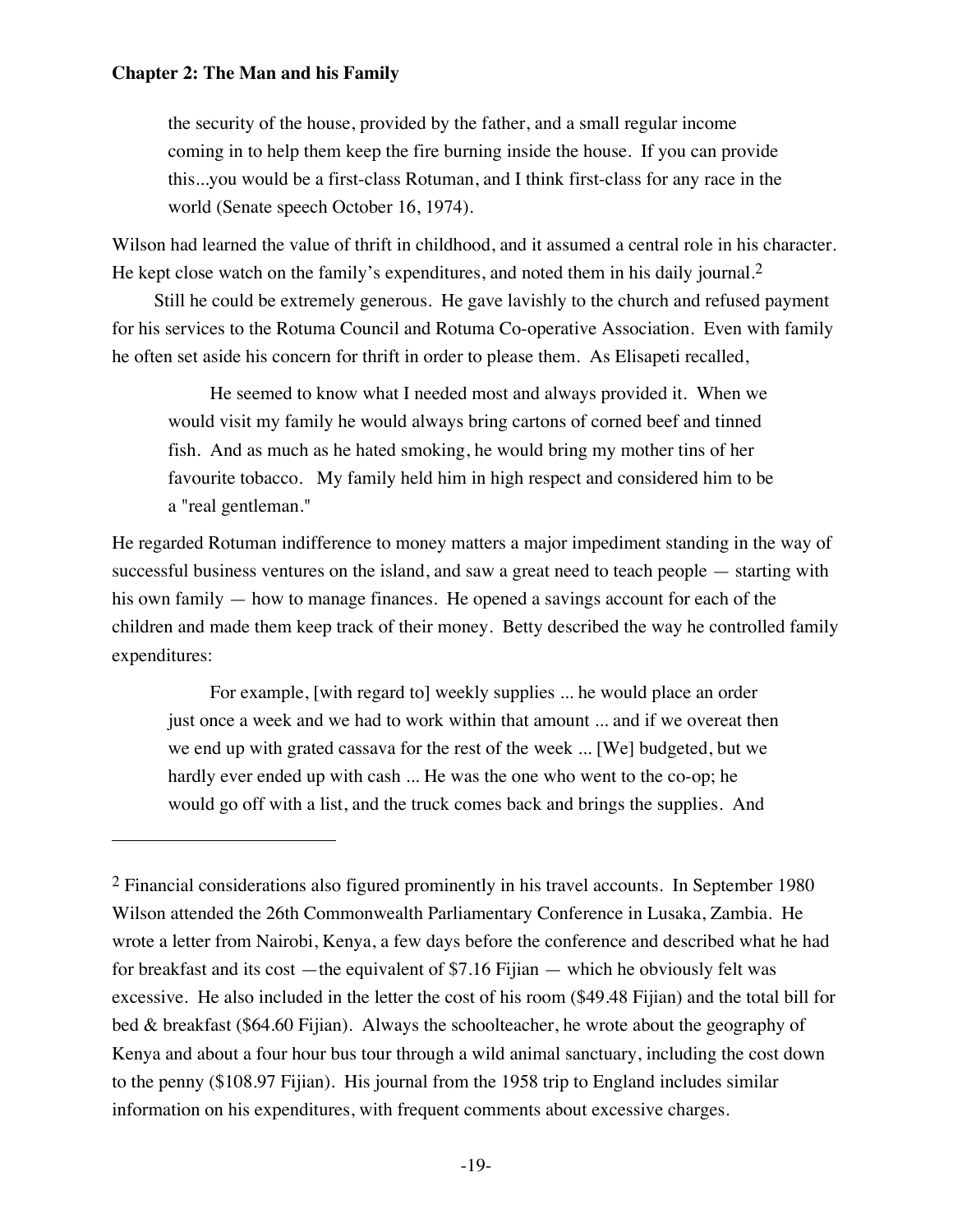> the security of the house, provided by the father, and a small regular income coming in to help them keep the fire burning inside the house. If you can provide this...you would be a first-class Rotuman, and I think first-class for any race in the world (Senate speech October 16, 1974).

Wilson had learned the value of thrift in childhood, and it assumed a central role in his character. He kept close watch on the family's expenditures, and noted them in his daily journal.[2]

Still he could be extremely generous. He gave lavishly to the church and refused payment for his services to the Rotuma Council and Rotuma Co-operative Association. Even with family he often set aside his concern for thrift in order to please them. As Elisapeti recalled,

> He seemed to know what I needed most and always provided it. When we would visit my family he would always bring cartons of corned beef and tinned fish. And as much as he hated smoking, he would bring my mother tins of her favourite tobacco. My family held him in high respect and considered him to be a "real gentleman."

He regarded Rotuman indifference to money matters a major impediment standing in the way of successful business ventures on the island, and saw a great need to teach people — starting with his own family — how to manage finances. He opened a savings account for each of the children and made them keep track of their money. Betty described the way he controlled family expenditures:

> For example, [with regard to] weekly supplies ... he would place an order just once a week and we had to work within that amount ... and if we overeat then we end up with grated cassava for the rest of the week ... [We] budgeted, but we hardly ever ended up with cash ... He was the one who went to the co-op; he would go off with a list, and the truck comes back and brings the supplies. And

---

[2] Financial considerations also figured prominently in his travel accounts. In September 1980 Wilson attended the 26th Commonwealth Parliamentary Conference in Lusaka, Zambia. He wrote a letter from Nairobi, Kenya, a few days before the conference and described what he had for breakfast and its cost —the equivalent of $7.16 Fijian — which he obviously felt was excessive. He also included in the letter the cost of his room ($49.48 Fijian) and the total bill for bed & breakfast ($64.60 Fijian). Always the schoolteacher, he wrote about the geography of Kenya and about a four hour bus tour through a wild animal sanctuary, including the cost down to the penny ($108.97 Fijian). His journal from the 1958 trip to England includes similar information on his expenditures, with frequent comments about excessive charges.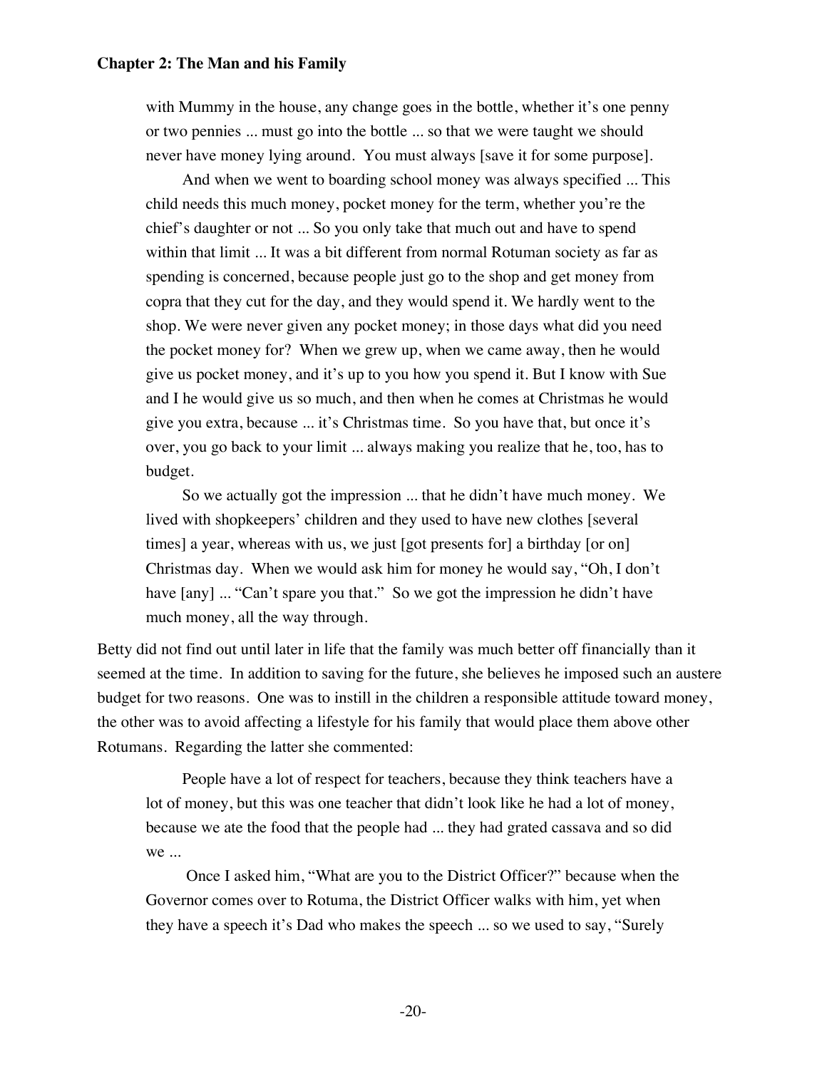> with Mummy in the house, any change goes in the bottle, whether it's one penny or two pennies ... must go into the bottle ... so that we were taught we should never have money lying around. You must always [save it for some purpose].
>
> And when we went to boarding school money was always specified ... This child needs this much money, pocket money for the term, whether you're the chief's daughter or not ... So you only take that much out and have to spend within that limit ... It was a bit different from normal Rotuman society as far as spending is concerned, because people just go to the shop and get money from copra that they cut for the day, and they would spend it. We hardly went to the shop. We were never given any pocket money; in those days what did you need the pocket money for? When we grew up, when we came away, then he would give us pocket money, and it's up to you how you spend it. But I know with Sue and I he would give us so much, and then when he comes at Christmas he would give you extra, because ... it's Christmas time. So you have that, but once it's over, you go back to your limit ... always making you realize that he, too, has to budget.
>
> So we actually got the impression ... that he didn't have much money. We lived with shopkeepers' children and they used to have new clothes [several times] a year, whereas with us, we just [got presents for] a birthday [or on] Christmas day. When we would ask him for money he would say, "Oh, I don't have [any] ... "Can't spare you that." So we got the impression he didn't have much money, all the way through.

Betty did not find out until later in life that the family was much better off financially than it seemed at the time. In addition to saving for the future, she believes he imposed such an austere budget for two reasons. One was to instill in the children a responsible attitude toward money, the other was to avoid affecting a lifestyle for his family that would place them above other Rotumans. Regarding the latter she commented:

> People have a lot of respect for teachers, because they think teachers have a lot of money, but this was one teacher that didn't look like he had a lot of money, because we ate the food that the people had ... they had grated cassava and so did we ...
>
> Once I asked him, "What are you to the District Officer?" because when the Governor comes over to Rotuma, the District Officer walks with him, yet when they have a speech it's Dad who makes the speech ... so we used to say, "Surely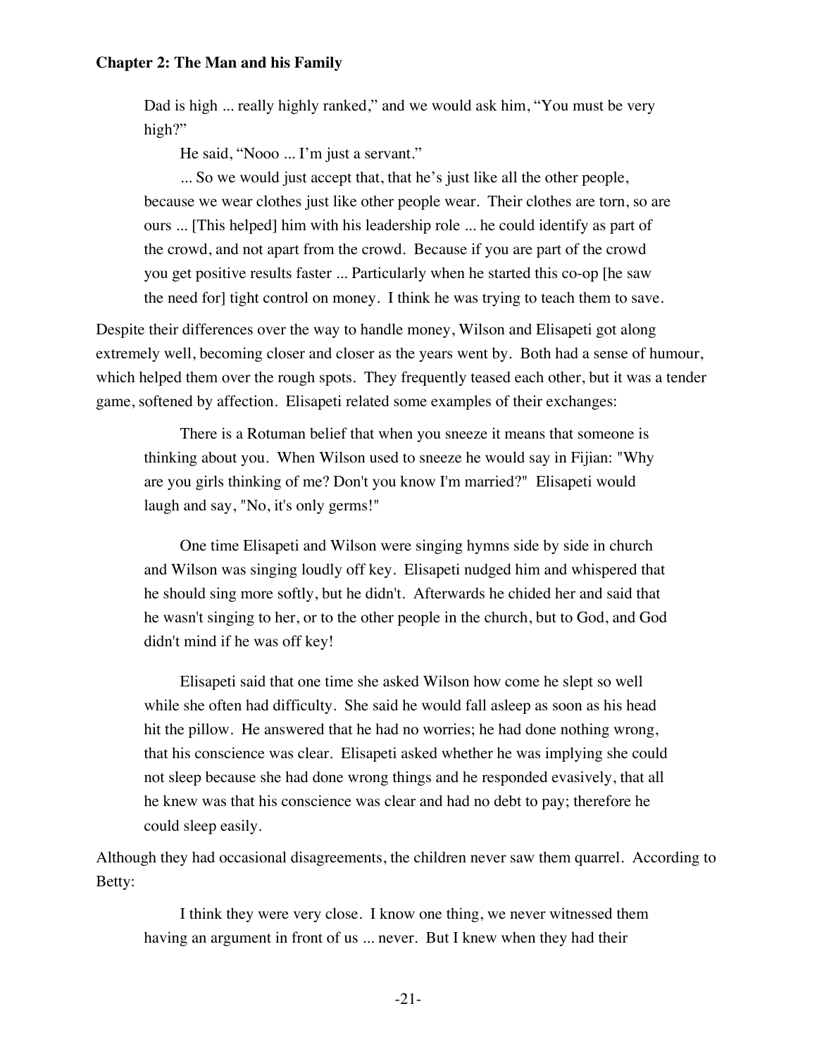> Dad is high ... really highly ranked," and we would ask him, "You must be very high?"
>
> He said, "Nooo ... I'm just a servant."
>
> ... So we would just accept that, that he's just like all the other people, because we wear clothes just like other people wear. Their clothes are torn, so are ours ... [This helped] him with his leadership role ... he could identify as part of the crowd, and not apart from the crowd. Because if you are part of the crowd you get positive results faster ... Particularly when he started this co-op [he saw the need for] tight control on money. I think he was trying to teach them to save.

Despite their differences over the way to handle money, Wilson and Elisapeti got along extremely well, becoming closer and closer as the years went by. Both had a sense of humour, which helped them over the rough spots. They frequently teased each other, but it was a tender game, softened by affection. Elisapeti related some examples of their exchanges:

> There is a Rotuman belief that when you sneeze it means that someone is thinking about you. When Wilson used to sneeze he would say in Fijian: "Why are you girls thinking of me? Don't you know I'm married?" Elisapeti would laugh and say, "No, it's only germs!"
>
> One time Elisapeti and Wilson were singing hymns side by side in church and Wilson was singing loudly off key. Elisapeti nudged him and whispered that he should sing more softly, but he didn't. Afterwards he chided her and said that he wasn't singing to her, or to the other people in the church, but to God, and God didn't mind if he was off key!
>
> Elisapeti said that one time she asked Wilson how come he slept so well while she often had difficulty. She said he would fall asleep as soon as his head hit the pillow. He answered that he had no worries; he had done nothing wrong, that his conscience was clear. Elisapeti asked whether he was implying she could not sleep because she had done wrong things and he responded evasively, that all he knew was that his conscience was clear and had no debt to pay; therefore he could sleep easily.

Although they had occasional disagreements, the children never saw them quarrel. According to Betty:

> I think they were very close. I know one thing, we never witnessed them having an argument in front of us ... never. But I knew when they had their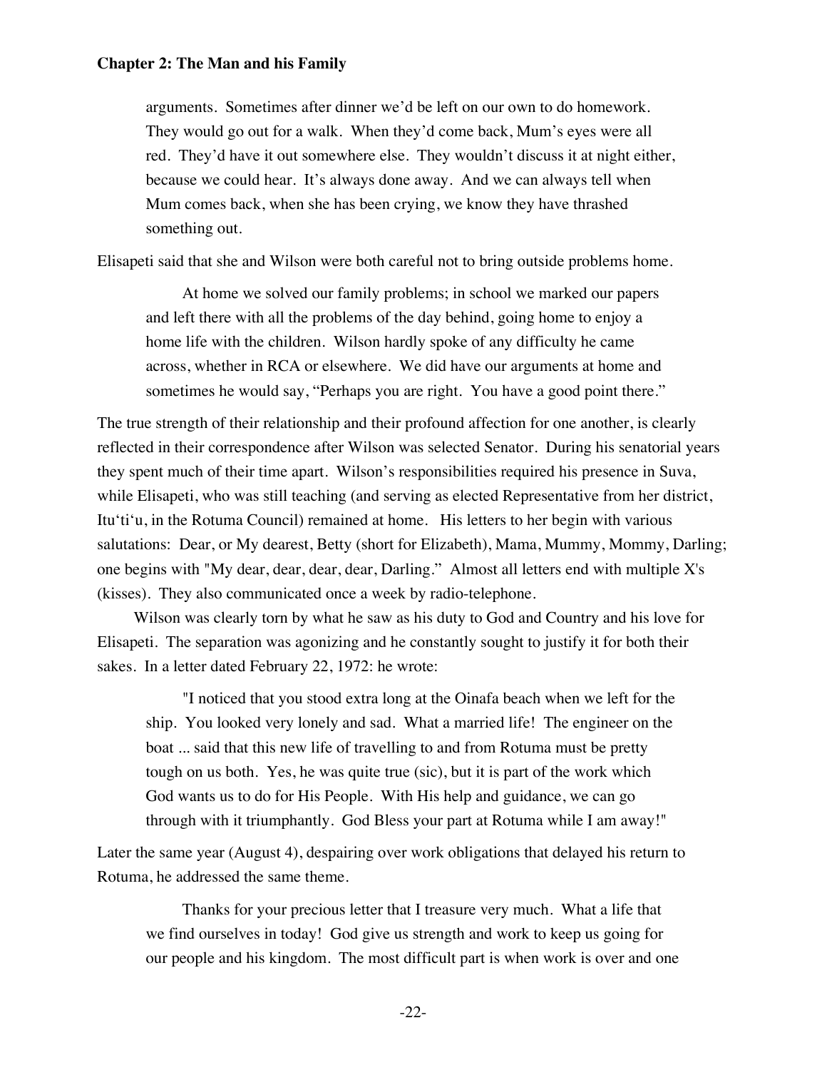> arguments. Sometimes after dinner we'd be left on our own to do homework. They would go out for a walk. When they'd come back, Mum's eyes were all red. They'd have it out somewhere else. They wouldn't discuss it at night either, because we could hear. It's always done away. And we can always tell when Mum comes back, when she has been crying, we know they have thrashed something out.

Elisapeti said that she and Wilson were both careful not to bring outside problems home.

> At home we solved our family problems; in school we marked our papers and left there with all the problems of the day behind, going home to enjoy a home life with the children. Wilson hardly spoke of any difficulty he came across, whether in RCA or elsewhere. We did have our arguments at home and sometimes he would say, "Perhaps you are right. You have a good point there."

The true strength of their relationship and their profound affection for one another, is clearly reflected in their correspondence after Wilson was selected Senator. During his senatorial years they spent much of their time apart. Wilson's responsibilities required his presence in Suva, while Elisapeti, who was still teaching (and serving as elected Representative from her district, Itu'ti'u, in the Rotuma Council) remained at home. His letters to her begin with various salutations: Dear, or My dearest, Betty (short for Elizabeth), Mama, Mummy, Mommy, Darling; one begins with "My dear, dear, dear, dear, Darling." Almost all letters end with multiple X's (kisses). They also communicated once a week by radio-telephone.

Wilson was clearly torn by what he saw as his duty to God and Country and his love for Elisapeti. The separation was agonizing and he constantly sought to justify it for both their sakes. In a letter dated February 22, 1972: he wrote:

> "I noticed that you stood extra long at the Oinafa beach when we left for the ship. You looked very lonely and sad. What a married life! The engineer on the boat ... said that this new life of travelling to and from Rotuma must be pretty tough on us both. Yes, he was quite true (sic), but it is part of the work which God wants us to do for His People. With His help and guidance, we can go through with it triumphantly. God Bless your part at Rotuma while I am away!"

Later the same year (August 4), despairing over work obligations that delayed his return to Rotuma, he addressed the same theme.

> Thanks for your precious letter that I treasure very much. What a life that we find ourselves in today! God give us strength and work to keep us going for our people and his kingdom. The most difficult part is when work is over and one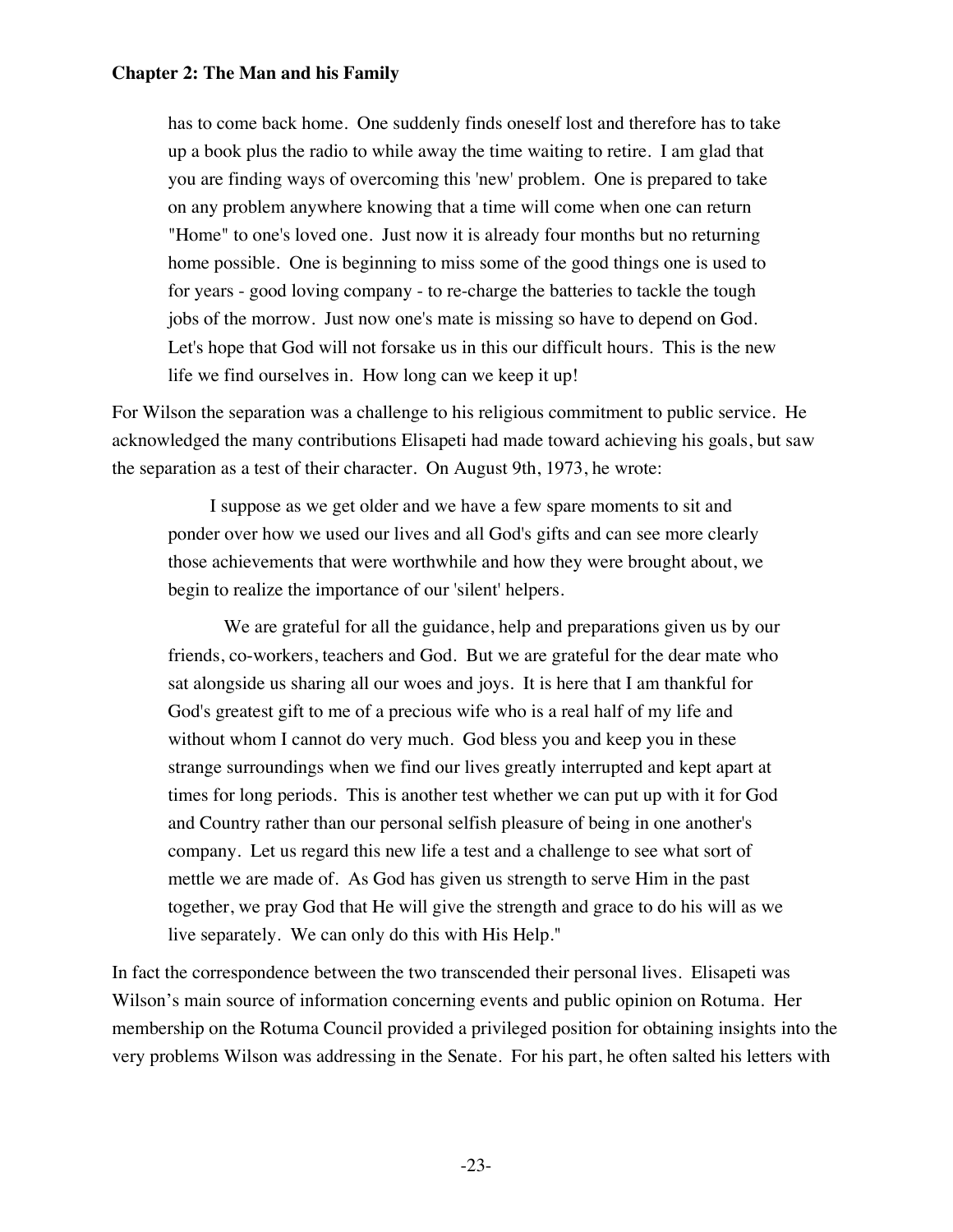> has to come back home. One suddenly finds oneself lost and therefore has to take up a book plus the radio to while away the time waiting to retire. I am glad that you are finding ways of overcoming this 'new' problem. One is prepared to take on any problem anywhere knowing that a time will come when one can return "Home" to one's loved one. Just now it is already four months but no returning home possible. One is beginning to miss some of the good things one is used to for years - good loving company - to re-charge the batteries to tackle the tough jobs of the morrow. Just now one's mate is missing so have to depend on God. Let's hope that God will not forsake us in this our difficult hours. This is the new life we find ourselves in. How long can we keep it up!

For Wilson the separation was a challenge to his religious commitment to public service. He acknowledged the many contributions Elisapeti had made toward achieving his goals, but saw the separation as a test of their character. On August 9th, 1973, he wrote:

> I suppose as we get older and we have a few spare moments to sit and ponder over how we used our lives and all God's gifts and can see more clearly those achievements that were worthwhile and how they were brought about, we begin to realize the importance of our 'silent' helpers.
>
> We are grateful for all the guidance, help and preparations given us by our friends, co-workers, teachers and God. But we are grateful for the dear mate who sat alongside us sharing all our woes and joys. It is here that I am thankful for God's greatest gift to me of a precious wife who is a real half of my life and without whom I cannot do very much. God bless you and keep you in these strange surroundings when we find our lives greatly interrupted and kept apart at times for long periods. This is another test whether we can put up with it for God and Country rather than our personal selfish pleasure of being in one another's company. Let us regard this new life a test and a challenge to see what sort of mettle we are made of. As God has given us strength to serve Him in the past together, we pray God that He will give the strength and grace to do his will as we live separately. We can only do this with His Help."

In fact the correspondence between the two transcended their personal lives. Elisapeti was Wilson's main source of information concerning events and public opinion on Rotuma. Her membership on the Rotuma Council provided a privileged position for obtaining insights into the very problems Wilson was addressing in the Senate. For his part, he often salted his letters with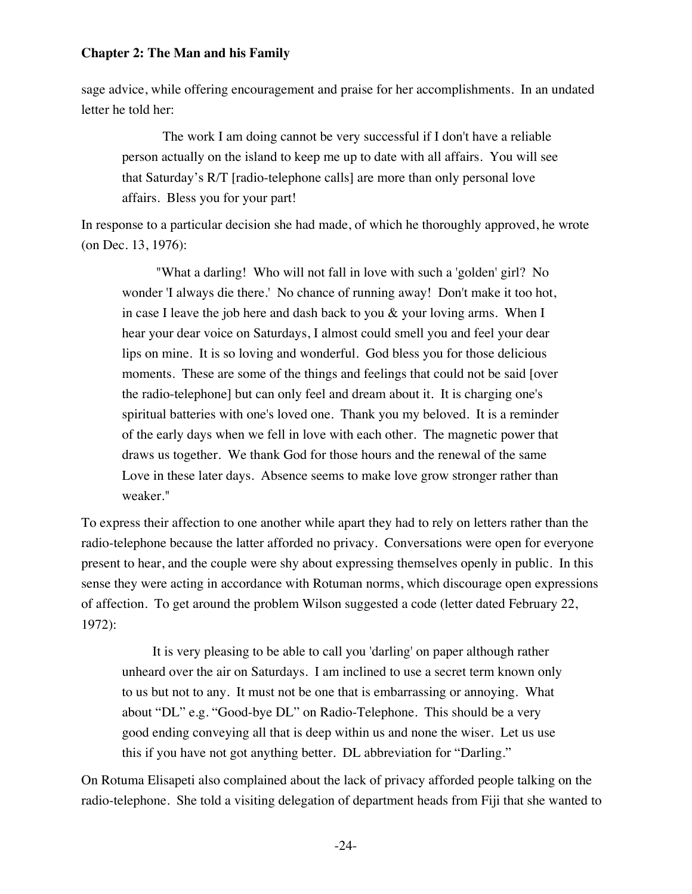sage advice, while offering encouragement and praise for her accomplishments. In an undated letter he told her:

> The work I am doing cannot be very successful if I don't have a reliable person actually on the island to keep me up to date with all affairs. You will see that Saturday's R/T [radio-telephone calls] are more than only personal love affairs. Bless you for your part!

In response to a particular decision she had made, of which he thoroughly approved, he wrote (on Dec. 13, 1976):

> "What a darling! Who will not fall in love with such a 'golden' girl? No wonder 'I always die there.' No chance of running away! Don't make it too hot, in case I leave the job here and dash back to you & your loving arms. When I hear your dear voice on Saturdays, I almost could smell you and feel your dear lips on mine. It is so loving and wonderful. God bless you for those delicious moments. These are some of the things and feelings that could not be said [over the radio-telephone] but can only feel and dream about it. It is charging one's spiritual batteries with one's loved one. Thank you my beloved. It is a reminder of the early days when we fell in love with each other. The magnetic power that draws us together. We thank God for those hours and the renewal of the same Love in these later days. Absence seems to make love grow stronger rather than weaker."

To express their affection to one another while apart they had to rely on letters rather than the radio-telephone because the latter afforded no privacy. Conversations were open for everyone present to hear, and the couple were shy about expressing themselves openly in public. In this sense they were acting in accordance with Rotuman norms, which discourage open expressions of affection. To get around the problem Wilson suggested a code (letter dated February 22, 1972):

> It is very pleasing to be able to call you 'darling' on paper although rather unheard over the air on Saturdays. I am inclined to use a secret term known only to us but not to any. It must not be one that is embarrassing or annoying. What about "DL" e.g. "Good-bye DL" on Radio-Telephone. This should be a very good ending conveying all that is deep within us and none the wiser. Let us use this if you have not got anything better. DL abbreviation for "Darling."

On Rotuma Elisapeti also complained about the lack of privacy afforded people talking on the radio-telephone. She told a visiting delegation of department heads from Fiji that she wanted to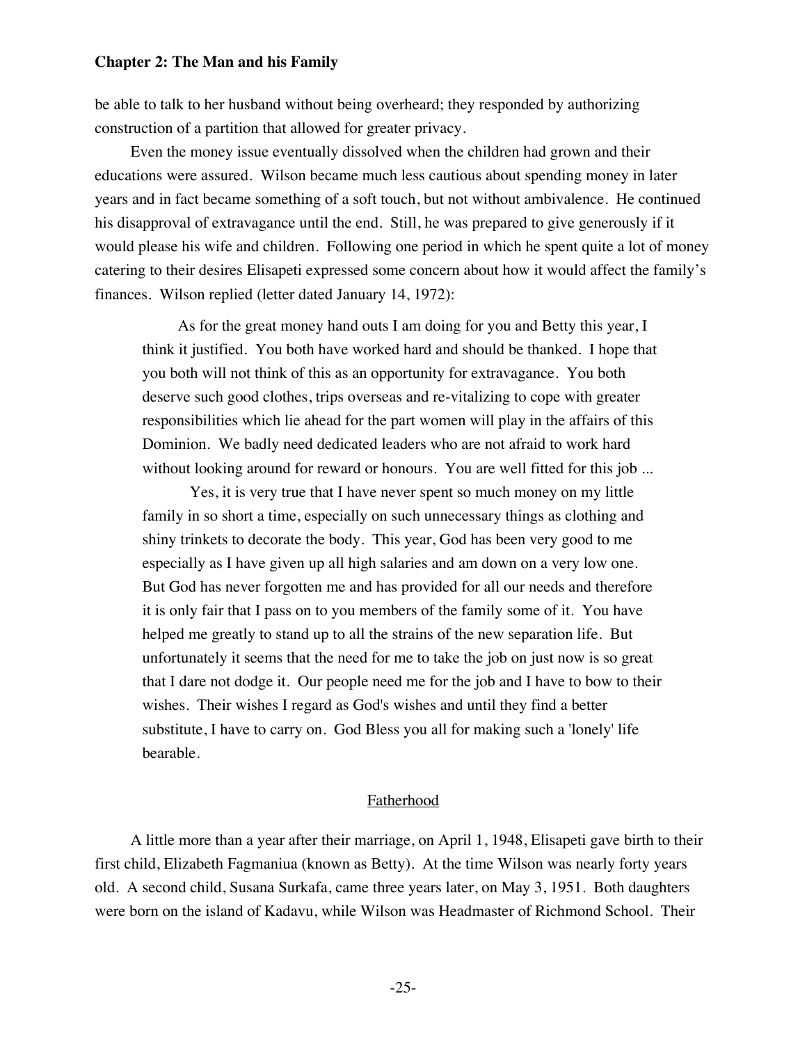be able to talk to her husband without being overheard; they responded by authorizing construction of a partition that allowed for greater privacy.

Even the money issue eventually dissolved when the children had grown and their educations were assured. Wilson became much less cautious about spending money in later years and in fact became something of a soft touch, but not without ambivalence. He continued his disapproval of extravagance until the end. Still, he was prepared to give generously if it would please his wife and children. Following one period in which he spent quite a lot of money catering to their desires Elisapeti expressed some concern about how it would affect the family's finances. Wilson replied (letter dated January 14, 1972):

> As for the great money hand outs I am doing for you and Betty this year, I think it justified. You both have worked hard and should be thanked. I hope that you both will not think of this as an opportunity for extravagance. You both deserve such good clothes, trips overseas and re-vitalizing to cope with greater responsibilities which lie ahead for the part women will play in the affairs of this Dominion. We badly need dedicated leaders who are not afraid to work hard without looking around for reward or honours. You are well fitted for this job ...
>
> Yes, it is very true that I have never spent so much money on my little family in so short a time, especially on such unnecessary things as clothing and shiny trinkets to decorate the body. This year, God has been very good to me especially as I have given up all high salaries and am down on a very low one. But God has never forgotten me and has provided for all our needs and therefore it is only fair that I pass on to you members of the family some of it. You have helped me greatly to stand up to all the strains of the new separation life. But unfortunately it seems that the need for me to take the job on just now is so great that I dare not dodge it. Our people need me for the job and I have to bow to their wishes. Their wishes I regard as God's wishes and until they find a better substitute, I have to carry on. God Bless you all for making such a 'lonely' life bearable.

## Fatherhood

A little more than a year after their marriage, on April 1, 1948, Elisapeti gave birth to their first child, Elizabeth Fagmaniua (known as Betty). At the time Wilson was nearly forty years old. A second child, Susana Surkafa, came three years later, on May 3, 1951. Both daughters were born on the island of Kadavu, while Wilson was Headmaster of Richmond School. Their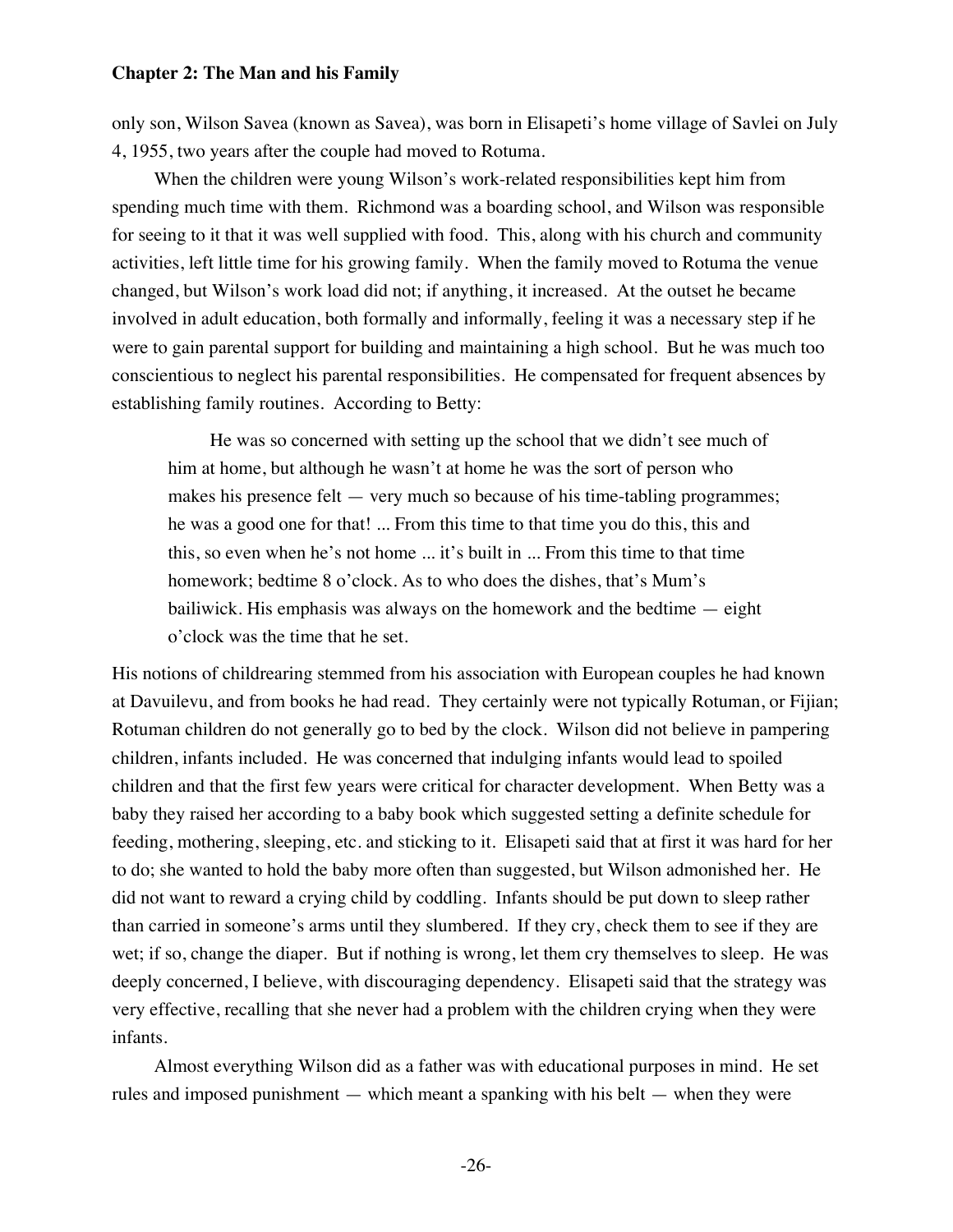only son, Wilson Savea (known as Savea), was born in Elisapeti's home village of Savlei on July 4, 1955, two years after the couple had moved to Rotuma.

When the children were young Wilson's work-related responsibilities kept him from spending much time with them. Richmond was a boarding school, and Wilson was responsible for seeing to it that it was well supplied with food. This, along with his church and community activities, left little time for his growing family. When the family moved to Rotuma the venue changed, but Wilson's work load did not; if anything, it increased. At the outset he became involved in adult education, both formally and informally, feeling it was a necessary step if he were to gain parental support for building and maintaining a high school. But he was much too conscientious to neglect his parental responsibilities. He compensated for frequent absences by establishing family routines. According to Betty:

> He was so concerned with setting up the school that we didn't see much of him at home, but although he wasn't at home he was the sort of person who makes his presence felt — very much so because of his time-tabling programmes; he was a good one for that! ... From this time to that time you do this, this and this, so even when he's not home ... it's built in ... From this time to that time homework; bedtime 8 o'clock. As to who does the dishes, that's Mum's bailiwick. His emphasis was always on the homework and the bedtime — eight o'clock was the time that he set.

His notions of childrearing stemmed from his association with European couples he had known at Davuilevu, and from books he had read. They certainly were not typically Rotuman, or Fijian; Rotuman children do not generally go to bed by the clock. Wilson did not believe in pampering children, infants included. He was concerned that indulging infants would lead to spoiled children and that the first few years were critical for character development. When Betty was a baby they raised her according to a baby book which suggested setting a definite schedule for feeding, mothering, sleeping, etc. and sticking to it. Elisapeti said that at first it was hard for her to do; she wanted to hold the baby more often than suggested, but Wilson admonished her. He did not want to reward a crying child by coddling. Infants should be put down to sleep rather than carried in someone's arms until they slumbered. If they cry, check them to see if they are wet; if so, change the diaper. But if nothing is wrong, let them cry themselves to sleep. He was deeply concerned, I believe, with discouraging dependency. Elisapeti said that the strategy was very effective, recalling that she never had a problem with the children crying when they were infants.

Almost everything Wilson did as a father was with educational purposes in mind. He set rules and imposed punishment — which meant a spanking with his belt — when they were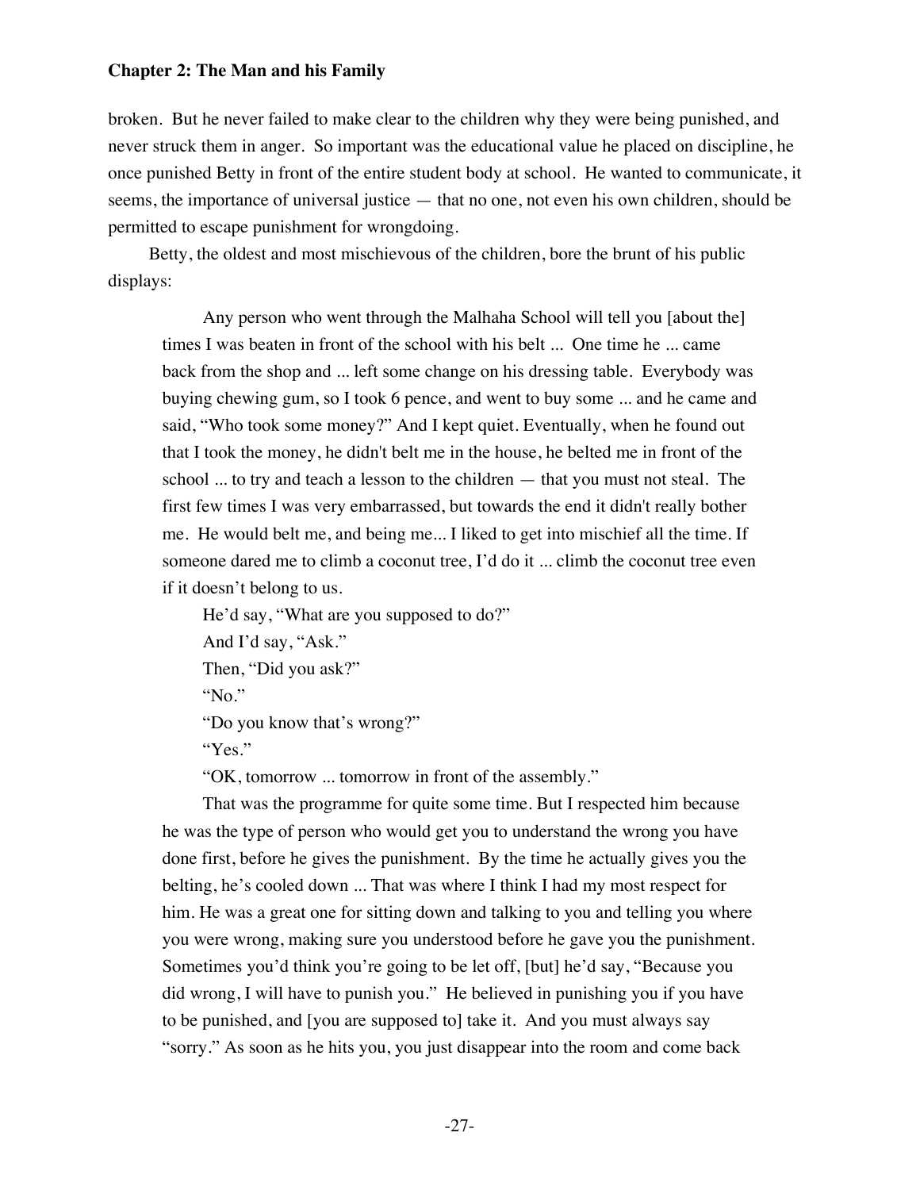broken. But he never failed to make clear to the children why they were being punished, and never struck them in anger. So important was the educational value he placed on discipline, he once punished Betty in front of the entire student body at school. He wanted to communicate, it seems, the importance of universal justice — that no one, not even his own children, should be permitted to escape punishment for wrongdoing.

Betty, the oldest and most mischievous of the children, bore the brunt of his public displays:

> Any person who went through the Malhaha School will tell you [about the] times I was beaten in front of the school with his belt ... One time he ... came back from the shop and ... left some change on his dressing table. Everybody was buying chewing gum, so I took 6 pence, and went to buy some ... and he came and said, "Who took some money?" And I kept quiet. Eventually, when he found out that I took the money, he didn't belt me in the house, he belted me in front of the school ... to try and teach a lesson to the children — that you must not steal. The first few times I was very embarrassed, but towards the end it didn't really bother me. He would belt me, and being me... I liked to get into mischief all the time. If someone dared me to climb a coconut tree, I'd do it ... climb the coconut tree even if it doesn't belong to us.
>
> He'd say, "What are you supposed to do?"
>
> And I'd say, "Ask."
>
> Then, "Did you ask?"
>
> "No."
>
> "Do you know that's wrong?"
>
> "Yes."
>
> "OK, tomorrow ... tomorrow in front of the assembly."
>
> That was the programme for quite some time. But I respected him because he was the type of person who would get you to understand the wrong you have done first, before he gives the punishment. By the time he actually gives you the belting, he's cooled down ... That was where I think I had my most respect for him. He was a great one for sitting down and talking to you and telling you where you were wrong, making sure you understood before he gave you the punishment. Sometimes you'd think you're going to be let off, [but] he'd say, "Because you did wrong, I will have to punish you." He believed in punishing you if you have to be punished, and [you are supposed to] take it. And you must always say "sorry." As soon as he hits you, you just disappear into the room and come back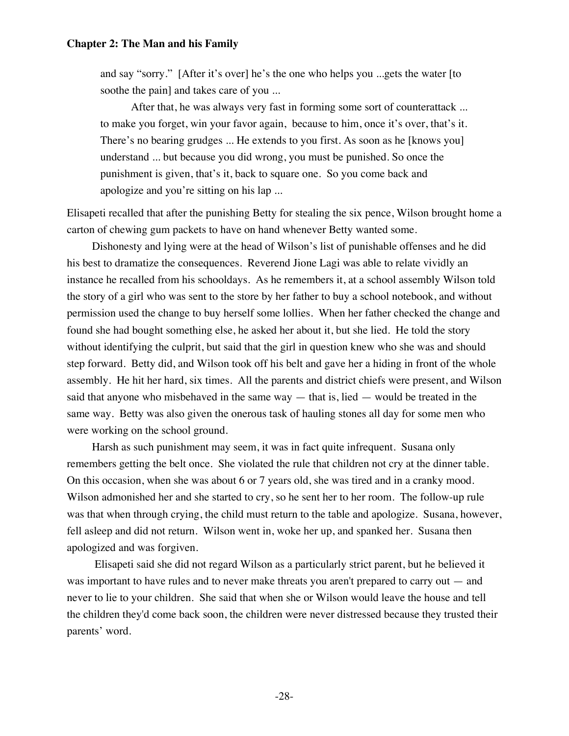> and say "sorry." [After it's over] he's the one who helps you ...gets the water [to soothe the pain] and takes care of you ...
>
> After that, he was always very fast in forming some sort of counterattack ... to make you forget, win your favor again, because to him, once it's over, that's it. There's no bearing grudges ... He extends to you first. As soon as he [knows you] understand ... but because you did wrong, you must be punished. So once the punishment is given, that's it, back to square one. So you come back and apologize and you're sitting on his lap ...

Elisapeti recalled that after the punishing Betty for stealing the six pence, Wilson brought home a carton of chewing gum packets to have on hand whenever Betty wanted some.

Dishonesty and lying were at the head of Wilson's list of punishable offenses and he did his best to dramatize the consequences. Reverend Jione Lagi was able to relate vividly an instance he recalled from his schooldays. As he remembers it, at a school assembly Wilson told the story of a girl who was sent to the store by her father to buy a school notebook, and without permission used the change to buy herself some lollies. When her father checked the change and found she had bought something else, he asked her about it, but she lied. He told the story without identifying the culprit, but said that the girl in question knew who she was and should step forward. Betty did, and Wilson took off his belt and gave her a hiding in front of the whole assembly. He hit her hard, six times. All the parents and district chiefs were present, and Wilson said that anyone who misbehaved in the same way — that is, lied — would be treated in the same way. Betty was also given the onerous task of hauling stones all day for some men who were working on the school ground.

Harsh as such punishment may seem, it was in fact quite infrequent. Susana only remembers getting the belt once. She violated the rule that children not cry at the dinner table. On this occasion, when she was about 6 or 7 years old, she was tired and in a cranky mood. Wilson admonished her and she started to cry, so he sent her to her room. The follow-up rule was that when through crying, the child must return to the table and apologize. Susana, however, fell asleep and did not return. Wilson went in, woke her up, and spanked her. Susana then apologized and was forgiven.

Elisapeti said she did not regard Wilson as a particularly strict parent, but he believed it was important to have rules and to never make threats you aren't prepared to carry out — and never to lie to your children. She said that when she or Wilson would leave the house and tell the children they'd come back soon, the children were never distressed because they trusted their parents' word.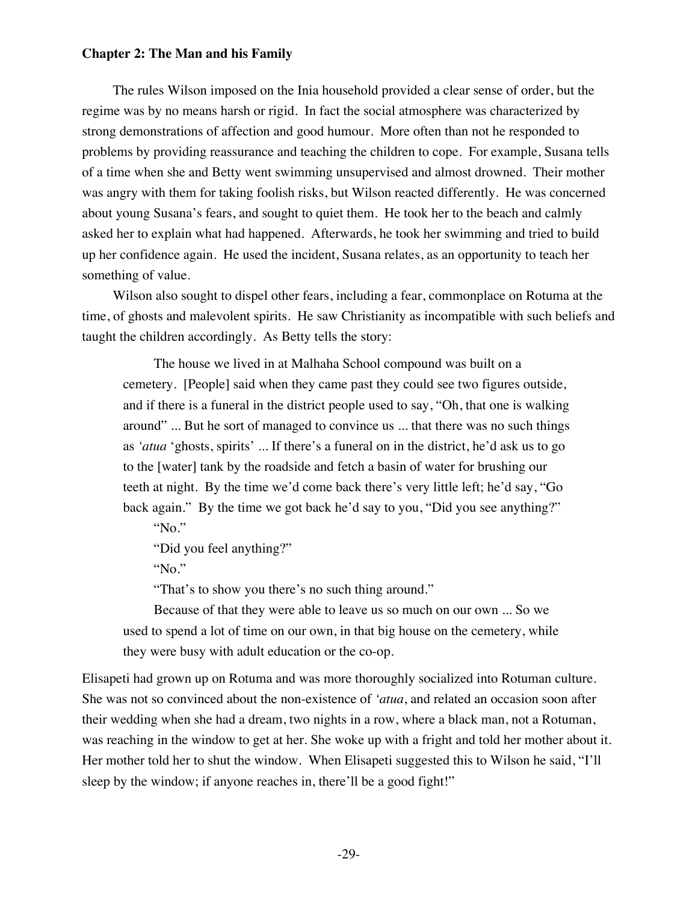**Chapter 2: The Man and his Family**

The rules Wilson imposed on the Inia household provided a clear sense of order, but the regime was by no means harsh or rigid. In fact the social atmosphere was characterized by strong demonstrations of affection and good humour. More often than not he responded to problems by providing reassurance and teaching the children to cope. For example, Susana tells of a time when she and Betty went swimming unsupervised and almost drowned. Their mother was angry with them for taking foolish risks, but Wilson reacted differently. He was concerned about young Susana's fears, and sought to quiet them. He took her to the beach and calmly asked her to explain what had happened. Afterwards, he took her swimming and tried to build up her confidence again. He used the incident, Susana relates, as an opportunity to teach her something of value.

Wilson also sought to dispel other fears, including a fear, commonplace on Rotuma at the time, of ghosts and malevolent spirits. He saw Christianity as incompatible with such beliefs and taught the children accordingly. As Betty tells the story:

> The house we lived in at Malhaha School compound was built on a cemetery. [People] said when they came past they could see two figures outside, and if there is a funeral in the district people used to say, "Oh, that one is walking around" ... But he sort of managed to convince us ... that there was no such things as *'atua* 'ghosts, spirits' ... If there's a funeral on in the district, he'd ask us to go to the [water] tank by the roadside and fetch a basin of water for brushing our teeth at night. By the time we'd come back there's very little left; he'd say, "Go back again." By the time we got back he'd say to you, "Did you see anything?"
>
> "No."
>
> "Did you feel anything?"
>
> "No."
>
> "That's to show you there's no such thing around."
>
> Because of that they were able to leave us so much on our own ... So we used to spend a lot of time on our own, in that big house on the cemetery, while they were busy with adult education or the co-op.

Elisapeti had grown up on Rotuma and was more thoroughly socialized into Rotuman culture. She was not so convinced about the non-existence of *'atua*, and related an occasion soon after their wedding when she had a dream, two nights in a row, where a black man, not a Rotuman, was reaching in the window to get at her. She woke up with a fright and told her mother about it. Her mother told her to shut the window. When Elisapeti suggested this to Wilson he said, "I'll sleep by the window; if anyone reaches in, there'll be a good fight!"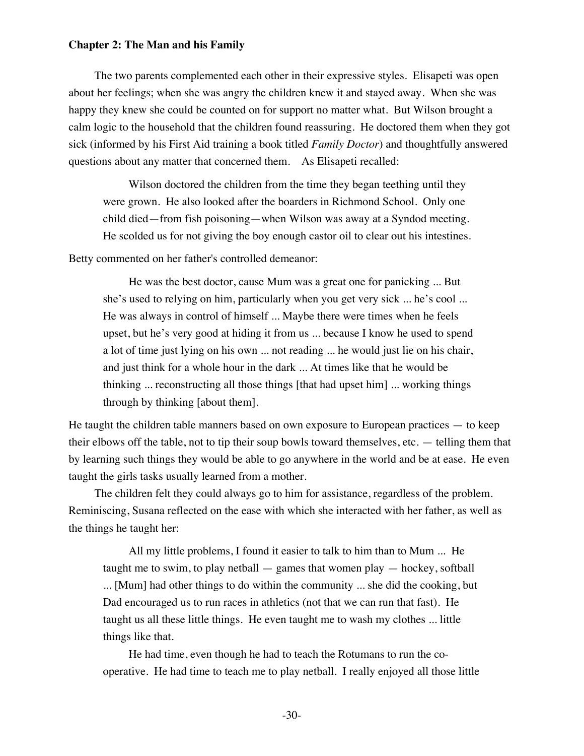**Chapter 2: The Man and his Family**

The two parents complemented each other in their expressive styles. Elisapeti was open about her feelings; when she was angry the children knew it and stayed away. When she was happy they knew she could be counted on for support no matter what. But Wilson brought a calm logic to the household that the children found reassuring. He doctored them when they got sick (informed by his First Aid training a book titled *Family Doctor*) and thoughtfully answered questions about any matter that concerned them. As Elisapeti recalled:

> Wilson doctored the children from the time they began teething until they were grown. He also looked after the boarders in Richmond School. Only one child died—from fish poisoning—when Wilson was away at a Syndod meeting. He scolded us for not giving the boy enough castor oil to clear out his intestines.

Betty commented on her father's controlled demeanor:

> He was the best doctor, cause Mum was a great one for panicking ... But she's used to relying on him, particularly when you get very sick ... he's cool ... He was always in control of himself ... Maybe there were times when he feels upset, but he's very good at hiding it from us ... because I know he used to spend a lot of time just lying on his own ... not reading ... he would just lie on his chair, and just think for a whole hour in the dark ... At times like that he would be thinking ... reconstructing all those things [that had upset him] ... working things through by thinking [about them].

He taught the children table manners based on own exposure to European practices — to keep their elbows off the table, not to tip their soup bowls toward themselves, etc. — telling them that by learning such things they would be able to go anywhere in the world and be at ease. He even taught the girls tasks usually learned from a mother.

The children felt they could always go to him for assistance, regardless of the problem. Reminiscing, Susana reflected on the ease with which she interacted with her father, as well as the things he taught her:

> All my little problems, I found it easier to talk to him than to Mum ... He taught me to swim, to play netball — games that women play — hockey, softball ... [Mum] had other things to do within the community ... she did the cooking, but Dad encouraged us to run races in athletics (not that we can run that fast). He taught us all these little things. He even taught me to wash my clothes ... little things like that.
>
> He had time, even though he had to teach the Rotumans to run the co-operative. He had time to teach me to play netball. I really enjoyed all those little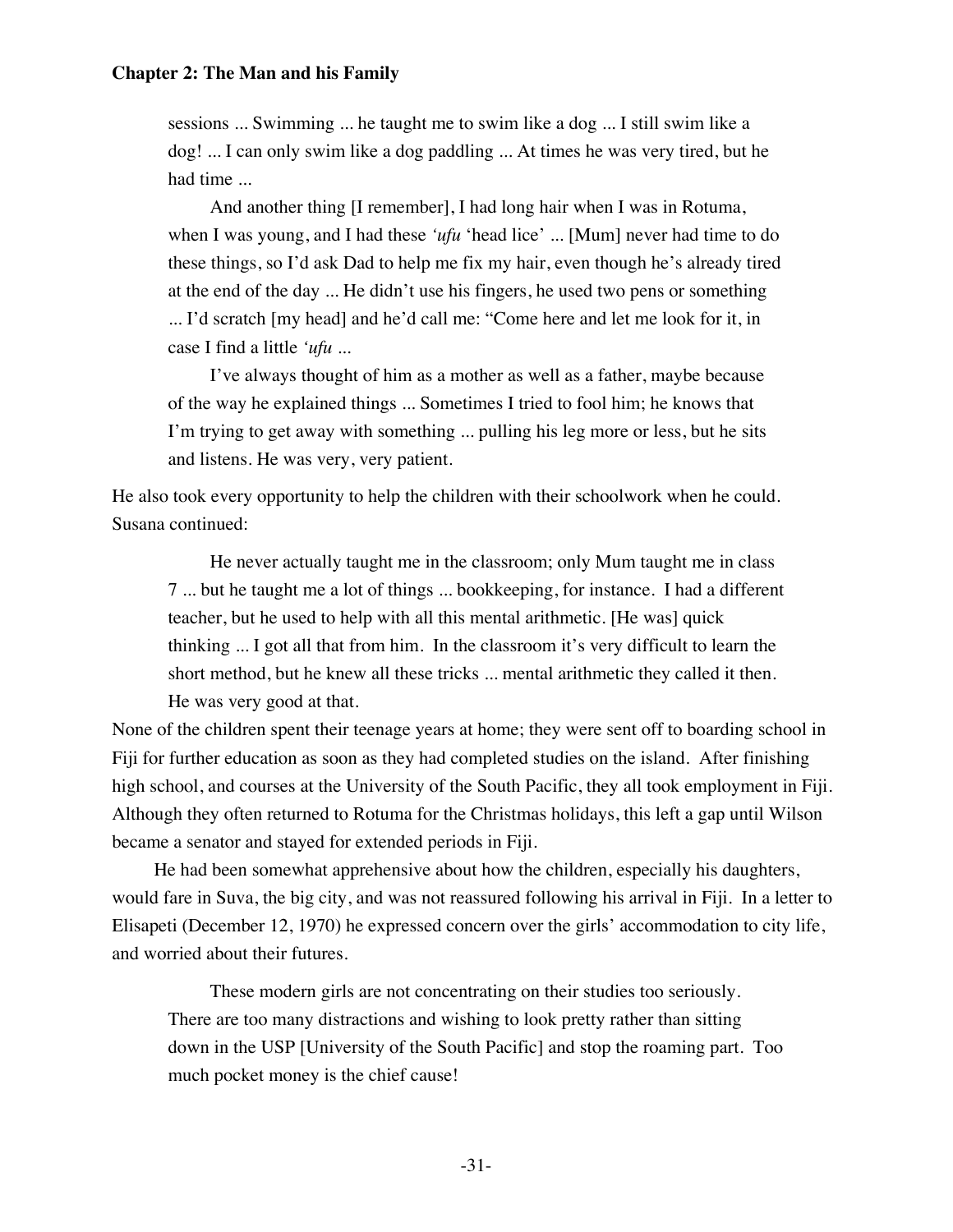> sessions ... Swimming ... he taught me to swim like a dog ... I still swim like a dog! ... I can only swim like a dog paddling ... At times he was very tired, but he had time ...
>
> And another thing [I remember], I had long hair when I was in Rotuma, when I was young, and I had these *'ufu* 'head lice' ... [Mum] never had time to do these things, so I'd ask Dad to help me fix my hair, even though he's already tired at the end of the day ... He didn't use his fingers, he used two pens or something ... I'd scratch [my head] and he'd call me: "Come here and let me look for it, in case I find a little *'ufu* ...
>
> I've always thought of him as a mother as well as a father, maybe because of the way he explained things ... Sometimes I tried to fool him; he knows that I'm trying to get away with something ... pulling his leg more or less, but he sits and listens. He was very, very patient.

He also took every opportunity to help the children with their schoolwork when he could. Susana continued:

> He never actually taught me in the classroom; only Mum taught me in class 7 ... but he taught me a lot of things ... bookkeeping, for instance. I had a different teacher, but he used to help with all this mental arithmetic. [He was] quick thinking ... I got all that from him. In the classroom it's very difficult to learn the short method, but he knew all these tricks ... mental arithmetic they called it then. He was very good at that.

None of the children spent their teenage years at home; they were sent off to boarding school in Fiji for further education as soon as they had completed studies on the island. After finishing high school, and courses at the University of the South Pacific, they all took employment in Fiji. Although they often returned to Rotuma for the Christmas holidays, this left a gap until Wilson became a senator and stayed for extended periods in Fiji.

He had been somewhat apprehensive about how the children, especially his daughters, would fare in Suva, the big city, and was not reassured following his arrival in Fiji. In a letter to Elisapeti (December 12, 1970) he expressed concern over the girls' accommodation to city life, and worried about their futures.

> These modern girls are not concentrating on their studies too seriously. There are too many distractions and wishing to look pretty rather than sitting down in the USP [University of the South Pacific] and stop the roaming part. Too much pocket money is the chief cause!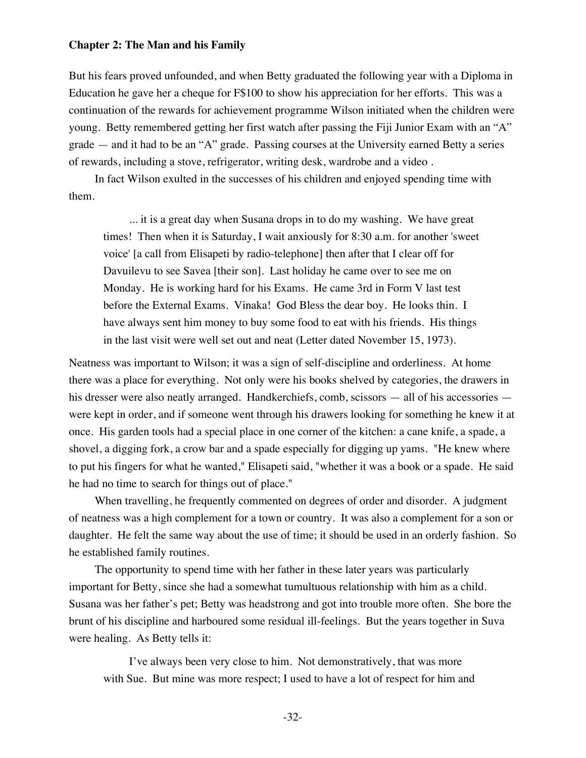But his fears proved unfounded, and when Betty graduated the following year with a Diploma in Education he gave her a cheque for F$100 to show his appreciation for her efforts. This was a continuation of the rewards for achievement programme Wilson initiated when the children were young. Betty remembered getting her first watch after passing the Fiji Junior Exam with an "A" grade — and it had to be an "A" grade. Passing courses at the University earned Betty a series of rewards, including a stove, refrigerator, writing desk, wardrobe and a video .

In fact Wilson exulted in the successes of his children and enjoyed spending time with them.

> ... it is a great day when Susana drops in to do my washing. We have great times! Then when it is Saturday, I wait anxiously for 8:30 a.m. for another 'sweet voice' [a call from Elisapeti by radio-telephone] then after that I clear off for Davuilevu to see Savea [their son]. Last holiday he came over to see me on Monday. He is working hard for his Exams. He came 3rd in Form V last test before the External Exams. Vinaka! God Bless the dear boy. He looks thin. I have always sent him money to buy some food to eat with his friends. His things in the last visit were well set out and neat (Letter dated November 15, 1973).

Neatness was important to Wilson; it was a sign of self-discipline and orderliness. At home there was a place for everything. Not only were his books shelved by categories, the drawers in his dresser were also neatly arranged. Handkerchiefs, comb, scissors — all of his accessories — were kept in order, and if someone went through his drawers looking for something he knew it at once. His garden tools had a special place in one corner of the kitchen: a cane knife, a spade, a shovel, a digging fork, a crow bar and a spade especially for digging up yams. "He knew where to put his fingers for what he wanted," Elisapeti said, "whether it was a book or a spade. He said he had no time to search for things out of place."

When travelling, he frequently commented on degrees of order and disorder. A judgment of neatness was a high complement for a town or country. It was also a complement for a son or daughter. He felt the same way about the use of time; it should be used in an orderly fashion. So he established family routines.

The opportunity to spend time with her father in these later years was particularly important for Betty, since she had a somewhat tumultuous relationship with him as a child. Susana was her father's pet; Betty was headstrong and got into trouble more often. She bore the brunt of his discipline and harboured some residual ill-feelings. But the years together in Suva were healing. As Betty tells it:

> I've always been very close to him. Not demonstratively, that was more with Sue. But mine was more respect; I used to have a lot of respect for him and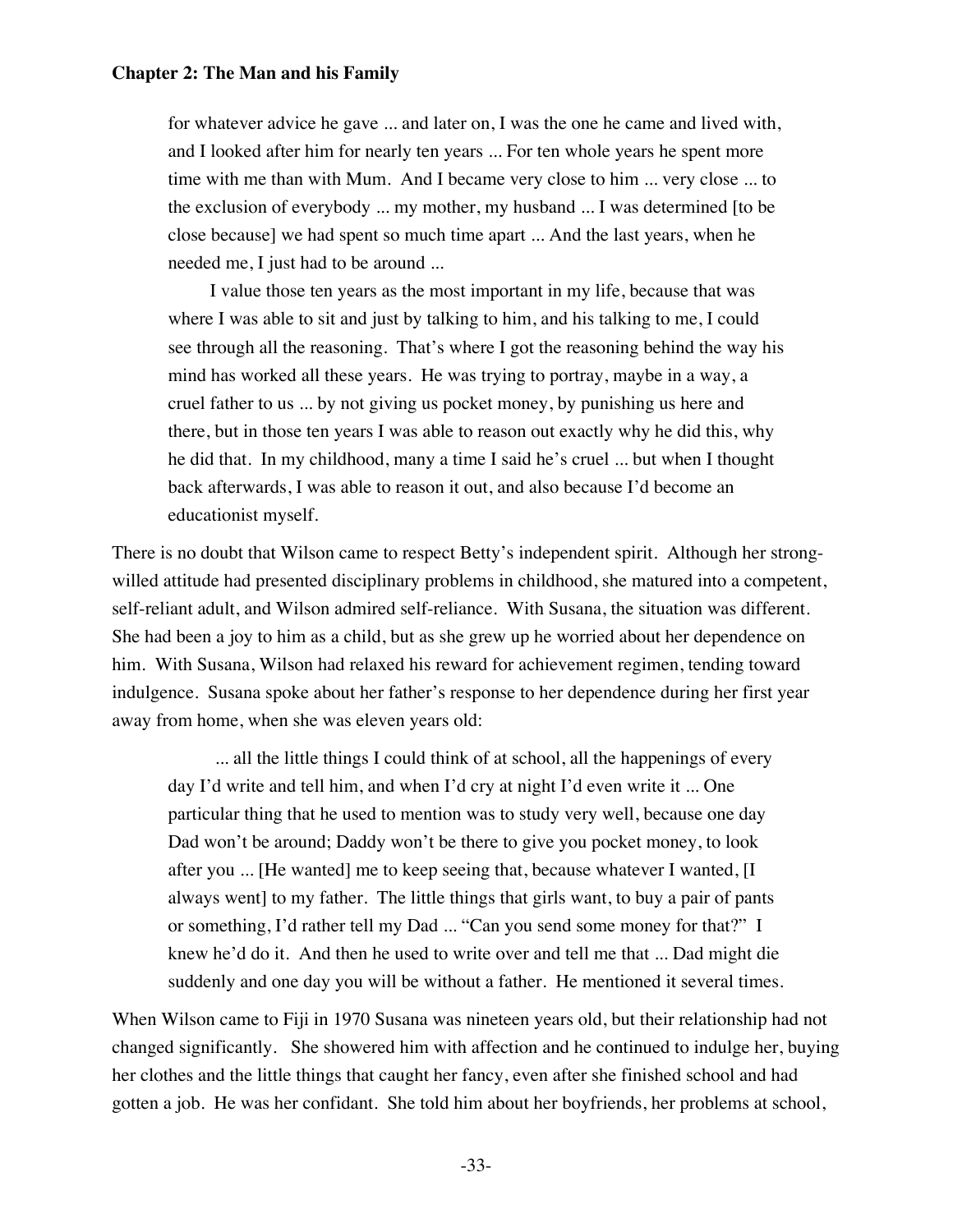> for whatever advice he gave ... and later on, I was the one he came and lived with, and I looked after him for nearly ten years ... For ten whole years he spent more time with me than with Mum. And I became very close to him ... very close ... to the exclusion of everybody ... my mother, my husband ... I was determined [to be close because] we had spent so much time apart ... And the last years, when he needed me, I just had to be around ...
>
> I value those ten years as the most important in my life, because that was where I was able to sit and just by talking to him, and his talking to me, I could see through all the reasoning. That's where I got the reasoning behind the way his mind has worked all these years. He was trying to portray, maybe in a way, a cruel father to us ... by not giving us pocket money, by punishing us here and there, but in those ten years I was able to reason out exactly why he did this, why he did that. In my childhood, many a time I said he's cruel ... but when I thought back afterwards, I was able to reason it out, and also because I'd become an educationist myself.

There is no doubt that Wilson came to respect Betty's independent spirit. Although her strong-willed attitude had presented disciplinary problems in childhood, she matured into a competent, self-reliant adult, and Wilson admired self-reliance. With Susana, the situation was different. She had been a joy to him as a child, but as she grew up he worried about her dependence on him. With Susana, Wilson had relaxed his reward for achievement regimen, tending toward indulgence. Susana spoke about her father's response to her dependence during her first year away from home, when she was eleven years old:

> ... all the little things I could think of at school, all the happenings of every day I'd write and tell him, and when I'd cry at night I'd even write it ... One particular thing that he used to mention was to study very well, because one day Dad won't be around; Daddy won't be there to give you pocket money, to look after you ... [He wanted] me to keep seeing that, because whatever I wanted, [I always went] to my father. The little things that girls want, to buy a pair of pants or something, I'd rather tell my Dad ... "Can you send some money for that?" I knew he'd do it. And then he used to write over and tell me that ... Dad might die suddenly and one day you will be without a father. He mentioned it several times.

When Wilson came to Fiji in 1970 Susana was nineteen years old, but their relationship had not changed significantly. She showered him with affection and he continued to indulge her, buying her clothes and the little things that caught her fancy, even after she finished school and had gotten a job. He was her confidant. She told him about her boyfriends, her problems at school,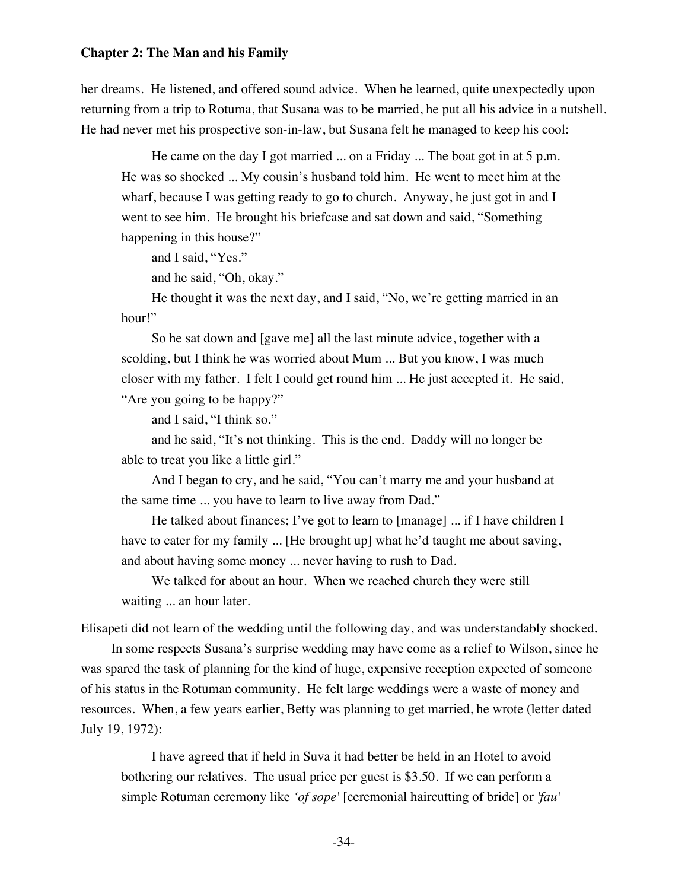her dreams. He listened, and offered sound advice. When he learned, quite unexpectedly upon returning from a trip to Rotuma, that Susana was to be married, he put all his advice in a nutshell. He had never met his prospective son-in-law, but Susana felt he managed to keep his cool:

> He came on the day I got married ... on a Friday ... The boat got in at 5 p.m. He was so shocked ... My cousin's husband told him. He went to meet him at the wharf, because I was getting ready to go to church. Anyway, he just got in and I went to see him. He brought his briefcase and sat down and said, "Something happening in this house?"
>
> and I said, "Yes."
>
> and he said, "Oh, okay."
>
> He thought it was the next day, and I said, "No, we're getting married in an hour!"
>
> So he sat down and [gave me] all the last minute advice, together with a scolding, but I think he was worried about Mum ... But you know, I was much closer with my father. I felt I could get round him ... He just accepted it. He said, "Are you going to be happy?"
>
> and I said, "I think so."
>
> and he said, "It's not thinking. This is the end. Daddy will no longer be able to treat you like a little girl."
>
> And I began to cry, and he said, "You can't marry me and your husband at the same time ... you have to learn to live away from Dad."
>
> He talked about finances; I've got to learn to [manage] ... if I have children I have to cater for my family ... [He brought up] what he'd taught me about saving, and about having some money ... never having to rush to Dad.
>
> We talked for about an hour. When we reached church they were still waiting ... an hour later.

Elisapeti did not learn of the wedding until the following day, and was understandably shocked.

In some respects Susana's surprise wedding may have come as a relief to Wilson, since he was spared the task of planning for the kind of huge, expensive reception expected of someone of his status in the Rotuman community. He felt large weddings were a waste of money and resources. When, a few years earlier, Betty was planning to get married, he wrote (letter dated July 19, 1972):

> I have agreed that if held in Suva it had better be held in an Hotel to avoid bothering our relatives. The usual price per guest is $3.50. If we can perform a simple Rotuman ceremony like *'of sope'* [ceremonial haircutting of bride] or *'fau'*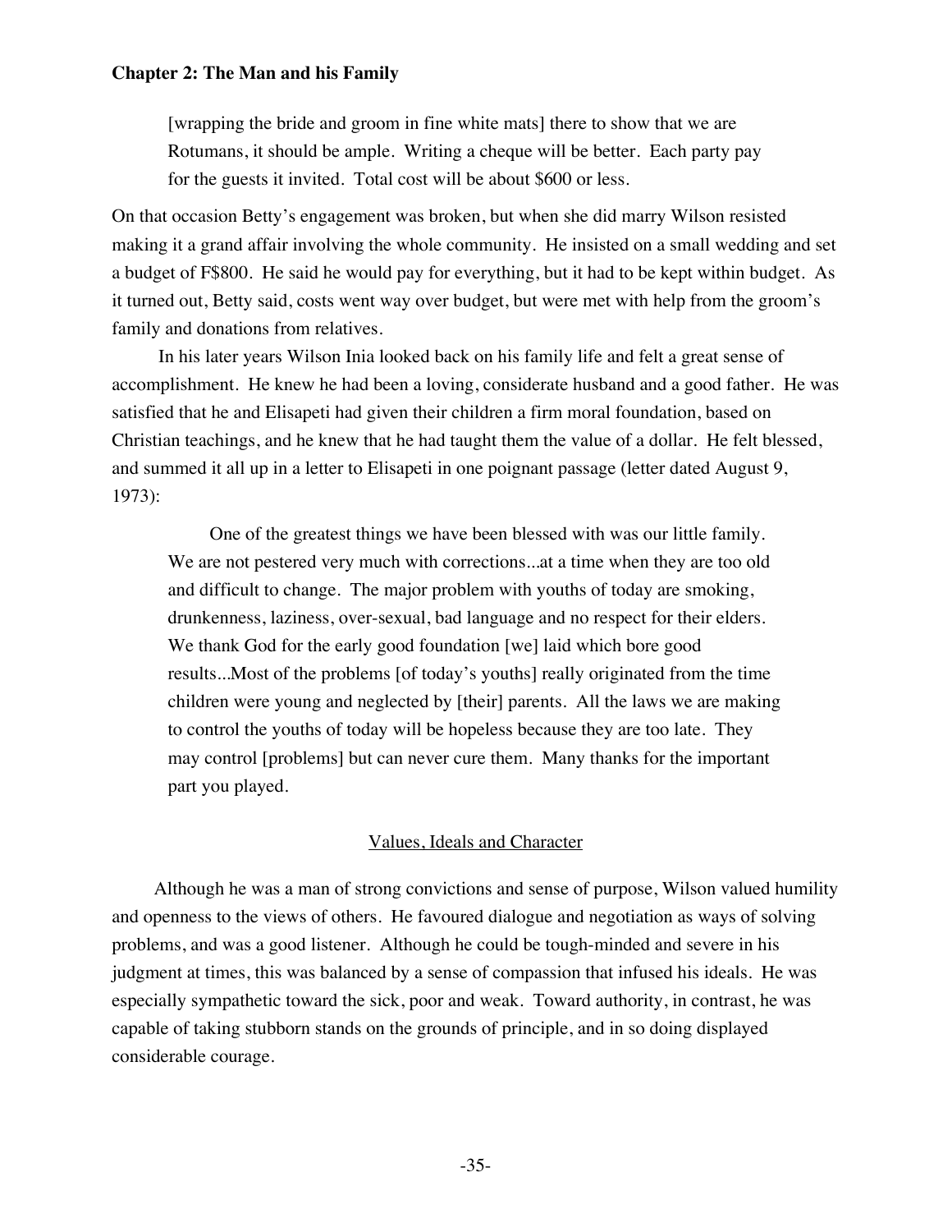> [wrapping the bride and groom in fine white mats] there to show that we are Rotumans, it should be ample. Writing a cheque will be better. Each party pay for the guests it invited. Total cost will be about $600 or less.

On that occasion Betty's engagement was broken, but when she did marry Wilson resisted making it a grand affair involving the whole community. He insisted on a small wedding and set a budget of F$800. He said he would pay for everything, but it had to be kept within budget. As it turned out, Betty said, costs went way over budget, but were met with help from the groom's family and donations from relatives.

In his later years Wilson Inia looked back on his family life and felt a great sense of accomplishment. He knew he had been a loving, considerate husband and a good father. He was satisfied that he and Elisapeti had given their children a firm moral foundation, based on Christian teachings, and he knew that he had taught them the value of a dollar. He felt blessed, and summed it all up in a letter to Elisapeti in one poignant passage (letter dated August 9, 1973):

> One of the greatest things we have been blessed with was our little family. We are not pestered very much with corrections...at a time when they are too old and difficult to change. The major problem with youths of today are smoking, drunkenness, laziness, over-sexual, bad language and no respect for their elders. We thank God for the early good foundation [we] laid which bore good results...Most of the problems [of today's youths] really originated from the time children were young and neglected by [their] parents. All the laws we are making to control the youths of today will be hopeless because they are too late. They may control [problems] but can never cure them. Many thanks for the important part you played.

## Values, Ideals and Character

Although he was a man of strong convictions and sense of purpose, Wilson valued humility and openness to the views of others. He favoured dialogue and negotiation as ways of solving problems, and was a good listener. Although he could be tough-minded and severe in his judgment at times, this was balanced by a sense of compassion that infused his ideals. He was especially sympathetic toward the sick, poor and weak. Toward authority, in contrast, he was capable of taking stubborn stands on the grounds of principle, and in so doing displayed considerable courage.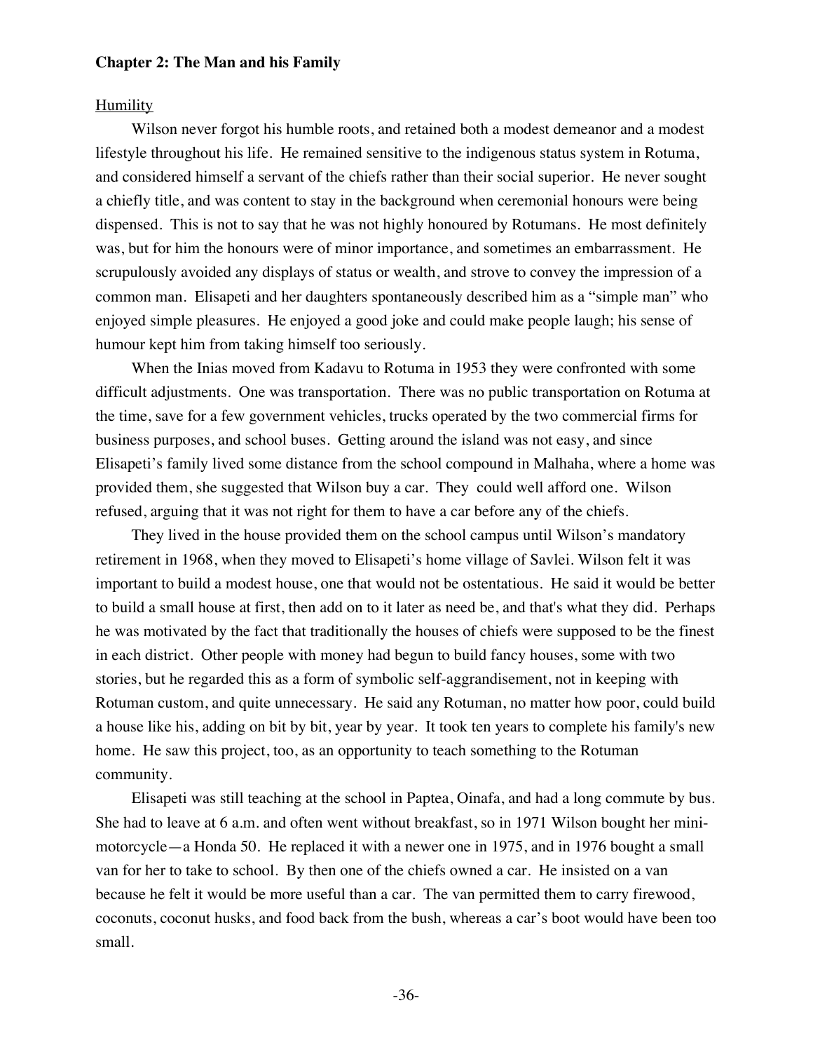## Chapter 2: The Man and his Family

### Humility

Wilson never forgot his humble roots, and retained both a modest demeanor and a modest lifestyle throughout his life. He remained sensitive to the indigenous status system in Rotuma, and considered himself a servant of the chiefs rather than their social superior. He never sought a chiefly title, and was content to stay in the background when ceremonial honours were being dispensed. This is not to say that he was not highly honoured by Rotumans. He most definitely was, but for him the honours were of minor importance, and sometimes an embarrassment. He scrupulously avoided any displays of status or wealth, and strove to convey the impression of a common man. Elisapeti and her daughters spontaneously described him as a "simple man" who enjoyed simple pleasures. He enjoyed a good joke and could make people laugh; his sense of humour kept him from taking himself too seriously.

When the Inias moved from Kadavu to Rotuma in 1953 they were confronted with some difficult adjustments. One was transportation. There was no public transportation on Rotuma at the time, save for a few government vehicles, trucks operated by the two commercial firms for business purposes, and school buses. Getting around the island was not easy, and since Elisapeti's family lived some distance from the school compound in Malhaha, where a home was provided them, she suggested that Wilson buy a car. They could well afford one. Wilson refused, arguing that it was not right for them to have a car before any of the chiefs.

They lived in the house provided them on the school campus until Wilson's mandatory retirement in 1968, when they moved to Elisapeti's home village of Savlei. Wilson felt it was important to build a modest house, one that would not be ostentatious. He said it would be better to build a small house at first, then add on to it later as need be, and that's what they did. Perhaps he was motivated by the fact that traditionally the houses of chiefs were supposed to be the finest in each district. Other people with money had begun to build fancy houses, some with two stories, but he regarded this as a form of symbolic self-aggrandisement, not in keeping with Rotuman custom, and quite unnecessary. He said any Rotuman, no matter how poor, could build a house like his, adding on bit by bit, year by year. It took ten years to complete his family's new home. He saw this project, too, as an opportunity to teach something to the Rotuman community.

Elisapeti was still teaching at the school in Paptea, Oinafa, and had a long commute by bus. She had to leave at 6 a.m. and often went without breakfast, so in 1971 Wilson bought her mini-motorcycle—a Honda 50. He replaced it with a newer one in 1975, and in 1976 bought a small van for her to take to school. By then one of the chiefs owned a car. He insisted on a van because he felt it would be more useful than a car. The van permitted them to carry firewood, coconuts, coconut husks, and food back from the bush, whereas a car's boot would have been too small.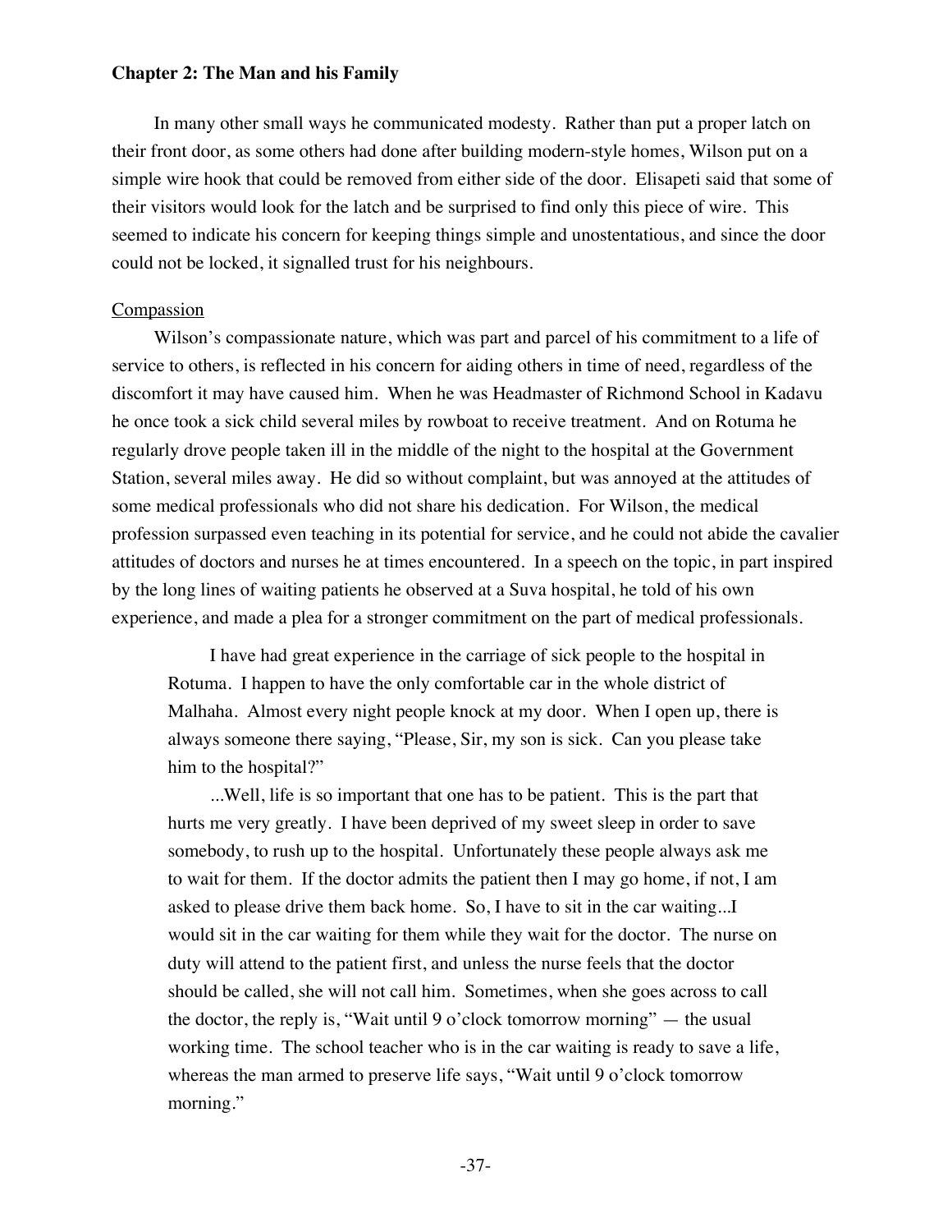In many other small ways he communicated modesty. Rather than put a proper latch on their front door, as some others had done after building modern-style homes, Wilson put on a simple wire hook that could be removed from either side of the door. Elisapeti said that some of their visitors would look for the latch and be surprised to find only this piece of wire. This seemed to indicate his concern for keeping things simple and unostentatious, and since the door could not be locked, it signalled trust for his neighbours.

### Compassion

Wilson's compassionate nature, which was part and parcel of his commitment to a life of service to others, is reflected in his concern for aiding others in time of need, regardless of the discomfort it may have caused him. When he was Headmaster of Richmond School in Kadavu he once took a sick child several miles by rowboat to receive treatment. And on Rotuma he regularly drove people taken ill in the middle of the night to the hospital at the Government Station, several miles away. He did so without complaint, but was annoyed at the attitudes of some medical professionals who did not share his dedication. For Wilson, the medical profession surpassed even teaching in its potential for service, and he could not abide the cavalier attitudes of doctors and nurses he at times encountered. In a speech on the topic, in part inspired by the long lines of waiting patients he observed at a Suva hospital, he told of his own experience, and made a plea for a stronger commitment on the part of medical professionals.

> I have had great experience in the carriage of sick people to the hospital in Rotuma. I happen to have the only comfortable car in the whole district of Malhaha. Almost every night people knock at my door. When I open up, there is always someone there saying, "Please, Sir, my son is sick. Can you please take him to the hospital?"
>
> ...Well, life is so important that one has to be patient. This is the part that hurts me very greatly. I have been deprived of my sweet sleep in order to save somebody, to rush up to the hospital. Unfortunately these people always ask me to wait for them. If the doctor admits the patient then I may go home, if not, I am asked to please drive them back home. So, I have to sit in the car waiting...I would sit in the car waiting for them while they wait for the doctor. The nurse on duty will attend to the patient first, and unless the nurse feels that the doctor should be called, she will not call him. Sometimes, when she goes across to call the doctor, the reply is, "Wait until 9 o'clock tomorrow morning" — the usual working time. The school teacher who is in the car waiting is ready to save a life, whereas the man armed to preserve life says, "Wait until 9 o'clock tomorrow morning."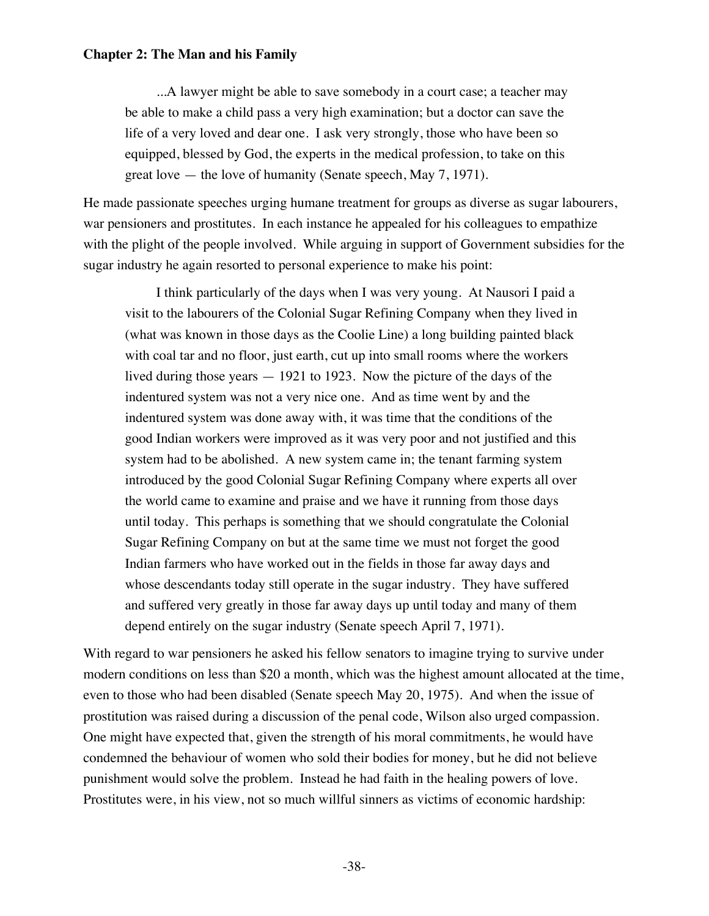**Chapter 2: The Man and his Family**

> ...A lawyer might be able to save somebody in a court case; a teacher may be able to make a child pass a very high examination; but a doctor can save the life of a very loved and dear one. I ask very strongly, those who have been so equipped, blessed by God, the experts in the medical profession, to take on this great love — the love of humanity (Senate speech, May 7, 1971).

He made passionate speeches urging humane treatment for groups as diverse as sugar labourers, war pensioners and prostitutes. In each instance he appealed for his colleagues to empathize with the plight of the people involved. While arguing in support of Government subsidies for the sugar industry he again resorted to personal experience to make his point:

> I think particularly of the days when I was very young. At Nausori I paid a visit to the labourers of the Colonial Sugar Refining Company when they lived in (what was known in those days as the Coolie Line) a long building painted black with coal tar and no floor, just earth, cut up into small rooms where the workers lived during those years — 1921 to 1923. Now the picture of the days of the indentured system was not a very nice one. And as time went by and the indentured system was done away with, it was time that the conditions of the good Indian workers were improved as it was very poor and not justified and this system had to be abolished. A new system came in; the tenant farming system introduced by the good Colonial Sugar Refining Company where experts all over the world came to examine and praise and we have it running from those days until today. This perhaps is something that we should congratulate the Colonial Sugar Refining Company on but at the same time we must not forget the good Indian farmers who have worked out in the fields in those far away days and whose descendants today still operate in the sugar industry. They have suffered and suffered very greatly in those far away days up until today and many of them depend entirely on the sugar industry (Senate speech April 7, 1971).

With regard to war pensioners he asked his fellow senators to imagine trying to survive under modern conditions on less than $20 a month, which was the highest amount allocated at the time, even to those who had been disabled (Senate speech May 20, 1975). And when the issue of prostitution was raised during a discussion of the penal code, Wilson also urged compassion. One might have expected that, given the strength of his moral commitments, he would have condemned the behaviour of women who sold their bodies for money, but he did not believe punishment would solve the problem. Instead he had faith in the healing powers of love. Prostitutes were, in his view, not so much willful sinners as victims of economic hardship: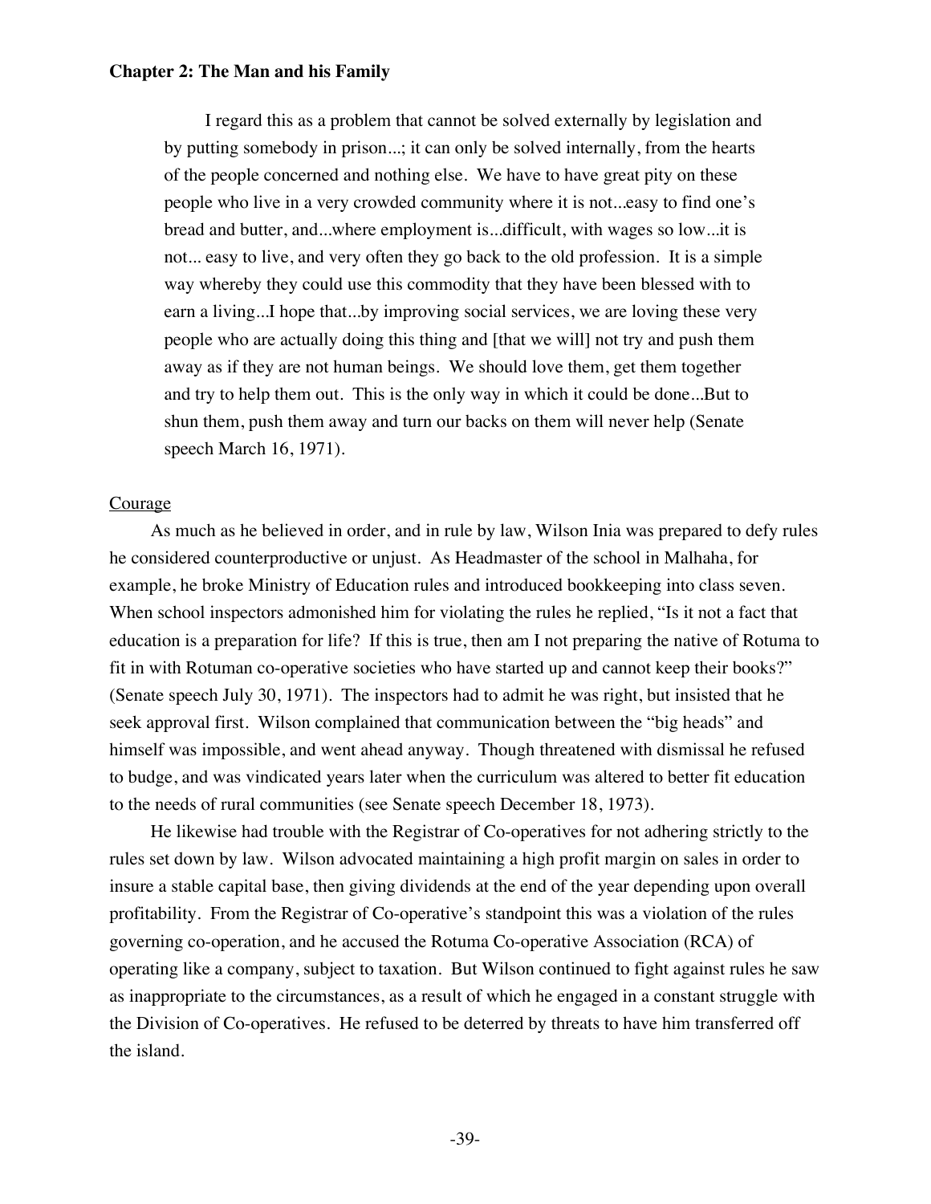> I regard this as a problem that cannot be solved externally by legislation and by putting somebody in prison...; it can only be solved internally, from the hearts of the people concerned and nothing else. We have to have great pity on these people who live in a very crowded community where it is not...easy to find one's bread and butter, and...where employment is...difficult, with wages so low...it is not... easy to live, and very often they go back to the old profession. It is a simple way whereby they could use this commodity that they have been blessed with to earn a living...I hope that...by improving social services, we are loving these very people who are actually doing this thing and [that we will] not try and push them away as if they are not human beings. We should love them, get them together and try to help them out. This is the only way in which it could be done...But to shun them, push them away and turn our backs on them will never help (Senate speech March 16, 1971).

### Courage

As much as he believed in order, and in rule by law, Wilson Inia was prepared to defy rules he considered counterproductive or unjust. As Headmaster of the school in Malhaha, for example, he broke Ministry of Education rules and introduced bookkeeping into class seven. When school inspectors admonished him for violating the rules he replied, "Is it not a fact that education is a preparation for life? If this is true, then am I not preparing the native of Rotuma to fit in with Rotuman co-operative societies who have started up and cannot keep their books?" (Senate speech July 30, 1971). The inspectors had to admit he was right, but insisted that he seek approval first. Wilson complained that communication between the "big heads" and himself was impossible, and went ahead anyway. Though threatened with dismissal he refused to budge, and was vindicated years later when the curriculum was altered to better fit education to the needs of rural communities (see Senate speech December 18, 1973).

He likewise had trouble with the Registrar of Co-operatives for not adhering strictly to the rules set down by law. Wilson advocated maintaining a high profit margin on sales in order to insure a stable capital base, then giving dividends at the end of the year depending upon overall profitability. From the Registrar of Co-operative's standpoint this was a violation of the rules governing co-operation, and he accused the Rotuma Co-operative Association (RCA) of operating like a company, subject to taxation. But Wilson continued to fight against rules he saw as inappropriate to the circumstances, as a result of which he engaged in a constant struggle with the Division of Co-operatives. He refused to be deterred by threats to have him transferred off the island.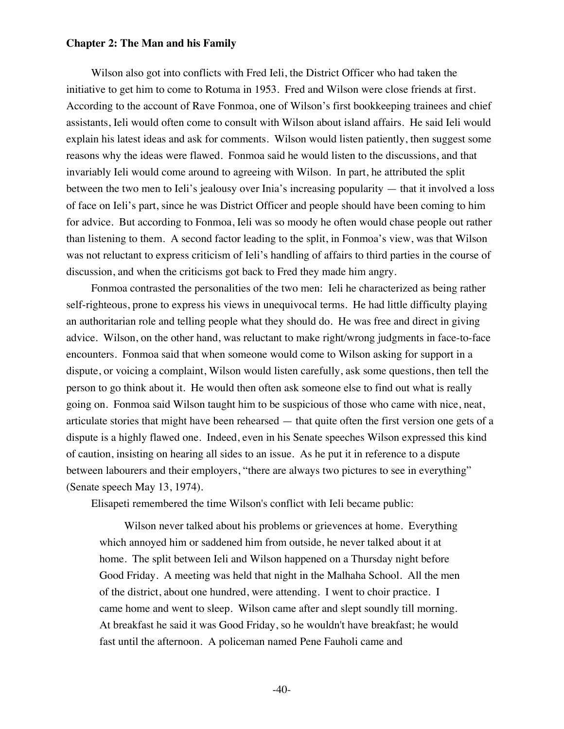**Chapter 2: The Man and his Family**

Wilson also got into conflicts with Fred Ieli, the District Officer who had taken the initiative to get him to come to Rotuma in 1953. Fred and Wilson were close friends at first. According to the account of Rave Fonmoa, one of Wilson's first bookkeeping trainees and chief assistants, Ieli would often come to consult with Wilson about island affairs. He said Ieli would explain his latest ideas and ask for comments. Wilson would listen patiently, then suggest some reasons why the ideas were flawed. Fonmoa said he would listen to the discussions, and that invariably Ieli would come around to agreeing with Wilson. In part, he attributed the split between the two men to Ieli's jealousy over Inia's increasing popularity — that it involved a loss of face on Ieli's part, since he was District Officer and people should have been coming to him for advice. But according to Fonmoa, Ieli was so moody he often would chase people out rather than listening to them. A second factor leading to the split, in Fonmoa's view, was that Wilson was not reluctant to express criticism of Ieli's handling of affairs to third parties in the course of discussion, and when the criticisms got back to Fred they made him angry.

Fonmoa contrasted the personalities of the two men: Ieli he characterized as being rather self-righteous, prone to express his views in unequivocal terms. He had little difficulty playing an authoritarian role and telling people what they should do. He was free and direct in giving advice. Wilson, on the other hand, was reluctant to make right/wrong judgments in face-to-face encounters. Fonmoa said that when someone would come to Wilson asking for support in a dispute, or voicing a complaint, Wilson would listen carefully, ask some questions, then tell the person to go think about it. He would then often ask someone else to find out what is really going on. Fonmoa said Wilson taught him to be suspicious of those who came with nice, neat, articulate stories that might have been rehearsed — that quite often the first version one gets of a dispute is a highly flawed one. Indeed, even in his Senate speeches Wilson expressed this kind of caution, insisting on hearing all sides to an issue. As he put it in reference to a dispute between labourers and their employers, "there are always two pictures to see in everything" (Senate speech May 13, 1974).

Elisapeti remembered the time Wilson's conflict with Ieli became public:

> Wilson never talked about his problems or grievences at home. Everything which annoyed him or saddened him from outside, he never talked about it at home. The split between Ieli and Wilson happened on a Thursday night before Good Friday. A meeting was held that night in the Malhaha School. All the men of the district, about one hundred, were attending. I went to choir practice. I came home and went to sleep. Wilson came after and slept soundly till morning. At breakfast he said it was Good Friday, so he wouldn't have breakfast; he would fast until the afternoon. A policeman named Pene Fauholi came and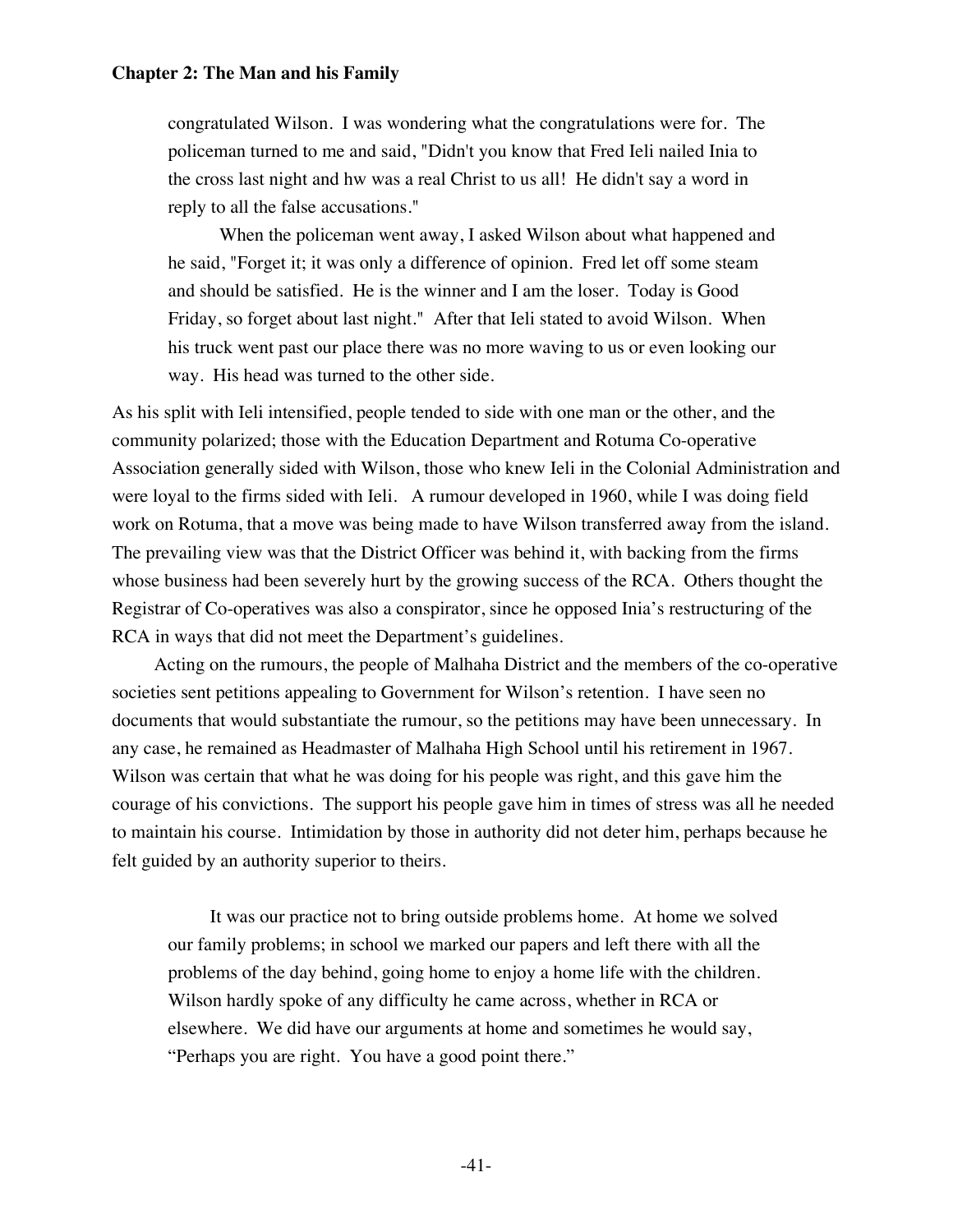> congratulated Wilson. I was wondering what the congratulations were for. The policeman turned to me and said, "Didn't you know that Fred Ieli nailed Inia to the cross last night and hw was a real Christ to us all! He didn't say a word in reply to all the false accusations."
>
> When the policeman went away, I asked Wilson about what happened and he said, "Forget it; it was only a difference of opinion. Fred let off some steam and should be satisfied. He is the winner and I am the loser. Today is Good Friday, so forget about last night." After that Ieli stated to avoid Wilson. When his truck went past our place there was no more waving to us or even looking our way. His head was turned to the other side.

As his split with Ieli intensified, people tended to side with one man or the other, and the community polarized; those with the Education Department and Rotuma Co-operative Association generally sided with Wilson, those who knew Ieli in the Colonial Administration and were loyal to the firms sided with Ieli. A rumour developed in 1960, while I was doing field work on Rotuma, that a move was being made to have Wilson transferred away from the island. The prevailing view was that the District Officer was behind it, with backing from the firms whose business had been severely hurt by the growing success of the RCA. Others thought the Registrar of Co-operatives was also a conspirator, since he opposed Inia's restructuring of the RCA in ways that did not meet the Department's guidelines.

Acting on the rumours, the people of Malhaha District and the members of the co-operative societies sent petitions appealing to Government for Wilson's retention. I have seen no documents that would substantiate the rumour, so the petitions may have been unnecessary. In any case, he remained as Headmaster of Malhaha High School until his retirement in 1967. Wilson was certain that what he was doing for his people was right, and this gave him the courage of his convictions. The support his people gave him in times of stress was all he needed to maintain his course. Intimidation by those in authority did not deter him, perhaps because he felt guided by an authority superior to theirs.

> It was our practice not to bring outside problems home. At home we solved our family problems; in school we marked our papers and left there with all the problems of the day behind, going home to enjoy a home life with the children. Wilson hardly spoke of any difficulty he came across, whether in RCA or elsewhere. We did have our arguments at home and sometimes he would say, "Perhaps you are right. You have a good point there."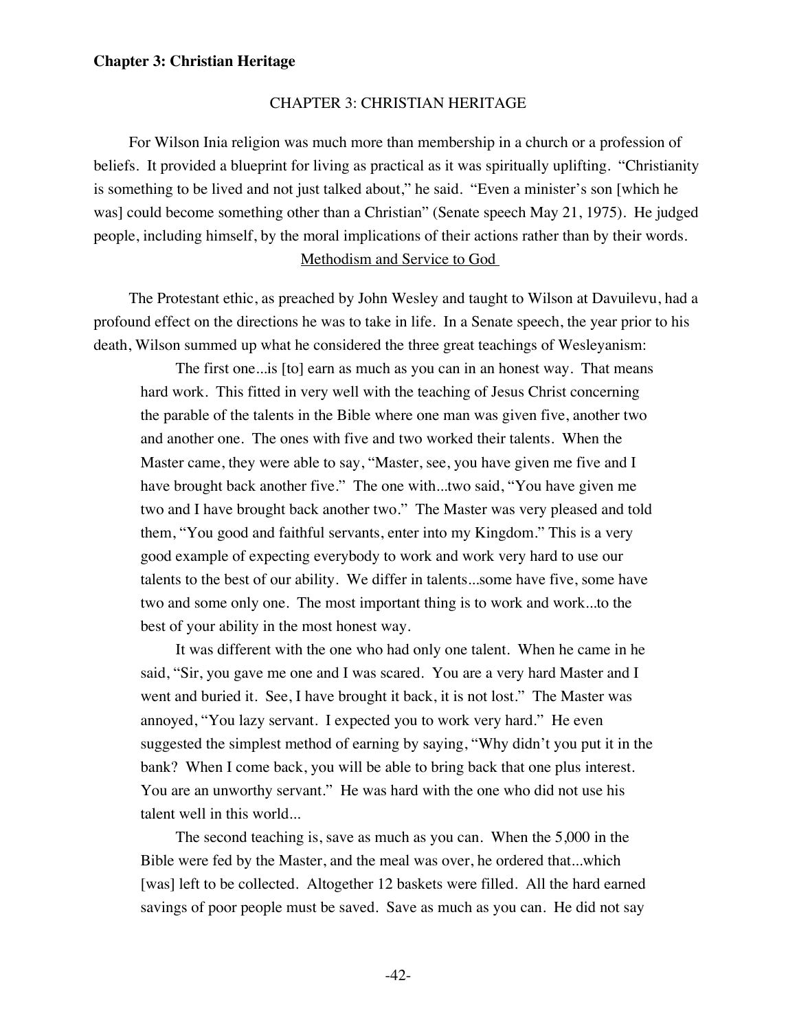# CHAPTER 3: CHRISTIAN HERITAGE

For Wilson Inia religion was much more than membership in a church or a profession of beliefs. It provided a blueprint for living as practical as it was spiritually uplifting. "Christianity is something to be lived and not just talked about," he said. "Even a minister's son [which he was] could become something other than a Christian" (Senate speech May 21, 1975). He judged people, including himself, by the moral implications of their actions rather than by their words.

## Methodism and Service to God

The Protestant ethic, as preached by John Wesley and taught to Wilson at Davuilevu, had a profound effect on the directions he was to take in life. In a Senate speech, the year prior to his death, Wilson summed up what he considered the three great teachings of Wesleyanism:

> The first one...is [to] earn as much as you can in an honest way. That means hard work. This fitted in very well with the teaching of Jesus Christ concerning the parable of the talents in the Bible where one man was given five, another two and another one. The ones with five and two worked their talents. When the Master came, they were able to say, "Master, see, you have given me five and I have brought back another five." The one with...two said, "You have given me two and I have brought back another two." The Master was very pleased and told them, "You good and faithful servants, enter into my Kingdom." This is a very good example of expecting everybody to work and work very hard to use our talents to the best of our ability. We differ in talents...some have five, some have two and some only one. The most important thing is to work and work...to the best of your ability in the most honest way.
>
> It was different with the one who had only one talent. When he came in he said, "Sir, you gave me one and I was scared. You are a very hard Master and I went and buried it. See, I have brought it back, it is not lost." The Master was annoyed, "You lazy servant. I expected you to work very hard." He even suggested the simplest method of earning by saying, "Why didn't you put it in the bank? When I come back, you will be able to bring back that one plus interest. You are an unworthy servant." He was hard with the one who did not use his talent well in this world...
>
> The second teaching is, save as much as you can. When the 5,000 in the Bible were fed by the Master, and the meal was over, he ordered that...which [was] left to be collected. Altogether 12 baskets were filled. All the hard earned savings of poor people must be saved. Save as much as you can. He did not say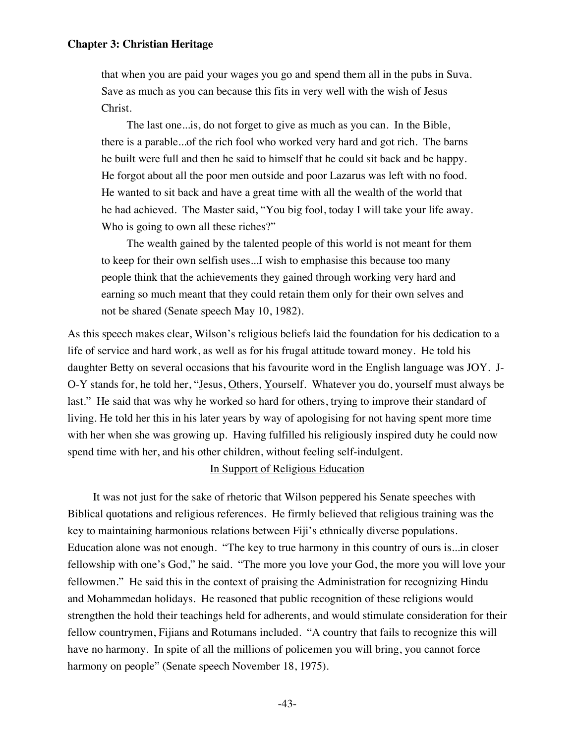> that when you are paid your wages you go and spend them all in the pubs in Suva. Save as much as you can because this fits in very well with the wish of Jesus Christ.
>
> The last one...is, do not forget to give as much as you can. In the Bible, there is a parable...of the rich fool who worked very hard and got rich. The barns he built were full and then he said to himself that he could sit back and be happy. He forgot about all the poor men outside and poor Lazarus was left with no food. He wanted to sit back and have a great time with all the wealth of the world that he had achieved. The Master said, "You big fool, today I will take your life away. Who is going to own all these riches?"
>
> The wealth gained by the talented people of this world is not meant for them to keep for their own selfish uses...I wish to emphasise this because too many people think that the achievements they gained through working very hard and earning so much meant that they could retain them only for their own selves and not be shared (Senate speech May 10, 1982).

As this speech makes clear, Wilson's religious beliefs laid the foundation for his dedication to a life of service and hard work, as well as for his frugal attitude toward money. He told his daughter Betty on several occasions that his favourite word in the English language was JOY. J-O-Y stands for, he told her, "Jesus, Others, Yourself. Whatever you do, yourself must always be last." He said that was why he worked so hard for others, trying to improve their standard of living. He told her this in his later years by way of apologising for not having spent more time with her when she was growing up. Having fulfilled his religiously inspired duty he could now spend time with her, and his other children, without feeling self-indulgent.

## In Support of Religious Education

It was not just for the sake of rhetoric that Wilson peppered his Senate speeches with Biblical quotations and religious references. He firmly believed that religious training was the key to maintaining harmonious relations between Fiji's ethnically diverse populations. Education alone was not enough. "The key to true harmony in this country of ours is...in closer fellowship with one's God," he said. "The more you love your God, the more you will love your fellowmen." He said this in the context of praising the Administration for recognizing Hindu and Mohammedan holidays. He reasoned that public recognition of these religions would strengthen the hold their teachings held for adherents, and would stimulate consideration for their fellow countrymen, Fijians and Rotumans included. "A country that fails to recognize this will have no harmony. In spite of all the millions of policemen you will bring, you cannot force harmony on people" (Senate speech November 18, 1975).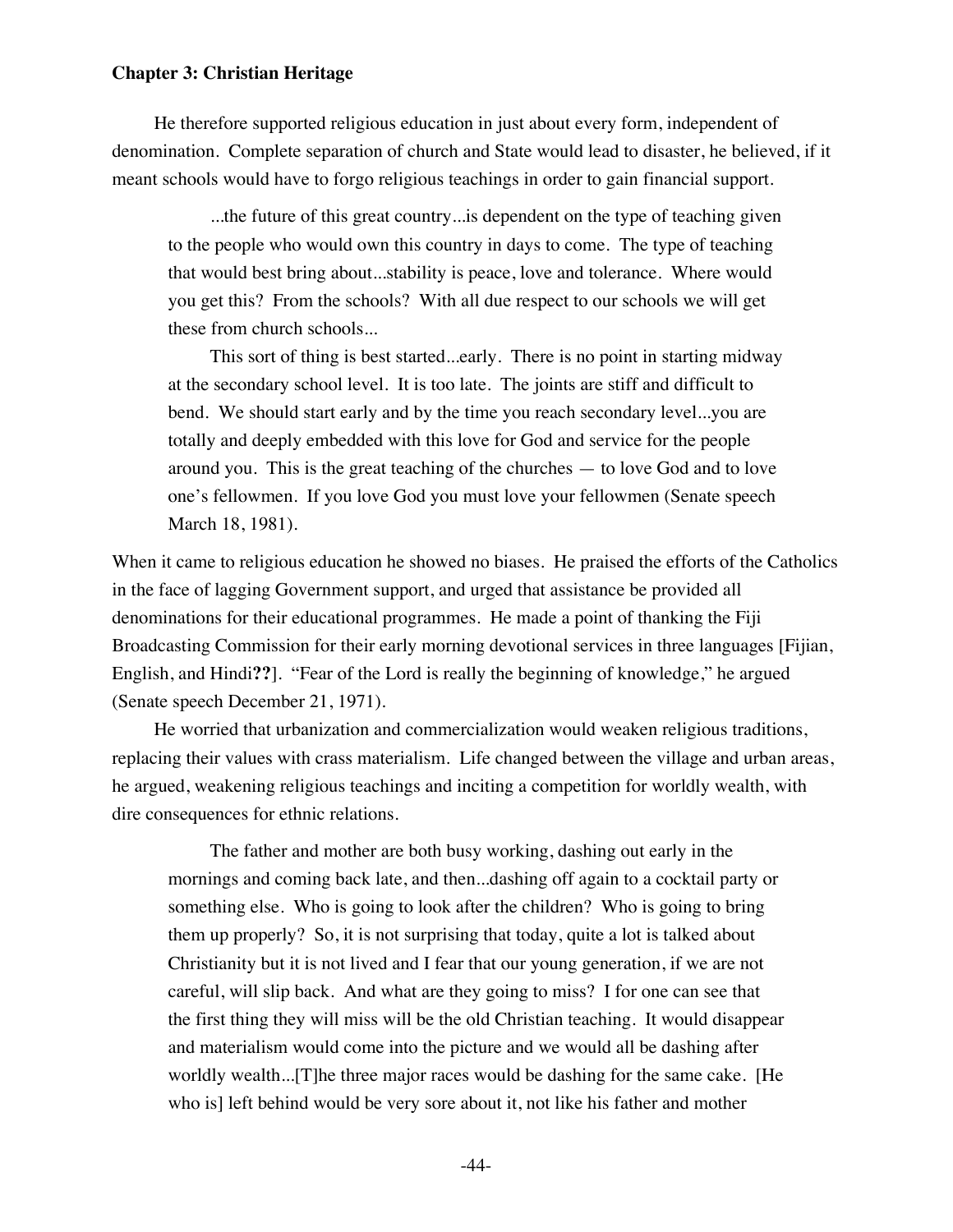He therefore supported religious education in just about every form, independent of denomination. Complete separation of church and State would lead to disaster, he believed, if it meant schools would have to forgo religious teachings in order to gain financial support.

> ...the future of this great country...is dependent on the type of teaching given to the people who would own this country in days to come. The type of teaching that would best bring about...stability is peace, love and tolerance. Where would you get this? From the schools? With all due respect to our schools we will get these from church schools...
>
> This sort of thing is best started...early. There is no point in starting midway at the secondary school level. It is too late. The joints are stiff and difficult to bend. We should start early and by the time you reach secondary level...you are totally and deeply embedded with this love for God and service for the people around you. This is the great teaching of the churches — to love God and to love one's fellowmen. If you love God you must love your fellowmen (Senate speech March 18, 1981).

When it came to religious education he showed no biases. He praised the efforts of the Catholics in the face of lagging Government support, and urged that assistance be provided all denominations for their educational programmes. He made a point of thanking the Fiji Broadcasting Commission for their early morning devotional services in three languages [Fijian, English, and Hindi**??**]. "Fear of the Lord is really the beginning of knowledge," he argued (Senate speech December 21, 1971).

He worried that urbanization and commercialization would weaken religious traditions, replacing their values with crass materialism. Life changed between the village and urban areas, he argued, weakening religious teachings and inciting a competition for worldly wealth, with dire consequences for ethnic relations.

> The father and mother are both busy working, dashing out early in the mornings and coming back late, and then...dashing off again to a cocktail party or something else. Who is going to look after the children? Who is going to bring them up properly? So, it is not surprising that today, quite a lot is talked about Christianity but it is not lived and I fear that our young generation, if we are not careful, will slip back. And what are they going to miss? I for one can see that the first thing they will miss will be the old Christian teaching. It would disappear and materialism would come into the picture and we would all be dashing after worldly wealth...[T]he three major races would be dashing for the same cake. [He who is] left behind would be very sore about it, not like his father and mother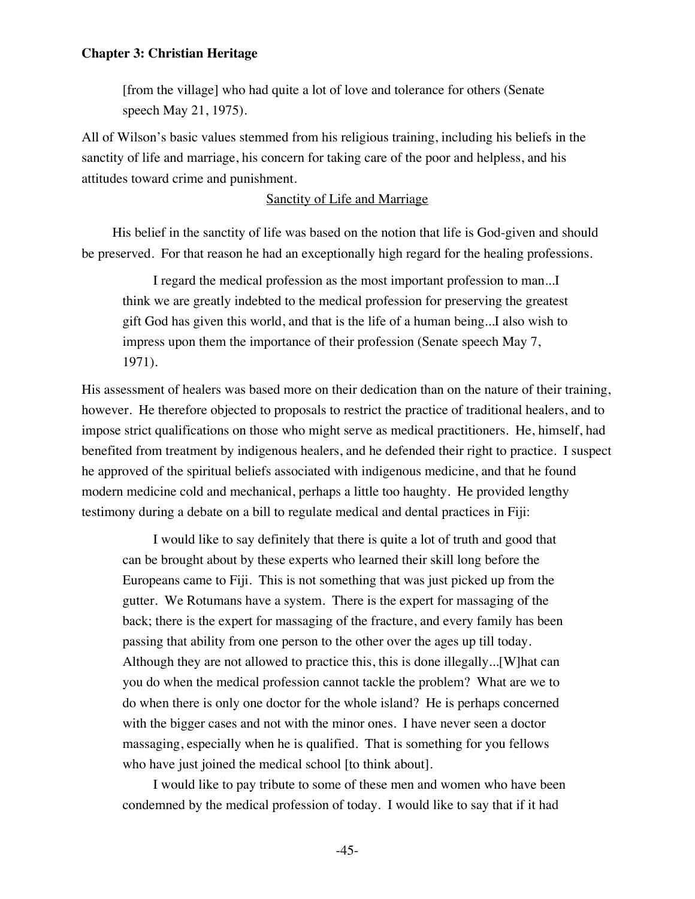> [from the village] who had quite a lot of love and tolerance for others (Senate speech May 21, 1975).

All of Wilson's basic values stemmed from his religious training, including his beliefs in the sanctity of life and marriage, his concern for taking care of the poor and helpless, and his attitudes toward crime and punishment.

<u>Sanctity of Life and Marriage</u>

His belief in the sanctity of life was based on the notion that life is God-given and should be preserved. For that reason he had an exceptionally high regard for the healing professions.

> I regard the medical profession as the most important profession to man...I think we are greatly indebted to the medical profession for preserving the greatest gift God has given this world, and that is the life of a human being...I also wish to impress upon them the importance of their profession (Senate speech May 7, 1971).

His assessment of healers was based more on their dedication than on the nature of their training, however. He therefore objected to proposals to restrict the practice of traditional healers, and to impose strict qualifications on those who might serve as medical practitioners. He, himself, had benefited from treatment by indigenous healers, and he defended their right to practice. I suspect he approved of the spiritual beliefs associated with indigenous medicine, and that he found modern medicine cold and mechanical, perhaps a little too haughty. He provided lengthy testimony during a debate on a bill to regulate medical and dental practices in Fiji:

> I would like to say definitely that there is quite a lot of truth and good that can be brought about by these experts who learned their skill long before the Europeans came to Fiji. This is not something that was just picked up from the gutter. We Rotumans have a system. There is the expert for massaging of the back; there is the expert for massaging of the fracture, and every family has been passing that ability from one person to the other over the ages up till today. Although they are not allowed to practice this, this is done illegally...[W]hat can you do when the medical profession cannot tackle the problem? What are we to do when there is only one doctor for the whole island? He is perhaps concerned with the bigger cases and not with the minor ones. I have never seen a doctor massaging, especially when he is qualified. That is something for you fellows who have just joined the medical school [to think about].
>
> I would like to pay tribute to some of these men and women who have been condemned by the medical profession of today. I would like to say that if it had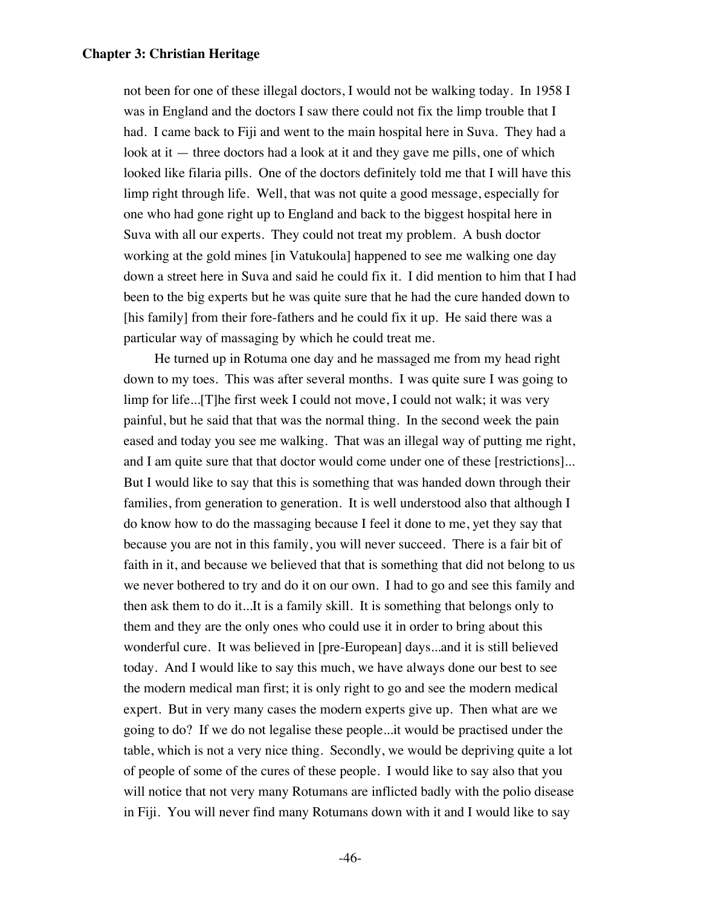not been for one of these illegal doctors, I would not be walking today. In 1958 I was in England and the doctors I saw there could not fix the limp trouble that I had. I came back to Fiji and went to the main hospital here in Suva. They had a look at it — three doctors had a look at it and they gave me pills, one of which looked like filaria pills. One of the doctors definitely told me that I will have this limp right through life. Well, that was not quite a good message, especially for one who had gone right up to England and back to the biggest hospital here in Suva with all our experts. They could not treat my problem. A bush doctor working at the gold mines [in Vatukoula] happened to see me walking one day down a street here in Suva and said he could fix it. I did mention to him that I had been to the big experts but he was quite sure that he had the cure handed down to [his family] from their fore-fathers and he could fix it up. He said there was a particular way of massaging by which he could treat me.

He turned up in Rotuma one day and he massaged me from my head right down to my toes. This was after several months. I was quite sure I was going to limp for life...[T]he first week I could not move, I could not walk; it was very painful, but he said that that was the normal thing. In the second week the pain eased and today you see me walking. That was an illegal way of putting me right, and I am quite sure that that doctor would come under one of these [restrictions]... But I would like to say that this is something that was handed down through their families, from generation to generation. It is well understood also that although I do know how to do the massaging because I feel it done to me, yet they say that because you are not in this family, you will never succeed. There is a fair bit of faith in it, and because we believed that that is something that did not belong to us we never bothered to try and do it on our own. I had to go and see this family and then ask them to do it...It is a family skill. It is something that belongs only to them and they are the only ones who could use it in order to bring about this wonderful cure. It was believed in [pre-European] days...and it is still believed today. And I would like to say this much, we have always done our best to see the modern medical man first; it is only right to go and see the modern medical expert. But in very many cases the modern experts give up. Then what are we going to do? If we do not legalise these people...it would be practised under the table, which is not a very nice thing. Secondly, we would be depriving quite a lot of people of some of the cures of these people. I would like to say also that you will notice that not very many Rotumans are inflicted badly with the polio disease in Fiji. You will never find many Rotumans down with it and I would like to say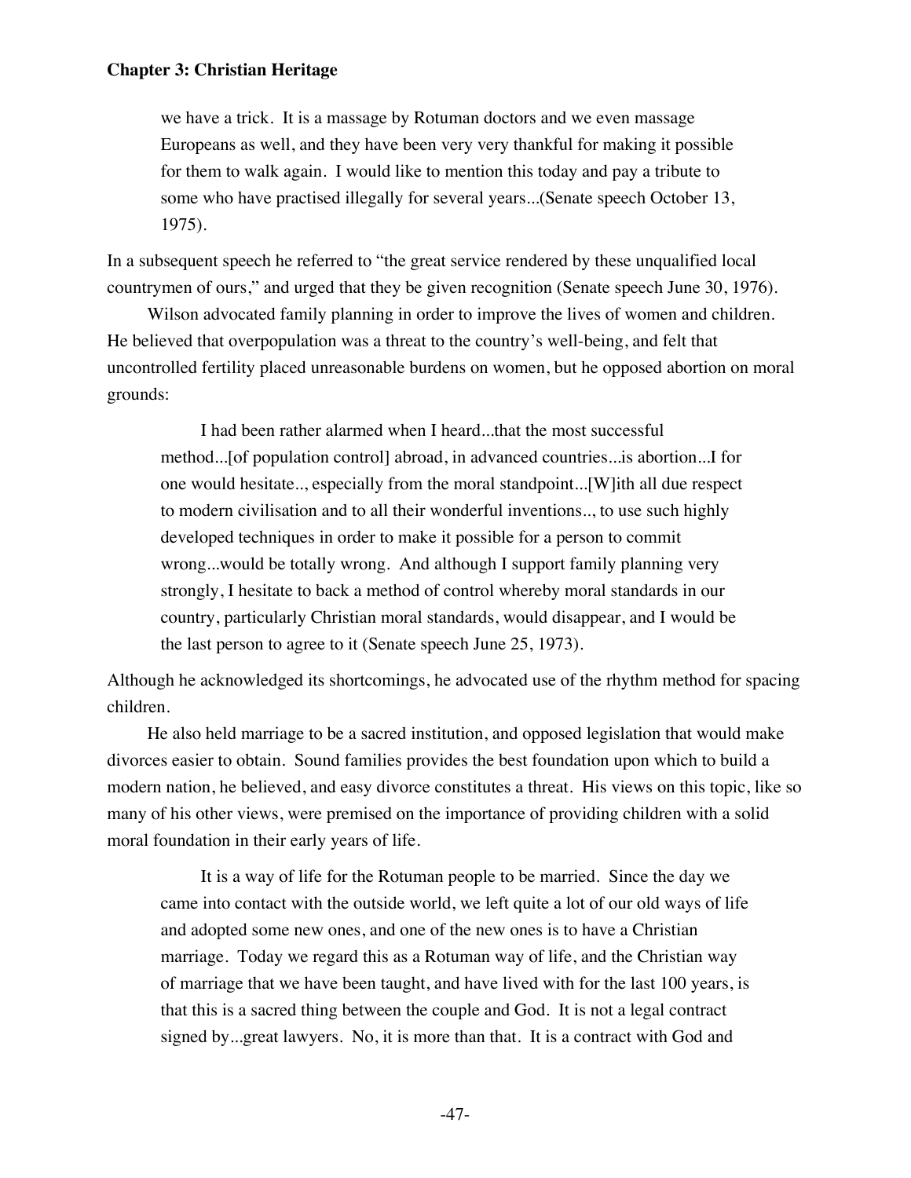> we have a trick. It is a massage by Rotuman doctors and we even massage Europeans as well, and they have been very very thankful for making it possible for them to walk again. I would like to mention this today and pay a tribute to some who have practised illegally for several years...(Senate speech October 13, 1975).

In a subsequent speech he referred to "the great service rendered by these unqualified local countrymen of ours," and urged that they be given recognition (Senate speech June 30, 1976).

Wilson advocated family planning in order to improve the lives of women and children. He believed that overpopulation was a threat to the country's well-being, and felt that uncontrolled fertility placed unreasonable burdens on women, but he opposed abortion on moral grounds:

> I had been rather alarmed when I heard...that the most successful method...[of population control] abroad, in advanced countries...is abortion...I for one would hesitate.., especially from the moral standpoint...[W]ith all due respect to modern civilisation and to all their wonderful inventions.., to use such highly developed techniques in order to make it possible for a person to commit wrong...would be totally wrong. And although I support family planning very strongly, I hesitate to back a method of control whereby moral standards in our country, particularly Christian moral standards, would disappear, and I would be the last person to agree to it (Senate speech June 25, 1973).

Although he acknowledged its shortcomings, he advocated use of the rhythm method for spacing children.

He also held marriage to be a sacred institution, and opposed legislation that would make divorces easier to obtain. Sound families provides the best foundation upon which to build a modern nation, he believed, and easy divorce constitutes a threat. His views on this topic, like so many of his other views, were premised on the importance of providing children with a solid moral foundation in their early years of life.

> It is a way of life for the Rotuman people to be married. Since the day we came into contact with the outside world, we left quite a lot of our old ways of life and adopted some new ones, and one of the new ones is to have a Christian marriage. Today we regard this as a Rotuman way of life, and the Christian way of marriage that we have been taught, and have lived with for the last 100 years, is that this is a sacred thing between the couple and God. It is not a legal contract signed by...great lawyers. No, it is more than that. It is a contract with God and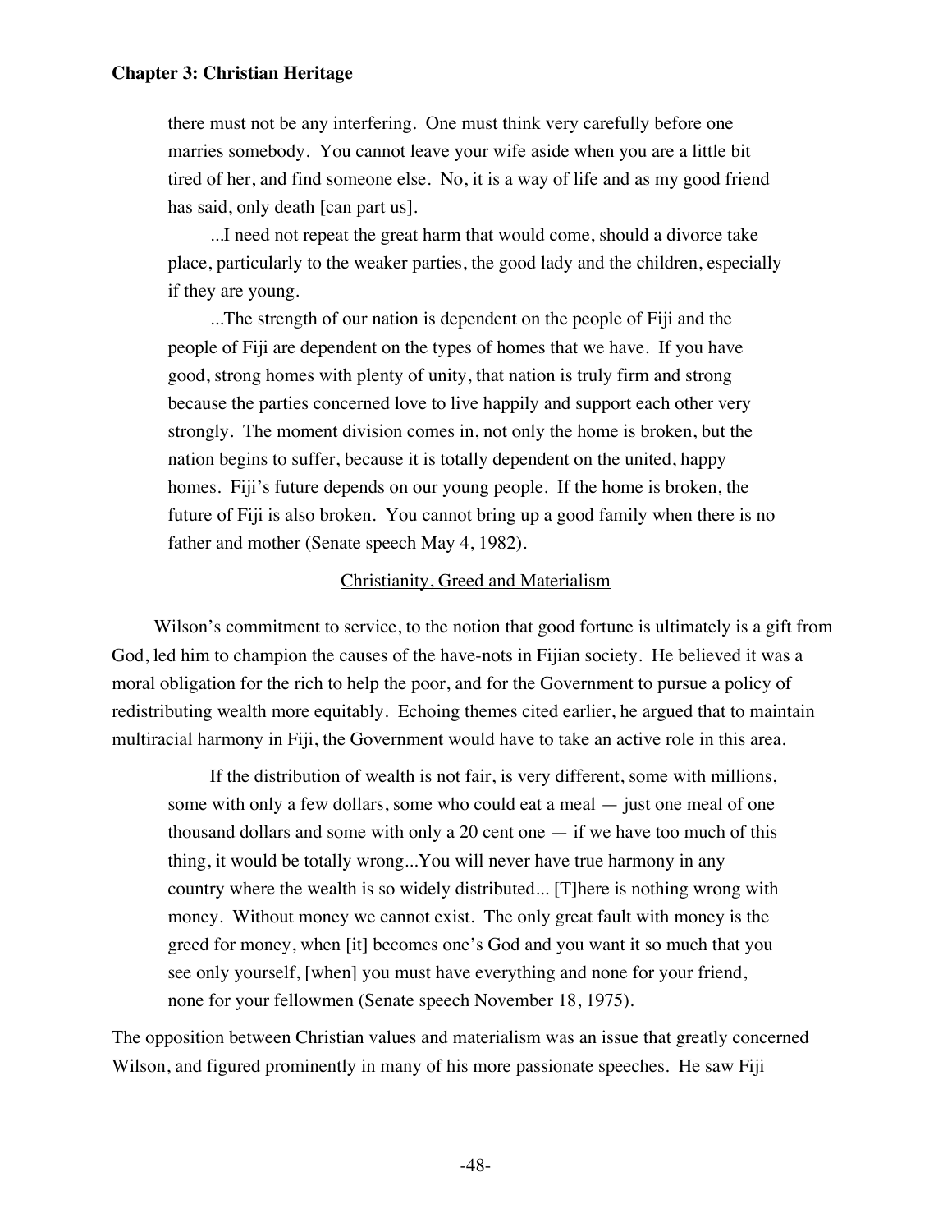there must not be any interfering. One must think very carefully before one marries somebody. You cannot leave your wife aside when you are a little bit tired of her, and find someone else. No, it is a way of life and as my good friend has said, only death [can part us].

> ...I need not repeat the great harm that would come, should a divorce take place, particularly to the weaker parties, the good lady and the children, especially if they are young.
>
> ...The strength of our nation is dependent on the people of Fiji and the people of Fiji are dependent on the types of homes that we have. If you have good, strong homes with plenty of unity, that nation is truly firm and strong because the parties concerned love to live happily and support each other very strongly. The moment division comes in, not only the home is broken, but the nation begins to suffer, because it is totally dependent on the united, happy homes. Fiji's future depends on our young people. If the home is broken, the future of Fiji is also broken. You cannot bring up a good family when there is no father and mother (Senate speech May 4, 1982).

### Christianity, Greed and Materialism

Wilson's commitment to service, to the notion that good fortune is ultimately is a gift from God, led him to champion the causes of the have-nots in Fijian society. He believed it was a moral obligation for the rich to help the poor, and for the Government to pursue a policy of redistributing wealth more equitably. Echoing themes cited earlier, he argued that to maintain multiracial harmony in Fiji, the Government would have to take an active role in this area.

> If the distribution of wealth is not fair, is very different, some with millions, some with only a few dollars, some who could eat a meal — just one meal of one thousand dollars and some with only a 20 cent one — if we have too much of this thing, it would be totally wrong...You will never have true harmony in any country where the wealth is so widely distributed... [T]here is nothing wrong with money. Without money we cannot exist. The only great fault with money is the greed for money, when [it] becomes one's God and you want it so much that you see only yourself, [when] you must have everything and none for your friend, none for your fellowmen (Senate speech November 18, 1975).

The opposition between Christian values and materialism was an issue that greatly concerned Wilson, and figured prominently in many of his more passionate speeches. He saw Fiji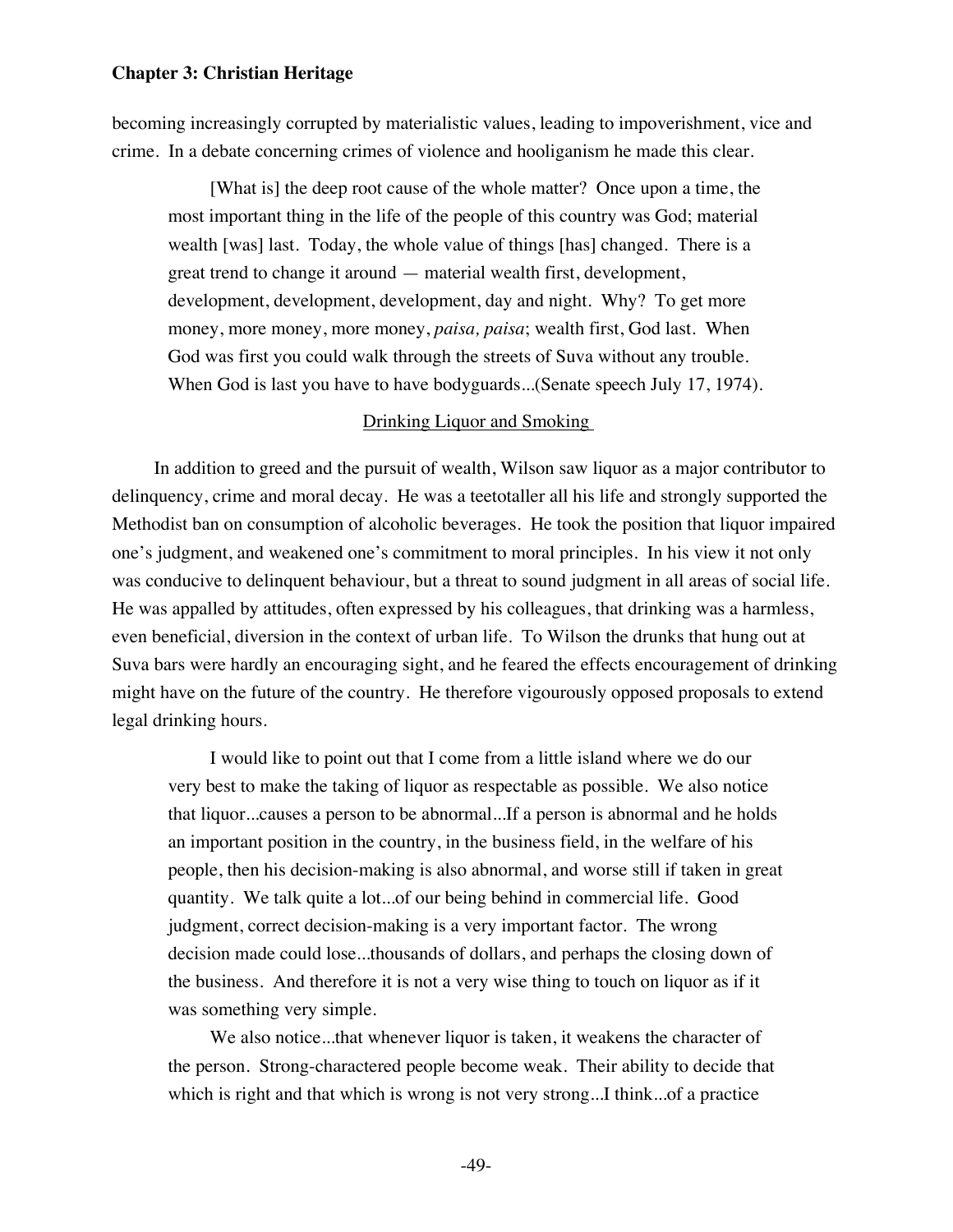becoming increasingly corrupted by materialistic values, leading to impoverishment, vice and crime. In a debate concerning crimes of violence and hooliganism he made this clear.

> [What is] the deep root cause of the whole matter? Once upon a time, the most important thing in the life of the people of this country was God; material wealth [was] last. Today, the whole value of things [has] changed. There is a great trend to change it around — material wealth first, development, development, development, development, day and night. Why? To get more money, more money, more money, *paisa, paisa*; wealth first, God last. When God was first you could walk through the streets of Suva without any trouble. When God is last you have to have bodyguards...(Senate speech July 17, 1974).

### Drinking Liquor and Smoking

In addition to greed and the pursuit of wealth, Wilson saw liquor as a major contributor to delinquency, crime and moral decay. He was a teetotaller all his life and strongly supported the Methodist ban on consumption of alcoholic beverages. He took the position that liquor impaired one's judgment, and weakened one's commitment to moral principles. In his view it not only was conducive to delinquent behaviour, but a threat to sound judgment in all areas of social life. He was appalled by attitudes, often expressed by his colleagues, that drinking was a harmless, even beneficial, diversion in the context of urban life. To Wilson the drunks that hung out at Suva bars were hardly an encouraging sight, and he feared the effects encouragement of drinking might have on the future of the country. He therefore vigourously opposed proposals to extend legal drinking hours.

> I would like to point out that I come from a little island where we do our very best to make the taking of liquor as respectable as possible. We also notice that liquor...causes a person to be abnormal...If a person is abnormal and he holds an important position in the country, in the business field, in the welfare of his people, then his decision-making is also abnormal, and worse still if taken in great quantity. We talk quite a lot...of our being behind in commercial life. Good judgment, correct decision-making is a very important factor. The wrong decision made could lose...thousands of dollars, and perhaps the closing down of the business. And therefore it is not a very wise thing to touch on liquor as if it was something very simple.
>
> We also notice...that whenever liquor is taken, it weakens the character of the person. Strong-charactered people become weak. Their ability to decide that which is right and that which is wrong is not very strong...I think...of a practice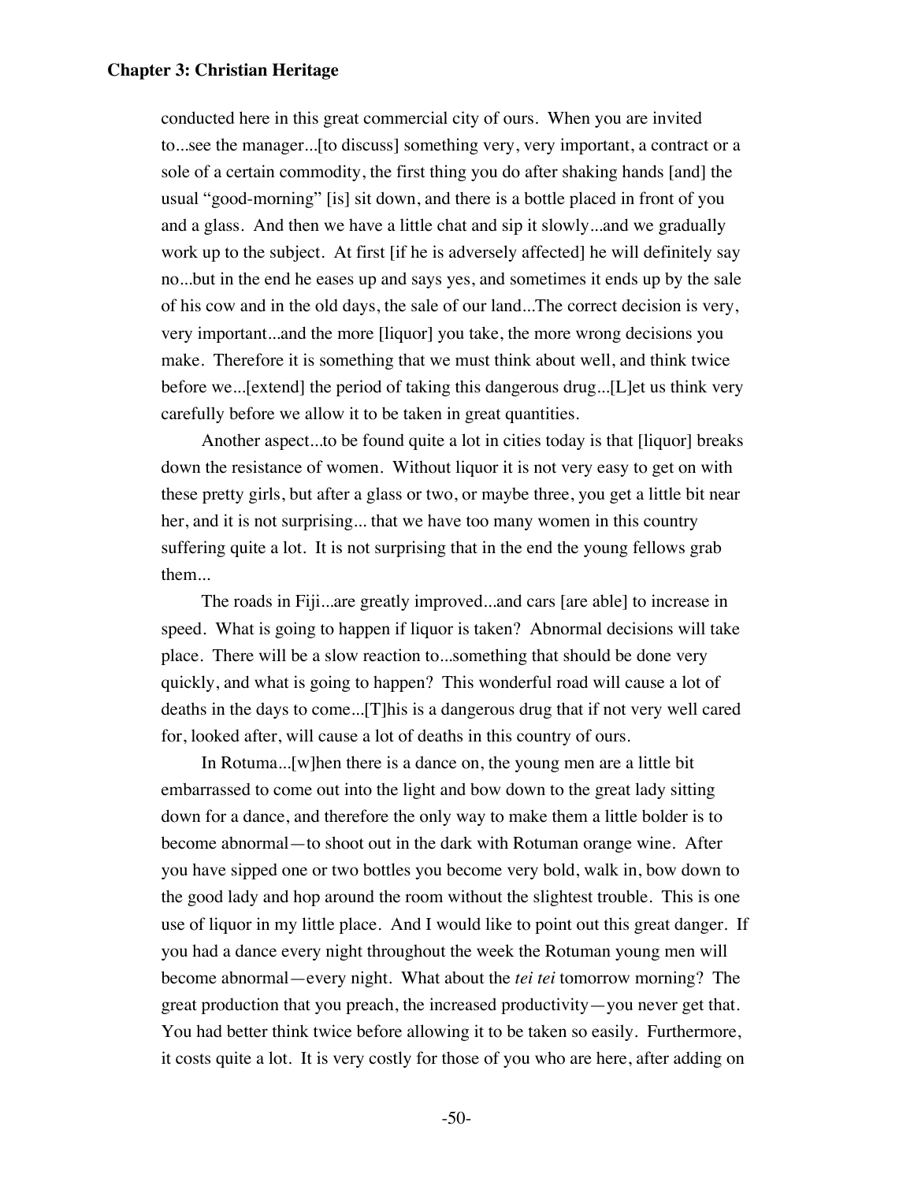conducted here in this great commercial city of ours. When you are invited to...see the manager...[to discuss] something very, very important, a contract or a sole of a certain commodity, the first thing you do after shaking hands [and] the usual "good-morning" [is] sit down, and there is a bottle placed in front of you and a glass. And then we have a little chat and sip it slowly...and we gradually work up to the subject. At first [if he is adversely affected] he will definitely say no...but in the end he eases up and says yes, and sometimes it ends up by the sale of his cow and in the old days, the sale of our land...The correct decision is very, very important...and the more [liquor] you take, the more wrong decisions you make. Therefore it is something that we must think about well, and think twice before we...[extend] the period of taking this dangerous drug...[L]et us think very carefully before we allow it to be taken in great quantities.

Another aspect...to be found quite a lot in cities today is that [liquor] breaks down the resistance of women. Without liquor it is not very easy to get on with these pretty girls, but after a glass or two, or maybe three, you get a little bit near her, and it is not surprising... that we have too many women in this country suffering quite a lot. It is not surprising that in the end the young fellows grab them...

The roads in Fiji...are greatly improved...and cars [are able] to increase in speed. What is going to happen if liquor is taken? Abnormal decisions will take place. There will be a slow reaction to...something that should be done very quickly, and what is going to happen? This wonderful road will cause a lot of deaths in the days to come...[T]his is a dangerous drug that if not very well cared for, looked after, will cause a lot of deaths in this country of ours.

In Rotuma...[w]hen there is a dance on, the young men are a little bit embarrassed to come out into the light and bow down to the great lady sitting down for a dance, and therefore the only way to make them a little bolder is to become abnormal—to shoot out in the dark with Rotuman orange wine. After you have sipped one or two bottles you become very bold, walk in, bow down to the good lady and hop around the room without the slightest trouble. This is one use of liquor in my little place. And I would like to point out this great danger. If you had a dance every night throughout the week the Rotuman young men will become abnormal—every night. What about the *tei tei* tomorrow morning? The great production that you preach, the increased productivity—you never get that. You had better think twice before allowing it to be taken so easily. Furthermore, it costs quite a lot. It is very costly for those of you who are here, after adding on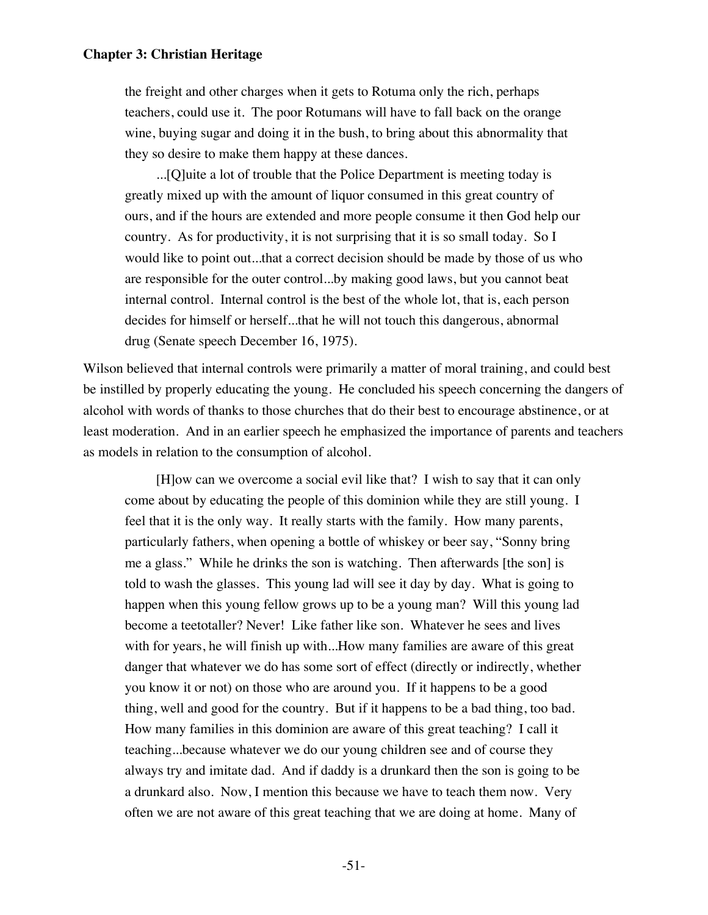the freight and other charges when it gets to Rotuma only the rich, perhaps teachers, could use it. The poor Rotumans will have to fall back on the orange wine, buying sugar and doing it in the bush, to bring about this abnormality that they so desire to make them happy at these dances.

> ...[Q]uite a lot of trouble that the Police Department is meeting today is greatly mixed up with the amount of liquor consumed in this great country of ours, and if the hours are extended and more people consume it then God help our country. As for productivity, it is not surprising that it is so small today. So I would like to point out...that a correct decision should be made by those of us who are responsible for the outer control...by making good laws, but you cannot beat internal control. Internal control is the best of the whole lot, that is, each person decides for himself or herself...that he will not touch this dangerous, abnormal drug (Senate speech December 16, 1975).

Wilson believed that internal controls were primarily a matter of moral training, and could best be instilled by properly educating the young. He concluded his speech concerning the dangers of alcohol with words of thanks to those churches that do their best to encourage abstinence, or at least moderation. And in an earlier speech he emphasized the importance of parents and teachers as models in relation to the consumption of alcohol.

> [H]ow can we overcome a social evil like that? I wish to say that it can only come about by educating the people of this dominion while they are still young. I feel that it is the only way. It really starts with the family. How many parents, particularly fathers, when opening a bottle of whiskey or beer say, "Sonny bring me a glass." While he drinks the son is watching. Then afterwards [the son] is told to wash the glasses. This young lad will see it day by day. What is going to happen when this young fellow grows up to be a young man? Will this young lad become a teetotaller? Never! Like father like son. Whatever he sees and lives with for years, he will finish up with...How many families are aware of this great danger that whatever we do has some sort of effect (directly or indirectly, whether you know it or not) on those who are around you. If it happens to be a good thing, well and good for the country. But if it happens to be a bad thing, too bad. How many families in this dominion are aware of this great teaching? I call it teaching...because whatever we do our young children see and of course they always try and imitate dad. And if daddy is a drunkard then the son is going to be a drunkard also. Now, I mention this because we have to teach them now. Very often we are not aware of this great teaching that we are doing at home. Many of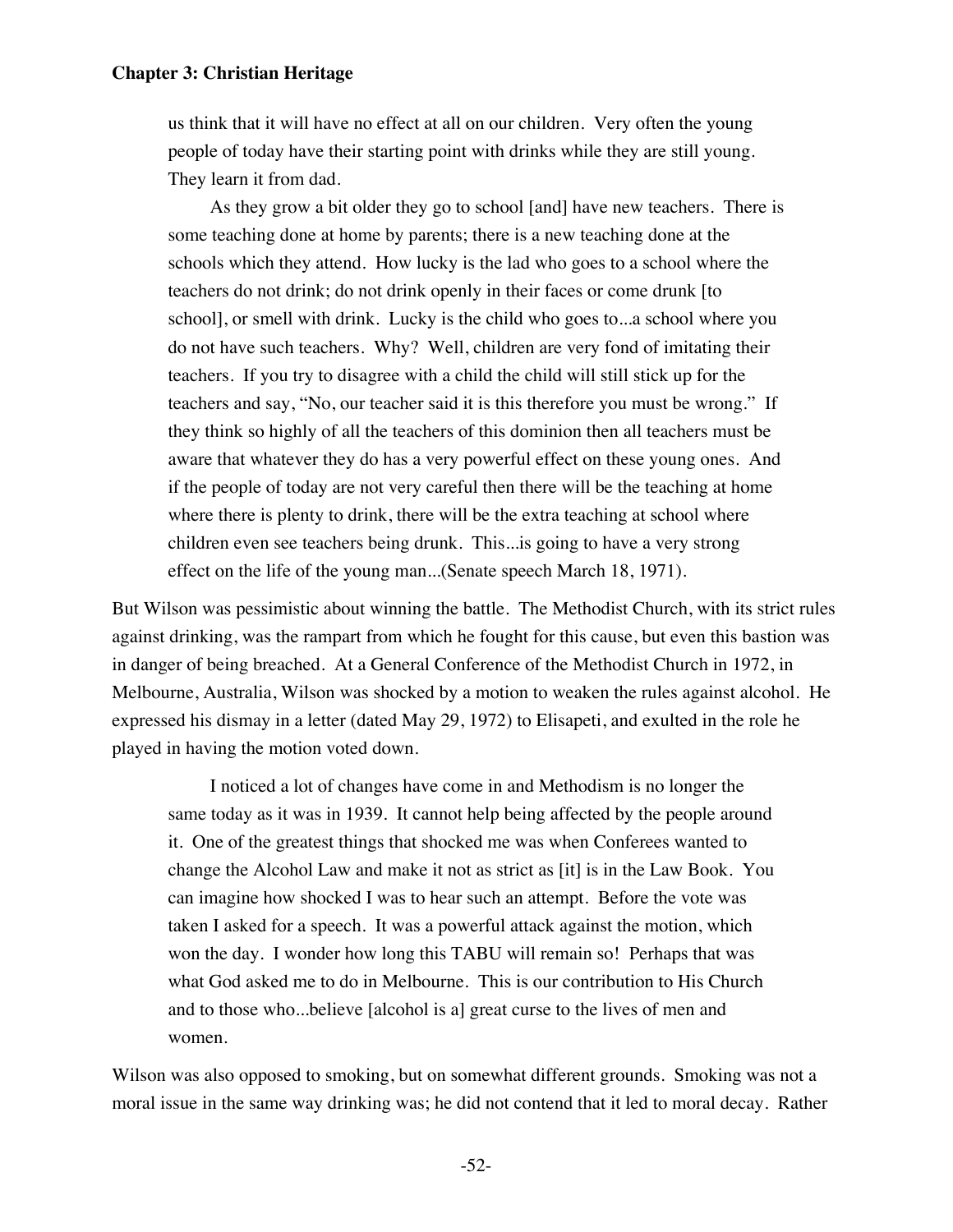> us think that it will have no effect at all on our children. Very often the young people of today have their starting point with drinks while they are still young. They learn it from dad.
>
> As they grow a bit older they go to school [and] have new teachers. There is some teaching done at home by parents; there is a new teaching done at the schools which they attend. How lucky is the lad who goes to a school where the teachers do not drink; do not drink openly in their faces or come drunk [to school], or smell with drink. Lucky is the child who goes to...a school where you do not have such teachers. Why? Well, children are very fond of imitating their teachers. If you try to disagree with a child the child will still stick up for the teachers and say, "No, our teacher said it is this therefore you must be wrong." If they think so highly of all the teachers of this dominion then all teachers must be aware that whatever they do has a very powerful effect on these young ones. And if the people of today are not very careful then there will be the teaching at home where there is plenty to drink, there will be the extra teaching at school where children even see teachers being drunk. This...is going to have a very strong effect on the life of the young man...(Senate speech March 18, 1971).

But Wilson was pessimistic about winning the battle. The Methodist Church, with its strict rules against drinking, was the rampart from which he fought for this cause, but even this bastion was in danger of being breached. At a General Conference of the Methodist Church in 1972, in Melbourne, Australia, Wilson was shocked by a motion to weaken the rules against alcohol. He expressed his dismay in a letter (dated May 29, 1972) to Elisapeti, and exulted in the role he played in having the motion voted down.

> I noticed a lot of changes have come in and Methodism is no longer the same today as it was in 1939. It cannot help being affected by the people around it. One of the greatest things that shocked me was when Conferees wanted to change the Alcohol Law and make it not as strict as [it] is in the Law Book. You can imagine how shocked I was to hear such an attempt. Before the vote was taken I asked for a speech. It was a powerful attack against the motion, which won the day. I wonder how long this TABU will remain so! Perhaps that was what God asked me to do in Melbourne. This is our contribution to His Church and to those who...believe [alcohol is a] great curse to the lives of men and women.

Wilson was also opposed to smoking, but on somewhat different grounds. Smoking was not a moral issue in the same way drinking was; he did not contend that it led to moral decay. Rather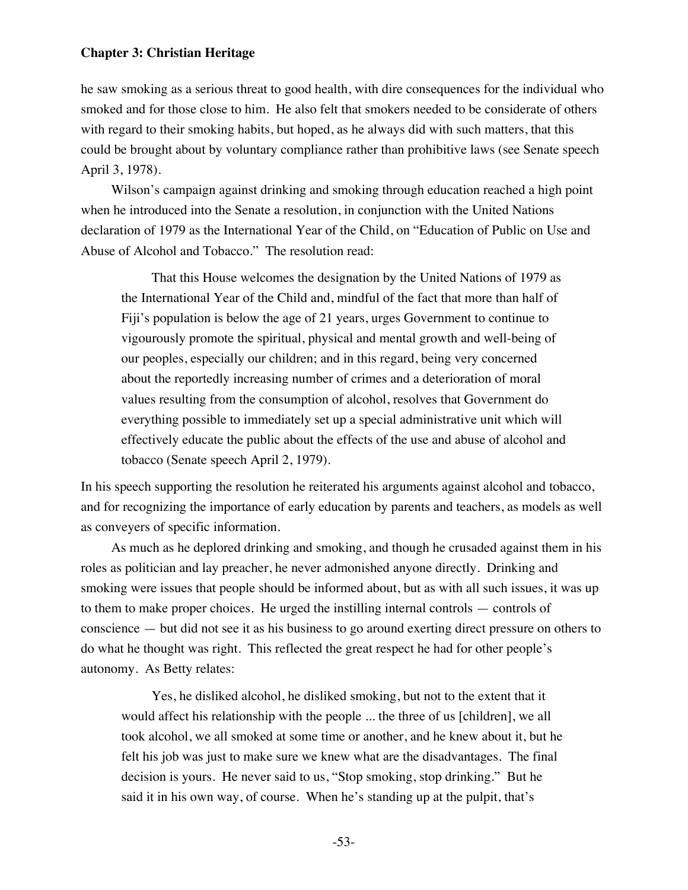he saw smoking as a serious threat to good health, with dire consequences for the individual who smoked and for those close to him. He also felt that smokers needed to be considerate of others with regard to their smoking habits, but hoped, as he always did with such matters, that this could be brought about by voluntary compliance rather than prohibitive laws (see Senate speech April 3, 1978).

Wilson's campaign against drinking and smoking through education reached a high point when he introduced into the Senate a resolution, in conjunction with the United Nations declaration of 1979 as the International Year of the Child, on "Education of Public on Use and Abuse of Alcohol and Tobacco." The resolution read:

> That this House welcomes the designation by the United Nations of 1979 as the International Year of the Child and, mindful of the fact that more than half of Fiji's population is below the age of 21 years, urges Government to continue to vigourously promote the spiritual, physical and mental growth and well-being of our peoples, especially our children; and in this regard, being very concerned about the reportedly increasing number of crimes and a deterioration of moral values resulting from the consumption of alcohol, resolves that Government do everything possible to immediately set up a special administrative unit which will effectively educate the public about the effects of the use and abuse of alcohol and tobacco (Senate speech April 2, 1979).

In his speech supporting the resolution he reiterated his arguments against alcohol and tobacco, and for recognizing the importance of early education by parents and teachers, as models as well as conveyers of specific information.

As much as he deplored drinking and smoking, and though he crusaded against them in his roles as politician and lay preacher, he never admonished anyone directly. Drinking and smoking were issues that people should be informed about, but as with all such issues, it was up to them to make proper choices. He urged the instilling internal controls — controls of conscience — but did not see it as his business to go around exerting direct pressure on others to do what he thought was right. This reflected the great respect he had for other people's autonomy. As Betty relates:

> Yes, he disliked alcohol, he disliked smoking, but not to the extent that it would affect his relationship with the people ... the three of us [children], we all took alcohol, we all smoked at some time or another, and he knew about it, but he felt his job was just to make sure we knew what are the disadvantages. The final decision is yours. He never said to us, "Stop smoking, stop drinking." But he said it in his own way, of course. When he's standing up at the pulpit, that's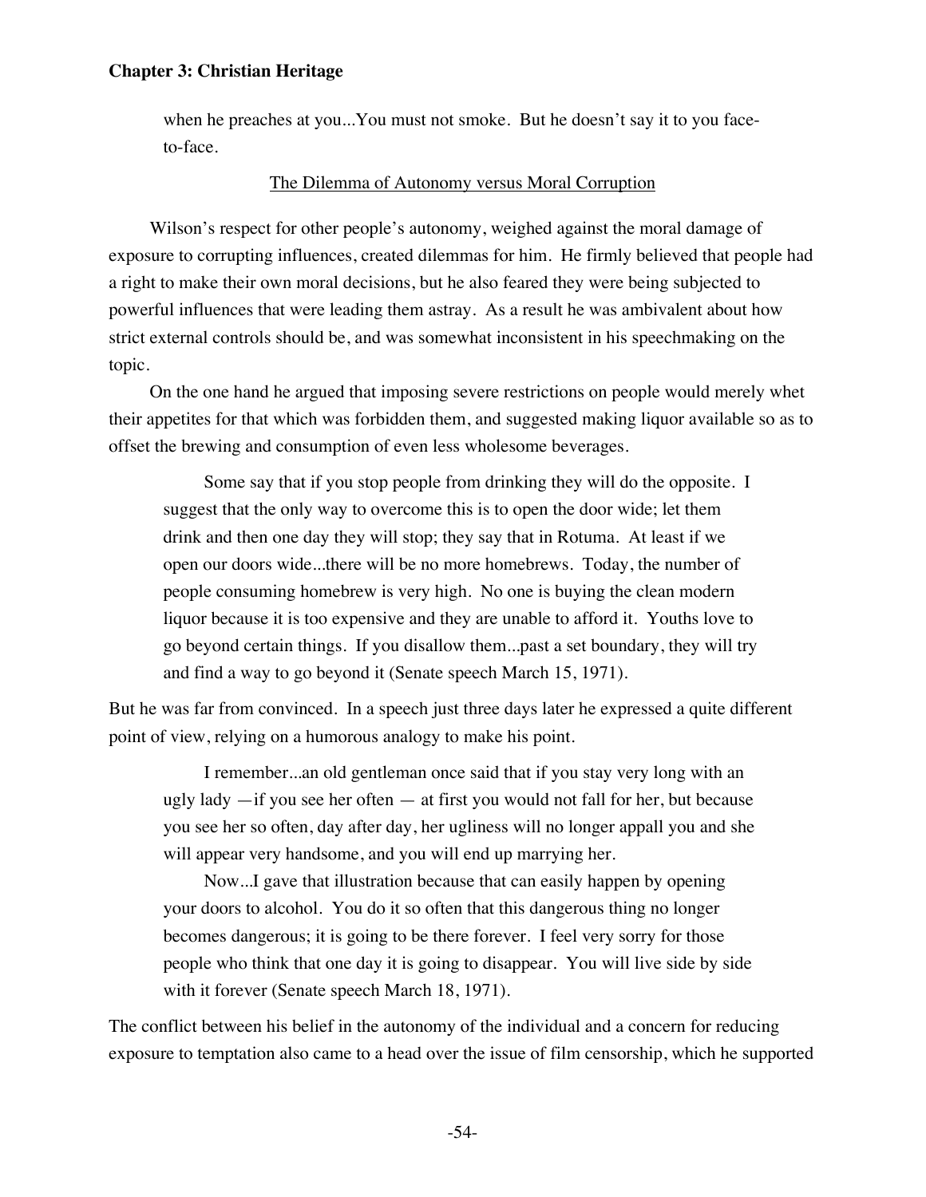when he preaches at you...You must not smoke. But he doesn't say it to you face-to-face.

## The Dilemma of Autonomy versus Moral Corruption

Wilson's respect for other people's autonomy, weighed against the moral damage of exposure to corrupting influences, created dilemmas for him. He firmly believed that people had a right to make their own moral decisions, but he also feared they were being subjected to powerful influences that were leading them astray. As a result he was ambivalent about how strict external controls should be, and was somewhat inconsistent in his speechmaking on the topic.

On the one hand he argued that imposing severe restrictions on people would merely whet their appetites for that which was forbidden them, and suggested making liquor available so as to offset the brewing and consumption of even less wholesome beverages.

> Some say that if you stop people from drinking they will do the opposite. I suggest that the only way to overcome this is to open the door wide; let them drink and then one day they will stop; they say that in Rotuma. At least if we open our doors wide...there will be no more homebrews. Today, the number of people consuming homebrew is very high. No one is buying the clean modern liquor because it is too expensive and they are unable to afford it. Youths love to go beyond certain things. If you disallow them...past a set boundary, they will try and find a way to go beyond it (Senate speech March 15, 1971).

But he was far from convinced. In a speech just three days later he expressed a quite different point of view, relying on a humorous analogy to make his point.

> I remember...an old gentleman once said that if you stay very long with an ugly lady —if you see her often — at first you would not fall for her, but because you see her so often, day after day, her ugliness will no longer appall you and she will appear very handsome, and you will end up marrying her.
>
> Now...I gave that illustration because that can easily happen by opening your doors to alcohol. You do it so often that this dangerous thing no longer becomes dangerous; it is going to be there forever. I feel very sorry for those people who think that one day it is going to disappear. You will live side by side with it forever (Senate speech March 18, 1971).

The conflict between his belief in the autonomy of the individual and a concern for reducing exposure to temptation also came to a head over the issue of film censorship, which he supported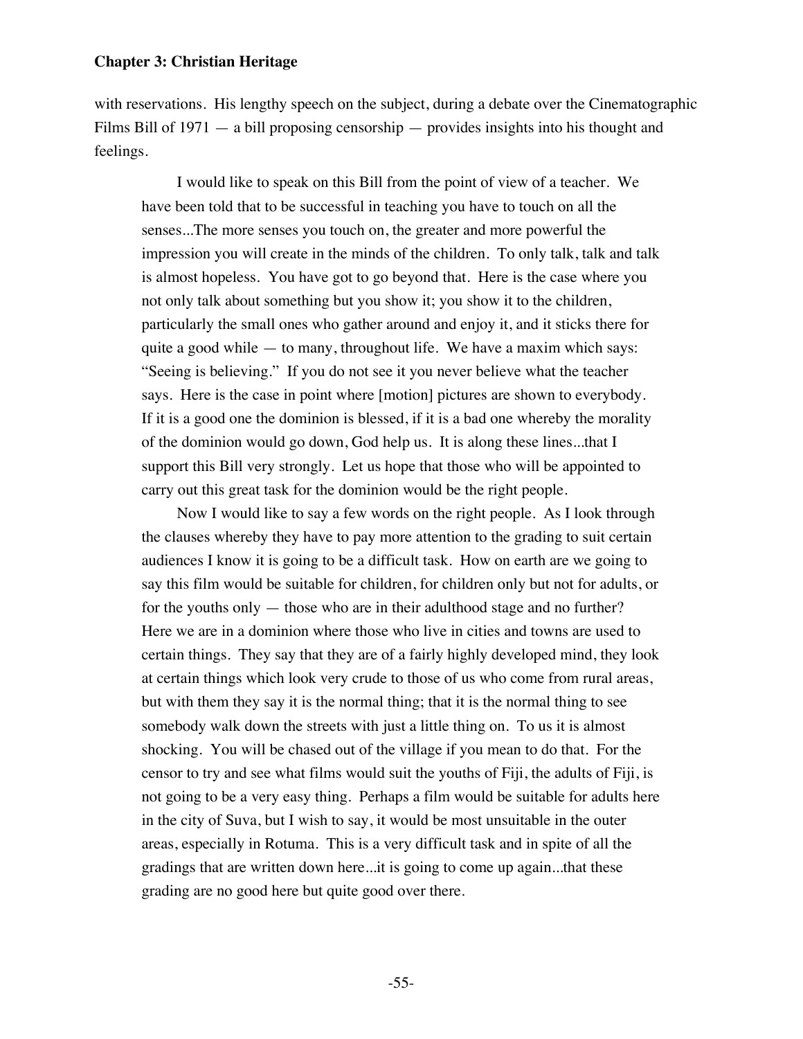with reservations. His lengthy speech on the subject, during a debate over the Cinematographic Films Bill of 1971 — a bill proposing censorship — provides insights into his thought and feelings.

> I would like to speak on this Bill from the point of view of a teacher. We have been told that to be successful in teaching you have to touch on all the senses...The more senses you touch on, the greater and more powerful the impression you will create in the minds of the children. To only talk, talk and talk is almost hopeless. You have got to go beyond that. Here is the case where you not only talk about something but you show it; you show it to the children, particularly the small ones who gather around and enjoy it, and it sticks there for quite a good while — to many, throughout life. We have a maxim which says: "Seeing is believing." If you do not see it you never believe what the teacher says. Here is the case in point where [motion] pictures are shown to everybody. If it is a good one the dominion is blessed, if it is a bad one whereby the morality of the dominion would go down, God help us. It is along these lines...that I support this Bill very strongly. Let us hope that those who will be appointed to carry out this great task for the dominion would be the right people.
>
> Now I would like to say a few words on the right people. As I look through the clauses whereby they have to pay more attention to the grading to suit certain audiences I know it is going to be a difficult task. How on earth are we going to say this film would be suitable for children, for children only but not for adults, or for the youths only — those who are in their adulthood stage and no further? Here we are in a dominion where those who live in cities and towns are used to certain things. They say that they are of a fairly highly developed mind, they look at certain things which look very crude to those of us who come from rural areas, but with them they say it is the normal thing; that it is the normal thing to see somebody walk down the streets with just a little thing on. To us it is almost shocking. You will be chased out of the village if you mean to do that. For the censor to try and see what films would suit the youths of Fiji, the adults of Fiji, is not going to be a very easy thing. Perhaps a film would be suitable for adults here in the city of Suva, but I wish to say, it would be most unsuitable in the outer areas, especially in Rotuma. This is a very difficult task and in spite of all the gradings that are written down here...it is going to come up again...that these grading are no good here but quite good over there.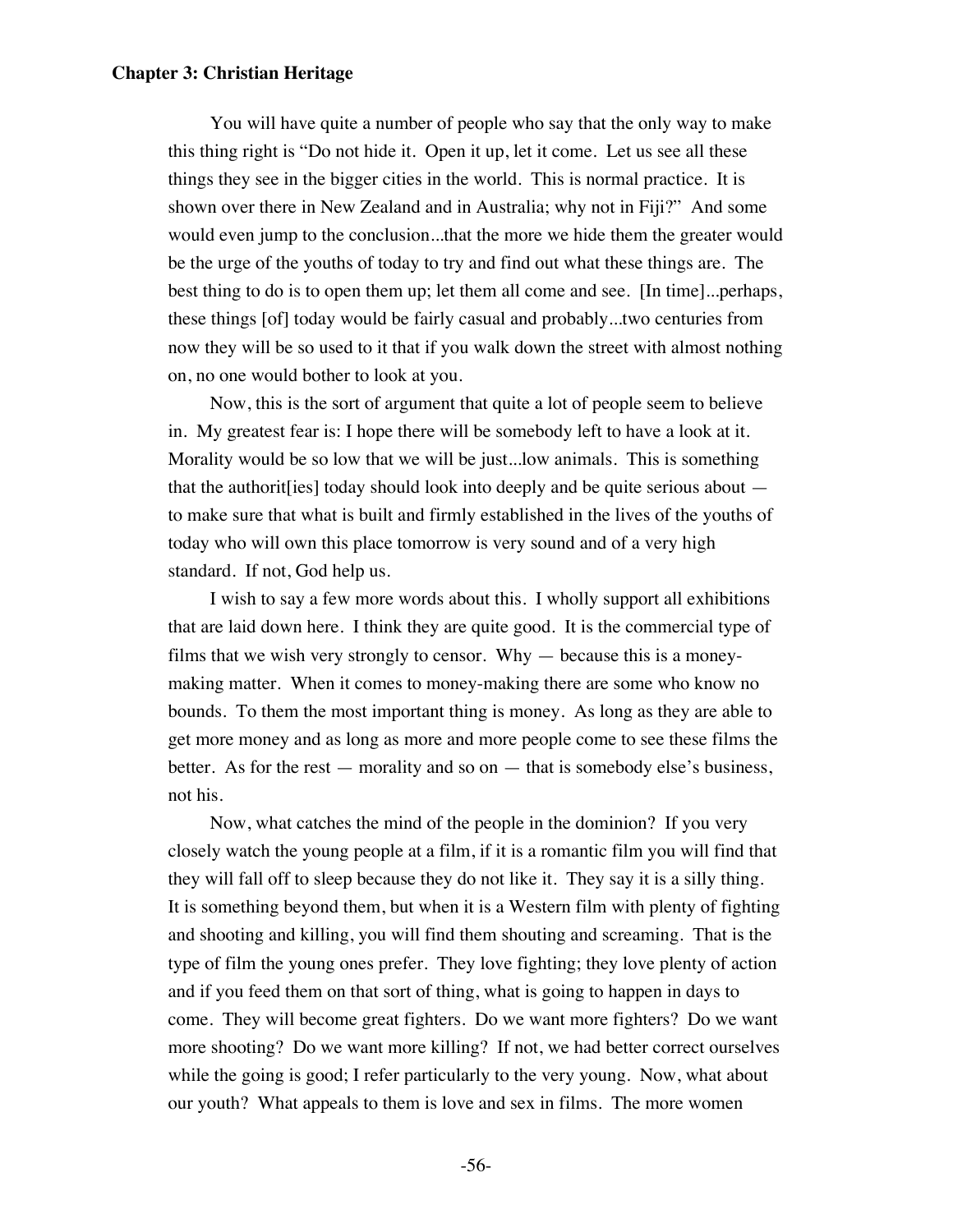You will have quite a number of people who say that the only way to make this thing right is "Do not hide it. Open it up, let it come. Let us see all these things they see in the bigger cities in the world. This is normal practice. It is shown over there in New Zealand and in Australia; why not in Fiji?" And some would even jump to the conclusion...that the more we hide them the greater would be the urge of the youths of today to try and find out what these things are. The best thing to do is to open them up; let them all come and see. [In time]...perhaps, these things [of] today would be fairly casual and probably...two centuries from now they will be so used to it that if you walk down the street with almost nothing on, no one would bother to look at you.

Now, this is the sort of argument that quite a lot of people seem to believe in. My greatest fear is: I hope there will be somebody left to have a look at it. Morality would be so low that we will be just...low animals. This is something that the authorit[ies] today should look into deeply and be quite serious about — to make sure that what is built and firmly established in the lives of the youths of today who will own this place tomorrow is very sound and of a very high standard. If not, God help us.

I wish to say a few more words about this. I wholly support all exhibitions that are laid down here. I think they are quite good. It is the commercial type of films that we wish very strongly to censor. Why — because this is a money-making matter. When it comes to money-making there are some who know no bounds. To them the most important thing is money. As long as they are able to get more money and as long as more and more people come to see these films the better. As for the rest — morality and so on — that is somebody else's business, not his.

Now, what catches the mind of the people in the dominion? If you very closely watch the young people at a film, if it is a romantic film you will find that they will fall off to sleep because they do not like it. They say it is a silly thing. It is something beyond them, but when it is a Western film with plenty of fighting and shooting and killing, you will find them shouting and screaming. That is the type of film the young ones prefer. They love fighting; they love plenty of action and if you feed them on that sort of thing, what is going to happen in days to come. They will become great fighters. Do we want more fighters? Do we want more shooting? Do we want more killing? If not, we had better correct ourselves while the going is good; I refer particularly to the very young. Now, what about our youth? What appeals to them is love and sex in films. The more women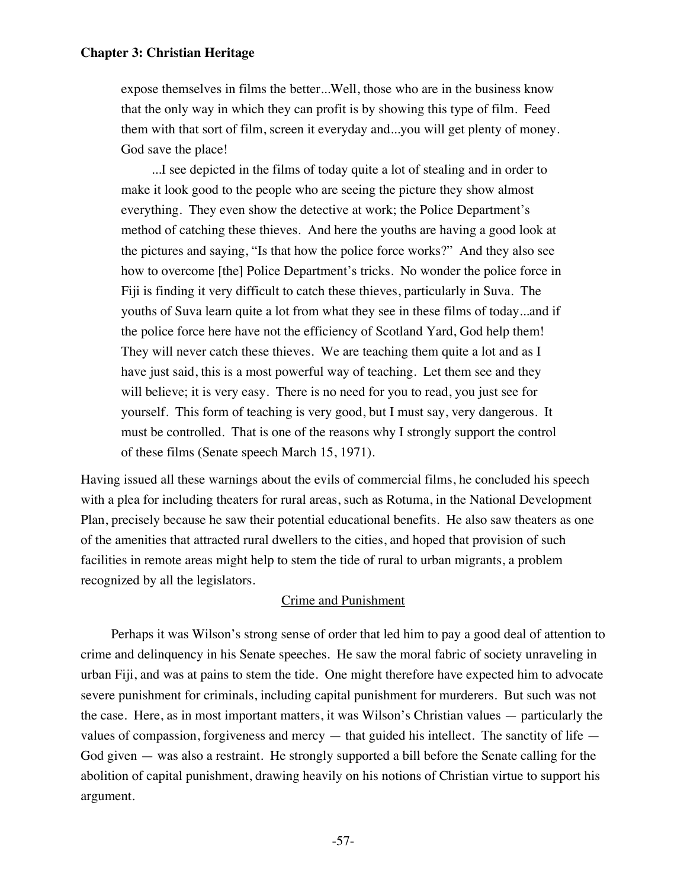> expose themselves in films the better...Well, those who are in the business know that the only way in which they can profit is by showing this type of film. Feed them with that sort of film, screen it everyday and...you will get plenty of money. God save the place!
>
> ...I see depicted in the films of today quite a lot of stealing and in order to make it look good to the people who are seeing the picture they show almost everything. They even show the detective at work; the Police Department's method of catching these thieves. And here the youths are having a good look at the pictures and saying, "Is that how the police force works?" And they also see how to overcome [the] Police Department's tricks. No wonder the police force in Fiji is finding it very difficult to catch these thieves, particularly in Suva. The youths of Suva learn quite a lot from what they see in these films of today...and if the police force here have not the efficiency of Scotland Yard, God help them! They will never catch these thieves. We are teaching them quite a lot and as I have just said, this is a most powerful way of teaching. Let them see and they will believe; it is very easy. There is no need for you to read, you just see for yourself. This form of teaching is very good, but I must say, very dangerous. It must be controlled. That is one of the reasons why I strongly support the control of these films (Senate speech March 15, 1971).

Having issued all these warnings about the evils of commercial films, he concluded his speech with a plea for including theaters for rural areas, such as Rotuma, in the National Development Plan, precisely because he saw their potential educational benefits. He also saw theaters as one of the amenities that attracted rural dwellers to the cities, and hoped that provision of such facilities in remote areas might help to stem the tide of rural to urban migrants, a problem recognized by all the legislators.

## Crime and Punishment

Perhaps it was Wilson's strong sense of order that led him to pay a good deal of attention to crime and delinquency in his Senate speeches. He saw the moral fabric of society unraveling in urban Fiji, and was at pains to stem the tide. One might therefore have expected him to advocate severe punishment for criminals, including capital punishment for murderers. But such was not the case. Here, as in most important matters, it was Wilson's Christian values — particularly the values of compassion, forgiveness and mercy — that guided his intellect. The sanctity of life — God given — was also a restraint. He strongly supported a bill before the Senate calling for the abolition of capital punishment, drawing heavily on his notions of Christian virtue to support his argument.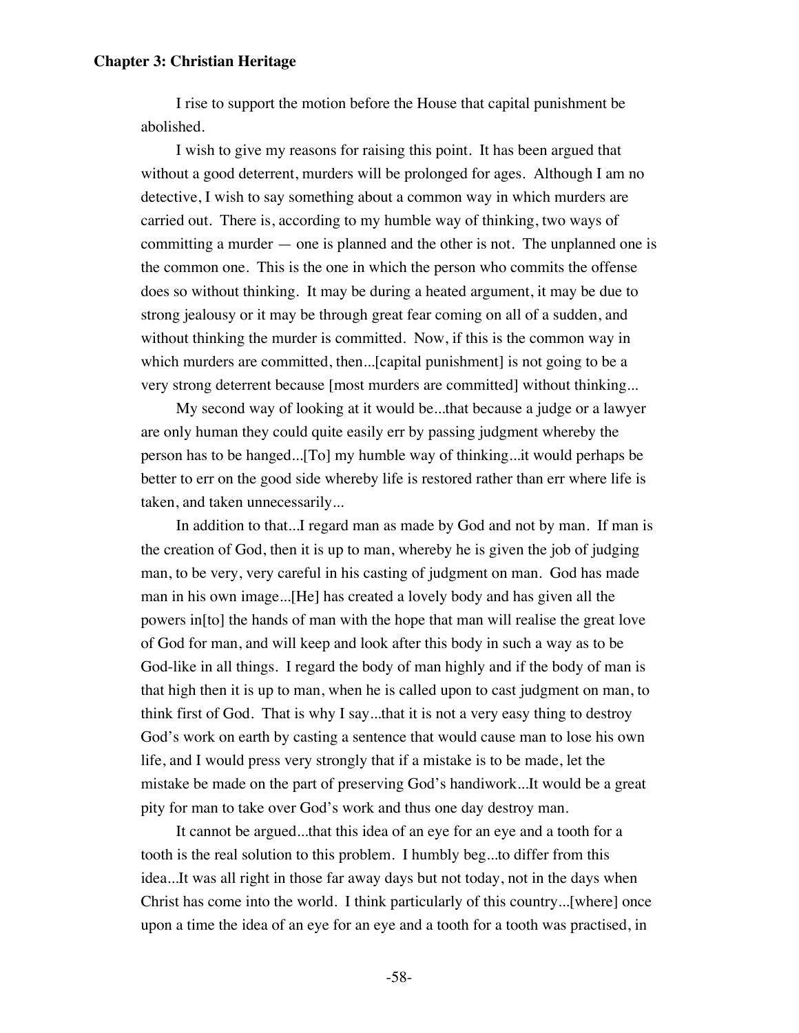**Chapter 3: Christian Heritage**

I rise to support the motion before the House that capital punishment be abolished.

I wish to give my reasons for raising this point. It has been argued that without a good deterrent, murders will be prolonged for ages. Although I am no detective, I wish to say something about a common way in which murders are carried out. There is, according to my humble way of thinking, two ways of committing a murder — one is planned and the other is not. The unplanned one is the common one. This is the one in which the person who commits the offense does so without thinking. It may be during a heated argument, it may be due to strong jealousy or it may be through great fear coming on all of a sudden, and without thinking the murder is committed. Now, if this is the common way in which murders are committed, then...[capital punishment] is not going to be a very strong deterrent because [most murders are committed] without thinking...

My second way of looking at it would be...that because a judge or a lawyer are only human they could quite easily err by passing judgment whereby the person has to be hanged...[To] my humble way of thinking...it would perhaps be better to err on the good side whereby life is restored rather than err where life is taken, and taken unnecessarily...

In addition to that...I regard man as made by God and not by man. If man is the creation of God, then it is up to man, whereby he is given the job of judging man, to be very, very careful in his casting of judgment on man. God has made man in his own image...[He] has created a lovely body and has given all the powers in[to] the hands of man with the hope that man will realise the great love of God for man, and will keep and look after this body in such a way as to be God-like in all things. I regard the body of man highly and if the body of man is that high then it is up to man, when he is called upon to cast judgment on man, to think first of God. That is why I say...that it is not a very easy thing to destroy God's work on earth by casting a sentence that would cause man to lose his own life, and I would press very strongly that if a mistake is to be made, let the mistake be made on the part of preserving God's handiwork...It would be a great pity for man to take over God's work and thus one day destroy man.

It cannot be argued...that this idea of an eye for an eye and a tooth for a tooth is the real solution to this problem. I humbly beg...to differ from this idea...It was all right in those far away days but not today, not in the days when Christ has come into the world. I think particularly of this country...[where] once upon a time the idea of an eye for an eye and a tooth for a tooth was practised, in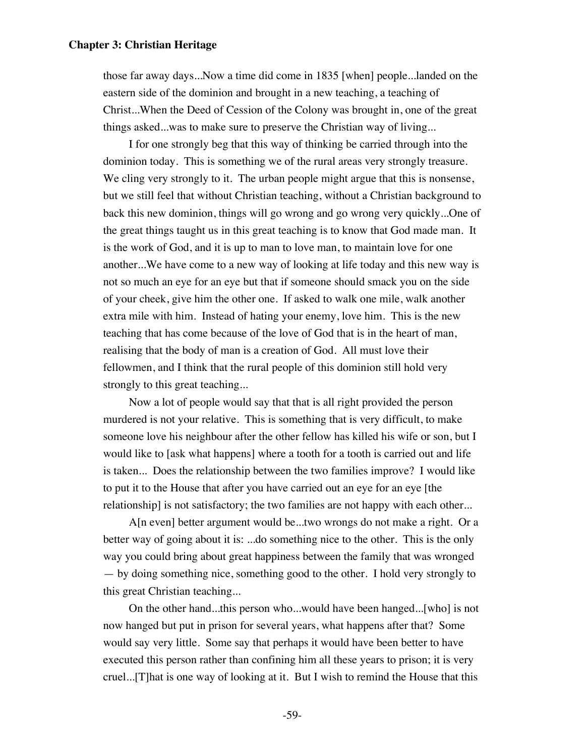those far away days...Now a time did come in 1835 [when] people...landed on the eastern side of the dominion and brought in a new teaching, a teaching of Christ...When the Deed of Cession of the Colony was brought in, one of the great things asked...was to make sure to preserve the Christian way of living...

I for one strongly beg that this way of thinking be carried through into the dominion today. This is something we of the rural areas very strongly treasure. We cling very strongly to it. The urban people might argue that this is nonsense, but we still feel that without Christian teaching, without a Christian background to back this new dominion, things will go wrong and go wrong very quickly...One of the great things taught us in this great teaching is to know that God made man. It is the work of God, and it is up to man to love man, to maintain love for one another...We have come to a new way of looking at life today and this new way is not so much an eye for an eye but that if someone should smack you on the side of your cheek, give him the other one. If asked to walk one mile, walk another extra mile with him. Instead of hating your enemy, love him. This is the new teaching that has come because of the love of God that is in the heart of man, realising that the body of man is a creation of God. All must love their fellowmen, and I think that the rural people of this dominion still hold very strongly to this great teaching...

Now a lot of people would say that that is all right provided the person murdered is not your relative. This is something that is very difficult, to make someone love his neighbour after the other fellow has killed his wife or son, but I would like to [ask what happens] where a tooth for a tooth is carried out and life is taken... Does the relationship between the two families improve? I would like to put it to the House that after you have carried out an eye for an eye [the relationship] is not satisfactory; the two families are not happy with each other...

A[n even] better argument would be...two wrongs do not make a right. Or a better way of going about it is: ...do something nice to the other. This is the only way you could bring about great happiness between the family that was wronged — by doing something nice, something good to the other. I hold very strongly to this great Christian teaching...

On the other hand...this person who...would have been hanged...[who] is not now hanged but put in prison for several years, what happens after that? Some would say very little. Some say that perhaps it would have been better to have executed this person rather than confining him all these years to prison; it is very cruel...[T]hat is one way of looking at it. But I wish to remind the House that this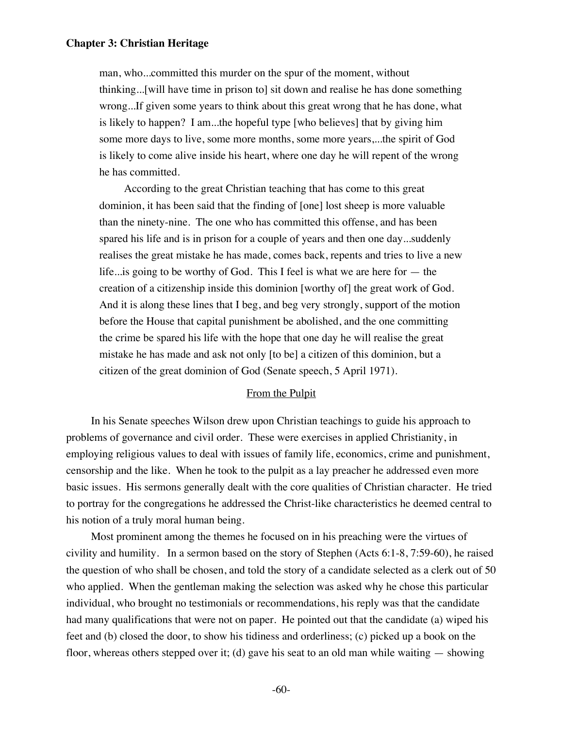> man, who...committed this murder on the spur of the moment, without thinking...[will have time in prison to] sit down and realise he has done something wrong...If given some years to think about this great wrong that he has done, what is likely to happen? I am...the hopeful type [who believes] that by giving him some more days to live, some more months, some more years,...the spirit of God is likely to come alive inside his heart, where one day he will repent of the wrong he has committed.
>
> According to the great Christian teaching that has come to this great dominion, it has been said that the finding of [one] lost sheep is more valuable than the ninety-nine. The one who has committed this offense, and has been spared his life and is in prison for a couple of years and then one day...suddenly realises the great mistake he has made, comes back, repents and tries to live a new life...is going to be worthy of God. This I feel is what we are here for — the creation of a citizenship inside this dominion [worthy of] the great work of God. And it is along these lines that I beg, and beg very strongly, support of the motion before the House that capital punishment be abolished, and the one committing the crime be spared his life with the hope that one day he will realise the great mistake he has made and ask not only [to be] a citizen of this dominion, but a citizen of the great dominion of God (Senate speech, 5 April 1971).

## From the Pulpit

In his Senate speeches Wilson drew upon Christian teachings to guide his approach to problems of governance and civil order. These were exercises in applied Christianity, in employing religious values to deal with issues of family life, economics, crime and punishment, censorship and the like. When he took to the pulpit as a lay preacher he addressed even more basic issues. His sermons generally dealt with the core qualities of Christian character. He tried to portray for the congregations he addressed the Christ-like characteristics he deemed central to his notion of a truly moral human being.

Most prominent among the themes he focused on in his preaching were the virtues of civility and humility. In a sermon based on the story of Stephen (Acts 6:1-8, 7:59-60), he raised the question of who shall be chosen, and told the story of a candidate selected as a clerk out of 50 who applied. When the gentleman making the selection was asked why he chose this particular individual, who brought no testimonials or recommendations, his reply was that the candidate had many qualifications that were not on paper. He pointed out that the candidate (a) wiped his feet and (b) closed the door, to show his tidiness and orderliness; (c) picked up a book on the floor, whereas others stepped over it; (d) gave his seat to an old man while waiting — showing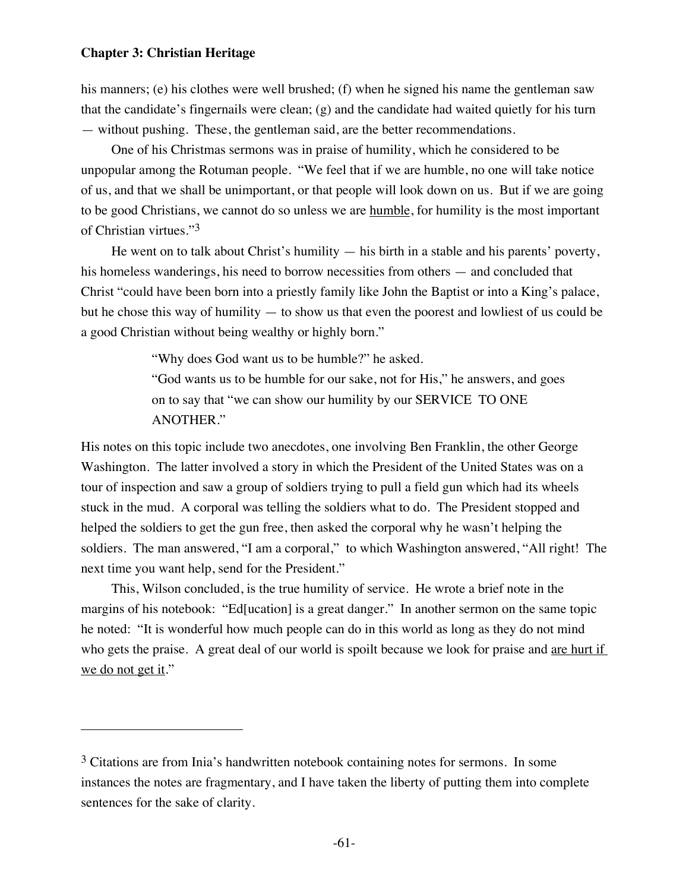his manners; (e) his clothes were well brushed; (f) when he signed his name the gentleman saw that the candidate's fingernails were clean; (g) and the candidate had waited quietly for his turn — without pushing. These, the gentleman said, are the better recommendations.

One of his Christmas sermons was in praise of humility, which he considered to be unpopular among the Rotuman people. "We feel that if we are humble, no one will take notice of us, and that we shall be unimportant, or that people will look down on us. But if we are going to be good Christians, we cannot do so unless we are <u>humble</u>, for humility is the most important of Christian virtues."[3]

He went on to talk about Christ's humility — his birth in a stable and his parents' poverty, his homeless wanderings, his need to borrow necessities from others — and concluded that Christ "could have been born into a priestly family like John the Baptist or into a King's palace, but he chose this way of humility — to show us that even the poorest and lowliest of us could be a good Christian without being wealthy or highly born."

> "Why does God want us to be humble?" he asked.
> "God wants us to be humble for our sake, not for His," he answers, and goes on to say that "we can show our humility by our SERVICE TO ONE ANOTHER."

His notes on this topic include two anecdotes, one involving Ben Franklin, the other George Washington. The latter involved a story in which the President of the United States was on a tour of inspection and saw a group of soldiers trying to pull a field gun which had its wheels stuck in the mud. A corporal was telling the soldiers what to do. The President stopped and helped the soldiers to get the gun free, then asked the corporal why he wasn't helping the soldiers. The man answered, "I am a corporal," to which Washington answered, "All right! The next time you want help, send for the President."

This, Wilson concluded, is the true humility of service. He wrote a brief note in the margins of his notebook: "Ed[ucation] is a great danger." In another sermon on the same topic he noted: "It is wonderful how much people can do in this world as long as they do not mind who gets the praise. A great deal of our world is spoilt because we look for praise and <u>are hurt if we do not get it</u>."

---

[3] Citations are from Inia's handwritten notebook containing notes for sermons. In some instances the notes are fragmentary, and I have taken the liberty of putting them into complete sentences for the sake of clarity.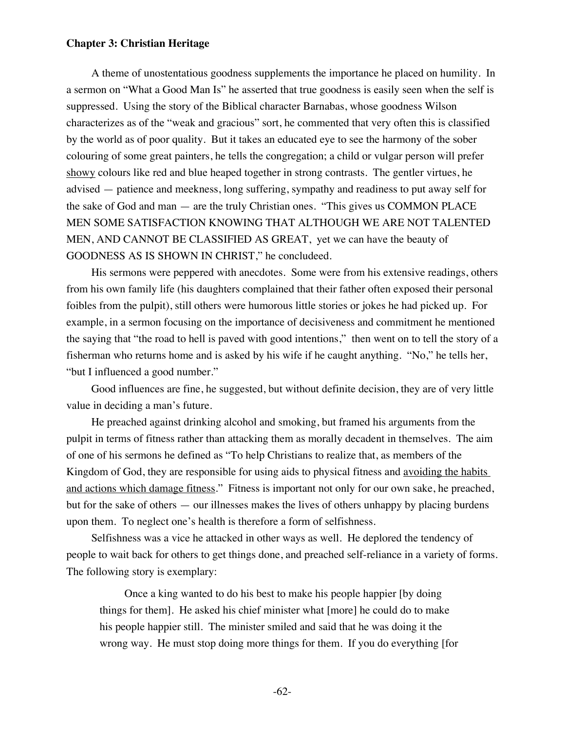**Chapter 3: Christian Heritage**

A theme of unostentatious goodness supplements the importance he placed on humility. In a sermon on "What a Good Man Is" he asserted that true goodness is easily seen when the self is suppressed. Using the story of the Biblical character Barnabas, whose goodness Wilson characterizes as of the "weak and gracious" sort, he commented that very often this is classified by the world as of poor quality. But it takes an educated eye to see the harmony of the sober colouring of some great painters, he tells the congregation; a child or vulgar person will prefer <u>showy</u> colours like red and blue heaped together in strong contrasts. The gentler virtues, he advised — patience and meekness, long suffering, sympathy and readiness to put away self for the sake of God and man — are the truly Christian ones. "This gives us COMMON PLACE MEN SOME SATISFACTION KNOWING THAT ALTHOUGH WE ARE NOT TALENTED MEN, AND CANNOT BE CLASSIFIED AS GREAT, yet we can have the beauty of GOODNESS AS IS SHOWN IN CHRIST," he concludeed.

His sermons were peppered with anecdotes. Some were from his extensive readings, others from his own family life (his daughters complained that their father often exposed their personal foibles from the pulpit), still others were humorous little stories or jokes he had picked up. For example, in a sermon focusing on the importance of decisiveness and commitment he mentioned the saying that "the road to hell is paved with good intentions," then went on to tell the story of a fisherman who returns home and is asked by his wife if he caught anything. "No," he tells her, "but I influenced a good number."

Good influences are fine, he suggested, but without definite decision, they are of very little value in deciding a man's future.

He preached against drinking alcohol and smoking, but framed his arguments from the pulpit in terms of fitness rather than attacking them as morally decadent in themselves. The aim of one of his sermons he defined as "To help Christians to realize that, as members of the Kingdom of God, they are responsible for using aids to physical fitness and <u>avoiding the habits and actions which damage fitness</u>." Fitness is important not only for our own sake, he preached, but for the sake of others — our illnesses makes the lives of others unhappy by placing burdens upon them. To neglect one's health is therefore a form of selfishness.

Selfishness was a vice he attacked in other ways as well. He deplored the tendency of people to wait back for others to get things done, and preached self-reliance in a variety of forms. The following story is exemplary:

> Once a king wanted to do his best to make his people happier [by doing things for them]. He asked his chief minister what [more] he could do to make his people happier still. The minister smiled and said that he was doing it the wrong way. He must stop doing more things for them. If you do everything [for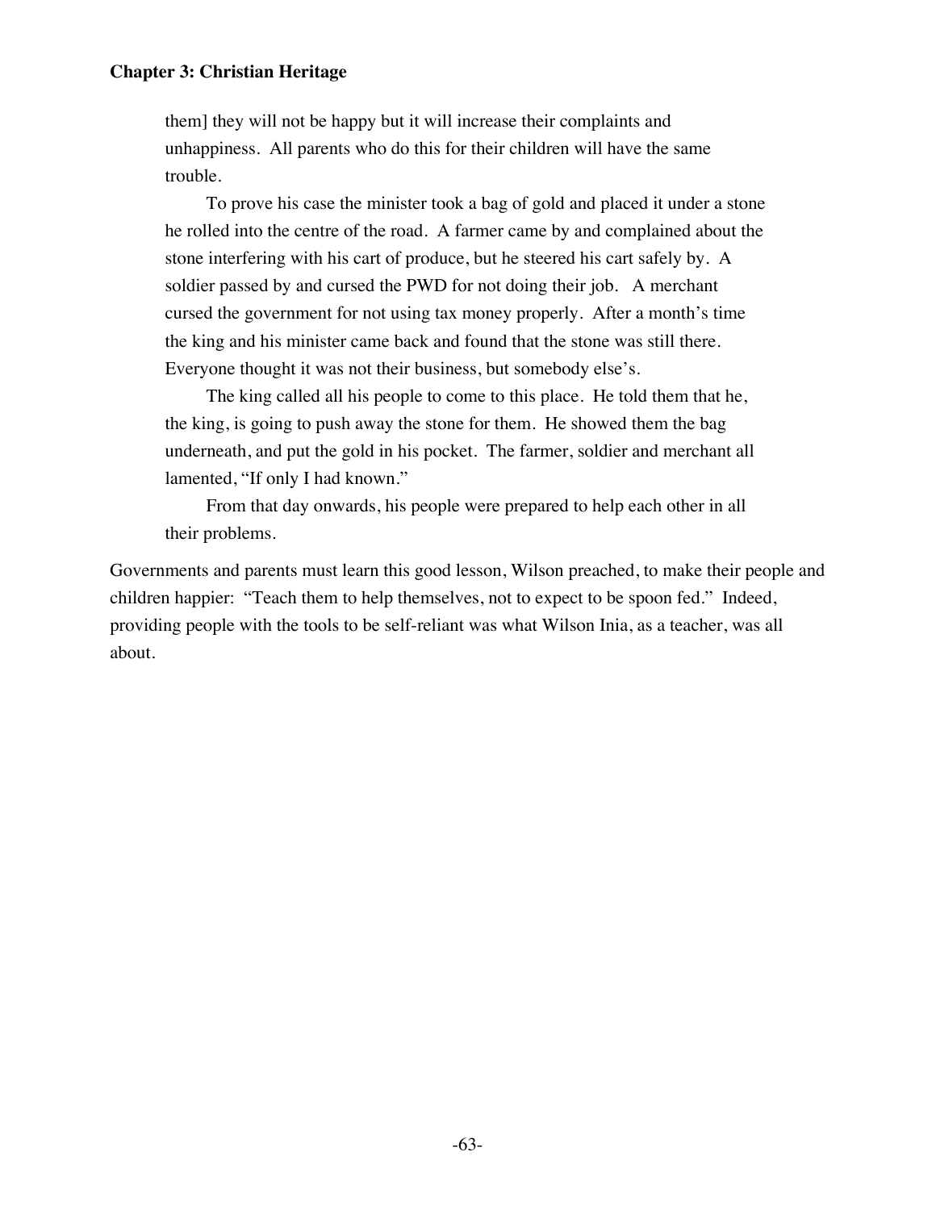> them] they will not be happy but it will increase their complaints and unhappiness. All parents who do this for their children will have the same trouble.
>
> To prove his case the minister took a bag of gold and placed it under a stone he rolled into the centre of the road. A farmer came by and complained about the stone interfering with his cart of produce, but he steered his cart safely by. A soldier passed by and cursed the PWD for not doing their job. A merchant cursed the government for not using tax money properly. After a month's time the king and his minister came back and found that the stone was still there. Everyone thought it was not their business, but somebody else's.
>
> The king called all his people to come to this place. He told them that he, the king, is going to push away the stone for them. He showed them the bag underneath, and put the gold in his pocket. The farmer, soldier and merchant all lamented, "If only I had known."
>
> From that day onwards, his people were prepared to help each other in all their problems.

Governments and parents must learn this good lesson, Wilson preached, to make their people and children happier: "Teach them to help themselves, not to expect to be spoon fed." Indeed, providing people with the tools to be self-reliant was what Wilson Inia, as a teacher, was all about.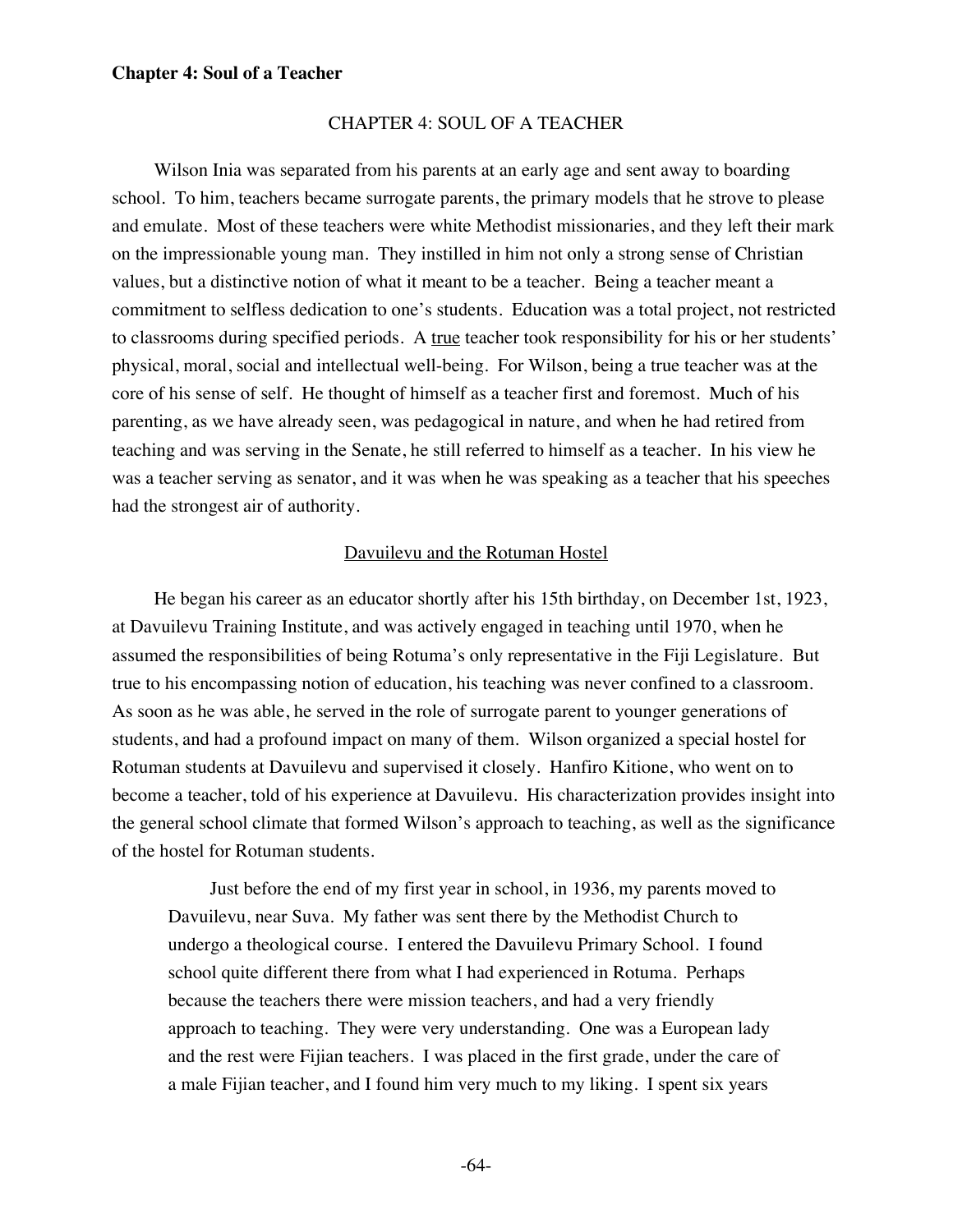# CHAPTER 4: SOUL OF A TEACHER

Wilson Inia was separated from his parents at an early age and sent away to boarding school. To him, teachers became surrogate parents, the primary models that he strove to please and emulate. Most of these teachers were white Methodist missionaries, and they left their mark on the impressionable young man. They instilled in him not only a strong sense of Christian values, but a distinctive notion of what it meant to be a teacher. Being a teacher meant a commitment to selfless dedication to one's students. Education was a total project, not restricted to classrooms during specified periods. A true teacher took responsibility for his or her students' physical, moral, social and intellectual well-being. For Wilson, being a true teacher was at the core of his sense of self. He thought of himself as a teacher first and foremost. Much of his parenting, as we have already seen, was pedagogical in nature, and when he had retired from teaching and was serving in the Senate, he still referred to himself as a teacher. In his view he was a teacher serving as senator, and it was when he was speaking as a teacher that his speeches had the strongest air of authority.

## Davuilevu and the Rotuman Hostel

He began his career as an educator shortly after his 15th birthday, on December 1st, 1923, at Davuilevu Training Institute, and was actively engaged in teaching until 1970, when he assumed the responsibilities of being Rotuma's only representative in the Fiji Legislature. But true to his encompassing notion of education, his teaching was never confined to a classroom. As soon as he was able, he served in the role of surrogate parent to younger generations of students, and had a profound impact on many of them. Wilson organized a special hostel for Rotuman students at Davuilevu and supervised it closely. Hanfiro Kitione, who went on to become a teacher, told of his experience at Davuilevu. His characterization provides insight into the general school climate that formed Wilson's approach to teaching, as well as the significance of the hostel for Rotuman students.

> Just before the end of my first year in school, in 1936, my parents moved to Davuilevu, near Suva. My father was sent there by the Methodist Church to undergo a theological course. I entered the Davuilevu Primary School. I found school quite different there from what I had experienced in Rotuma. Perhaps because the teachers there were mission teachers, and had a very friendly approach to teaching. They were very understanding. One was a European lady and the rest were Fijian teachers. I was placed in the first grade, under the care of a male Fijian teacher, and I found him very much to my liking. I spent six years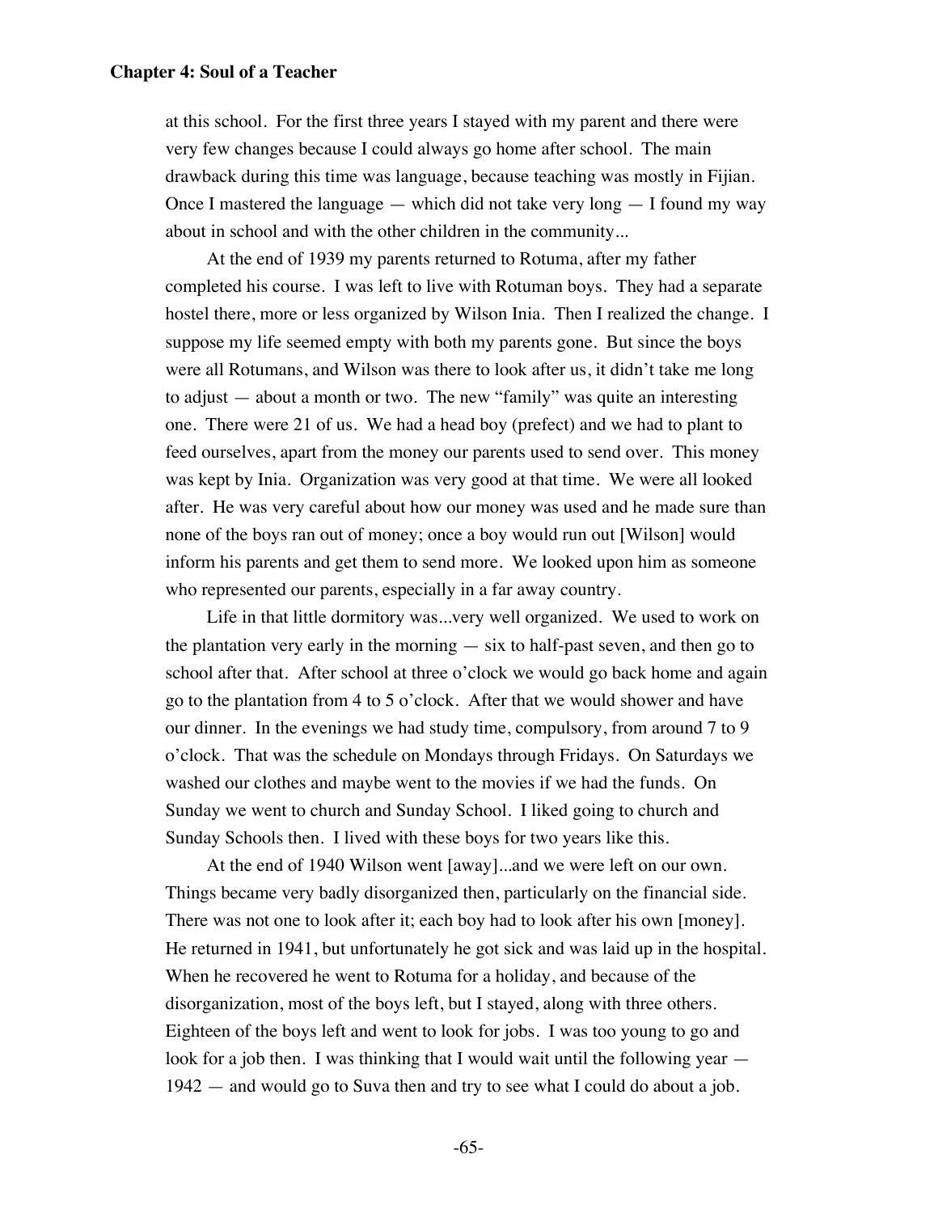at this school. For the first three years I stayed with my parent and there were very few changes because I could always go home after school. The main drawback during this time was language, because teaching was mostly in Fijian. Once I mastered the language — which did not take very long — I found my way about in school and with the other children in the community...

At the end of 1939 my parents returned to Rotuma, after my father completed his course. I was left to live with Rotuman boys. They had a separate hostel there, more or less organized by Wilson Inia. Then I realized the change. I suppose my life seemed empty with both my parents gone. But since the boys were all Rotumans, and Wilson was there to look after us, it didn't take me long to adjust — about a month or two. The new "family" was quite an interesting one. There were 21 of us. We had a head boy (prefect) and we had to plant to feed ourselves, apart from the money our parents used to send over. This money was kept by Inia. Organization was very good at that time. We were all looked after. He was very careful about how our money was used and he made sure than none of the boys ran out of money; once a boy would run out [Wilson] would inform his parents and get them to send more. We looked upon him as someone who represented our parents, especially in a far away country.

Life in that little dormitory was...very well organized. We used to work on the plantation very early in the morning — six to half-past seven, and then go to school after that. After school at three o'clock we would go back home and again go to the plantation from 4 to 5 o'clock. After that we would shower and have our dinner. In the evenings we had study time, compulsory, from around 7 to 9 o'clock. That was the schedule on Mondays through Fridays. On Saturdays we washed our clothes and maybe went to the movies if we had the funds. On Sunday we went to church and Sunday School. I liked going to church and Sunday Schools then. I lived with these boys for two years like this.

At the end of 1940 Wilson went [away]...and we were left on our own. Things became very badly disorganized then, particularly on the financial side. There was not one to look after it; each boy had to look after his own [money]. He returned in 1941, but unfortunately he got sick and was laid up in the hospital. When he recovered he went to Rotuma for a holiday, and because of the disorganization, most of the boys left, but I stayed, along with three others. Eighteen of the boys left and went to look for jobs. I was too young to go and look for a job then. I was thinking that I would wait until the following year — 1942 — and would go to Suva then and try to see what I could do about a job.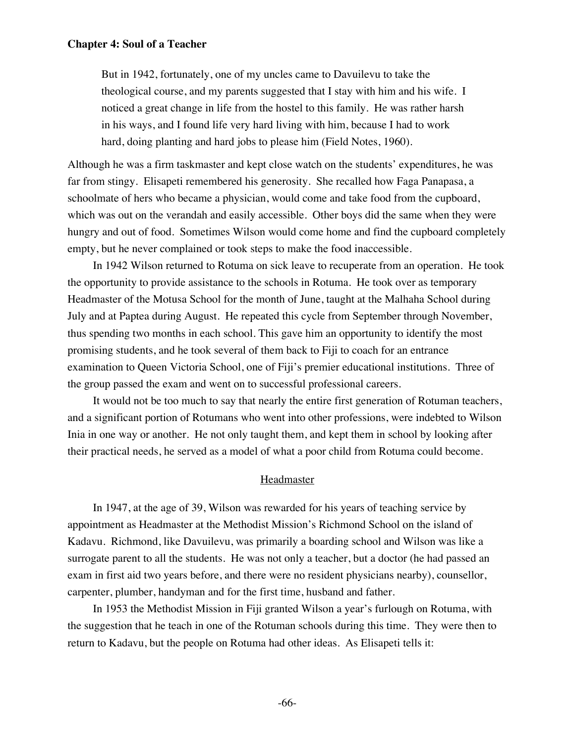> But in 1942, fortunately, one of my uncles came to Davuilevu to take the theological course, and my parents suggested that I stay with him and his wife. I noticed a great change in life from the hostel to this family. He was rather harsh in his ways, and I found life very hard living with him, because I had to work hard, doing planting and hard jobs to please him (Field Notes, 1960).

Although he was a firm taskmaster and kept close watch on the students' expenditures, he was far from stingy. Elisapeti remembered his generosity. She recalled how Faga Panapasa, a schoolmate of hers who became a physician, would come and take food from the cupboard, which was out on the verandah and easily accessible. Other boys did the same when they were hungry and out of food. Sometimes Wilson would come home and find the cupboard completely empty, but he never complained or took steps to make the food inaccessible.

In 1942 Wilson returned to Rotuma on sick leave to recuperate from an operation. He took the opportunity to provide assistance to the schools in Rotuma. He took over as temporary Headmaster of the Motusa School for the month of June, taught at the Malhaha School during July and at Paptea during August. He repeated this cycle from September through November, thus spending two months in each school. This gave him an opportunity to identify the most promising students, and he took several of them back to Fiji to coach for an entrance examination to Queen Victoria School, one of Fiji's premier educational institutions. Three of the group passed the exam and went on to successful professional careers.

It would not be too much to say that nearly the entire first generation of Rotuman teachers, and a significant portion of Rotumans who went into other professions, were indebted to Wilson Inia in one way or another. He not only taught them, and kept them in school by looking after their practical needs, he served as a model of what a poor child from Rotuma could become.

## Headmaster

In 1947, at the age of 39, Wilson was rewarded for his years of teaching service by appointment as Headmaster at the Methodist Mission's Richmond School on the island of Kadavu. Richmond, like Davuilevu, was primarily a boarding school and Wilson was like a surrogate parent to all the students. He was not only a teacher, but a doctor (he had passed an exam in first aid two years before, and there were no resident physicians nearby), counsellor, carpenter, plumber, handyman and for the first time, husband and father.

In 1953 the Methodist Mission in Fiji granted Wilson a year's furlough on Rotuma, with the suggestion that he teach in one of the Rotuman schools during this time. They were then to return to Kadavu, but the people on Rotuma had other ideas. As Elisapeti tells it: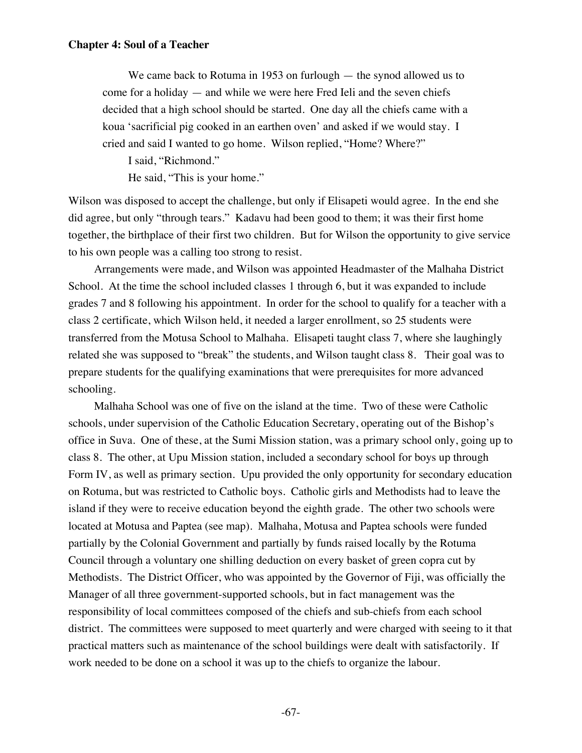**Chapter 4: Soul of a Teacher**

> We came back to Rotuma in 1953 on furlough — the synod allowed us to come for a holiday — and while we were here Fred Ieli and the seven chiefs decided that a high school should be started. One day all the chiefs came with a koua 'sacrificial pig cooked in an earthen oven' and asked if we would stay. I cried and said I wanted to go home. Wilson replied, "Home? Where?"
>
> I said, "Richmond."
>
> He said, "This is your home."

Wilson was disposed to accept the challenge, but only if Elisapeti would agree. In the end she did agree, but only "through tears." Kadavu had been good to them; it was their first home together, the birthplace of their first two children. But for Wilson the opportunity to give service to his own people was a calling too strong to resist.

Arrangements were made, and Wilson was appointed Headmaster of the Malhaha District School. At the time the school included classes 1 through 6, but it was expanded to include grades 7 and 8 following his appointment. In order for the school to qualify for a teacher with a class 2 certificate, which Wilson held, it needed a larger enrollment, so 25 students were transferred from the Motusa School to Malhaha. Elisapeti taught class 7, where she laughingly related she was supposed to "break" the students, and Wilson taught class 8. Their goal was to prepare students for the qualifying examinations that were prerequisites for more advanced schooling.

Malhaha School was one of five on the island at the time. Two of these were Catholic schools, under supervision of the Catholic Education Secretary, operating out of the Bishop's office in Suva. One of these, at the Sumi Mission station, was a primary school only, going up to class 8. The other, at Upu Mission station, included a secondary school for boys up through Form IV, as well as primary section. Upu provided the only opportunity for secondary education on Rotuma, but was restricted to Catholic boys. Catholic girls and Methodists had to leave the island if they were to receive education beyond the eighth grade. The other two schools were located at Motusa and Paptea (see map). Malhaha, Motusa and Paptea schools were funded partially by the Colonial Government and partially by funds raised locally by the Rotuma Council through a voluntary one shilling deduction on every basket of green copra cut by Methodists. The District Officer, who was appointed by the Governor of Fiji, was officially the Manager of all three government-supported schools, but in fact management was the responsibility of local committees composed of the chiefs and sub-chiefs from each school district. The committees were supposed to meet quarterly and were charged with seeing to it that practical matters such as maintenance of the school buildings were dealt with satisfactorily. If work needed to be done on a school it was up to the chiefs to organize the labour.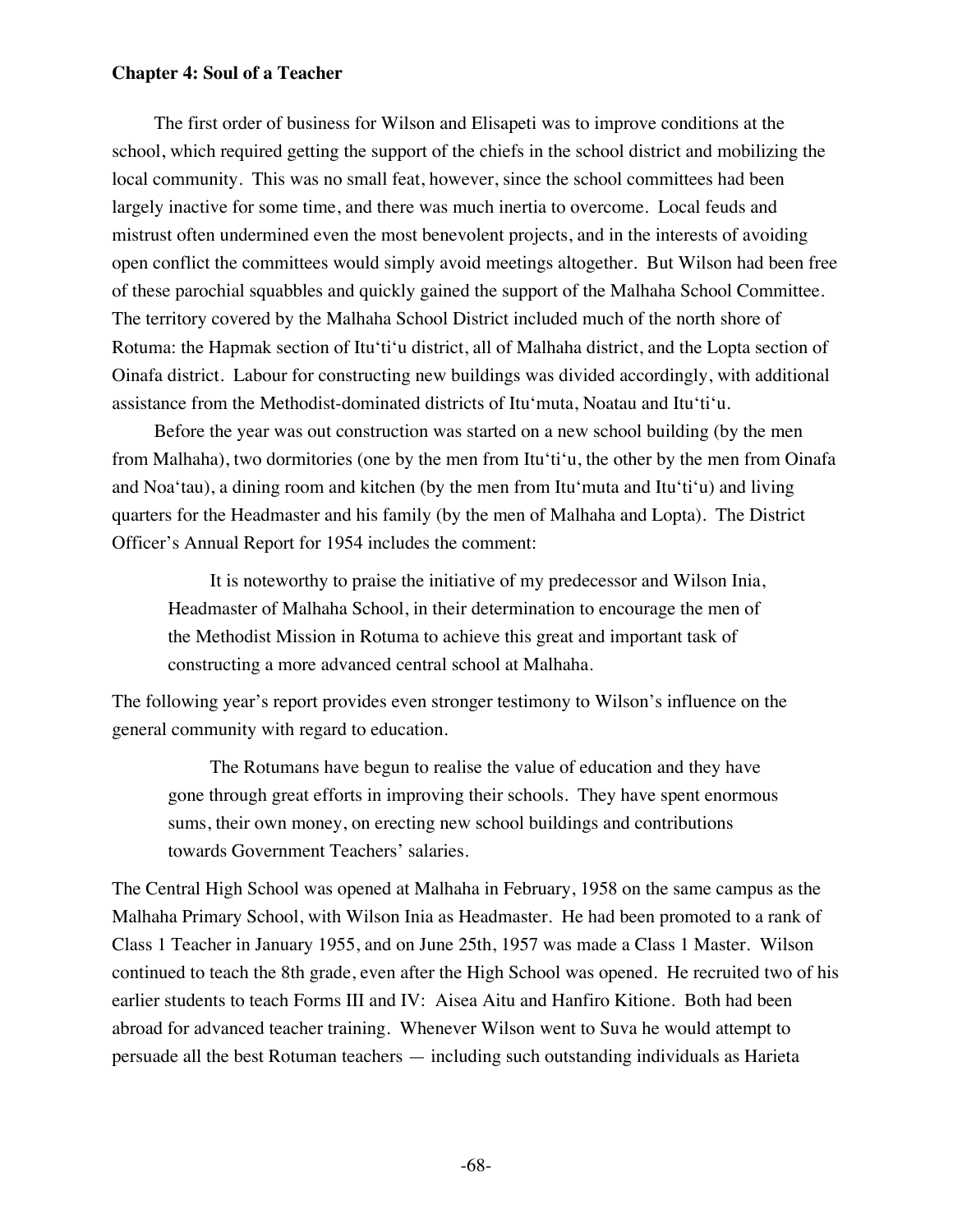**Chapter 4: Soul of a Teacher**

The first order of business for Wilson and Elisapeti was to improve conditions at the school, which required getting the support of the chiefs in the school district and mobilizing the local community. This was no small feat, however, since the school committees had been largely inactive for some time, and there was much inertia to overcome. Local feuds and mistrust often undermined even the most benevolent projects, and in the interests of avoiding open conflict the committees would simply avoid meetings altogether. But Wilson had been free of these parochial squabbles and quickly gained the support of the Malhaha School Committee. The territory covered by the Malhaha School District included much of the north shore of Rotuma: the Hapmak section of Itu'ti'u district, all of Malhaha district, and the Lopta section of Oinafa district. Labour for constructing new buildings was divided accordingly, with additional assistance from the Methodist-dominated districts of Itu'muta, Noatau and Itu'ti'u.

Before the year was out construction was started on a new school building (by the men from Malhaha), two dormitories (one by the men from Itu'ti'u, the other by the men from Oinafa and Noa'tau), a dining room and kitchen (by the men from Itu'muta and Itu'ti'u) and living quarters for the Headmaster and his family (by the men of Malhaha and Lopta). The District Officer's Annual Report for 1954 includes the comment:

> It is noteworthy to praise the initiative of my predecessor and Wilson Inia, Headmaster of Malhaha School, in their determination to encourage the men of the Methodist Mission in Rotuma to achieve this great and important task of constructing a more advanced central school at Malhaha.

The following year's report provides even stronger testimony to Wilson's influence on the general community with regard to education.

> The Rotumans have begun to realise the value of education and they have gone through great efforts in improving their schools. They have spent enormous sums, their own money, on erecting new school buildings and contributions towards Government Teachers' salaries.

The Central High School was opened at Malhaha in February, 1958 on the same campus as the Malhaha Primary School, with Wilson Inia as Headmaster. He had been promoted to a rank of Class 1 Teacher in January 1955, and on June 25th, 1957 was made a Class 1 Master. Wilson continued to teach the 8th grade, even after the High School was opened. He recruited two of his earlier students to teach Forms III and IV: Aisea Aitu and Hanfiro Kitione. Both had been abroad for advanced teacher training. Whenever Wilson went to Suva he would attempt to persuade all the best Rotuman teachers — including such outstanding individuals as Harieta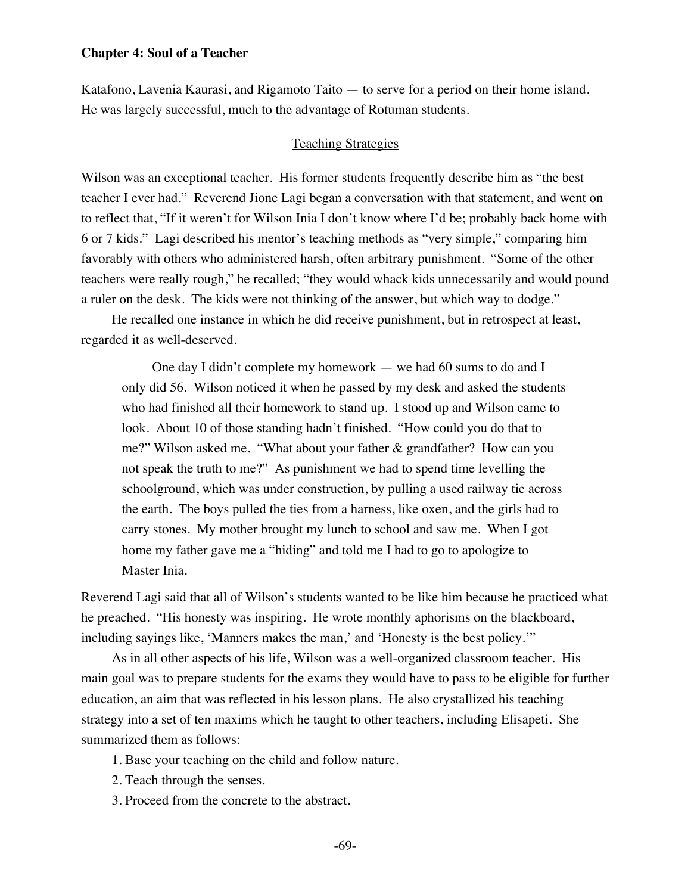Katafono, Lavenia Kaurasi, and Rigamoto Taito — to serve for a period on their home island. He was largely successful, much to the advantage of Rotuman students.

## Teaching Strategies

Wilson was an exceptional teacher. His former students frequently describe him as "the best teacher I ever had." Reverend Jione Lagi began a conversation with that statement, and went on to reflect that, "If it weren't for Wilson Inia I don't know where I'd be; probably back home with 6 or 7 kids." Lagi described his mentor's teaching methods as "very simple," comparing him favorably with others who administered harsh, often arbitrary punishment. "Some of the other teachers were really rough," he recalled; "they would whack kids unnecessarily and would pound a ruler on the desk. The kids were not thinking of the answer, but which way to dodge."

He recalled one instance in which he did receive punishment, but in retrospect at least, regarded it as well-deserved.

> One day I didn't complete my homework — we had 60 sums to do and I only did 56. Wilson noticed it when he passed by my desk and asked the students who had finished all their homework to stand up. I stood up and Wilson came to look. About 10 of those standing hadn't finished. "How could you do that to me?" Wilson asked me. "What about your father & grandfather? How can you not speak the truth to me?" As punishment we had to spend time levelling the schoolground, which was under construction, by pulling a used railway tie across the earth. The boys pulled the ties from a harness, like oxen, and the girls had to carry stones. My mother brought my lunch to school and saw me. When I got home my father gave me a "hiding" and told me I had to go to apologize to Master Inia.

Reverend Lagi said that all of Wilson's students wanted to be like him because he practiced what he preached. "His honesty was inspiring. He wrote monthly aphorisms on the blackboard, including sayings like, 'Manners makes the man,' and 'Honesty is the best policy.'"

As in all other aspects of his life, Wilson was a well-organized classroom teacher. His main goal was to prepare students for the exams they would have to pass to be eligible for further education, an aim that was reflected in his lesson plans. He also crystallized his teaching strategy into a set of ten maxims which he taught to other teachers, including Elisapeti. She summarized them as follows:

1. Base your teaching on the child and follow nature.
2. Teach through the senses.
3. Proceed from the concrete to the abstract.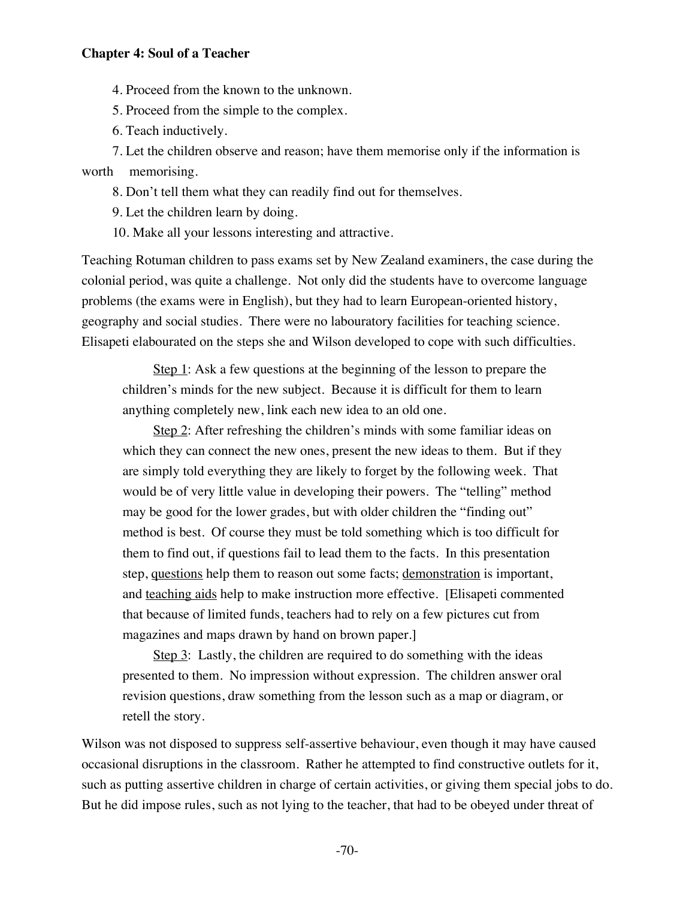4. Proceed from the known to the unknown.

5. Proceed from the simple to the complex.

6. Teach inductively.

7. Let the children observe and reason; have them memorise only if the information is worth memorising.

8. Don't tell them what they can readily find out for themselves.

9. Let the children learn by doing.

10. Make all your lessons interesting and attractive.

Teaching Rotuman children to pass exams set by New Zealand examiners, the case during the colonial period, was quite a challenge. Not only did the students have to overcome language problems (the exams were in English), but they had to learn European-oriented history, geography and social studies. There were no labouratory facilities for teaching science. Elisapeti elabourated on the steps she and Wilson developed to cope with such difficulties.

> Step 1: Ask a few questions at the beginning of the lesson to prepare the children's minds for the new subject. Because it is difficult for them to learn anything completely new, link each new idea to an old one.
>
> Step 2: After refreshing the children's minds with some familiar ideas on which they can connect the new ones, present the new ideas to them. But if they are simply told everything they are likely to forget by the following week. That would be of very little value in developing their powers. The "telling" method may be good for the lower grades, but with older children the "finding out" method is best. Of course they must be told something which is too difficult for them to find out, if questions fail to lead them to the facts. In this presentation step, questions help them to reason out some facts; demonstration is important, and teaching aids help to make instruction more effective. [Elisapeti commented that because of limited funds, teachers had to rely on a few pictures cut from magazines and maps drawn by hand on brown paper.]
>
> Step 3: Lastly, the children are required to do something with the ideas presented to them. No impression without expression. The children answer oral revision questions, draw something from the lesson such as a map or diagram, or retell the story.

Wilson was not disposed to suppress self-assertive behaviour, even though it may have caused occasional disruptions in the classroom. Rather he attempted to find constructive outlets for it, such as putting assertive children in charge of certain activities, or giving them special jobs to do. But he did impose rules, such as not lying to the teacher, that had to be obeyed under threat of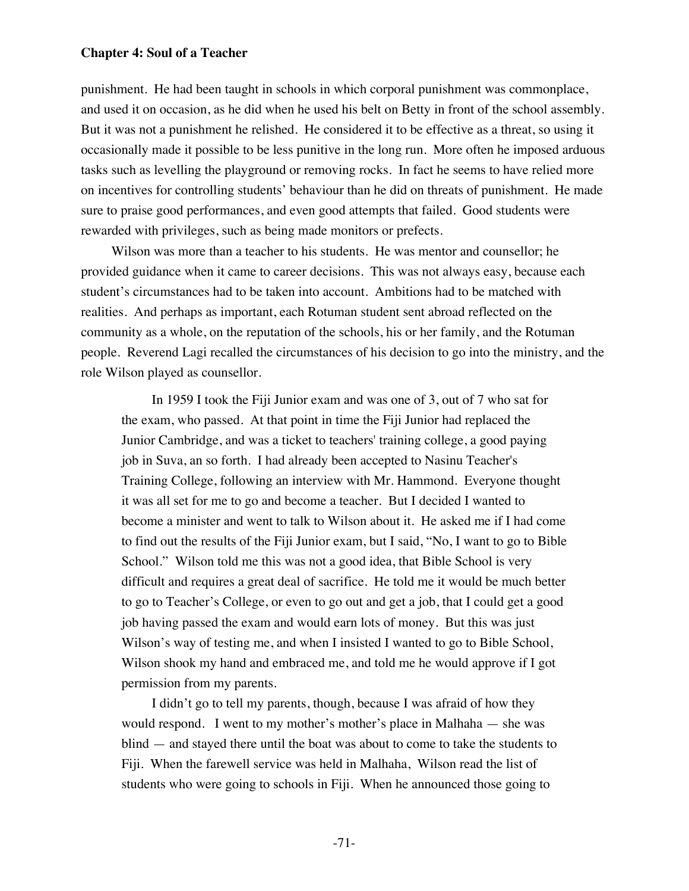punishment. He had been taught in schools in which corporal punishment was commonplace, and used it on occasion, as he did when he used his belt on Betty in front of the school assembly. But it was not a punishment he relished. He considered it to be effective as a threat, so using it occasionally made it possible to be less punitive in the long run. More often he imposed arduous tasks such as levelling the playground or removing rocks. In fact he seems to have relied more on incentives for controlling students' behaviour than he did on threats of punishment. He made sure to praise good performances, and even good attempts that failed. Good students were rewarded with privileges, such as being made monitors or prefects.

Wilson was more than a teacher to his students. He was mentor and counsellor; he provided guidance when it came to career decisions. This was not always easy, because each student's circumstances had to be taken into account. Ambitions had to be matched with realities. And perhaps as important, each Rotuman student sent abroad reflected on the community as a whole, on the reputation of the schools, his or her family, and the Rotuman people. Reverend Lagi recalled the circumstances of his decision to go into the ministry, and the role Wilson played as counsellor.

> In 1959 I took the Fiji Junior exam and was one of 3, out of 7 who sat for the exam, who passed. At that point in time the Fiji Junior had replaced the Junior Cambridge, and was a ticket to teachers' training college, a good paying job in Suva, an so forth. I had already been accepted to Nasinu Teacher's Training College, following an interview with Mr. Hammond. Everyone thought it was all set for me to go and become a teacher. But I decided I wanted to become a minister and went to talk to Wilson about it. He asked me if I had come to find out the results of the Fiji Junior exam, but I said, "No, I want to go to Bible School." Wilson told me this was not a good idea, that Bible School is very difficult and requires a great deal of sacrifice. He told me it would be much better to go to Teacher's College, or even to go out and get a job, that I could get a good job having passed the exam and would earn lots of money. But this was just Wilson's way of testing me, and when I insisted I wanted to go to Bible School, Wilson shook my hand and embraced me, and told me he would approve if I got permission from my parents.
>
> I didn't go to tell my parents, though, because I was afraid of how they would respond. I went to my mother's mother's place in Malhaha — she was blind — and stayed there until the boat was about to come to take the students to Fiji. When the farewell service was held in Malhaha, Wilson read the list of students who were going to schools in Fiji. When he announced those going to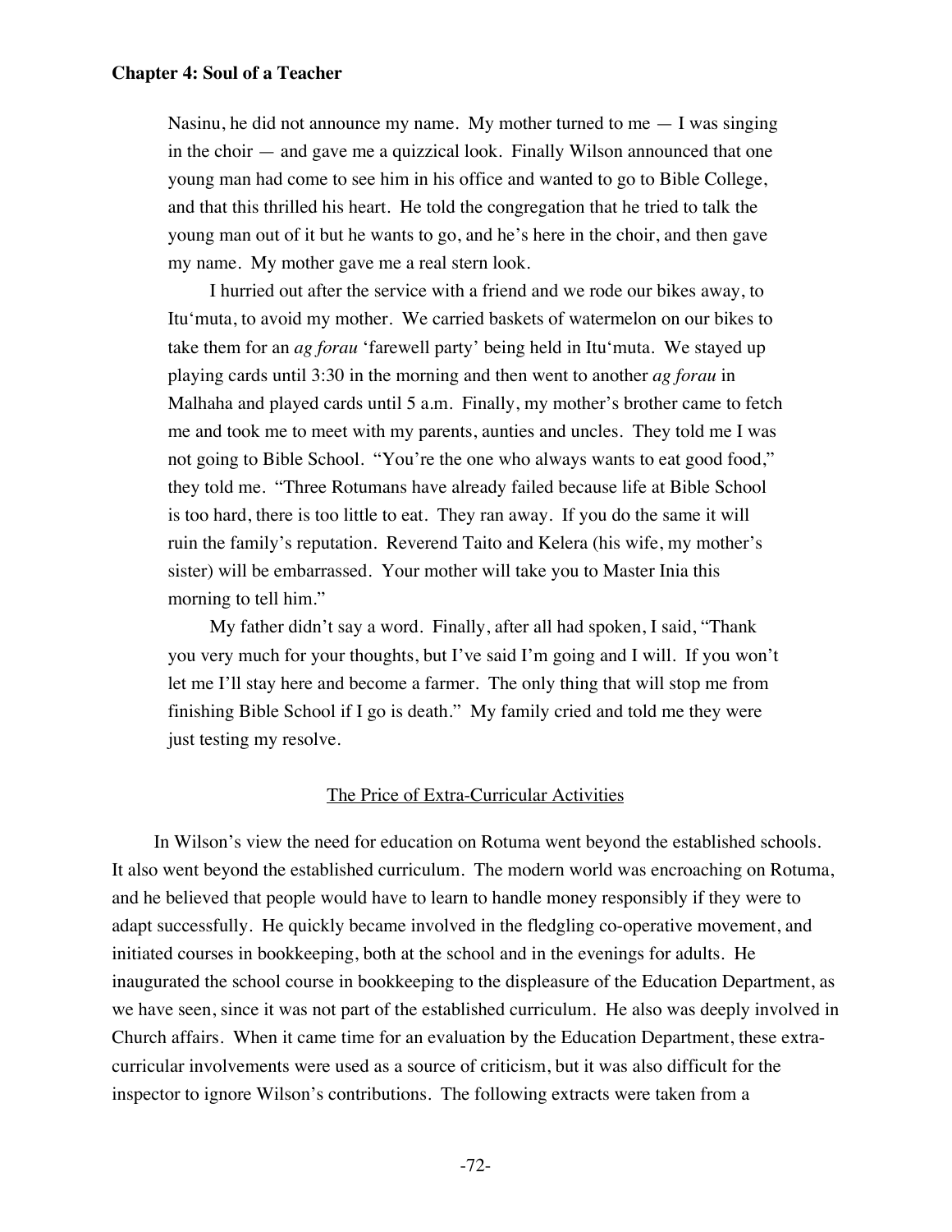Nasinu, he did not announce my name. My mother turned to me — I was singing in the choir — and gave me a quizzical look. Finally Wilson announced that one young man had come to see him in his office and wanted to go to Bible College, and that this thrilled his heart. He told the congregation that he tried to talk the young man out of it but he wants to go, and he's here in the choir, and then gave my name. My mother gave me a real stern look.

I hurried out after the service with a friend and we rode our bikes away, to Itu'muta, to avoid my mother. We carried baskets of watermelon on our bikes to take them for an *ag forau* 'farewell party' being held in Itu'muta. We stayed up playing cards until 3:30 in the morning and then went to another *ag forau* in Malhaha and played cards until 5 a.m. Finally, my mother's brother came to fetch me and took me to meet with my parents, aunties and uncles. They told me I was not going to Bible School. "You're the one who always wants to eat good food," they told me. "Three Rotumans have already failed because life at Bible School is too hard, there is too little to eat. They ran away. If you do the same it will ruin the family's reputation. Reverend Taito and Kelera (his wife, my mother's sister) will be embarrassed. Your mother will take you to Master Inia this morning to tell him."

My father didn't say a word. Finally, after all had spoken, I said, "Thank you very much for your thoughts, but I've said I'm going and I will. If you won't let me I'll stay here and become a farmer. The only thing that will stop me from finishing Bible School if I go is death." My family cried and told me they were just testing my resolve.

## The Price of Extra-Curricular Activities

In Wilson's view the need for education on Rotuma went beyond the established schools. It also went beyond the established curriculum. The modern world was encroaching on Rotuma, and he believed that people would have to learn to handle money responsibly if they were to adapt successfully. He quickly became involved in the fledgling co-operative movement, and initiated courses in bookkeeping, both at the school and in the evenings for adults. He inaugurated the school course in bookkeeping to the displeasure of the Education Department, as we have seen, since it was not part of the established curriculum. He also was deeply involved in Church affairs. When it came time for an evaluation by the Education Department, these extra-curricular involvements were used as a source of criticism, but it was also difficult for the inspector to ignore Wilson's contributions. The following extracts were taken from a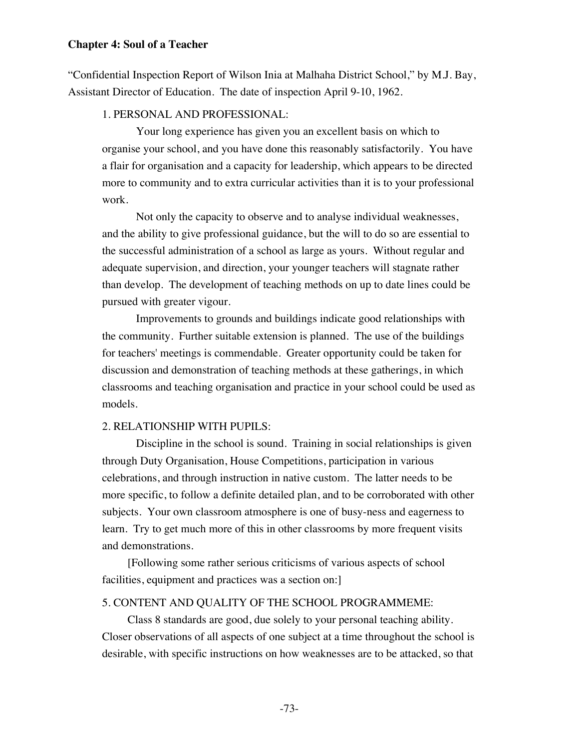**Chapter 4: Soul of a Teacher**

"Confidential Inspection Report of Wilson Inia at Malhaha District School," by M.J. Bay, Assistant Director of Education. The date of inspection April 9-10, 1962.

1. PERSONAL AND PROFESSIONAL:

Your long experience has given you an excellent basis on which to organise your school, and you have done this reasonably satisfactorily. You have a flair for organisation and a capacity for leadership, which appears to be directed more to community and to extra curricular activities than it is to your professional work.

Not only the capacity to observe and to analyse individual weaknesses, and the ability to give professional guidance, but the will to do so are essential to the successful administration of a school as large as yours. Without regular and adequate supervision, and direction, your younger teachers will stagnate rather than develop. The development of teaching methods on up to date lines could be pursued with greater vigour.

Improvements to grounds and buildings indicate good relationships with the community. Further suitable extension is planned. The use of the buildings for teachers' meetings is commendable. Greater opportunity could be taken for discussion and demonstration of teaching methods at these gatherings, in which classrooms and teaching organisation and practice in your school could be used as models.

2. RELATIONSHIP WITH PUPILS:

Discipline in the school is sound. Training in social relationships is given through Duty Organisation, House Competitions, participation in various celebrations, and through instruction in native custom. The latter needs to be more specific, to follow a definite detailed plan, and to be corroborated with other subjects. Your own classroom atmosphere is one of busy-ness and eagerness to learn. Try to get much more of this in other classrooms by more frequent visits and demonstrations.

[Following some rather serious criticisms of various aspects of school facilities, equipment and practices was a section on:]

5. CONTENT AND QUALITY OF THE SCHOOL PROGRAMMEME:

Class 8 standards are good, due solely to your personal teaching ability. Closer observations of all aspects of one subject at a time throughout the school is desirable, with specific instructions on how weaknesses are to be attacked, so that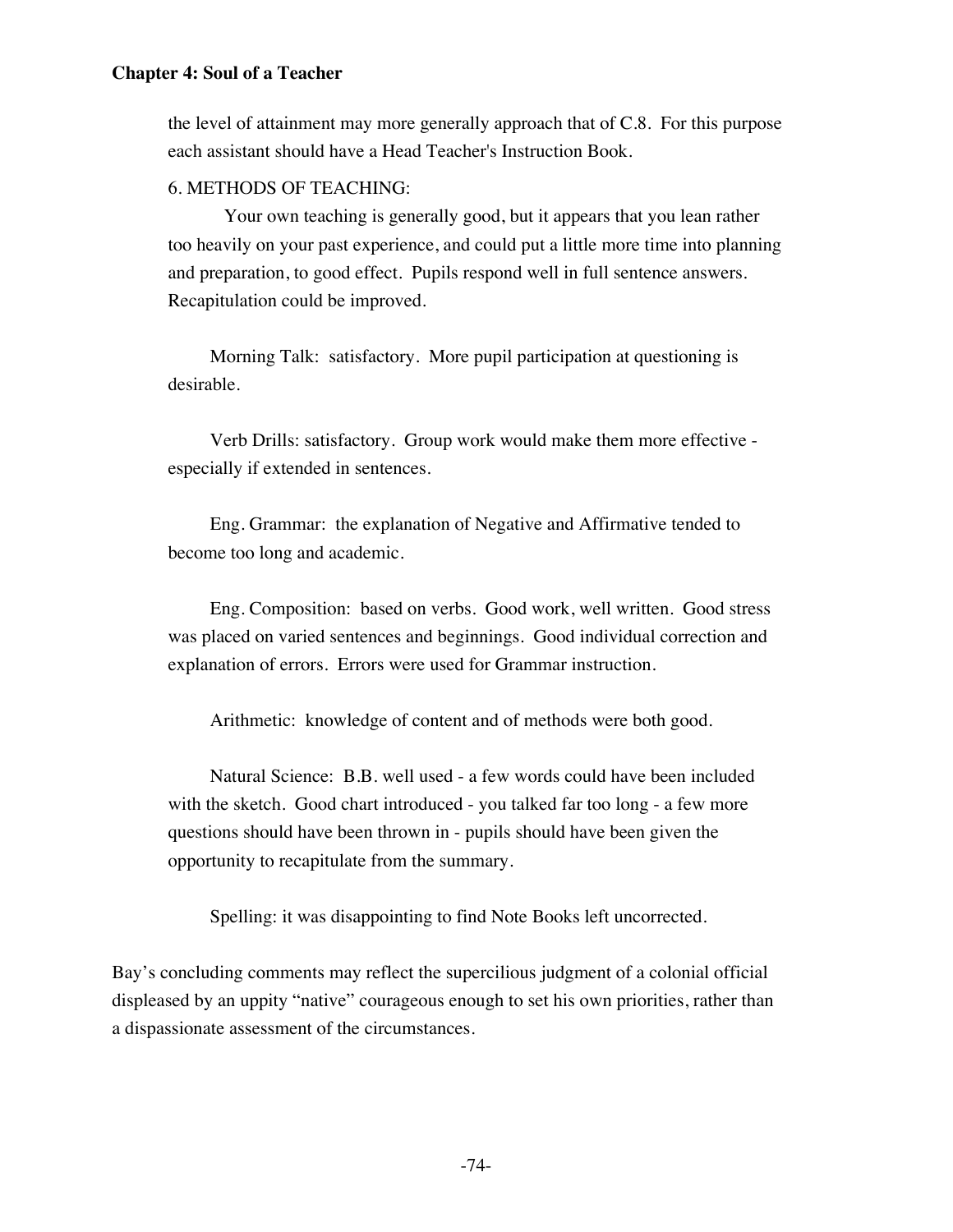the level of attainment may more generally approach that of C.8. For this purpose each assistant should have a Head Teacher's Instruction Book.

6. METHODS OF TEACHING:

Your own teaching is generally good, but it appears that you lean rather too heavily on your past experience, and could put a little more time into planning and preparation, to good effect. Pupils respond well in full sentence answers. Recapitulation could be improved.

Morning Talk: satisfactory. More pupil participation at questioning is desirable.

Verb Drills: satisfactory. Group work would make them more effective - especially if extended in sentences.

Eng. Grammar: the explanation of Negative and Affirmative tended to become too long and academic.

Eng. Composition: based on verbs. Good work, well written. Good stress was placed on varied sentences and beginnings. Good individual correction and explanation of errors. Errors were used for Grammar instruction.

Arithmetic: knowledge of content and of methods were both good.

Natural Science: B.B. well used - a few words could have been included with the sketch. Good chart introduced - you talked far too long - a few more questions should have been thrown in - pupils should have been given the opportunity to recapitulate from the summary.

Spelling: it was disappointing to find Note Books left uncorrected.

Bay's concluding comments may reflect the supercilious judgment of a colonial official displeased by an uppity "native" courageous enough to set his own priorities, rather than a dispassionate assessment of the circumstances.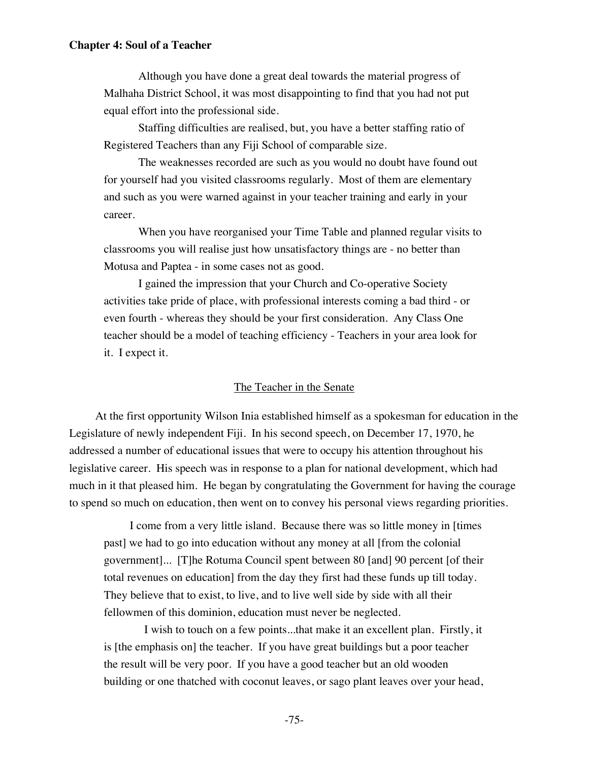> Although you have done a great deal towards the material progress of Malhaha District School, it was most disappointing to find that you had not put equal effort into the professional side.
>
> Staffing difficulties are realised, but, you have a better staffing ratio of Registered Teachers than any Fiji School of comparable size.
>
> The weaknesses recorded are such as you would no doubt have found out for yourself had you visited classrooms regularly. Most of them are elementary and such as you were warned against in your teacher training and early in your career.
>
> When you have reorganised your Time Table and planned regular visits to classrooms you will realise just how unsatisfactory things are - no better than Motusa and Paptea - in some cases not as good.
>
> I gained the impression that your Church and Co-operative Society activities take pride of place, with professional interests coming a bad third - or even fourth - whereas they should be your first consideration. Any Class One teacher should be a model of teaching efficiency - Teachers in your area look for it. I expect it.

## The Teacher in the Senate

At the first opportunity Wilson Inia established himself as a spokesman for education in the Legislature of newly independent Fiji. In his second speech, on December 17, 1970, he addressed a number of educational issues that were to occupy his attention throughout his legislative career. His speech was in response to a plan for national development, which had much in it that pleased him. He began by congratulating the Government for having the courage to spend so much on education, then went on to convey his personal views regarding priorities.

> I come from a very little island. Because there was so little money in [times past] we had to go into education without any money at all [from the colonial government]... [T]he Rotuma Council spent between 80 [and] 90 percent [of their total revenues on education] from the day they first had these funds up till today. They believe that to exist, to live, and to live well side by side with all their fellowmen of this dominion, education must never be neglected.
>
> I wish to touch on a few points...that make it an excellent plan. Firstly, it is [the emphasis on] the teacher. If you have great buildings but a poor teacher the result will be very poor. If you have a good teacher but an old wooden building or one thatched with coconut leaves, or sago plant leaves over your head,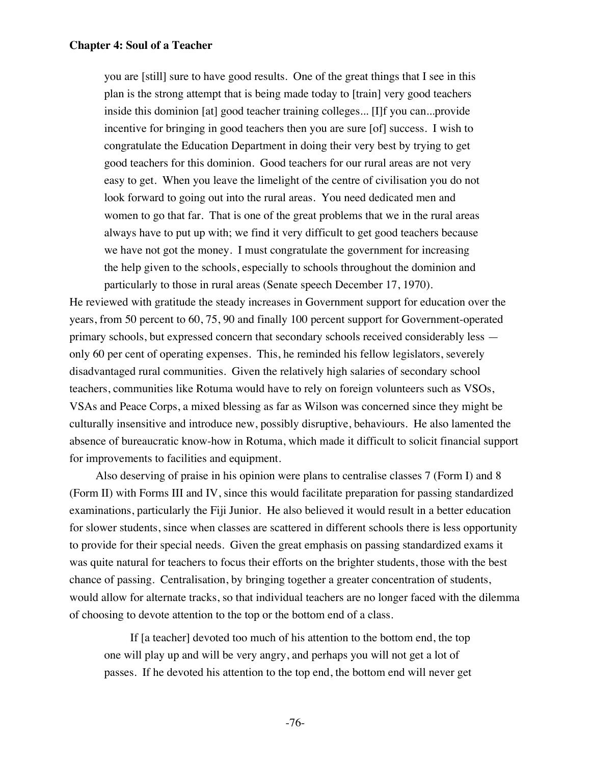> you are [still] sure to have good results. One of the great things that I see in this plan is the strong attempt that is being made today to [train] very good teachers inside this dominion [at] good teacher training colleges... [I]f you can...provide incentive for bringing in good teachers then you are sure [of] success. I wish to congratulate the Education Department in doing their very best by trying to get good teachers for this dominion. Good teachers for our rural areas are not very easy to get. When you leave the limelight of the centre of civilisation you do not look forward to going out into the rural areas. You need dedicated men and women to go that far. That is one of the great problems that we in the rural areas always have to put up with; we find it very difficult to get good teachers because we have not got the money. I must congratulate the government for increasing the help given to the schools, especially to schools throughout the dominion and particularly to those in rural areas (Senate speech December 17, 1970).

He reviewed with gratitude the steady increases in Government support for education over the years, from 50 percent to 60, 75, 90 and finally 100 percent support for Government-operated primary schools, but expressed concern that secondary schools received considerably less — only 60 per cent of operating expenses. This, he reminded his fellow legislators, severely disadvantaged rural communities. Given the relatively high salaries of secondary school teachers, communities like Rotuma would have to rely on foreign volunteers such as VSOs, VSAs and Peace Corps, a mixed blessing as far as Wilson was concerned since they might be culturally insensitive and introduce new, possibly disruptive, behaviours. He also lamented the absence of bureaucratic know-how in Rotuma, which made it difficult to solicit financial support for improvements to facilities and equipment.

Also deserving of praise in his opinion were plans to centralise classes 7 (Form I) and 8 (Form II) with Forms III and IV, since this would facilitate preparation for passing standardized examinations, particularly the Fiji Junior. He also believed it would result in a better education for slower students, since when classes are scattered in different schools there is less opportunity to provide for their special needs. Given the great emphasis on passing standardized exams it was quite natural for teachers to focus their efforts on the brighter students, those with the best chance of passing. Centralisation, by bringing together a greater concentration of students, would allow for alternate tracks, so that individual teachers are no longer faced with the dilemma of choosing to devote attention to the top or the bottom end of a class.

> If [a teacher] devoted too much of his attention to the bottom end, the top one will play up and will be very angry, and perhaps you will not get a lot of passes. If he devoted his attention to the top end, the bottom end will never get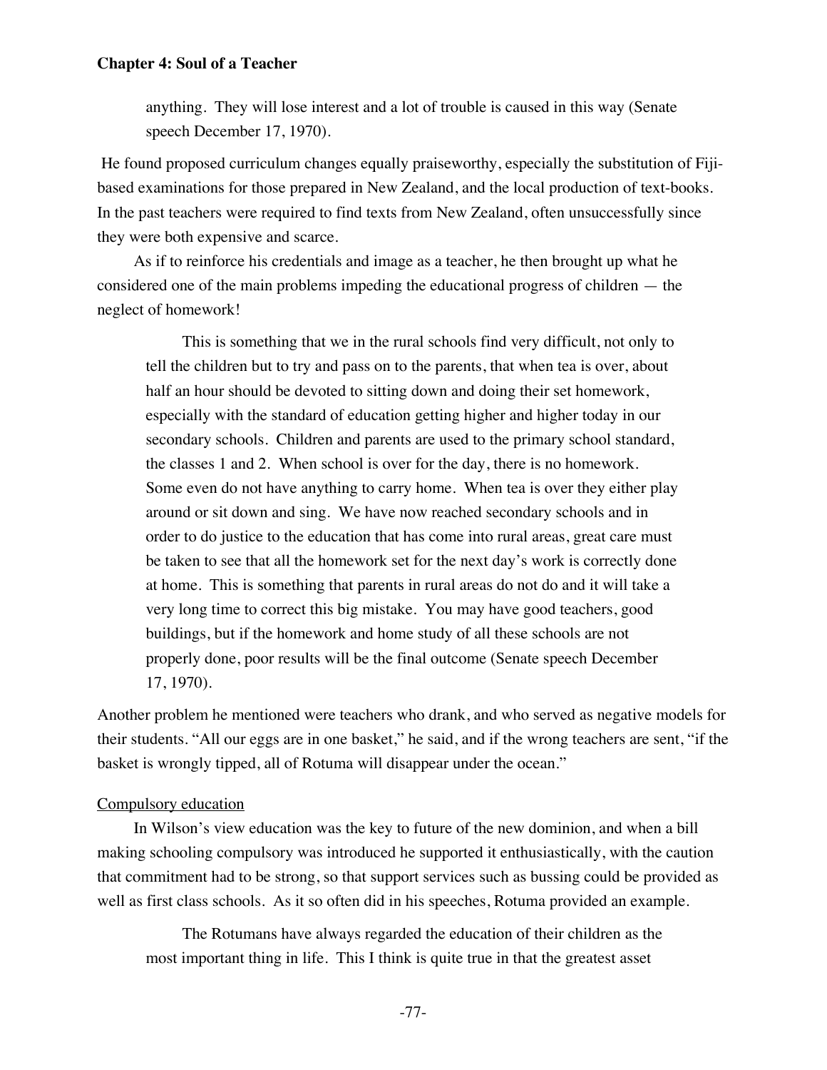> anything. They will lose interest and a lot of trouble is caused in this way (Senate speech December 17, 1970).

He found proposed curriculum changes equally praiseworthy, especially the substitution of Fiji-based examinations for those prepared in New Zealand, and the local production of text-books. In the past teachers were required to find texts from New Zealand, often unsuccessfully since they were both expensive and scarce.

As if to reinforce his credentials and image as a teacher, he then brought up what he considered one of the main problems impeding the educational progress of children — the neglect of homework!

> This is something that we in the rural schools find very difficult, not only to tell the children but to try and pass on to the parents, that when tea is over, about half an hour should be devoted to sitting down and doing their set homework, especially with the standard of education getting higher and higher today in our secondary schools. Children and parents are used to the primary school standard, the classes 1 and 2. When school is over for the day, there is no homework. Some even do not have anything to carry home. When tea is over they either play around or sit down and sing. We have now reached secondary schools and in order to do justice to the education that has come into rural areas, great care must be taken to see that all the homework set for the next day's work is correctly done at home. This is something that parents in rural areas do not do and it will take a very long time to correct this big mistake. You may have good teachers, good buildings, but if the homework and home study of all these schools are not properly done, poor results will be the final outcome (Senate speech December 17, 1970).

Another problem he mentioned were teachers who drank, and who served as negative models for their students. "All our eggs are in one basket," he said, and if the wrong teachers are sent, "if the basket is wrongly tipped, all of Rotuma will disappear under the ocean."

<u>Compulsory education</u>

In Wilson's view education was the key to future of the new dominion, and when a bill making schooling compulsory was introduced he supported it enthusiastically, with the caution that commitment had to be strong, so that support services such as bussing could be provided as well as first class schools. As it so often did in his speeches, Rotuma provided an example.

> The Rotumans have always regarded the education of their children as the most important thing in life. This I think is quite true in that the greatest asset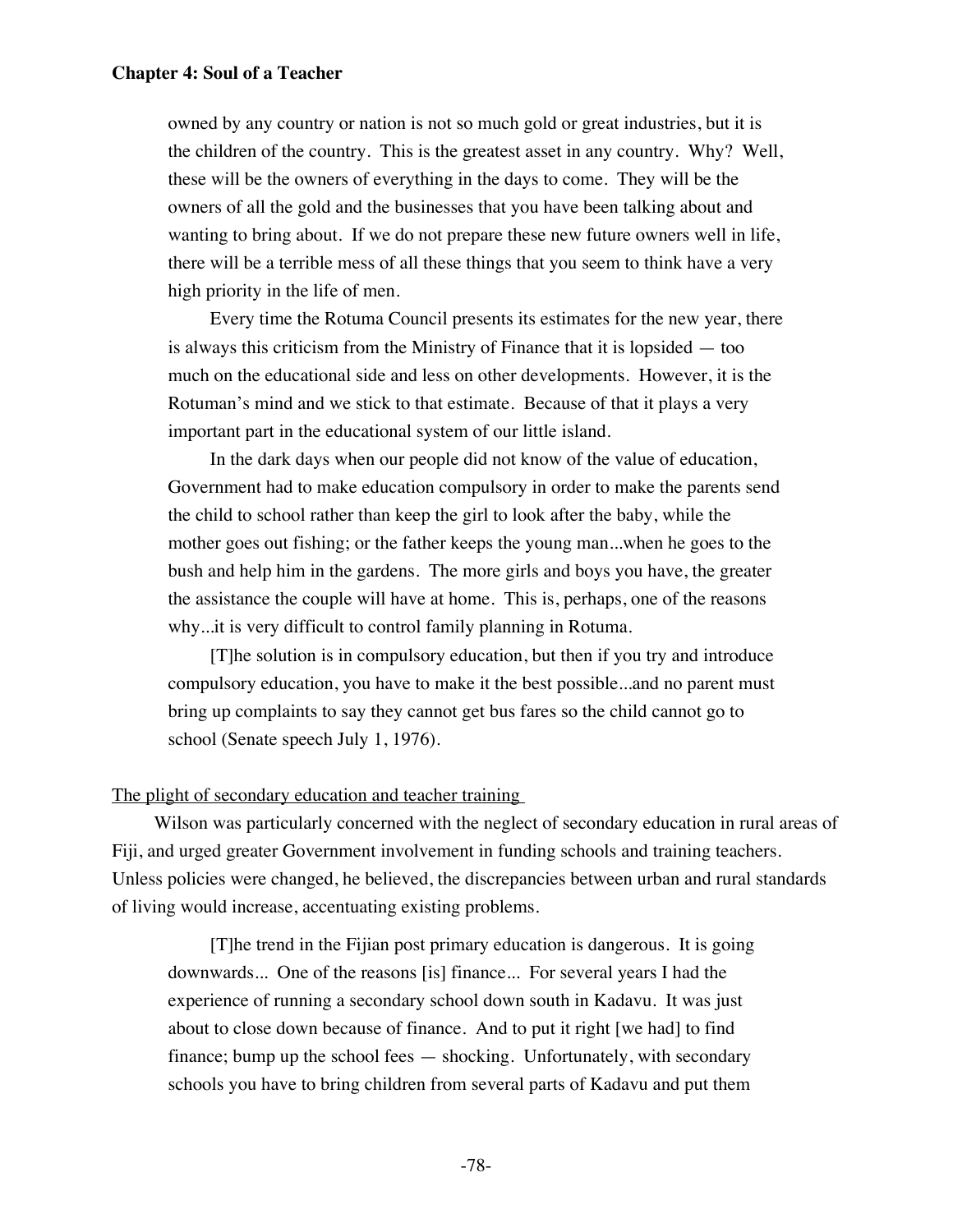owned by any country or nation is not so much gold or great industries, but it is the children of the country. This is the greatest asset in any country. Why? Well, these will be the owners of everything in the days to come. They will be the owners of all the gold and the businesses that you have been talking about and wanting to bring about. If we do not prepare these new future owners well in life, there will be a terrible mess of all these things that you seem to think have a very high priority in the life of men.

> Every time the Rotuma Council presents its estimates for the new year, there is always this criticism from the Ministry of Finance that it is lopsided — too much on the educational side and less on other developments. However, it is the Rotuman's mind and we stick to that estimate. Because of that it plays a very important part in the educational system of our little island.

> In the dark days when our people did not know of the value of education, Government had to make education compulsory in order to make the parents send the child to school rather than keep the girl to look after the baby, while the mother goes out fishing; or the father keeps the young man...when he goes to the bush and help him in the gardens. The more girls and boys you have, the greater the assistance the couple will have at home. This is, perhaps, one of the reasons why...it is very difficult to control family planning in Rotuma.

> [T]he solution is in compulsory education, but then if you try and introduce compulsory education, you have to make it the best possible...and no parent must bring up complaints to say they cannot get bus fares so the child cannot go to school (Senate speech July 1, 1976).

<u>The plight of secondary education and teacher training</u>

Wilson was particularly concerned with the neglect of secondary education in rural areas of Fiji, and urged greater Government involvement in funding schools and training teachers. Unless policies were changed, he believed, the discrepancies between urban and rural standards of living would increase, accentuating existing problems.

> [T]he trend in the Fijian post primary education is dangerous. It is going downwards... One of the reasons [is] finance... For several years I had the experience of running a secondary school down south in Kadavu. It was just about to close down because of finance. And to put it right [we had] to find finance; bump up the school fees — shocking. Unfortunately, with secondary schools you have to bring children from several parts of Kadavu and put them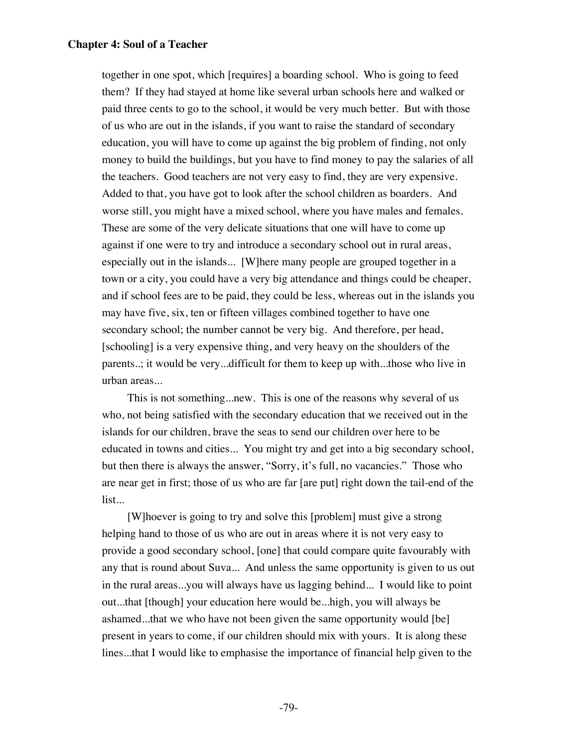together in one spot, which [requires] a boarding school. Who is going to feed them? If they had stayed at home like several urban schools here and walked or paid three cents to go to the school, it would be very much better. But with those of us who are out in the islands, if you want to raise the standard of secondary education, you will have to come up against the big problem of finding, not only money to build the buildings, but you have to find money to pay the salaries of all the teachers. Good teachers are not very easy to find, they are very expensive. Added to that, you have got to look after the school children as boarders. And worse still, you might have a mixed school, where you have males and females. These are some of the very delicate situations that one will have to come up against if one were to try and introduce a secondary school out in rural areas, especially out in the islands... [W]here many people are grouped together in a town or a city, you could have a very big attendance and things could be cheaper, and if school fees are to be paid, they could be less, whereas out in the islands you may have five, six, ten or fifteen villages combined together to have one secondary school; the number cannot be very big. And therefore, per head, [schooling] is a very expensive thing, and very heavy on the shoulders of the parents..; it would be very...difficult for them to keep up with...those who live in urban areas...

This is not something...new. This is one of the reasons why several of us who, not being satisfied with the secondary education that we received out in the islands for our children, brave the seas to send our children over here to be educated in towns and cities... You might try and get into a big secondary school, but then there is always the answer, "Sorry, it's full, no vacancies." Those who are near get in first; those of us who are far [are put] right down the tail-end of the list...

[W]hoever is going to try and solve this [problem] must give a strong helping hand to those of us who are out in areas where it is not very easy to provide a good secondary school, [one] that could compare quite favourably with any that is round about Suva... And unless the same opportunity is given to us out in the rural areas...you will always have us lagging behind... I would like to point out...that [though] your education here would be...high, you will always be ashamed...that we who have not been given the same opportunity would [be] present in years to come, if our children should mix with yours. It is along these lines...that I would like to emphasise the importance of financial help given to the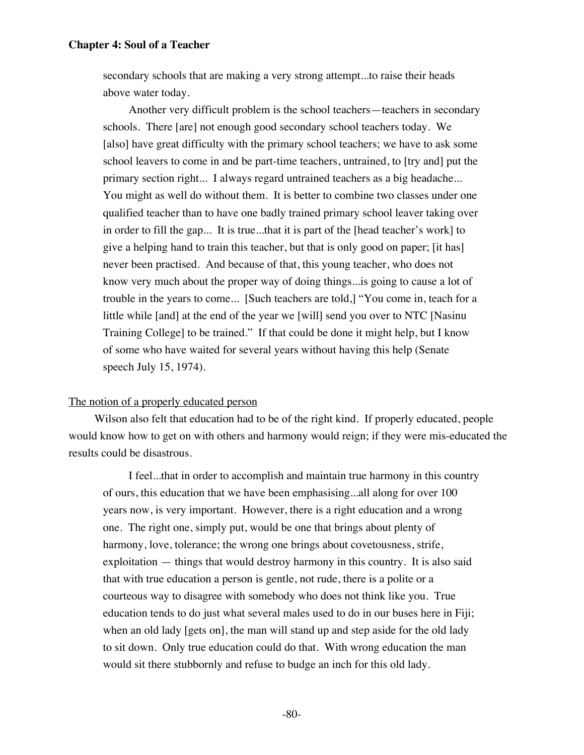> secondary schools that are making a very strong attempt...to raise their heads above water today.
>
> Another very difficult problem is the school teachers—teachers in secondary schools. There [are] not enough good secondary school teachers today. We [also] have great difficulty with the primary school teachers; we have to ask some school leavers to come in and be part-time teachers, untrained, to [try and] put the primary section right... I always regard untrained teachers as a big headache... You might as well do without them. It is better to combine two classes under one qualified teacher than to have one badly trained primary school leaver taking over in order to fill the gap... It is true...that it is part of the [head teacher's work] to give a helping hand to train this teacher, but that is only good on paper; [it has] never been practised. And because of that, this young teacher, who does not know very much about the proper way of doing things...is going to cause a lot of trouble in the years to come... [Such teachers are told,] "You come in, teach for a little while [and] at the end of the year we [will] send you over to NTC [Nasinu Training College] to be trained." If that could be done it might help, but I know of some who have waited for several years without having this help (Senate speech July 15, 1974).

<u>The notion of a properly educated person</u>

Wilson also felt that education had to be of the right kind. If properly educated, people would know how to get on with others and harmony would reign; if they were mis-educated the results could be disastrous.

> I feel...that in order to accomplish and maintain true harmony in this country of ours, this education that we have been emphasising...all along for over 100 years now, is very important. However, there is a right education and a wrong one. The right one, simply put, would be one that brings about plenty of harmony, love, tolerance; the wrong one brings about covetousness, strife, exploitation — things that would destroy harmony in this country. It is also said that with true education a person is gentle, not rude, there is a polite or a courteous way to disagree with somebody who does not think like you. True education tends to do just what several males used to do in our buses here in Fiji; when an old lady [gets on], the man will stand up and step aside for the old lady to sit down. Only true education could do that. With wrong education the man would sit there stubbornly and refuse to budge an inch for this old lady.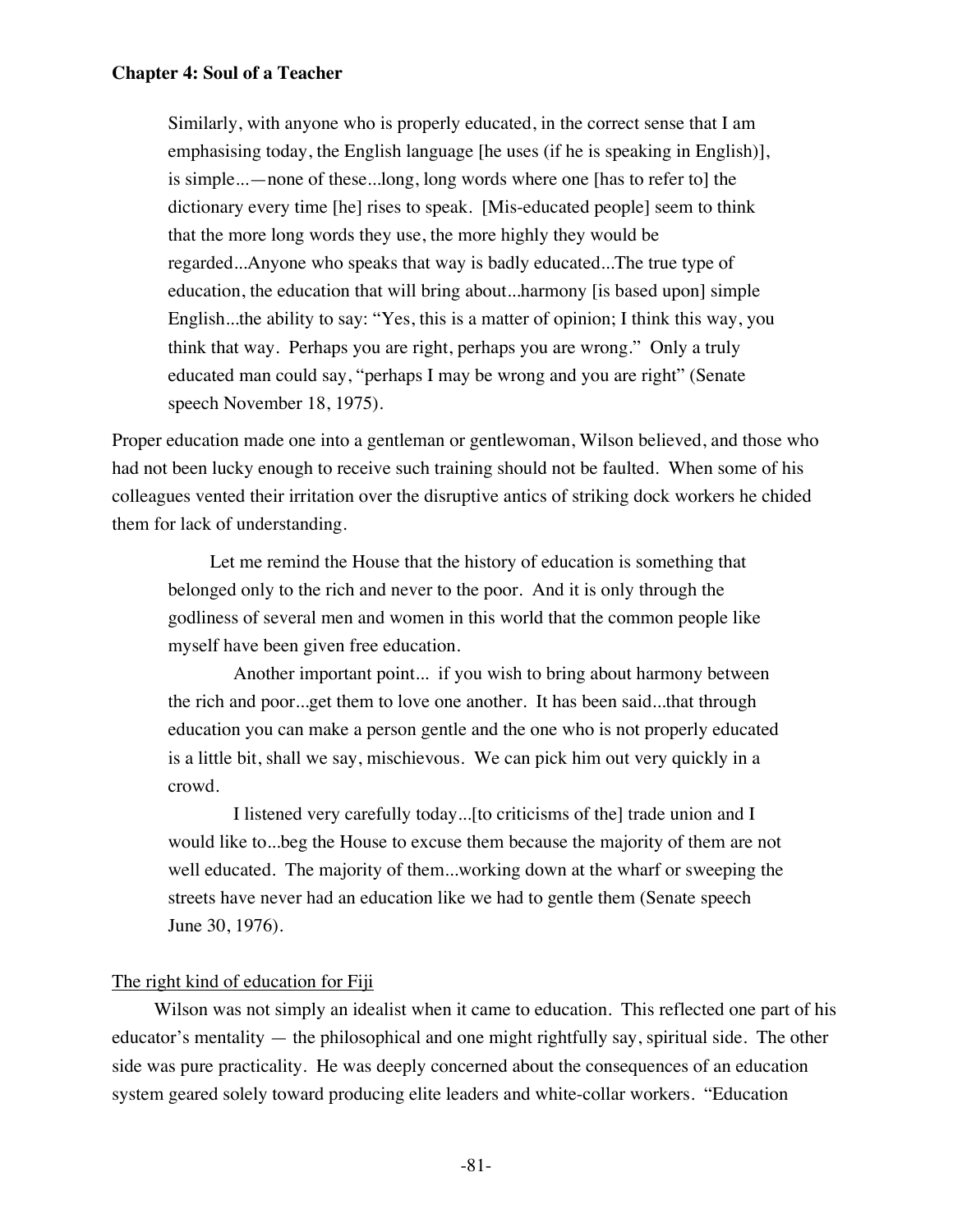> Similarly, with anyone who is properly educated, in the correct sense that I am emphasising today, the English language [he uses (if he is speaking in English)], is simple...—none of these...long, long words where one [has to refer to] the dictionary every time [he] rises to speak. [Mis-educated people] seem to think that the more long words they use, the more highly they would be regarded...Anyone who speaks that way is badly educated...The true type of education, the education that will bring about...harmony [is based upon] simple English...the ability to say: "Yes, this is a matter of opinion; I think this way, you think that way. Perhaps you are right, perhaps you are wrong." Only a truly educated man could say, "perhaps I may be wrong and you are right" (Senate speech November 18, 1975).

Proper education made one into a gentleman or gentlewoman, Wilson believed, and those who had not been lucky enough to receive such training should not be faulted. When some of his colleagues vented their irritation over the disruptive antics of striking dock workers he chided them for lack of understanding.

> Let me remind the House that the history of education is something that belonged only to the rich and never to the poor. And it is only through the godliness of several men and women in this world that the common people like myself have been given free education.
>
> Another important point... if you wish to bring about harmony between the rich and poor...get them to love one another. It has been said...that through education you can make a person gentle and the one who is not properly educated is a little bit, shall we say, mischievous. We can pick him out very quickly in a crowd.
>
> I listened very carefully today...[to criticisms of the] trade union and I would like to...beg the House to excuse them because the majority of them are not well educated. The majority of them...working down at the wharf or sweeping the streets have never had an education like we had to gentle them (Senate speech June 30, 1976).

The right kind of education for Fiji

Wilson was not simply an idealist when it came to education. This reflected one part of his educator's mentality — the philosophical and one might rightfully say, spiritual side. The other side was pure practicality. He was deeply concerned about the consequences of an education system geared solely toward producing elite leaders and white-collar workers. "Education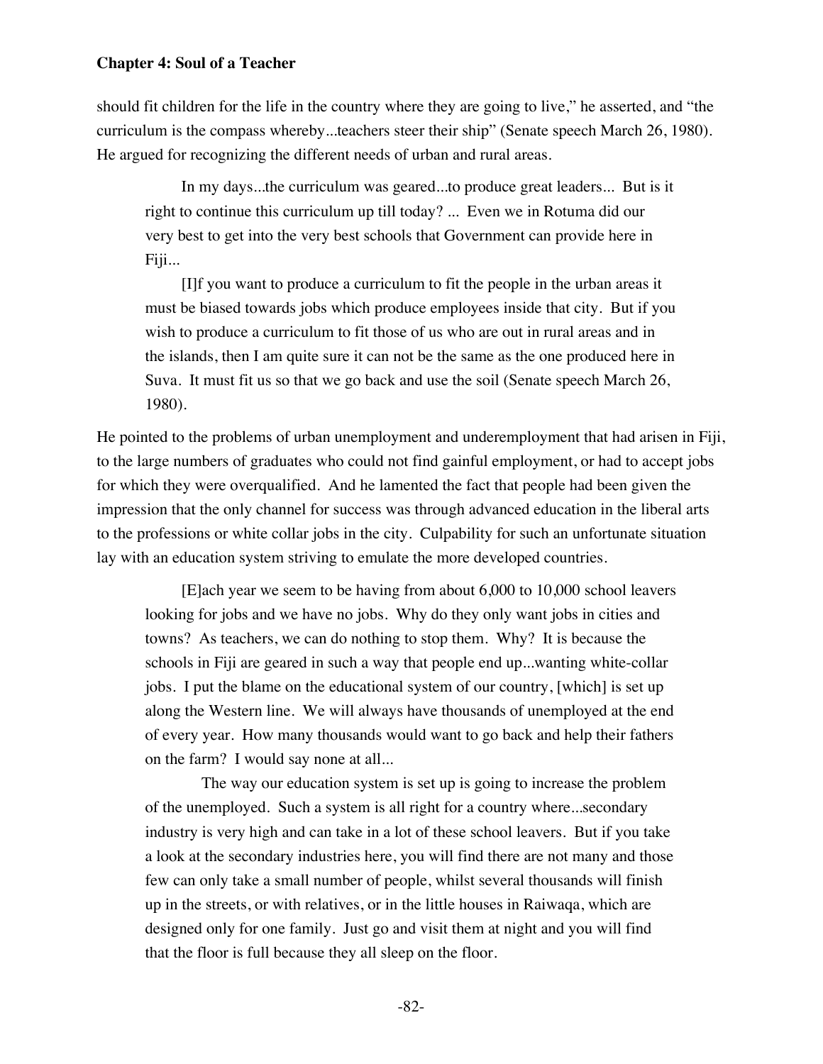should fit children for the life in the country where they are going to live," he asserted, and "the curriculum is the compass whereby...teachers steer their ship" (Senate speech March 26, 1980). He argued for recognizing the different needs of urban and rural areas.

> In my days...the curriculum was geared...to produce great leaders... But is it right to continue this curriculum up till today? ... Even we in Rotuma did our very best to get into the very best schools that Government can provide here in Fiji...
>
> [I]f you want to produce a curriculum to fit the people in the urban areas it must be biased towards jobs which produce employees inside that city. But if you wish to produce a curriculum to fit those of us who are out in rural areas and in the islands, then I am quite sure it can not be the same as the one produced here in Suva. It must fit us so that we go back and use the soil (Senate speech March 26, 1980).

He pointed to the problems of urban unemployment and underemployment that had arisen in Fiji, to the large numbers of graduates who could not find gainful employment, or had to accept jobs for which they were overqualified. And he lamented the fact that people had been given the impression that the only channel for success was through advanced education in the liberal arts to the professions or white collar jobs in the city. Culpability for such an unfortunate situation lay with an education system striving to emulate the more developed countries.

> [E]ach year we seem to be having from about 6,000 to 10,000 school leavers looking for jobs and we have no jobs. Why do they only want jobs in cities and towns? As teachers, we can do nothing to stop them. Why? It is because the schools in Fiji are geared in such a way that people end up...wanting white-collar jobs. I put the blame on the educational system of our country, [which] is set up along the Western line. We will always have thousands of unemployed at the end of every year. How many thousands would want to go back and help their fathers on the farm? I would say none at all...
>
> The way our education system is set up is going to increase the problem of the unemployed. Such a system is all right for a country where...secondary industry is very high and can take in a lot of these school leavers. But if you take a look at the secondary industries here, you will find there are not many and those few can only take a small number of people, whilst several thousands will finish up in the streets, or with relatives, or in the little houses in Raiwaqa, which are designed only for one family. Just go and visit them at night and you will find that the floor is full because they all sleep on the floor.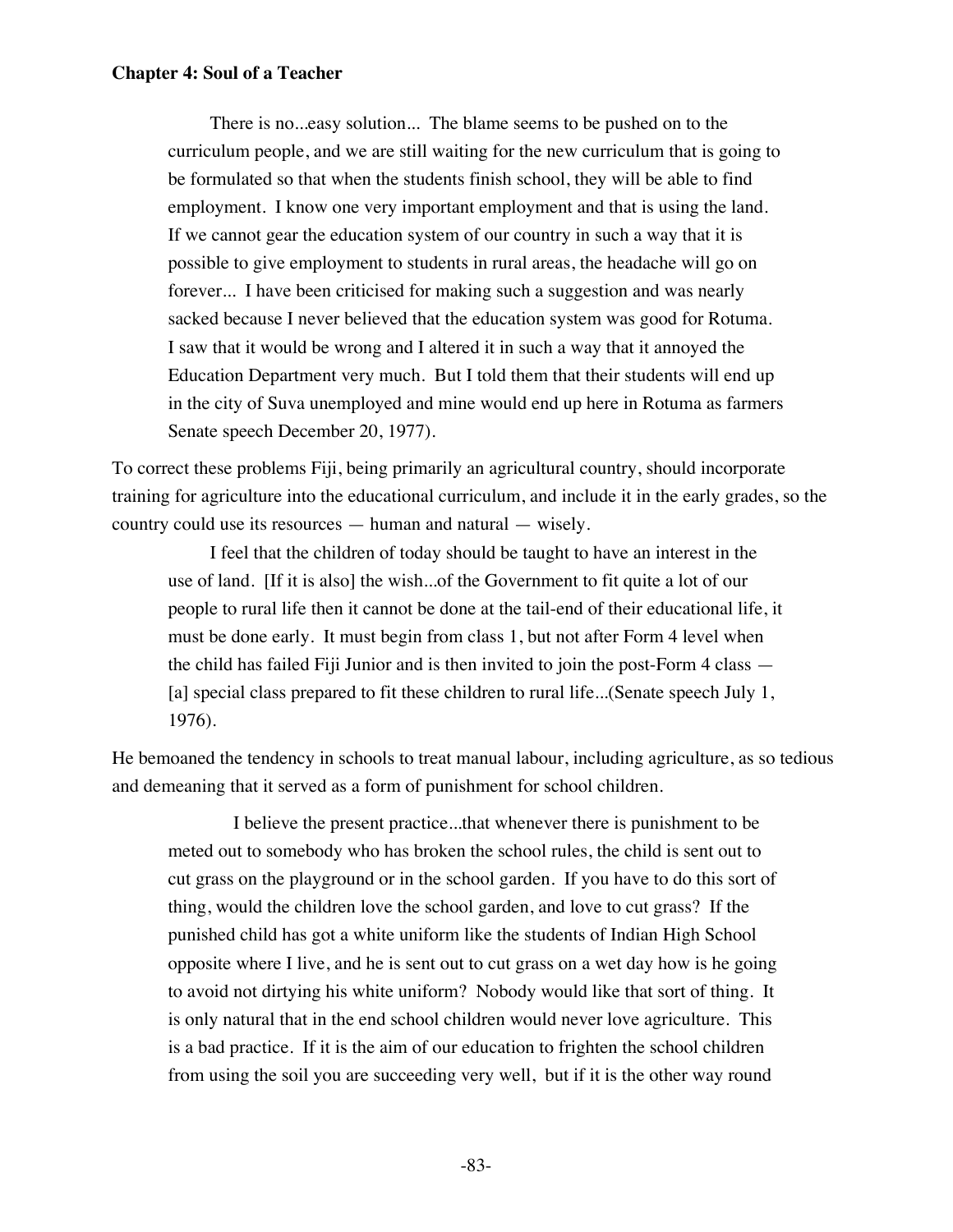> There is no...easy solution... The blame seems to be pushed on to the curriculum people, and we are still waiting for the new curriculum that is going to be formulated so that when the students finish school, they will be able to find employment. I know one very important employment and that is using the land. If we cannot gear the education system of our country in such a way that it is possible to give employment to students in rural areas, the headache will go on forever... I have been criticised for making such a suggestion and was nearly sacked because I never believed that the education system was good for Rotuma. I saw that it would be wrong and I altered it in such a way that it annoyed the Education Department very much. But I told them that their students will end up in the city of Suva unemployed and mine would end up here in Rotuma as farmers Senate speech December 20, 1977).

To correct these problems Fiji, being primarily an agricultural country, should incorporate training for agriculture into the educational curriculum, and include it in the early grades, so the country could use its resources — human and natural — wisely.

> I feel that the children of today should be taught to have an interest in the use of land. [If it is also] the wish...of the Government to fit quite a lot of our people to rural life then it cannot be done at the tail-end of their educational life, it must be done early. It must begin from class 1, but not after Form 4 level when the child has failed Fiji Junior and is then invited to join the post-Form 4 class — [a] special class prepared to fit these children to rural life...(Senate speech July 1, 1976).

He bemoaned the tendency in schools to treat manual labour, including agriculture, as so tedious and demeaning that it served as a form of punishment for school children.

> I believe the present practice...that whenever there is punishment to be meted out to somebody who has broken the school rules, the child is sent out to cut grass on the playground or in the school garden. If you have to do this sort of thing, would the children love the school garden, and love to cut grass? If the punished child has got a white uniform like the students of Indian High School opposite where I live, and he is sent out to cut grass on a wet day how is he going to avoid not dirtying his white uniform? Nobody would like that sort of thing. It is only natural that in the end school children would never love agriculture. This is a bad practice. If it is the aim of our education to frighten the school children from using the soil you are succeeding very well, but if it is the other way round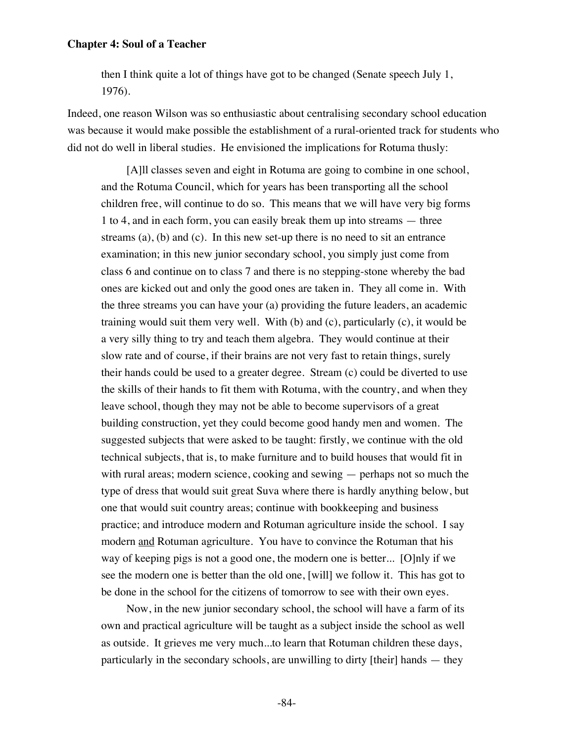then I think quite a lot of things have got to be changed (Senate speech July 1, 1976).

Indeed, one reason Wilson was so enthusiastic about centralising secondary school education was because it would make possible the establishment of a rural-oriented track for students who did not do well in liberal studies. He envisioned the implications for Rotuma thusly:

> [A]ll classes seven and eight in Rotuma are going to combine in one school, and the Rotuma Council, which for years has been transporting all the school children free, will continue to do so. This means that we will have very big forms 1 to 4, and in each form, you can easily break them up into streams — three streams (a), (b) and (c). In this new set-up there is no need to sit an entrance examination; in this new junior secondary school, you simply just come from class 6 and continue on to class 7 and there is no stepping-stone whereby the bad ones are kicked out and only the good ones are taken in. They all come in. With the three streams you can have your (a) providing the future leaders, an academic training would suit them very well. With (b) and (c), particularly (c), it would be a very silly thing to try and teach them algebra. They would continue at their slow rate and of course, if their brains are not very fast to retain things, surely their hands could be used to a greater degree. Stream (c) could be diverted to use the skills of their hands to fit them with Rotuma, with the country, and when they leave school, though they may not be able to become supervisors of a great building construction, yet they could become good handy men and women. The suggested subjects that were asked to be taught: firstly, we continue with the old technical subjects, that is, to make furniture and to build houses that would fit in with rural areas; modern science, cooking and sewing — perhaps not so much the type of dress that would suit great Suva where there is hardly anything below, but one that would suit country areas; continue with bookkeeping and business practice; and introduce modern and Rotuman agriculture inside the school. I say modern <u>and</u> Rotuman agriculture. You have to convince the Rotuman that his way of keeping pigs is not a good one, the modern one is better... [O]nly if we see the modern one is better than the old one, [will] we follow it. This has got to be done in the school for the citizens of tomorrow to see with their own eyes.
>
> Now, in the new junior secondary school, the school will have a farm of its own and practical agriculture will be taught as a subject inside the school as well as outside. It grieves me very much...to learn that Rotuman children these days, particularly in the secondary schools, are unwilling to dirty [their] hands — they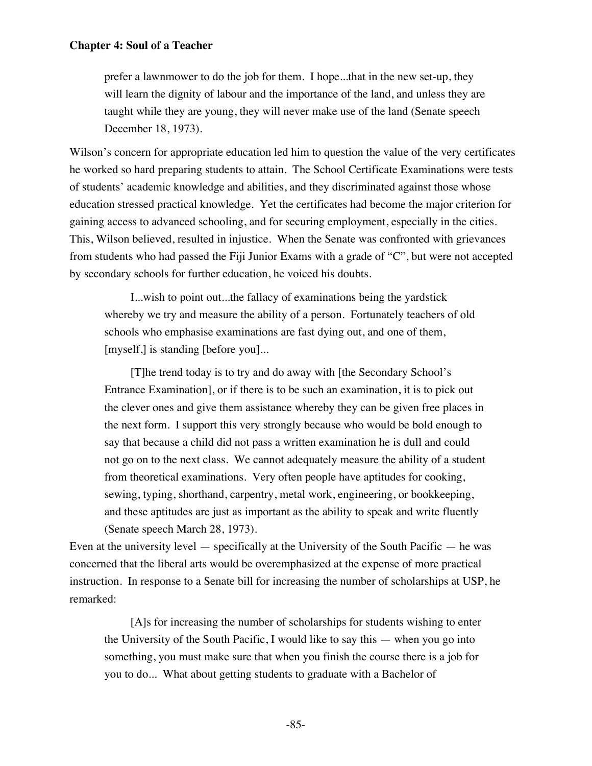> prefer a lawnmower to do the job for them. I hope...that in the new set-up, they will learn the dignity of labour and the importance of the land, and unless they are taught while they are young, they will never make use of the land (Senate speech December 18, 1973).

Wilson's concern for appropriate education led him to question the value of the very certificates he worked so hard preparing students to attain. The School Certificate Examinations were tests of students' academic knowledge and abilities, and they discriminated against those whose education stressed practical knowledge. Yet the certificates had become the major criterion for gaining access to advanced schooling, and for securing employment, especially in the cities. This, Wilson believed, resulted in injustice. When the Senate was confronted with grievances from students who had passed the Fiji Junior Exams with a grade of "C", but were not accepted by secondary schools for further education, he voiced his doubts.

> I...wish to point out...the fallacy of examinations being the yardstick whereby we try and measure the ability of a person. Fortunately teachers of old schools who emphasise examinations are fast dying out, and one of them, [myself,] is standing [before you]...
>
> [T]he trend today is to try and do away with [the Secondary School's Entrance Examination], or if there is to be such an examination, it is to pick out the clever ones and give them assistance whereby they can be given free places in the next form. I support this very strongly because who would be bold enough to say that because a child did not pass a written examination he is dull and could not go on to the next class. We cannot adequately measure the ability of a student from theoretical examinations. Very often people have aptitudes for cooking, sewing, typing, shorthand, carpentry, metal work, engineering, or bookkeeping, and these aptitudes are just as important as the ability to speak and write fluently (Senate speech March 28, 1973).

Even at the university level — specifically at the University of the South Pacific — he was concerned that the liberal arts would be overemphasized at the expense of more practical instruction. In response to a Senate bill for increasing the number of scholarships at USP, he remarked:

> [A]s for increasing the number of scholarships for students wishing to enter the University of the South Pacific, I would like to say this — when you go into something, you must make sure that when you finish the course there is a job for you to do... What about getting students to graduate with a Bachelor of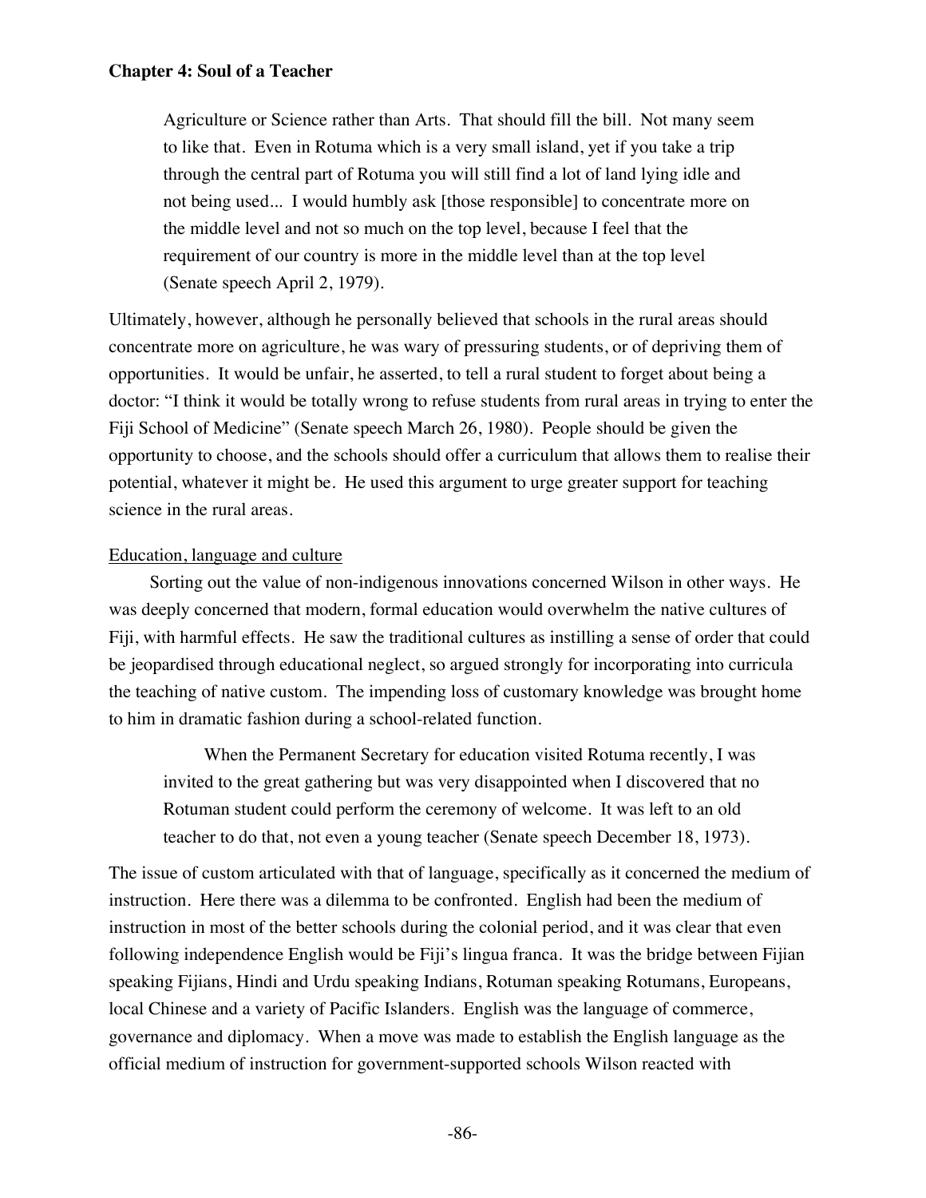> Agriculture or Science rather than Arts. That should fill the bill. Not many seem to like that. Even in Rotuma which is a very small island, yet if you take a trip through the central part of Rotuma you will still find a lot of land lying idle and not being used... I would humbly ask [those responsible] to concentrate more on the middle level and not so much on the top level, because I feel that the requirement of our country is more in the middle level than at the top level (Senate speech April 2, 1979).

Ultimately, however, although he personally believed that schools in the rural areas should concentrate more on agriculture, he was wary of pressuring students, or of depriving them of opportunities. It would be unfair, he asserted, to tell a rural student to forget about being a doctor: "I think it would be totally wrong to refuse students from rural areas in trying to enter the Fiji School of Medicine" (Senate speech March 26, 1980). People should be given the opportunity to choose, and the schools should offer a curriculum that allows them to realise their potential, whatever it might be. He used this argument to urge greater support for teaching science in the rural areas.

Education, language and culture

Sorting out the value of non-indigenous innovations concerned Wilson in other ways. He was deeply concerned that modern, formal education would overwhelm the native cultures of Fiji, with harmful effects. He saw the traditional cultures as instilling a sense of order that could be jeopardised through educational neglect, so argued strongly for incorporating into curricula the teaching of native custom. The impending loss of customary knowledge was brought home to him in dramatic fashion during a school-related function.

> When the Permanent Secretary for education visited Rotuma recently, I was invited to the great gathering but was very disappointed when I discovered that no Rotuman student could perform the ceremony of welcome. It was left to an old teacher to do that, not even a young teacher (Senate speech December 18, 1973).

The issue of custom articulated with that of language, specifically as it concerned the medium of instruction. Here there was a dilemma to be confronted. English had been the medium of instruction in most of the better schools during the colonial period, and it was clear that even following independence English would be Fiji's lingua franca. It was the bridge between Fijian speaking Fijians, Hindi and Urdu speaking Indians, Rotuman speaking Rotumans, Europeans, local Chinese and a variety of Pacific Islanders. English was the language of commerce, governance and diplomacy. When a move was made to establish the English language as the official medium of instruction for government-supported schools Wilson reacted with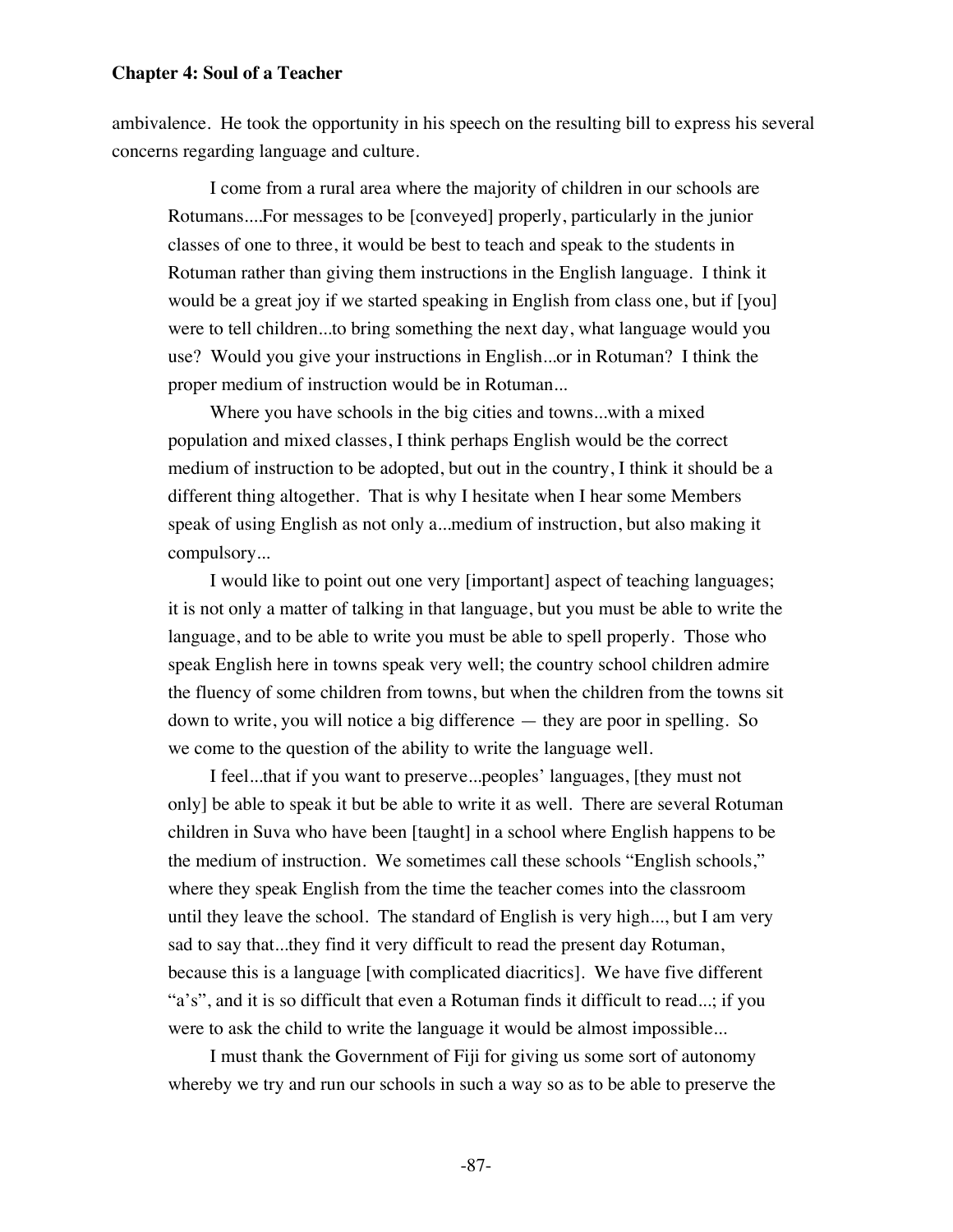ambivalence. He took the opportunity in his speech on the resulting bill to express his several concerns regarding language and culture.

> I come from a rural area where the majority of children in our schools are Rotumans....For messages to be [conveyed] properly, particularly in the junior classes of one to three, it would be best to teach and speak to the students in Rotuman rather than giving them instructions in the English language. I think it would be a great joy if we started speaking in English from class one, but if [you] were to tell children...to bring something the next day, what language would you use? Would you give your instructions in English...or in Rotuman? I think the proper medium of instruction would be in Rotuman...
>
> Where you have schools in the big cities and towns...with a mixed population and mixed classes, I think perhaps English would be the correct medium of instruction to be adopted, but out in the country, I think it should be a different thing altogether. That is why I hesitate when I hear some Members speak of using English as not only a...medium of instruction, but also making it compulsory...
>
> I would like to point out one very [important] aspect of teaching languages; it is not only a matter of talking in that language, but you must be able to write the language, and to be able to write you must be able to spell properly. Those who speak English here in towns speak very well; the country school children admire the fluency of some children from towns, but when the children from the towns sit down to write, you will notice a big difference — they are poor in spelling. So we come to the question of the ability to write the language well.
>
> I feel...that if you want to preserve...peoples' languages, [they must not only] be able to speak it but be able to write it as well. There are several Rotuman children in Suva who have been [taught] in a school where English happens to be the medium of instruction. We sometimes call these schools "English schools," where they speak English from the time the teacher comes into the classroom until they leave the school. The standard of English is very high..., but I am very sad to say that...they find it very difficult to read the present day Rotuman, because this is a language [with complicated diacritics]. We have five different "a's", and it is so difficult that even a Rotuman finds it difficult to read...; if you were to ask the child to write the language it would be almost impossible...
>
> I must thank the Government of Fiji for giving us some sort of autonomy whereby we try and run our schools in such a way so as to be able to preserve the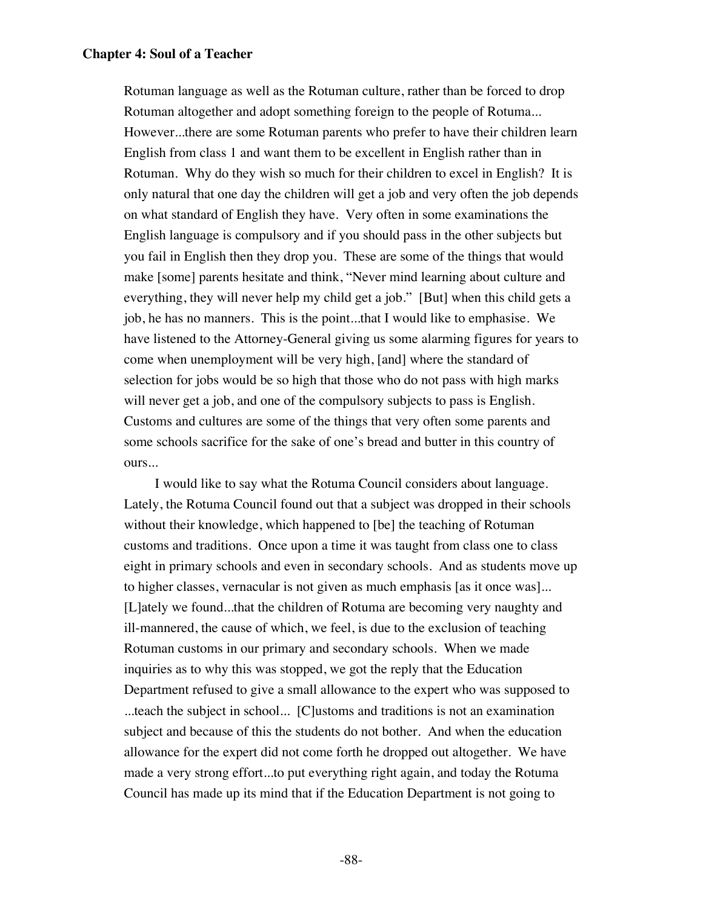Rotuman language as well as the Rotuman culture, rather than be forced to drop Rotuman altogether and adopt something foreign to the people of Rotuma... However...there are some Rotuman parents who prefer to have their children learn English from class 1 and want them to be excellent in English rather than in Rotuman. Why do they wish so much for their children to excel in English? It is only natural that one day the children will get a job and very often the job depends on what standard of English they have. Very often in some examinations the English language is compulsory and if you should pass in the other subjects but you fail in English then they drop you. These are some of the things that would make [some] parents hesitate and think, "Never mind learning about culture and everything, they will never help my child get a job." [But] when this child gets a job, he has no manners. This is the point...that I would like to emphasise. We have listened to the Attorney-General giving us some alarming figures for years to come when unemployment will be very high, [and] where the standard of selection for jobs would be so high that those who do not pass with high marks will never get a job, and one of the compulsory subjects to pass is English. Customs and cultures are some of the things that very often some parents and some schools sacrifice for the sake of one's bread and butter in this country of ours...

I would like to say what the Rotuma Council considers about language. Lately, the Rotuma Council found out that a subject was dropped in their schools without their knowledge, which happened to [be] the teaching of Rotuman customs and traditions. Once upon a time it was taught from class one to class eight in primary schools and even in secondary schools. And as students move up to higher classes, vernacular is not given as much emphasis [as it once was]... [L]ately we found...that the children of Rotuma are becoming very naughty and ill-mannered, the cause of which, we feel, is due to the exclusion of teaching Rotuman customs in our primary and secondary schools. When we made inquiries as to why this was stopped, we got the reply that the Education Department refused to give a small allowance to the expert who was supposed to ...teach the subject in school... [C]ustoms and traditions is not an examination subject and because of this the students do not bother. And when the education allowance for the expert did not come forth he dropped out altogether. We have made a very strong effort...to put everything right again, and today the Rotuma Council has made up its mind that if the Education Department is not going to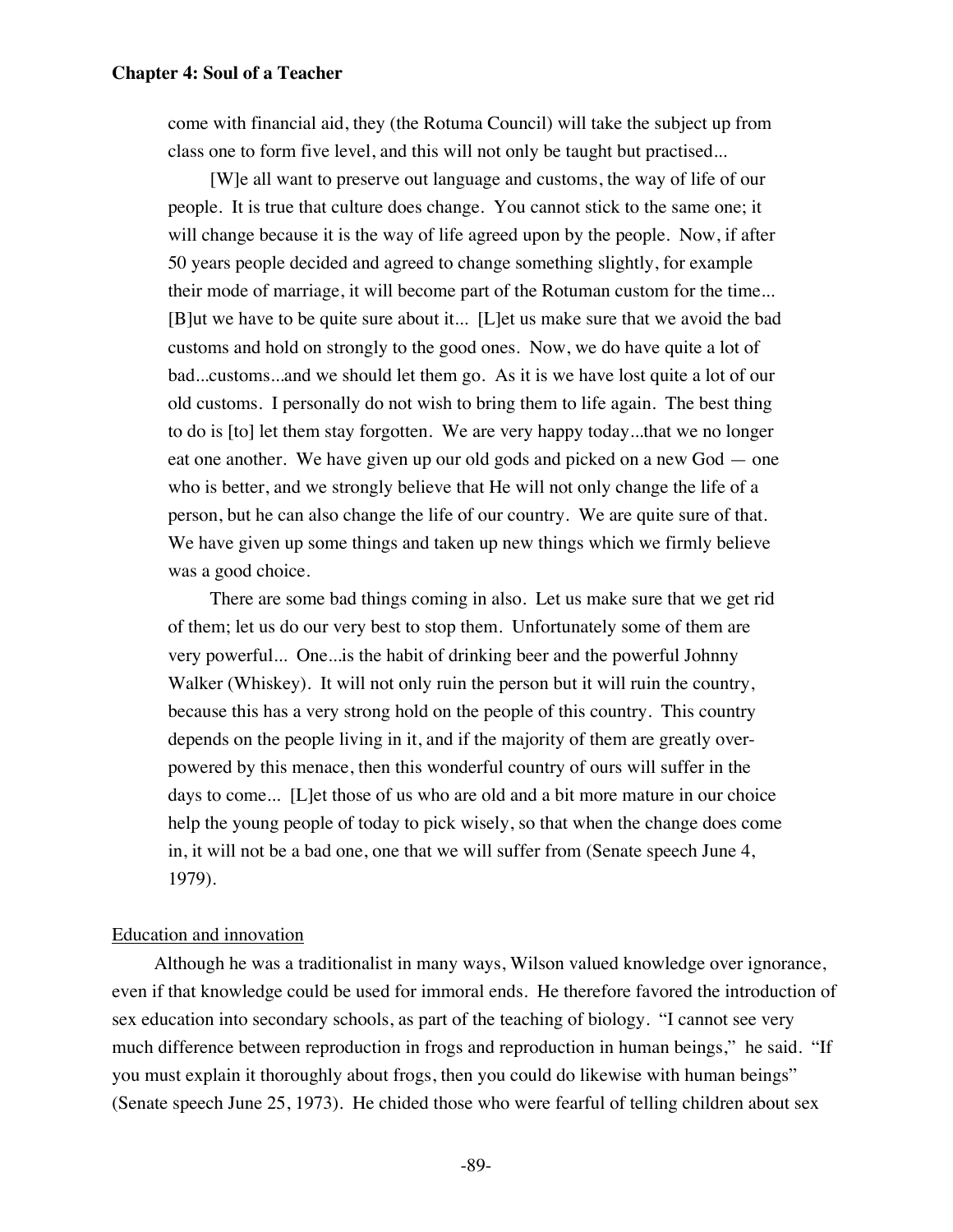> come with financial aid, they (the Rotuma Council) will take the subject up from class one to form five level, and this will not only be taught but practised...
>
> [W]e all want to preserve out language and customs, the way of life of our people. It is true that culture does change. You cannot stick to the same one; it will change because it is the way of life agreed upon by the people. Now, if after 50 years people decided and agreed to change something slightly, for example their mode of marriage, it will become part of the Rotuman custom for the time... [B]ut we have to be quite sure about it... [L]et us make sure that we avoid the bad customs and hold on strongly to the good ones. Now, we do have quite a lot of bad...customs...and we should let them go. As it is we have lost quite a lot of our old customs. I personally do not wish to bring them to life again. The best thing to do is [to] let them stay forgotten. We are very happy today...that we no longer eat one another. We have given up our old gods and picked on a new God — one who is better, and we strongly believe that He will not only change the life of a person, but he can also change the life of our country. We are quite sure of that. We have given up some things and taken up new things which we firmly believe was a good choice.
>
> There are some bad things coming in also. Let us make sure that we get rid of them; let us do our very best to stop them. Unfortunately some of them are very powerful... One...is the habit of drinking beer and the powerful Johnny Walker (Whiskey). It will not only ruin the person but it will ruin the country, because this has a very strong hold on the people of this country. This country depends on the people living in it, and if the majority of them are greatly over-powered by this menace, then this wonderful country of ours will suffer in the days to come... [L]et those of us who are old and a bit more mature in our choice help the young people of today to pick wisely, so that when the change does come in, it will not be a bad one, one that we will suffer from (Senate speech June 4, 1979).

### Education and innovation

Although he was a traditionalist in many ways, Wilson valued knowledge over ignorance, even if that knowledge could be used for immoral ends. He therefore favored the introduction of sex education into secondary schools, as part of the teaching of biology. "I cannot see very much difference between reproduction in frogs and reproduction in human beings," he said. "If you must explain it thoroughly about frogs, then you could do likewise with human beings" (Senate speech June 25, 1973). He chided those who were fearful of telling children about sex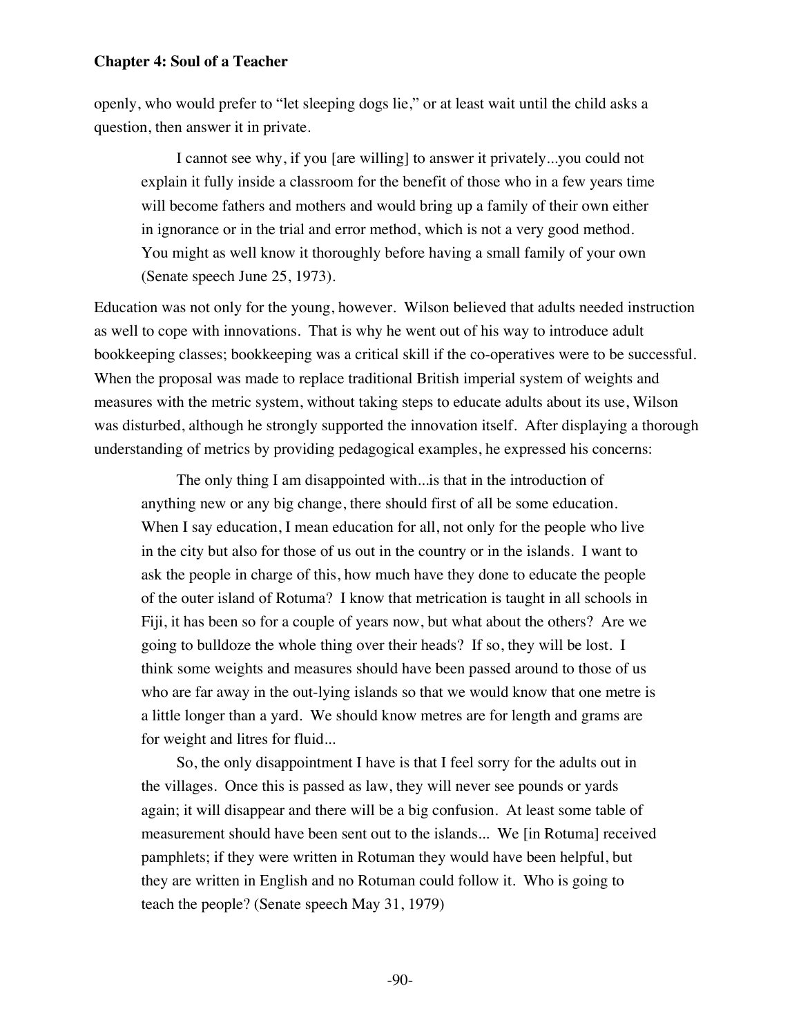openly, who would prefer to "let sleeping dogs lie," or at least wait until the child asks a question, then answer it in private.

> I cannot see why, if you [are willing] to answer it privately...you could not explain it fully inside a classroom for the benefit of those who in a few years time will become fathers and mothers and would bring up a family of their own either in ignorance or in the trial and error method, which is not a very good method. You might as well know it thoroughly before having a small family of your own (Senate speech June 25, 1973).

Education was not only for the young, however. Wilson believed that adults needed instruction as well to cope with innovations. That is why he went out of his way to introduce adult bookkeeping classes; bookkeeping was a critical skill if the co-operatives were to be successful. When the proposal was made to replace traditional British imperial system of weights and measures with the metric system, without taking steps to educate adults about its use, Wilson was disturbed, although he strongly supported the innovation itself. After displaying a thorough understanding of metrics by providing pedagogical examples, he expressed his concerns:

> The only thing I am disappointed with...is that in the introduction of anything new or any big change, there should first of all be some education. When I say education, I mean education for all, not only for the people who live in the city but also for those of us out in the country or in the islands. I want to ask the people in charge of this, how much have they done to educate the people of the outer island of Rotuma? I know that metrication is taught in all schools in Fiji, it has been so for a couple of years now, but what about the others? Are we going to bulldoze the whole thing over their heads? If so, they will be lost. I think some weights and measures should have been passed around to those of us who are far away in the out-lying islands so that we would know that one metre is a little longer than a yard. We should know metres are for length and grams are for weight and litres for fluid...
>
> So, the only disappointment I have is that I feel sorry for the adults out in the villages. Once this is passed as law, they will never see pounds or yards again; it will disappear and there will be a big confusion. At least some table of measurement should have been sent out to the islands... We [in Rotuma] received pamphlets; if they were written in Rotuman they would have been helpful, but they are written in English and no Rotuman could follow it. Who is going to teach the people? (Senate speech May 31, 1979)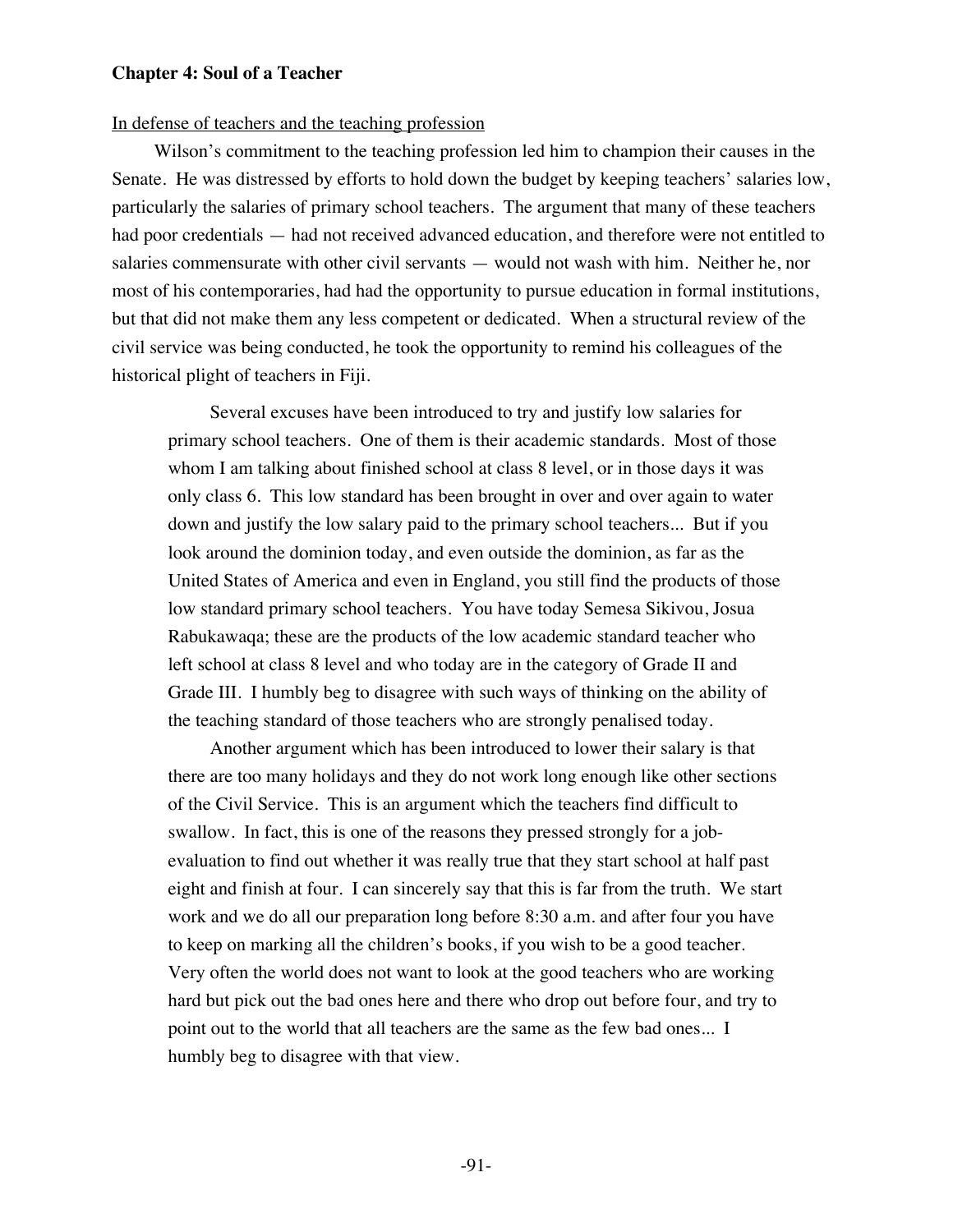**Chapter 4: Soul of a Teacher**

In defense of teachers and the teaching profession

Wilson's commitment to the teaching profession led him to champion their causes in the Senate. He was distressed by efforts to hold down the budget by keeping teachers' salaries low, particularly the salaries of primary school teachers. The argument that many of these teachers had poor credentials — had not received advanced education, and therefore were not entitled to salaries commensurate with other civil servants — would not wash with him. Neither he, nor most of his contemporaries, had had the opportunity to pursue education in formal institutions, but that did not make them any less competent or dedicated. When a structural review of the civil service was being conducted, he took the opportunity to remind his colleagues of the historical plight of teachers in Fiji.

> Several excuses have been introduced to try and justify low salaries for primary school teachers. One of them is their academic standards. Most of those whom I am talking about finished school at class 8 level, or in those days it was only class 6. This low standard has been brought in over and over again to water down and justify the low salary paid to the primary school teachers... But if you look around the dominion today, and even outside the dominion, as far as the United States of America and even in England, you still find the products of those low standard primary school teachers. You have today Semesa Sikivou, Josua Rabukawaqa; these are the products of the low academic standard teacher who left school at class 8 level and who today are in the category of Grade II and Grade III. I humbly beg to disagree with such ways of thinking on the ability of the teaching standard of those teachers who are strongly penalised today.
>
> Another argument which has been introduced to lower their salary is that there are too many holidays and they do not work long enough like other sections of the Civil Service. This is an argument which the teachers find difficult to swallow. In fact, this is one of the reasons they pressed strongly for a job-evaluation to find out whether it was really true that they start school at half past eight and finish at four. I can sincerely say that this is far from the truth. We start work and we do all our preparation long before 8:30 a.m. and after four you have to keep on marking all the children's books, if you wish to be a good teacher. Very often the world does not want to look at the good teachers who are working hard but pick out the bad ones here and there who drop out before four, and try to point out to the world that all teachers are the same as the few bad ones... I humbly beg to disagree with that view.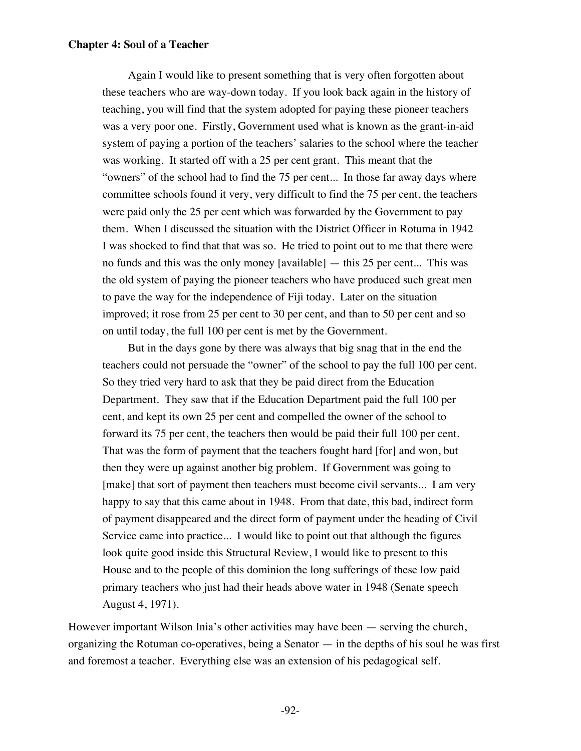Again I would like to present something that is very often forgotten about these teachers who are way-down today. If you look back again in the history of teaching, you will find that the system adopted for paying these pioneer teachers was a very poor one. Firstly, Government used what is known as the grant-in-aid system of paying a portion of the teachers' salaries to the school where the teacher was working. It started off with a 25 per cent grant. This meant that the "owners" of the school had to find the 75 per cent... In those far away days where committee schools found it very, very difficult to find the 75 per cent, the teachers were paid only the 25 per cent which was forwarded by the Government to pay them. When I discussed the situation with the District Officer in Rotuma in 1942 I was shocked to find that that was so. He tried to point out to me that there were no funds and this was the only money [available] — this 25 per cent... This was the old system of paying the pioneer teachers who have produced such great men to pave the way for the independence of Fiji today. Later on the situation improved; it rose from 25 per cent to 30 per cent, and than to 50 per cent and so on until today, the full 100 per cent is met by the Government.

> But in the days gone by there was always that big snag that in the end the teachers could not persuade the "owner" of the school to pay the full 100 per cent. So they tried very hard to ask that they be paid direct from the Education Department. They saw that if the Education Department paid the full 100 per cent, and kept its own 25 per cent and compelled the owner of the school to forward its 75 per cent, the teachers then would be paid their full 100 per cent. That was the form of payment that the teachers fought hard [for] and won, but then they were up against another big problem. If Government was going to [make] that sort of payment then teachers must become civil servants... I am very happy to say that this came about in 1948. From that date, this bad, indirect form of payment disappeared and the direct form of payment under the heading of Civil Service came into practice... I would like to point out that although the figures look quite good inside this Structural Review, I would like to present to this House and to the people of this dominion the long sufferings of these low paid primary teachers who just had their heads above water in 1948 (Senate speech August 4, 1971).

However important Wilson Inia's other activities may have been — serving the church, organizing the Rotuman co-operatives, being a Senator — in the depths of his soul he was first and foremost a teacher. Everything else was an extension of his pedagogical self.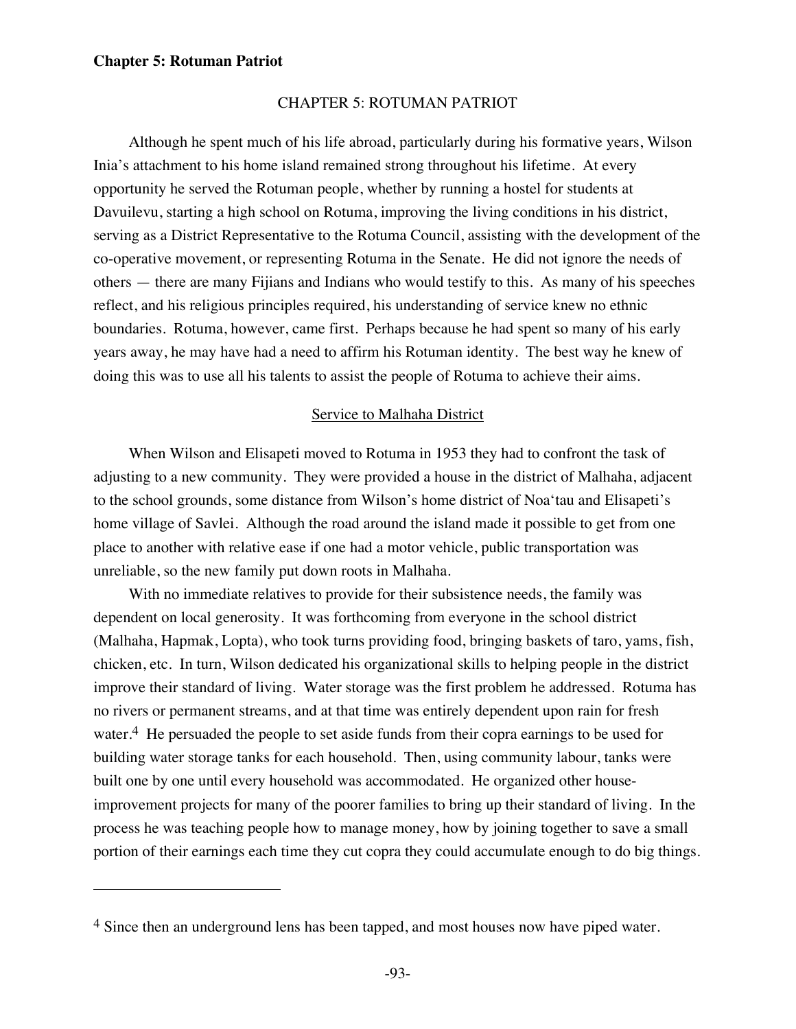# CHAPTER 5: ROTUMAN PATRIOT

Although he spent much of his life abroad, particularly during his formative years, Wilson Inia's attachment to his home island remained strong throughout his lifetime. At every opportunity he served the Rotuman people, whether by running a hostel for students at Davuilevu, starting a high school on Rotuma, improving the living conditions in his district, serving as a District Representative to the Rotuma Council, assisting with the development of the co-operative movement, or representing Rotuma in the Senate. He did not ignore the needs of others — there are many Fijians and Indians who would testify to this. As many of his speeches reflect, and his religious principles required, his understanding of service knew no ethnic boundaries. Rotuma, however, came first. Perhaps because he had spent so many of his early years away, he may have had a need to affirm his Rotuman identity. The best way he knew of doing this was to use all his talents to assist the people of Rotuma to achieve their aims.

## Service to Malhaha District

When Wilson and Elisapeti moved to Rotuma in 1953 they had to confront the task of adjusting to a new community. They were provided a house in the district of Malhaha, adjacent to the school grounds, some distance from Wilson's home district of Noa'tau and Elisapeti's home village of Savlei. Although the road around the island made it possible to get from one place to another with relative ease if one had a motor vehicle, public transportation was unreliable, so the new family put down roots in Malhaha.

With no immediate relatives to provide for their subsistence needs, the family was dependent on local generosity. It was forthcoming from everyone in the school district (Malhaha, Hapmak, Lopta), who took turns providing food, bringing baskets of taro, yams, fish, chicken, etc. In turn, Wilson dedicated his organizational skills to helping people in the district improve their standard of living. Water storage was the first problem he addressed. Rotuma has no rivers or permanent streams, and at that time was entirely dependent upon rain for fresh water.[4] He persuaded the people to set aside funds from their copra earnings to be used for building water storage tanks for each household. Then, using community labour, tanks were built one by one until every household was accommodated. He organized other house-improvement projects for many of the poorer families to bring up their standard of living. In the process he was teaching people how to manage money, how by joining together to save a small portion of their earnings each time they cut copra they could accumulate enough to do big things.

---

[4] Since then an underground lens has been tapped, and most houses now have piped water.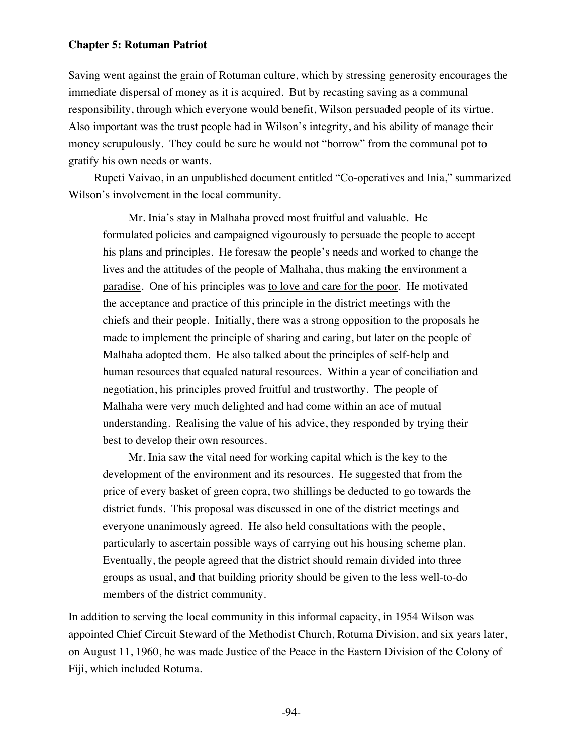Saving went against the grain of Rotuman culture, which by stressing generosity encourages the immediate dispersal of money as it is acquired. But by recasting saving as a communal responsibility, through which everyone would benefit, Wilson persuaded people of its virtue. Also important was the trust people had in Wilson's integrity, and his ability of manage their money scrupulously. They could be sure he would not "borrow" from the communal pot to gratify his own needs or wants.

Rupeti Vaivao, in an unpublished document entitled "Co-operatives and Inia," summarized Wilson's involvement in the local community.

> Mr. Inia's stay in Malhaha proved most fruitful and valuable. He formulated policies and campaigned vigourously to persuade the people to accept his plans and principles. He foresaw the people's needs and worked to change the lives and the attitudes of the people of Malhaha, thus making the environment <u>a paradise</u>. One of his principles was <u>to love and care for the poor</u>. He motivated the acceptance and practice of this principle in the district meetings with the chiefs and their people. Initially, there was a strong opposition to the proposals he made to implement the principle of sharing and caring, but later on the people of Malhaha adopted them. He also talked about the principles of self-help and human resources that equaled natural resources. Within a year of conciliation and negotiation, his principles proved fruitful and trustworthy. The people of Malhaha were very much delighted and had come within an ace of mutual understanding. Realising the value of his advice, they responded by trying their best to develop their own resources.
>
> Mr. Inia saw the vital need for working capital which is the key to the development of the environment and its resources. He suggested that from the price of every basket of green copra, two shillings be deducted to go towards the district funds. This proposal was discussed in one of the district meetings and everyone unanimously agreed. He also held consultations with the people, particularly to ascertain possible ways of carrying out his housing scheme plan. Eventually, the people agreed that the district should remain divided into three groups as usual, and that building priority should be given to the less well-to-do members of the district community.

In addition to serving the local community in this informal capacity, in 1954 Wilson was appointed Chief Circuit Steward of the Methodist Church, Rotuma Division, and six years later, on August 11, 1960, he was made Justice of the Peace in the Eastern Division of the Colony of Fiji, which included Rotuma.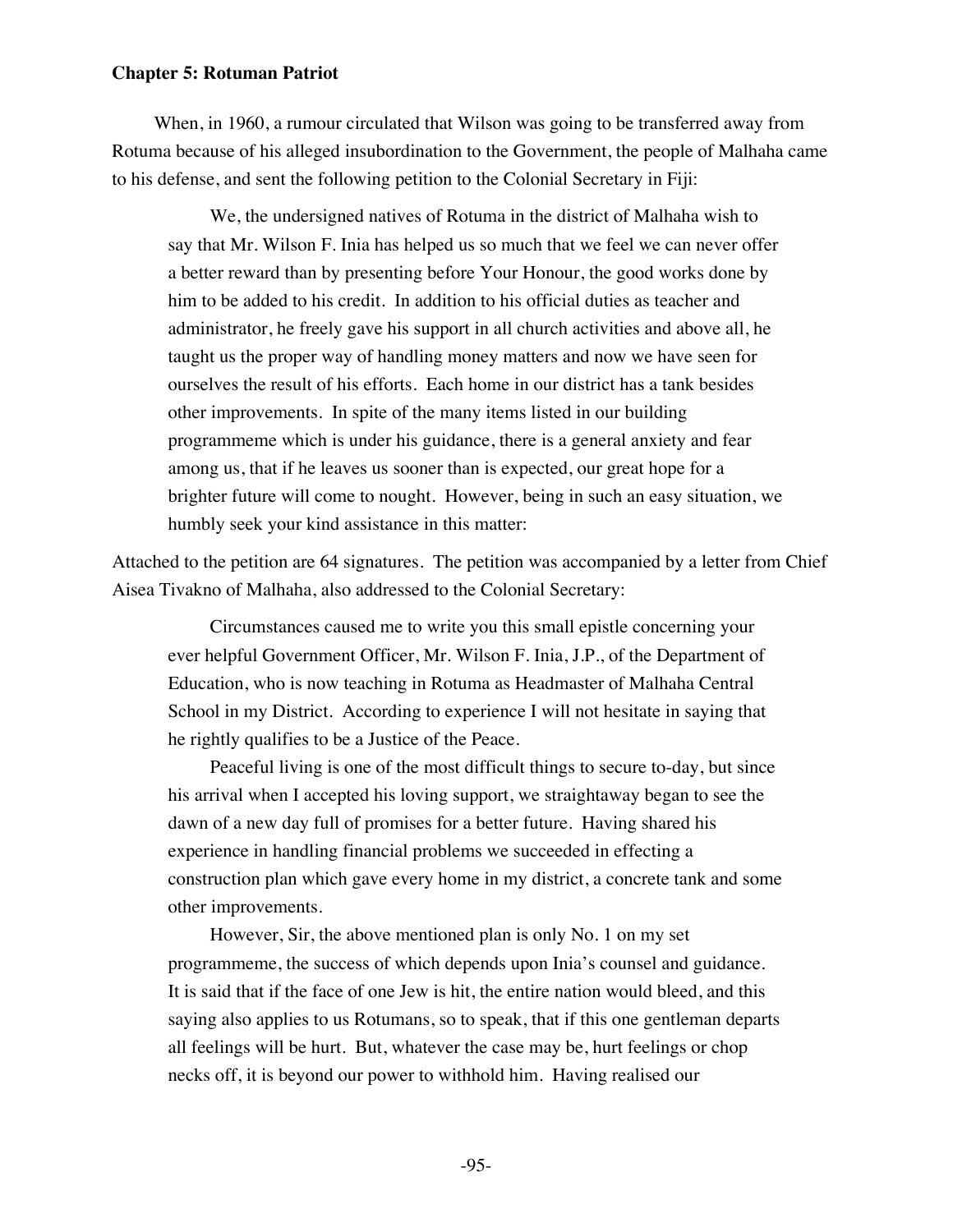**Chapter 5: Rotuman Patriot**

When, in 1960, a rumour circulated that Wilson was going to be transferred away from Rotuma because of his alleged insubordination to the Government, the people of Malhaha came to his defense, and sent the following petition to the Colonial Secretary in Fiji:

> We, the undersigned natives of Rotuma in the district of Malhaha wish to say that Mr. Wilson F. Inia has helped us so much that we feel we can never offer a better reward than by presenting before Your Honour, the good works done by him to be added to his credit. In addition to his official duties as teacher and administrator, he freely gave his support in all church activities and above all, he taught us the proper way of handling money matters and now we have seen for ourselves the result of his efforts. Each home in our district has a tank besides other improvements. In spite of the many items listed in our building programmeme which is under his guidance, there is a general anxiety and fear among us, that if he leaves us sooner than is expected, our great hope for a brighter future will come to nought. However, being in such an easy situation, we humbly seek your kind assistance in this matter:

Attached to the petition are 64 signatures. The petition was accompanied by a letter from Chief Aisea Tivakno of Malhaha, also addressed to the Colonial Secretary:

> Circumstances caused me to write you this small epistle concerning your ever helpful Government Officer, Mr. Wilson F. Inia, J.P., of the Department of Education, who is now teaching in Rotuma as Headmaster of Malhaha Central School in my District. According to experience I will not hesitate in saying that he rightly qualifies to be a Justice of the Peace.
>
> Peaceful living is one of the most difficult things to secure to-day, but since his arrival when I accepted his loving support, we straightaway began to see the dawn of a new day full of promises for a better future. Having shared his experience in handling financial problems we succeeded in effecting a construction plan which gave every home in my district, a concrete tank and some other improvements.
>
> However, Sir, the above mentioned plan is only No. 1 on my set programmeme, the success of which depends upon Inia's counsel and guidance. It is said that if the face of one Jew is hit, the entire nation would bleed, and this saying also applies to us Rotumans, so to speak, that if this one gentleman departs all feelings will be hurt. But, whatever the case may be, hurt feelings or chop necks off, it is beyond our power to withhold him. Having realised our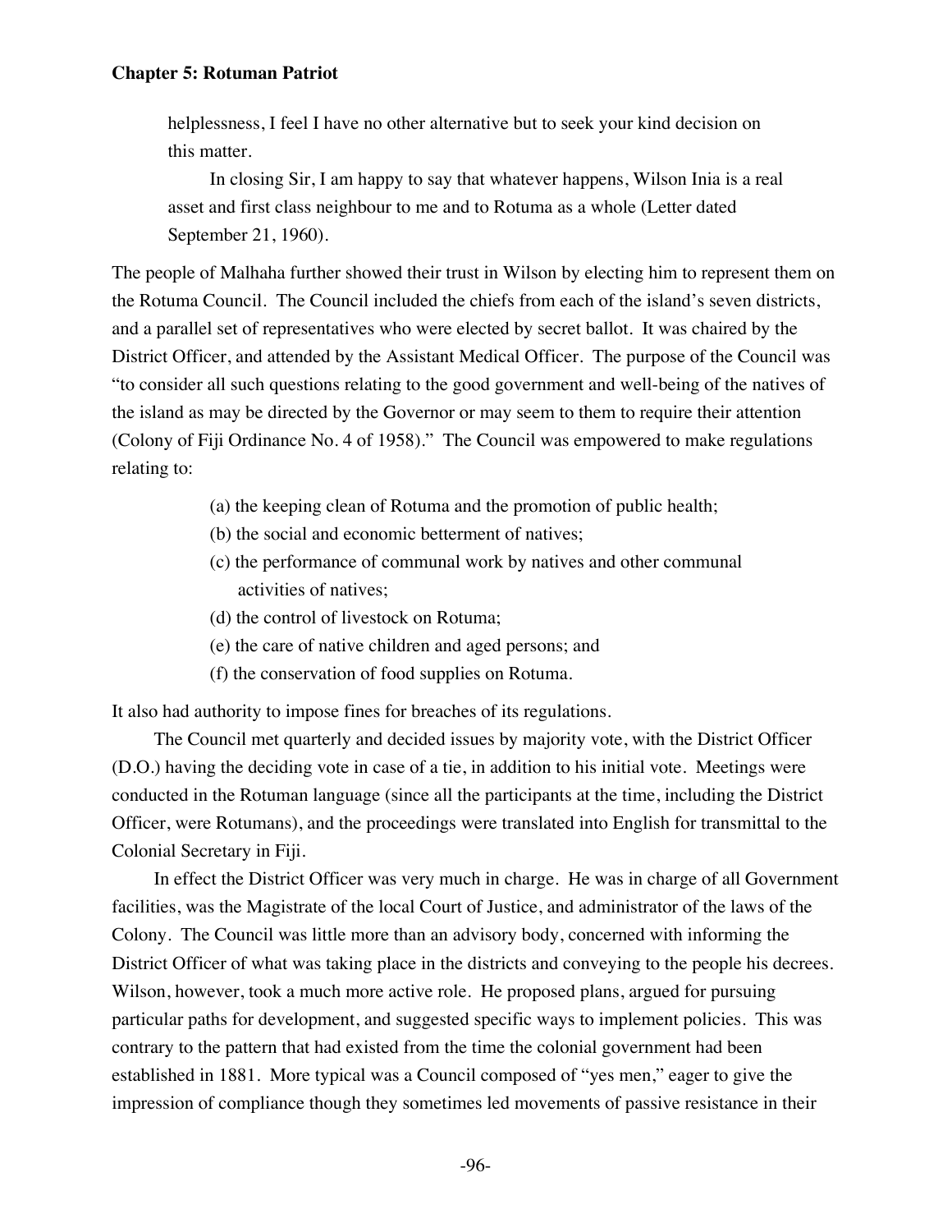> helplessness, I feel I have no other alternative but to seek your kind decision on this matter.
>
> In closing Sir, I am happy to say that whatever happens, Wilson Inia is a real asset and first class neighbour to me and to Rotuma as a whole (Letter dated September 21, 1960).

The people of Malhaha further showed their trust in Wilson by electing him to represent them on the Rotuma Council. The Council included the chiefs from each of the island's seven districts, and a parallel set of representatives who were elected by secret ballot. It was chaired by the District Officer, and attended by the Assistant Medical Officer. The purpose of the Council was "to consider all such questions relating to the good government and well-being of the natives of the island as may be directed by the Governor or may seem to them to require their attention (Colony of Fiji Ordinance No. 4 of 1958)." The Council was empowered to make regulations relating to:

> (a) the keeping clean of Rotuma and the promotion of public health;
> (b) the social and economic betterment of natives;
> (c) the performance of communal work by natives and other communal activities of natives;
> (d) the control of livestock on Rotuma;
> (e) the care of native children and aged persons; and
> (f) the conservation of food supplies on Rotuma.

It also had authority to impose fines for breaches of its regulations.

The Council met quarterly and decided issues by majority vote, with the District Officer (D.O.) having the deciding vote in case of a tie, in addition to his initial vote. Meetings were conducted in the Rotuman language (since all the participants at the time, including the District Officer, were Rotumans), and the proceedings were translated into English for transmittal to the Colonial Secretary in Fiji.

In effect the District Officer was very much in charge. He was in charge of all Government facilities, was the Magistrate of the local Court of Justice, and administrator of the laws of the Colony. The Council was little more than an advisory body, concerned with informing the District Officer of what was taking place in the districts and conveying to the people his decrees. Wilson, however, took a much more active role. He proposed plans, argued for pursuing particular paths for development, and suggested specific ways to implement policies. This was contrary to the pattern that had existed from the time the colonial government had been established in 1881. More typical was a Council composed of "yes men," eager to give the impression of compliance though they sometimes led movements of passive resistance in their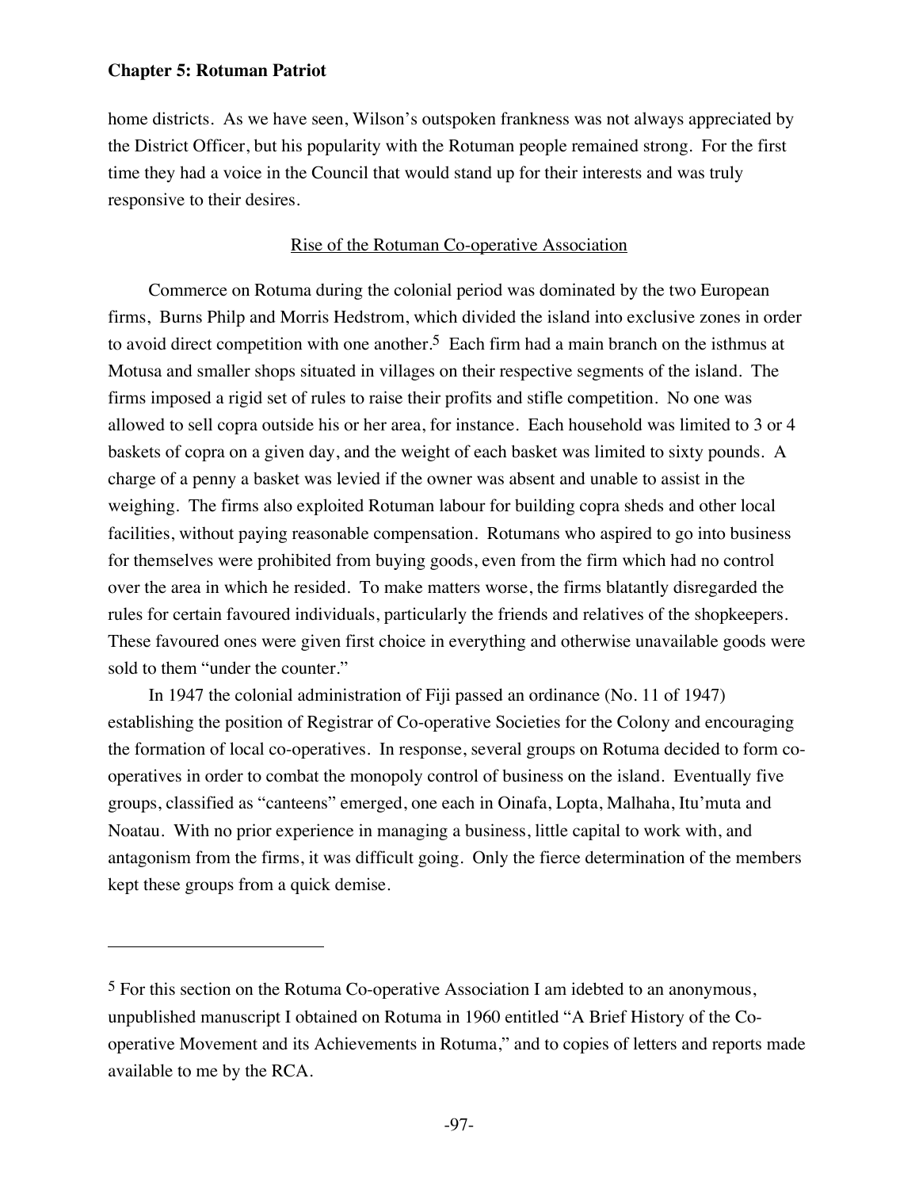home districts. As we have seen, Wilson's outspoken frankness was not always appreciated by the District Officer, but his popularity with the Rotuman people remained strong. For the first time they had a voice in the Council that would stand up for their interests and was truly responsive to their desires.

## Rise of the Rotuman Co-operative Association

Commerce on Rotuma during the colonial period was dominated by the two European firms, Burns Philp and Morris Hedstrom, which divided the island into exclusive zones in order to avoid direct competition with one another.[5] Each firm had a main branch on the isthmus at Motusa and smaller shops situated in villages on their respective segments of the island. The firms imposed a rigid set of rules to raise their profits and stifle competition. No one was allowed to sell copra outside his or her area, for instance. Each household was limited to 3 or 4 baskets of copra on a given day, and the weight of each basket was limited to sixty pounds. A charge of a penny a basket was levied if the owner was absent and unable to assist in the weighing. The firms also exploited Rotuman labour for building copra sheds and other local facilities, without paying reasonable compensation. Rotumans who aspired to go into business for themselves were prohibited from buying goods, even from the firm which had no control over the area in which he resided. To make matters worse, the firms blatantly disregarded the rules for certain favoured individuals, particularly the friends and relatives of the shopkeepers. These favoured ones were given first choice in everything and otherwise unavailable goods were sold to them "under the counter."

In 1947 the colonial administration of Fiji passed an ordinance (No. 11 of 1947) establishing the position of Registrar of Co-operative Societies for the Colony and encouraging the formation of local co-operatives. In response, several groups on Rotuma decided to form co-operatives in order to combat the monopoly control of business on the island. Eventually five groups, classified as "canteens" emerged, one each in Oinafa, Lopta, Malhaha, Itu'muta and Noatau. With no prior experience in managing a business, little capital to work with, and antagonism from the firms, it was difficult going. Only the fierce determination of the members kept these groups from a quick demise.

---

[5] For this section on the Rotuma Co-operative Association I am idebted to an anonymous, unpublished manuscript I obtained on Rotuma in 1960 entitled "A Brief History of the Co-operative Movement and its Achievements in Rotuma," and to copies of letters and reports made available to me by the RCA.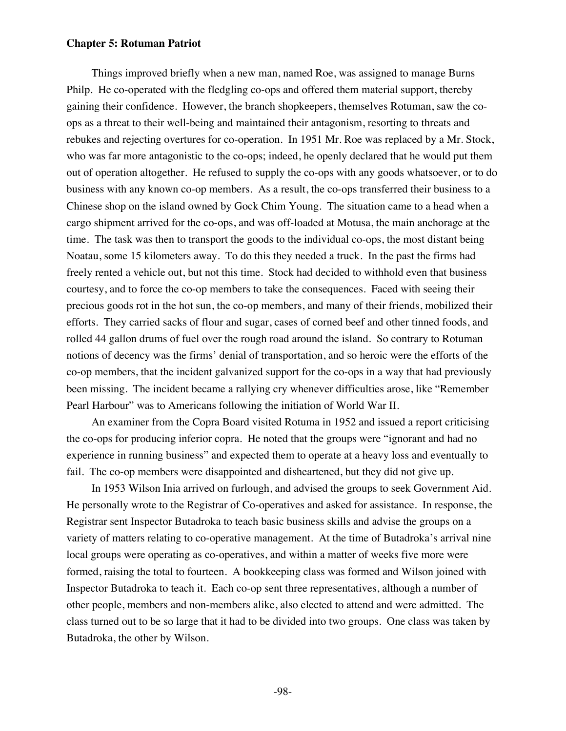**Chapter 5: Rotuman Patriot**

Things improved briefly when a new man, named Roe, was assigned to manage Burns Philp. He co-operated with the fledgling co-ops and offered them material support, thereby gaining their confidence. However, the branch shopkeepers, themselves Rotuman, saw the co-ops as a threat to their well-being and maintained their antagonism, resorting to threats and rebukes and rejecting overtures for co-operation. In 1951 Mr. Roe was replaced by a Mr. Stock, who was far more antagonistic to the co-ops; indeed, he openly declared that he would put them out of operation altogether. He refused to supply the co-ops with any goods whatsoever, or to do business with any known co-op members. As a result, the co-ops transferred their business to a Chinese shop on the island owned by Gock Chim Young. The situation came to a head when a cargo shipment arrived for the co-ops, and was off-loaded at Motusa, the main anchorage at the time. The task was then to transport the goods to the individual co-ops, the most distant being Noatau, some 15 kilometers away. To do this they needed a truck. In the past the firms had freely rented a vehicle out, but not this time. Stock had decided to withhold even that business courtesy, and to force the co-op members to take the consequences. Faced with seeing their precious goods rot in the hot sun, the co-op members, and many of their friends, mobilized their efforts. They carried sacks of flour and sugar, cases of corned beef and other tinned foods, and rolled 44 gallon drums of fuel over the rough road around the island. So contrary to Rotuman notions of decency was the firms' denial of transportation, and so heroic were the efforts of the co-op members, that the incident galvanized support for the co-ops in a way that had previously been missing. The incident became a rallying cry whenever difficulties arose, like "Remember Pearl Harbour" was to Americans following the initiation of World War II.

An examiner from the Copra Board visited Rotuma in 1952 and issued a report criticising the co-ops for producing inferior copra. He noted that the groups were "ignorant and had no experience in running business" and expected them to operate at a heavy loss and eventually to fail. The co-op members were disappointed and disheartened, but they did not give up.

In 1953 Wilson Inia arrived on furlough, and advised the groups to seek Government Aid. He personally wrote to the Registrar of Co-operatives and asked for assistance. In response, the Registrar sent Inspector Butadroka to teach basic business skills and advise the groups on a variety of matters relating to co-operative management. At the time of Butadroka's arrival nine local groups were operating as co-operatives, and within a matter of weeks five more were formed, raising the total to fourteen. A bookkeeping class was formed and Wilson joined with Inspector Butadroka to teach it. Each co-op sent three representatives, although a number of other people, members and non-members alike, also elected to attend and were admitted. The class turned out to be so large that it had to be divided into two groups. One class was taken by Butadroka, the other by Wilson.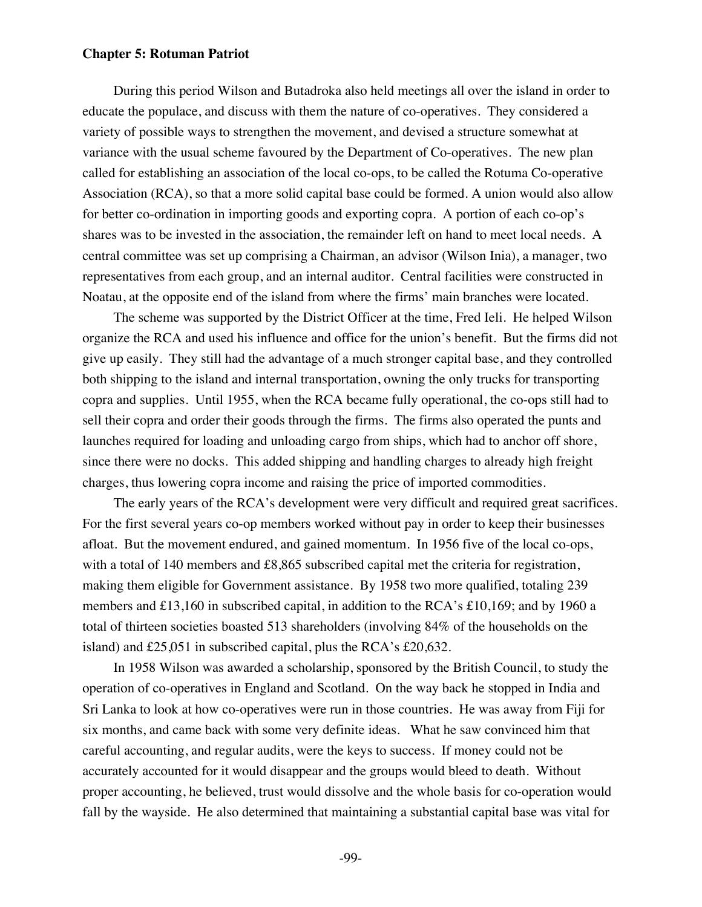During this period Wilson and Butadroka also held meetings all over the island in order to educate the populace, and discuss with them the nature of co-operatives. They considered a variety of possible ways to strengthen the movement, and devised a structure somewhat at variance with the usual scheme favoured by the Department of Co-operatives. The new plan called for establishing an association of the local co-ops, to be called the Rotuma Co-operative Association (RCA), so that a more solid capital base could be formed. A union would also allow for better co-ordination in importing goods and exporting copra. A portion of each co-op's shares was to be invested in the association, the remainder left on hand to meet local needs. A central committee was set up comprising a Chairman, an advisor (Wilson Inia), a manager, two representatives from each group, and an internal auditor. Central facilities were constructed in Noatau, at the opposite end of the island from where the firms' main branches were located.

The scheme was supported by the District Officer at the time, Fred Ieli. He helped Wilson organize the RCA and used his influence and office for the union's benefit. But the firms did not give up easily. They still had the advantage of a much stronger capital base, and they controlled both shipping to the island and internal transportation, owning the only trucks for transporting copra and supplies. Until 1955, when the RCA became fully operational, the co-ops still had to sell their copra and order their goods through the firms. The firms also operated the punts and launches required for loading and unloading cargo from ships, which had to anchor off shore, since there were no docks. This added shipping and handling charges to already high freight charges, thus lowering copra income and raising the price of imported commodities.

The early years of the RCA's development were very difficult and required great sacrifices. For the first several years co-op members worked without pay in order to keep their businesses afloat. But the movement endured, and gained momentum. In 1956 five of the local co-ops, with a total of 140 members and £8,865 subscribed capital met the criteria for registration, making them eligible for Government assistance. By 1958 two more qualified, totaling 239 members and £13,160 in subscribed capital, in addition to the RCA's £10,169; and by 1960 a total of thirteen societies boasted 513 shareholders (involving 84% of the households on the island) and £25,051 in subscribed capital, plus the RCA's £20,632.

In 1958 Wilson was awarded a scholarship, sponsored by the British Council, to study the operation of co-operatives in England and Scotland. On the way back he stopped in India and Sri Lanka to look at how co-operatives were run in those countries. He was away from Fiji for six months, and came back with some very definite ideas. What he saw convinced him that careful accounting, and regular audits, were the keys to success. If money could not be accurately accounted for it would disappear and the groups would bleed to death. Without proper accounting, he believed, trust would dissolve and the whole basis for co-operation would fall by the wayside. He also determined that maintaining a substantial capital base was vital for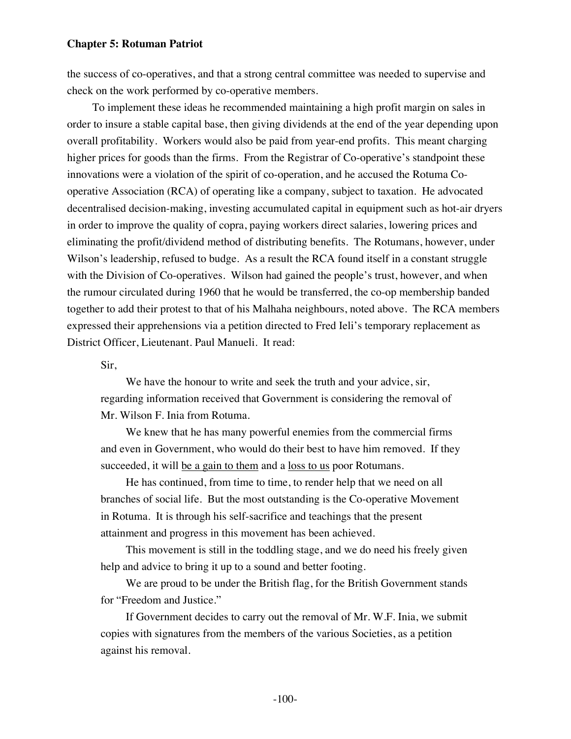the success of co-operatives, and that a strong central committee was needed to supervise and check on the work performed by co-operative members.

To implement these ideas he recommended maintaining a high profit margin on sales in order to insure a stable capital base, then giving dividends at the end of the year depending upon overall profitability. Workers would also be paid from year-end profits. This meant charging higher prices for goods than the firms. From the Registrar of Co-operative's standpoint these innovations were a violation of the spirit of co-operation, and he accused the Rotuma Co-operative Association (RCA) of operating like a company, subject to taxation. He advocated decentralised decision-making, investing accumulated capital in equipment such as hot-air dryers in order to improve the quality of copra, paying workers direct salaries, lowering prices and eliminating the profit/dividend method of distributing benefits. The Rotumans, however, under Wilson's leadership, refused to budge. As a result the RCA found itself in a constant struggle with the Division of Co-operatives. Wilson had gained the people's trust, however, and when the rumour circulated during 1960 that he would be transferred, the co-op membership banded together to add their protest to that of his Malhaha neighbours, noted above. The RCA members expressed their apprehensions via a petition directed to Fred Ieli's temporary replacement as District Officer, Lieutenant. Paul Manueli. It read:

> Sir,
>
> We have the honour to write and seek the truth and your advice, sir, regarding information received that Government is considering the removal of Mr. Wilson F. Inia from Rotuma.
>
> We knew that he has many powerful enemies from the commercial firms and even in Government, who would do their best to have him removed. If they succeeded, it will <u>be a gain to them</u> and a <u>loss to us</u> poor Rotumans.
>
> He has continued, from time to time, to render help that we need on all branches of social life. But the most outstanding is the Co-operative Movement in Rotuma. It is through his self-sacrifice and teachings that the present attainment and progress in this movement has been achieved.
>
> This movement is still in the toddling stage, and we do need his freely given help and advice to bring it up to a sound and better footing.
>
> We are proud to be under the British flag, for the British Government stands for "Freedom and Justice."
>
> If Government decides to carry out the removal of Mr. W.F. Inia, we submit copies with signatures from the members of the various Societies, as a petition against his removal.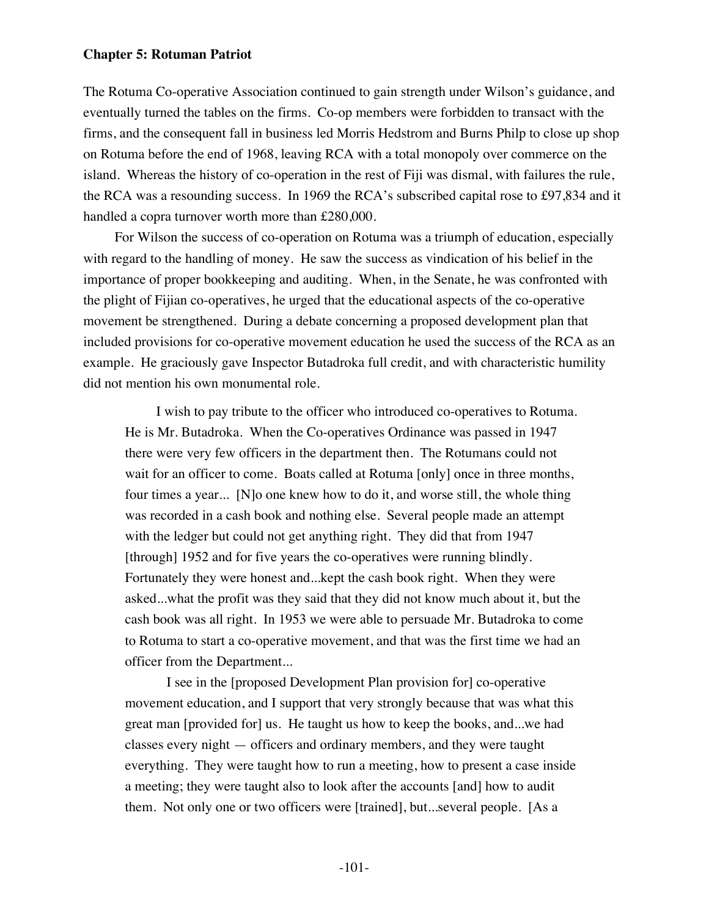**Chapter 5: Rotuman Patriot**

The Rotuma Co-operative Association continued to gain strength under Wilson's guidance, and eventually turned the tables on the firms. Co-op members were forbidden to transact with the firms, and the consequent fall in business led Morris Hedstrom and Burns Philp to close up shop on Rotuma before the end of 1968, leaving RCA with a total monopoly over commerce on the island. Whereas the history of co-operation in the rest of Fiji was dismal, with failures the rule, the RCA was a resounding success. In 1969 the RCA's subscribed capital rose to £97,834 and it handled a copra turnover worth more than £280,000.

For Wilson the success of co-operation on Rotuma was a triumph of education, especially with regard to the handling of money. He saw the success as vindication of his belief in the importance of proper bookkeeping and auditing. When, in the Senate, he was confronted with the plight of Fijian co-operatives, he urged that the educational aspects of the co-operative movement be strengthened. During a debate concerning a proposed development plan that included provisions for co-operative movement education he used the success of the RCA as an example. He graciously gave Inspector Butadroka full credit, and with characteristic humility did not mention his own monumental role.

> I wish to pay tribute to the officer who introduced co-operatives to Rotuma. He is Mr. Butadroka. When the Co-operatives Ordinance was passed in 1947 there were very few officers in the department then. The Rotumans could not wait for an officer to come. Boats called at Rotuma [only] once in three months, four times a year... [N]o one knew how to do it, and worse still, the whole thing was recorded in a cash book and nothing else. Several people made an attempt with the ledger but could not get anything right. They did that from 1947 [through] 1952 and for five years the co-operatives were running blindly. Fortunately they were honest and...kept the cash book right. When they were asked...what the profit was they said that they did not know much about it, but the cash book was all right. In 1953 we were able to persuade Mr. Butadroka to come to Rotuma to start a co-operative movement, and that was the first time we had an officer from the Department...
>
> I see in the [proposed Development Plan provision for] co-operative movement education, and I support that very strongly because that was what this great man [provided for] us. He taught us how to keep the books, and...we had classes every night — officers and ordinary members, and they were taught everything. They were taught how to run a meeting, how to present a case inside a meeting; they were taught also to look after the accounts [and] how to audit them. Not only one or two officers were [trained], but...several people. [As a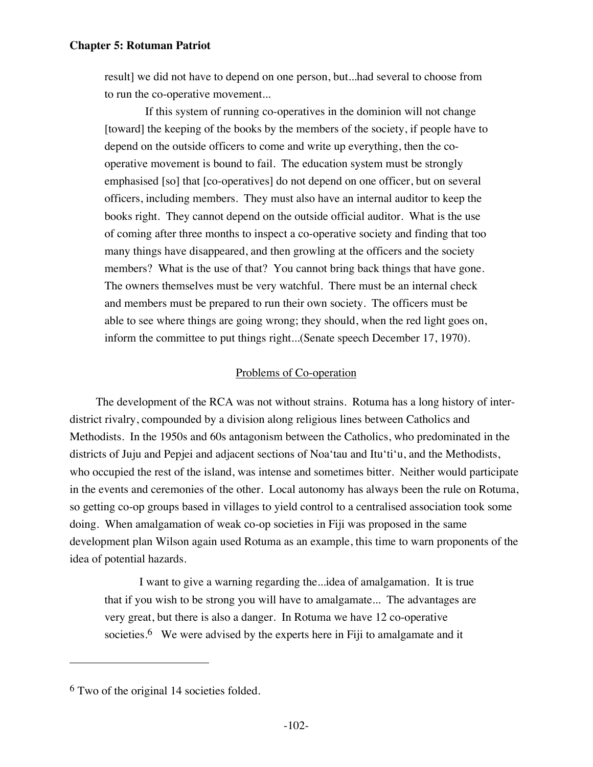> result] we did not have to depend on one person, but...had several to choose from to run the co-operative movement...
>
> If this system of running co-operatives in the dominion will not change [toward] the keeping of the books by the members of the society, if people have to depend on the outside officers to come and write up everything, then the co-operative movement is bound to fail. The education system must be strongly emphasised [so] that [co-operatives] do not depend on one officer, but on several officers, including members. They must also have an internal auditor to keep the books right. They cannot depend on the outside official auditor. What is the use of coming after three months to inspect a co-operative society and finding that too many things have disappeared, and then growling at the officers and the society members? What is the use of that? You cannot bring back things that have gone. The owners themselves must be very watchful. There must be an internal check and members must be prepared to run their own society. The officers must be able to see where things are going wrong; they should, when the red light goes on, inform the committee to put things right...(Senate speech December 17, 1970).

## Problems of Co-operation

The development of the RCA was not without strains. Rotuma has a long history of inter-district rivalry, compounded by a division along religious lines between Catholics and Methodists. In the 1950s and 60s antagonism between the Catholics, who predominated in the districts of Juju and Pepjei and adjacent sections of Noa‘tau and Itu‘ti‘u, and the Methodists, who occupied the rest of the island, was intense and sometimes bitter. Neither would participate in the events and ceremonies of the other. Local autonomy has always been the rule on Rotuma, so getting co-op groups based in villages to yield control to a centralised association took some doing. When amalgamation of weak co-op societies in Fiji was proposed in the same development plan Wilson again used Rotuma as an example, this time to warn proponents of the idea of potential hazards.

> I want to give a warning regarding the...idea of amalgamation. It is true that if you wish to be strong you will have to amalgamate... The advantages are very great, but there is also a danger. In Rotuma we have 12 co-operative societies.[6] We were advised by the experts here in Fiji to amalgamate and it

---

[6] Two of the original 14 societies folded.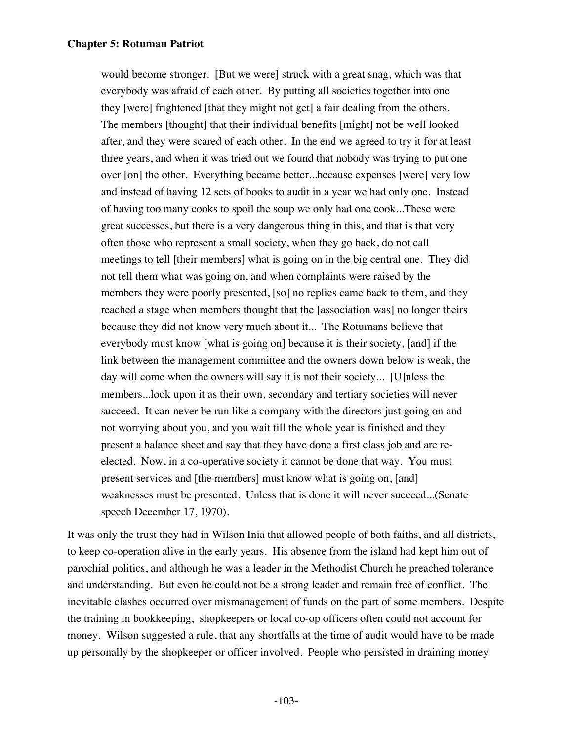> would become stronger. [But we were] struck with a great snag, which was that everybody was afraid of each other. By putting all societies together into one they [were] frightened [that they might not get] a fair dealing from the others. The members [thought] that their individual benefits [might] not be well looked after, and they were scared of each other. In the end we agreed to try it for at least three years, and when it was tried out we found that nobody was trying to put one over [on] the other. Everything became better...because expenses [were] very low and instead of having 12 sets of books to audit in a year we had only one. Instead of having too many cooks to spoil the soup we only had one cook...These were great successes, but there is a very dangerous thing in this, and that is that very often those who represent a small society, when they go back, do not call meetings to tell [their members] what is going on in the big central one. They did not tell them what was going on, and when complaints were raised by the members they were poorly presented, [so] no replies came back to them, and they reached a stage when members thought that the [association was] no longer theirs because they did not know very much about it... The Rotumans believe that everybody must know [what is going on] because it is their society, [and] if the link between the management committee and the owners down below is weak, the day will come when the owners will say it is not their society... [U]nless the members...look upon it as their own, secondary and tertiary societies will never succeed. It can never be run like a company with the directors just going on and not worrying about you, and you wait till the whole year is finished and they present a balance sheet and say that they have done a first class job and are re-elected. Now, in a co-operative society it cannot be done that way. You must present services and [the members] must know what is going on, [and] weaknesses must be presented. Unless that is done it will never succeed...(Senate speech December 17, 1970).

It was only the trust they had in Wilson Inia that allowed people of both faiths, and all districts, to keep co-operation alive in the early years. His absence from the island had kept him out of parochial politics, and although he was a leader in the Methodist Church he preached tolerance and understanding. But even he could not be a strong leader and remain free of conflict. The inevitable clashes occurred over mismanagement of funds on the part of some members. Despite the training in bookkeeping, shopkeepers or local co-op officers often could not account for money. Wilson suggested a rule, that any shortfalls at the time of audit would have to be made up personally by the shopkeeper or officer involved. People who persisted in draining money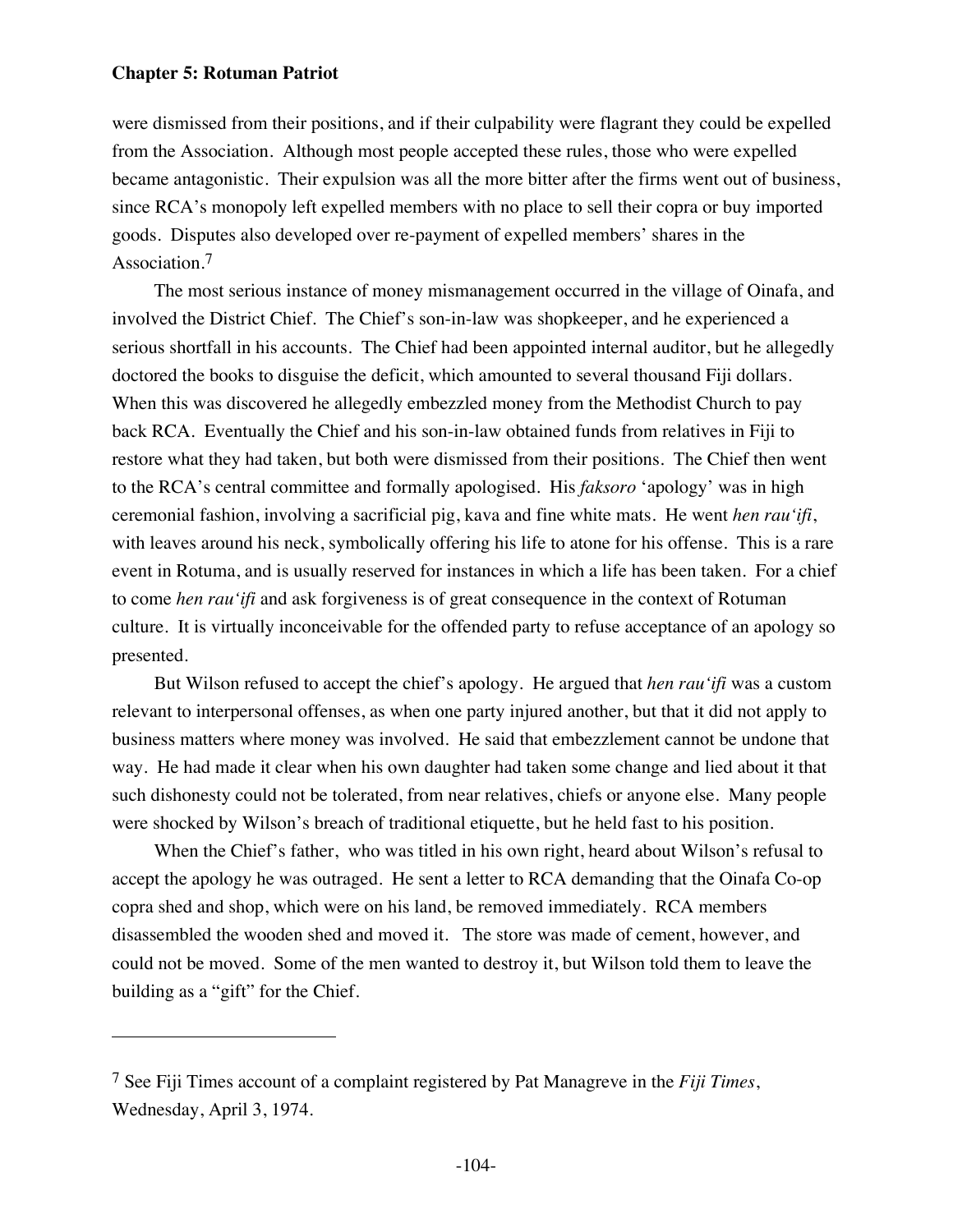were dismissed from their positions, and if their culpability were flagrant they could be expelled from the Association. Although most people accepted these rules, those who were expelled became antagonistic. Their expulsion was all the more bitter after the firms went out of business, since RCA's monopoly left expelled members with no place to sell their copra or buy imported goods. Disputes also developed over re-payment of expelled members' shares in the Association.[7]

The most serious instance of money mismanagement occurred in the village of Oinafa, and involved the District Chief. The Chief's son-in-law was shopkeeper, and he experienced a serious shortfall in his accounts. The Chief had been appointed internal auditor, but he allegedly doctored the books to disguise the deficit, which amounted to several thousand Fiji dollars. When this was discovered he allegedly embezzled money from the Methodist Church to pay back RCA. Eventually the Chief and his son-in-law obtained funds from relatives in Fiji to restore what they had taken, but both were dismissed from their positions. The Chief then went to the RCA's central committee and formally apologised. His *faksoro* 'apology' was in high ceremonial fashion, involving a sacrificial pig, kava and fine white mats. He went *hen rau'ifi*, with leaves around his neck, symbolically offering his life to atone for his offense. This is a rare event in Rotuma, and is usually reserved for instances in which a life has been taken. For a chief to come *hen rau'ifi* and ask forgiveness is of great consequence in the context of Rotuman culture. It is virtually inconceivable for the offended party to refuse acceptance of an apology so presented.

But Wilson refused to accept the chief's apology. He argued that *hen rau'ifi* was a custom relevant to interpersonal offenses, as when one party injured another, but that it did not apply to business matters where money was involved. He said that embezzlement cannot be undone that way. He had made it clear when his own daughter had taken some change and lied about it that such dishonesty could not be tolerated, from near relatives, chiefs or anyone else. Many people were shocked by Wilson's breach of traditional etiquette, but he held fast to his position.

When the Chief's father, who was titled in his own right, heard about Wilson's refusal to accept the apology he was outraged. He sent a letter to RCA demanding that the Oinafa Co-op copra shed and shop, which were on his land, be removed immediately. RCA members disassembled the wooden shed and moved it. The store was made of cement, however, and could not be moved. Some of the men wanted to destroy it, but Wilson told them to leave the building as a "gift" for the Chief.

---

[7] See Fiji Times account of a complaint registered by Pat Managreve in the *Fiji Times*, Wednesday, April 3, 1974.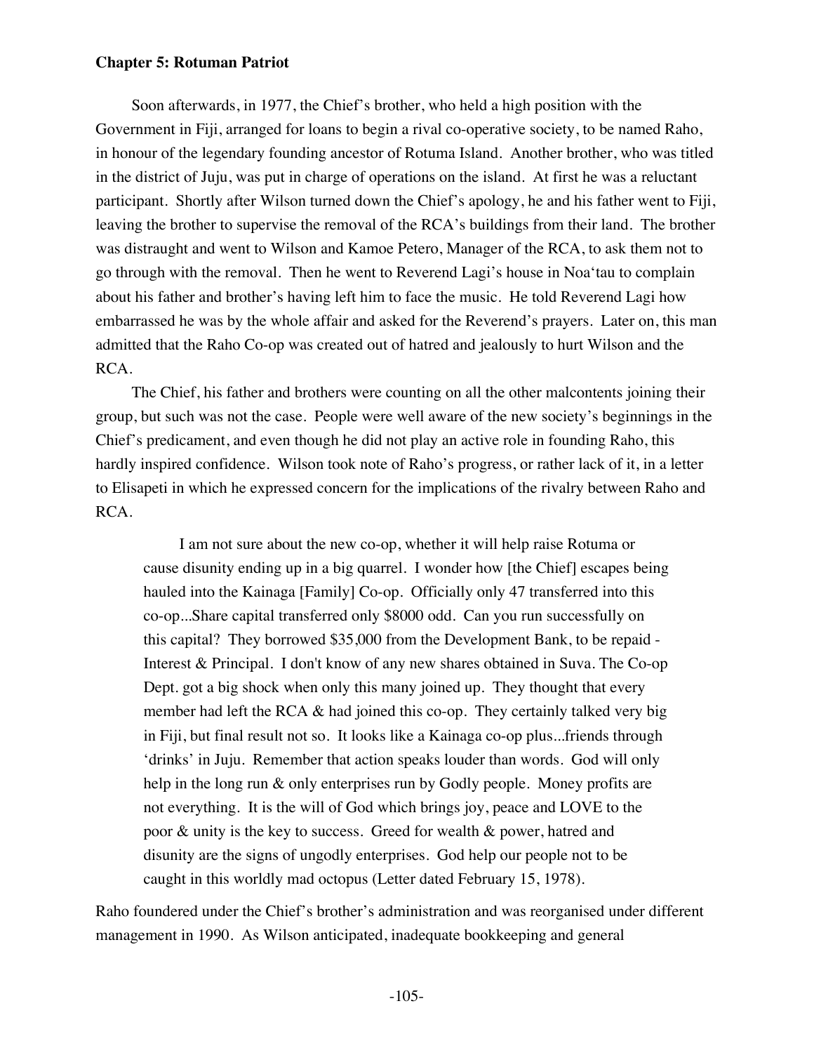**Chapter 5: Rotuman Patriot**

Soon afterwards, in 1977, the Chief's brother, who held a high position with the Government in Fiji, arranged for loans to begin a rival co-operative society, to be named Raho, in honour of the legendary founding ancestor of Rotuma Island. Another brother, who was titled in the district of Juju, was put in charge of operations on the island. At first he was a reluctant participant. Shortly after Wilson turned down the Chief's apology, he and his father went to Fiji, leaving the brother to supervise the removal of the RCA's buildings from their land. The brother was distraught and went to Wilson and Kamoe Petero, Manager of the RCA, to ask them not to go through with the removal. Then he went to Reverend Lagi's house in Noa'tau to complain about his father and brother's having left him to face the music. He told Reverend Lagi how embarrassed he was by the whole affair and asked for the Reverend's prayers. Later on, this man admitted that the Raho Co-op was created out of hatred and jealously to hurt Wilson and the RCA.

The Chief, his father and brothers were counting on all the other malcontents joining their group, but such was not the case. People were well aware of the new society's beginnings in the Chief's predicament, and even though he did not play an active role in founding Raho, this hardly inspired confidence. Wilson took note of Raho's progress, or rather lack of it, in a letter to Elisapeti in which he expressed concern for the implications of the rivalry between Raho and RCA.

> I am not sure about the new co-op, whether it will help raise Rotuma or cause disunity ending up in a big quarrel. I wonder how [the Chief] escapes being hauled into the Kainaga [Family] Co-op. Officially only 47 transferred into this co-op...Share capital transferred only $8000 odd. Can you run successfully on this capital? They borrowed $35,000 from the Development Bank, to be repaid - Interest & Principal. I don't know of any new shares obtained in Suva. The Co-op Dept. got a big shock when only this many joined up. They thought that every member had left the RCA & had joined this co-op. They certainly talked very big in Fiji, but final result not so. It looks like a Kainaga co-op plus...friends through 'drinks' in Juju. Remember that action speaks louder than words. God will only help in the long run & only enterprises run by Godly people. Money profits are not everything. It is the will of God which brings joy, peace and LOVE to the poor & unity is the key to success. Greed for wealth & power, hatred and disunity are the signs of ungodly enterprises. God help our people not to be caught in this worldly mad octopus (Letter dated February 15, 1978).

Raho foundered under the Chief's brother's administration and was reorganised under different management in 1990. As Wilson anticipated, inadequate bookkeeping and general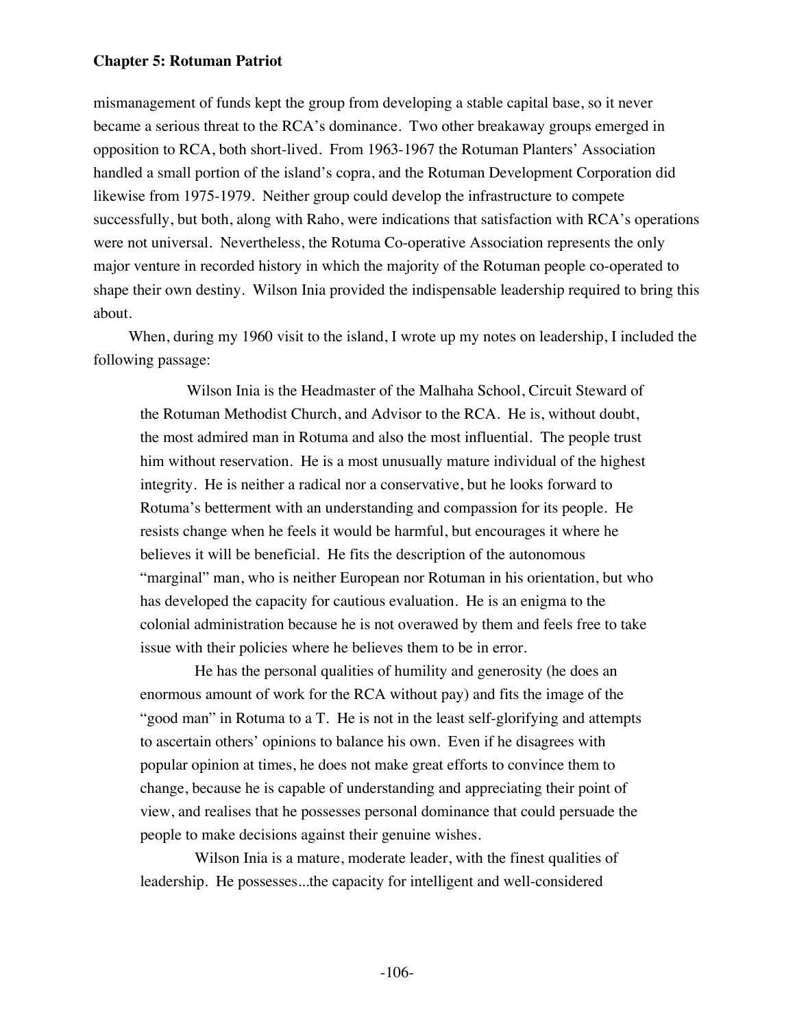mismanagement of funds kept the group from developing a stable capital base, so it never became a serious threat to the RCA's dominance. Two other breakaway groups emerged in opposition to RCA, both short-lived. From 1963-1967 the Rotuman Planters' Association handled a small portion of the island's copra, and the Rotuman Development Corporation did likewise from 1975-1979. Neither group could develop the infrastructure to compete successfully, but both, along with Raho, were indications that satisfaction with RCA's operations were not universal. Nevertheless, the Rotuma Co-operative Association represents the only major venture in recorded history in which the majority of the Rotuman people co-operated to shape their own destiny. Wilson Inia provided the indispensable leadership required to bring this about.

When, during my 1960 visit to the island, I wrote up my notes on leadership, I included the following passage:

> Wilson Inia is the Headmaster of the Malhaha School, Circuit Steward of the Rotuman Methodist Church, and Advisor to the RCA. He is, without doubt, the most admired man in Rotuma and also the most influential. The people trust him without reservation. He is a most unusually mature individual of the highest integrity. He is neither a radical nor a conservative, but he looks forward to Rotuma's betterment with an understanding and compassion for its people. He resists change when he feels it would be harmful, but encourages it where he believes it will be beneficial. He fits the description of the autonomous "marginal" man, who is neither European nor Rotuman in his orientation, but who has developed the capacity for cautious evaluation. He is an enigma to the colonial administration because he is not overawed by them and feels free to take issue with their policies where he believes them to be in error.
>
> He has the personal qualities of humility and generosity (he does an enormous amount of work for the RCA without pay) and fits the image of the "good man" in Rotuma to a T. He is not in the least self-glorifying and attempts to ascertain others' opinions to balance his own. Even if he disagrees with popular opinion at times, he does not make great efforts to convince them to change, because he is capable of understanding and appreciating their point of view, and realises that he possesses personal dominance that could persuade the people to make decisions against their genuine wishes.
>
> Wilson Inia is a mature, moderate leader, with the finest qualities of leadership. He possesses...the capacity for intelligent and well-considered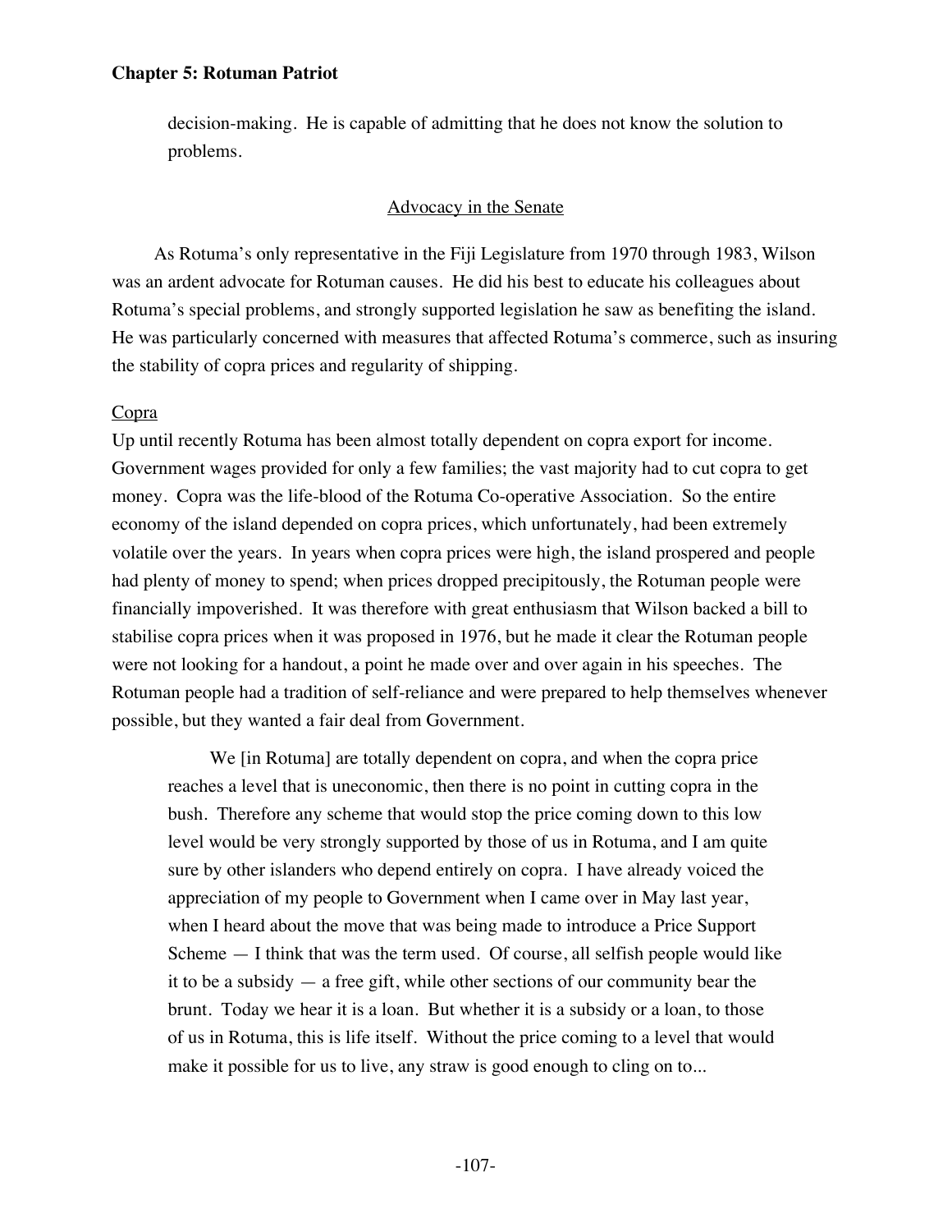decision-making. He is capable of admitting that he does not know the solution to problems.

## Advocacy in the Senate

As Rotuma's only representative in the Fiji Legislature from 1970 through 1983, Wilson was an ardent advocate for Rotuman causes. He did his best to educate his colleagues about Rotuma's special problems, and strongly supported legislation he saw as benefiting the island. He was particularly concerned with measures that affected Rotuma's commerce, such as insuring the stability of copra prices and regularity of shipping.

### Copra

Up until recently Rotuma has been almost totally dependent on copra export for income. Government wages provided for only a few families; the vast majority had to cut copra to get money. Copra was the life-blood of the Rotuma Co-operative Association. So the entire economy of the island depended on copra prices, which unfortunately, had been extremely volatile over the years. In years when copra prices were high, the island prospered and people had plenty of money to spend; when prices dropped precipitously, the Rotuman people were financially impoverished. It was therefore with great enthusiasm that Wilson backed a bill to stabilise copra prices when it was proposed in 1976, but he made it clear the Rotuman people were not looking for a handout, a point he made over and over again in his speeches. The Rotuman people had a tradition of self-reliance and were prepared to help themselves whenever possible, but they wanted a fair deal from Government.

> We [in Rotuma] are totally dependent on copra, and when the copra price reaches a level that is uneconomic, then there is no point in cutting copra in the bush. Therefore any scheme that would stop the price coming down to this low level would be very strongly supported by those of us in Rotuma, and I am quite sure by other islanders who depend entirely on copra. I have already voiced the appreciation of my people to Government when I came over in May last year, when I heard about the move that was being made to introduce a Price Support Scheme — I think that was the term used. Of course, all selfish people would like it to be a subsidy — a free gift, while other sections of our community bear the brunt. Today we hear it is a loan. But whether it is a subsidy or a loan, to those of us in Rotuma, this is life itself. Without the price coming to a level that would make it possible for us to live, any straw is good enough to cling on to...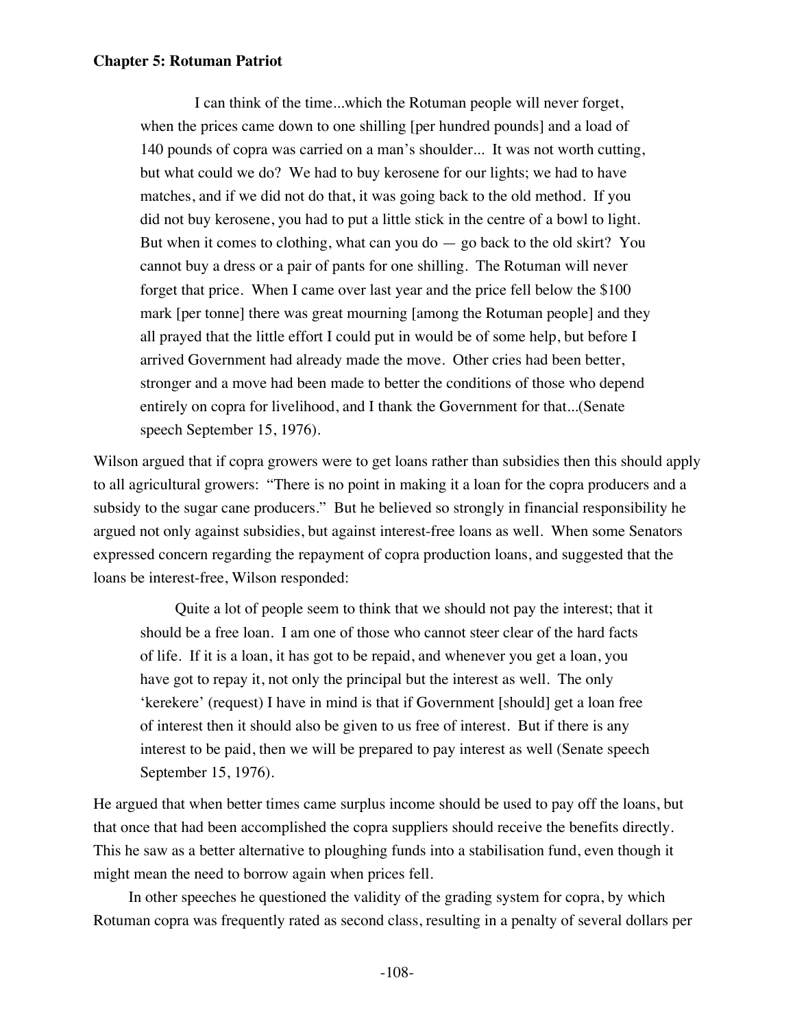**Chapter 5: Rotuman Patriot**

> I can think of the time...which the Rotuman people will never forget, when the prices came down to one shilling [per hundred pounds] and a load of 140 pounds of copra was carried on a man's shoulder... It was not worth cutting, but what could we do? We had to buy kerosene for our lights; we had to have matches, and if we did not do that, it was going back to the old method. If you did not buy kerosene, you had to put a little stick in the centre of a bowl to light. But when it comes to clothing, what can you do — go back to the old skirt? You cannot buy a dress or a pair of pants for one shilling. The Rotuman will never forget that price. When I came over last year and the price fell below the $100 mark [per tonne] there was great mourning [among the Rotuman people] and they all prayed that the little effort I could put in would be of some help, but before I arrived Government had already made the move. Other cries had been better, stronger and a move had been made to better the conditions of those who depend entirely on copra for livelihood, and I thank the Government for that...(Senate speech September 15, 1976).

Wilson argued that if copra growers were to get loans rather than subsidies then this should apply to all agricultural growers: "There is no point in making it a loan for the copra producers and a subsidy to the sugar cane producers." But he believed so strongly in financial responsibility he argued not only against subsidies, but against interest-free loans as well. When some Senators expressed concern regarding the repayment of copra production loans, and suggested that the loans be interest-free, Wilson responded:

> Quite a lot of people seem to think that we should not pay the interest; that it should be a free loan. I am one of those who cannot steer clear of the hard facts of life. If it is a loan, it has got to be repaid, and whenever you get a loan, you have got to repay it, not only the principal but the interest as well. The only 'kerekere' (request) I have in mind is that if Government [should] get a loan free of interest then it should also be given to us free of interest. But if there is any interest to be paid, then we will be prepared to pay interest as well (Senate speech September 15, 1976).

He argued that when better times came surplus income should be used to pay off the loans, but that once that had been accomplished the copra suppliers should receive the benefits directly. This he saw as a better alternative to ploughing funds into a stabilisation fund, even though it might mean the need to borrow again when prices fell.

In other speeches he questioned the validity of the grading system for copra, by which Rotuman copra was frequently rated as second class, resulting in a penalty of several dollars per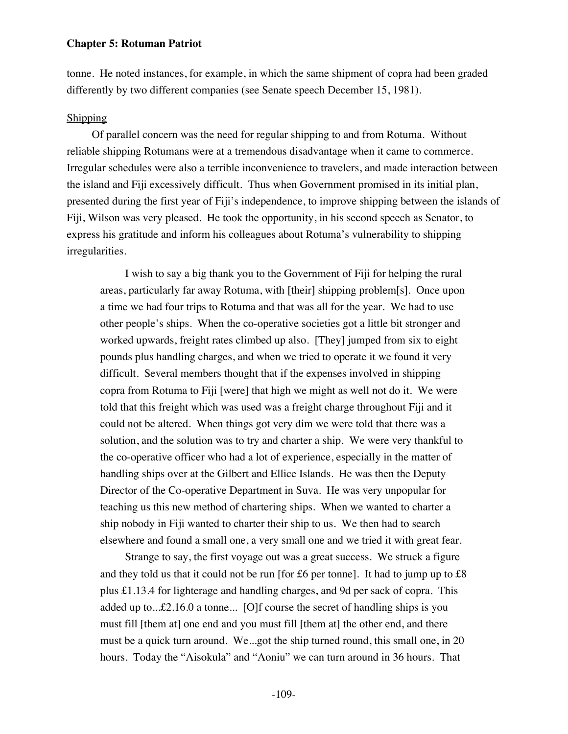tonne. He noted instances, for example, in which the same shipment of copra had been graded differently by two different companies (see Senate speech December 15, 1981).

<u>Shipping</u>

Of parallel concern was the need for regular shipping to and from Rotuma. Without reliable shipping Rotumans were at a tremendous disadvantage when it came to commerce. Irregular schedules were also a terrible inconvenience to travelers, and made interaction between the island and Fiji excessively difficult. Thus when Government promised in its initial plan, presented during the first year of Fiji's independence, to improve shipping between the islands of Fiji, Wilson was very pleased. He took the opportunity, in his second speech as Senator, to express his gratitude and inform his colleagues about Rotuma's vulnerability to shipping irregularities.

> I wish to say a big thank you to the Government of Fiji for helping the rural areas, particularly far away Rotuma, with [their] shipping problem[s]. Once upon a time we had four trips to Rotuma and that was all for the year. We had to use other people's ships. When the co-operative societies got a little bit stronger and worked upwards, freight rates climbed up also. [They] jumped from six to eight pounds plus handling charges, and when we tried to operate it we found it very difficult. Several members thought that if the expenses involved in shipping copra from Rotuma to Fiji [were] that high we might as well not do it. We were told that this freight which was used was a freight charge throughout Fiji and it could not be altered. When things got very dim we were told that there was a solution, and the solution was to try and charter a ship. We were very thankful to the co-operative officer who had a lot of experience, especially in the matter of handling ships over at the Gilbert and Ellice Islands. He was then the Deputy Director of the Co-operative Department in Suva. He was very unpopular for teaching us this new method of chartering ships. When we wanted to charter a ship nobody in Fiji wanted to charter their ship to us. We then had to search elsewhere and found a small one, a very small one and we tried it with great fear.
>
> Strange to say, the first voyage out was a great success. We struck a figure and they told us that it could not be run [for £6 per tonne]. It had to jump up to £8 plus £1.13.4 for lighterage and handling charges, and 9d per sack of copra. This added up to...£2.16.0 a tonne... [O]f course the secret of handling ships is you must fill [them at] one end and you must fill [them at] the other end, and there must be a quick turn around. We...got the ship turned round, this small one, in 20 hours. Today the "Aisokula" and "Aoniu" we can turn around in 36 hours. That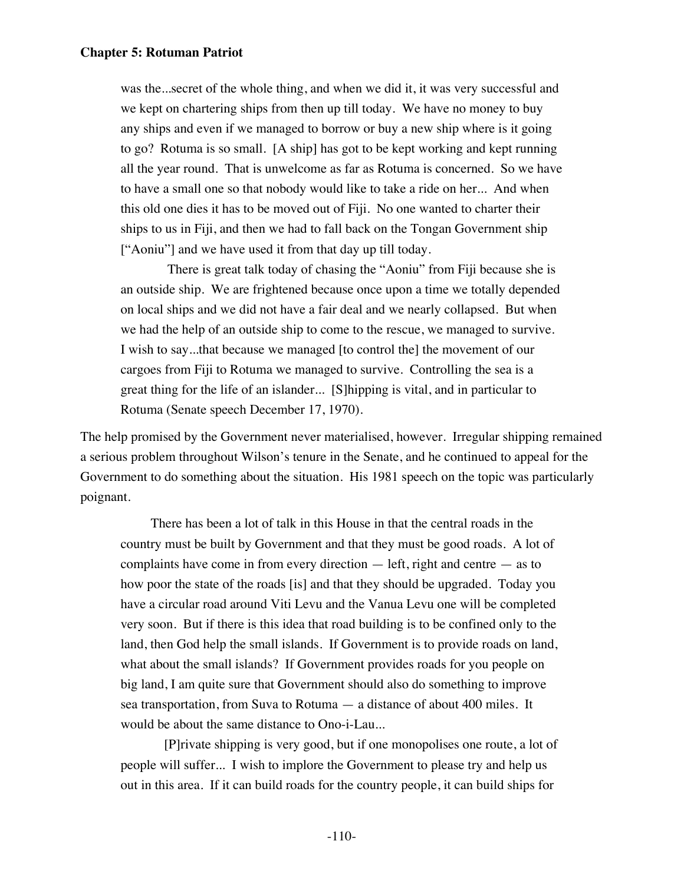> was the...secret of the whole thing, and when we did it, it was very successful and we kept on chartering ships from then up till today. We have no money to buy any ships and even if we managed to borrow or buy a new ship where is it going to go? Rotuma is so small. [A ship] has got to be kept working and kept running all the year round. That is unwelcome as far as Rotuma is concerned. So we have to have a small one so that nobody would like to take a ride on her... And when this old one dies it has to be moved out of Fiji. No one wanted to charter their ships to us in Fiji, and then we had to fall back on the Tongan Government ship ["Aoniu"] and we have used it from that day up till today.
>
> There is great talk today of chasing the "Aoniu" from Fiji because she is an outside ship. We are frightened because once upon a time we totally depended on local ships and we did not have a fair deal and we nearly collapsed. But when we had the help of an outside ship to come to the rescue, we managed to survive. I wish to say...that because we managed [to control the] the movement of our cargoes from Fiji to Rotuma we managed to survive. Controlling the sea is a great thing for the life of an islander... [S]hipping is vital, and in particular to Rotuma (Senate speech December 17, 1970).

The help promised by the Government never materialised, however. Irregular shipping remained a serious problem throughout Wilson's tenure in the Senate, and he continued to appeal for the Government to do something about the situation. His 1981 speech on the topic was particularly poignant.

> There has been a lot of talk in this House in that the central roads in the country must be built by Government and that they must be good roads. A lot of complaints have come in from every direction — left, right and centre — as to how poor the state of the roads [is] and that they should be upgraded. Today you have a circular road around Viti Levu and the Vanua Levu one will be completed very soon. But if there is this idea that road building is to be confined only to the land, then God help the small islands. If Government is to provide roads on land, what about the small islands? If Government provides roads for you people on big land, I am quite sure that Government should also do something to improve sea transportation, from Suva to Rotuma — a distance of about 400 miles. It would be about the same distance to Ono-i-Lau...
>
> [P]rivate shipping is very good, but if one monopolises one route, a lot of people will suffer... I wish to implore the Government to please try and help us out in this area. If it can build roads for the country people, it can build ships for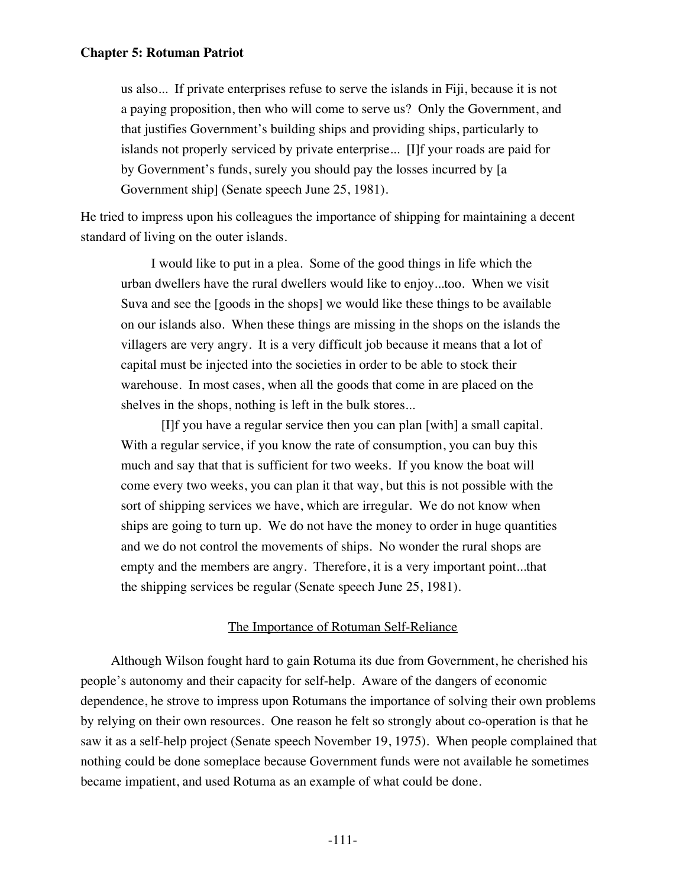> us also... If private enterprises refuse to serve the islands in Fiji, because it is not a paying proposition, then who will come to serve us? Only the Government, and that justifies Government's building ships and providing ships, particularly to islands not properly serviced by private enterprise... [I]f your roads are paid for by Government's funds, surely you should pay the losses incurred by [a Government ship] (Senate speech June 25, 1981).

He tried to impress upon his colleagues the importance of shipping for maintaining a decent standard of living on the outer islands.

> I would like to put in a plea. Some of the good things in life which the urban dwellers have the rural dwellers would like to enjoy...too. When we visit Suva and see the [goods in the shops] we would like these things to be available on our islands also. When these things are missing in the shops on the islands the villagers are very angry. It is a very difficult job because it means that a lot of capital must be injected into the societies in order to be able to stock their warehouse. In most cases, when all the goods that come in are placed on the shelves in the shops, nothing is left in the bulk stores...
>
> [I]f you have a regular service then you can plan [with] a small capital. With a regular service, if you know the rate of consumption, you can buy this much and say that that is sufficient for two weeks. If you know the boat will come every two weeks, you can plan it that way, but this is not possible with the sort of shipping services we have, which are irregular. We do not know when ships are going to turn up. We do not have the money to order in huge quantities and we do not control the movements of ships. No wonder the rural shops are empty and the members are angry. Therefore, it is a very important point...that the shipping services be regular (Senate speech June 25, 1981).

### The Importance of Rotuman Self-Reliance

Although Wilson fought hard to gain Rotuma its due from Government, he cherished his people's autonomy and their capacity for self-help. Aware of the dangers of economic dependence, he strove to impress upon Rotumans the importance of solving their own problems by relying on their own resources. One reason he felt so strongly about co-operation is that he saw it as a self-help project (Senate speech November 19, 1975). When people complained that nothing could be done someplace because Government funds were not available he sometimes became impatient, and used Rotuma as an example of what could be done.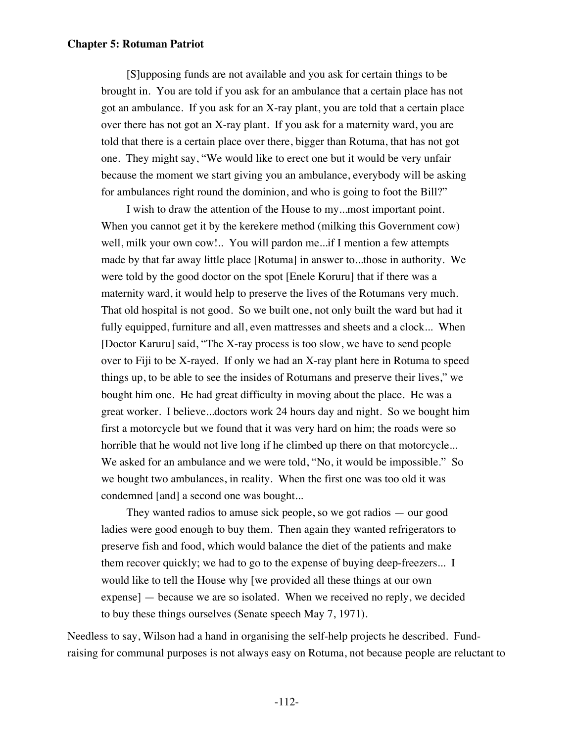> [S]upposing funds are not available and you ask for certain things to be brought in. You are told if you ask for an ambulance that a certain place has not got an ambulance. If you ask for an X-ray plant, you are told that a certain place over there has not got an X-ray plant. If you ask for a maternity ward, you are told that there is a certain place over there, bigger than Rotuma, that has not got one. They might say, "We would like to erect one but it would be very unfair because the moment we start giving you an ambulance, everybody will be asking for ambulances right round the dominion, and who is going to foot the Bill?"
>
> I wish to draw the attention of the House to my...most important point. When you cannot get it by the kerekere method (milking this Government cow) well, milk your own cow!.. You will pardon me...if I mention a few attempts made by that far away little place [Rotuma] in answer to...those in authority. We were told by the good doctor on the spot [Enele Koruru] that if there was a maternity ward, it would help to preserve the lives of the Rotumans very much. That old hospital is not good. So we built one, not only built the ward but had it fully equipped, furniture and all, even mattresses and sheets and a clock... When [Doctor Karuru] said, "The X-ray process is too slow, we have to send people over to Fiji to be X-rayed. If only we had an X-ray plant here in Rotuma to speed things up, to be able to see the insides of Rotumans and preserve their lives," we bought him one. He had great difficulty in moving about the place. He was a great worker. I believe...doctors work 24 hours day and night. So we bought him first a motorcycle but we found that it was very hard on him; the roads were so horrible that he would not live long if he climbed up there on that motorcycle... We asked for an ambulance and we were told, "No, it would be impossible." So we bought two ambulances, in reality. When the first one was too old it was condemned [and] a second one was bought...
>
> They wanted radios to amuse sick people, so we got radios — our good ladies were good enough to buy them. Then again they wanted refrigerators to preserve fish and food, which would balance the diet of the patients and make them recover quickly; we had to go to the expense of buying deep-freezers... I would like to tell the House why [we provided all these things at our own expense] — because we are so isolated. When we received no reply, we decided to buy these things ourselves (Senate speech May 7, 1971).

Needless to say, Wilson had a hand in organising the self-help projects he described. Fund-raising for communal purposes is not always easy on Rotuma, not because people are reluctant to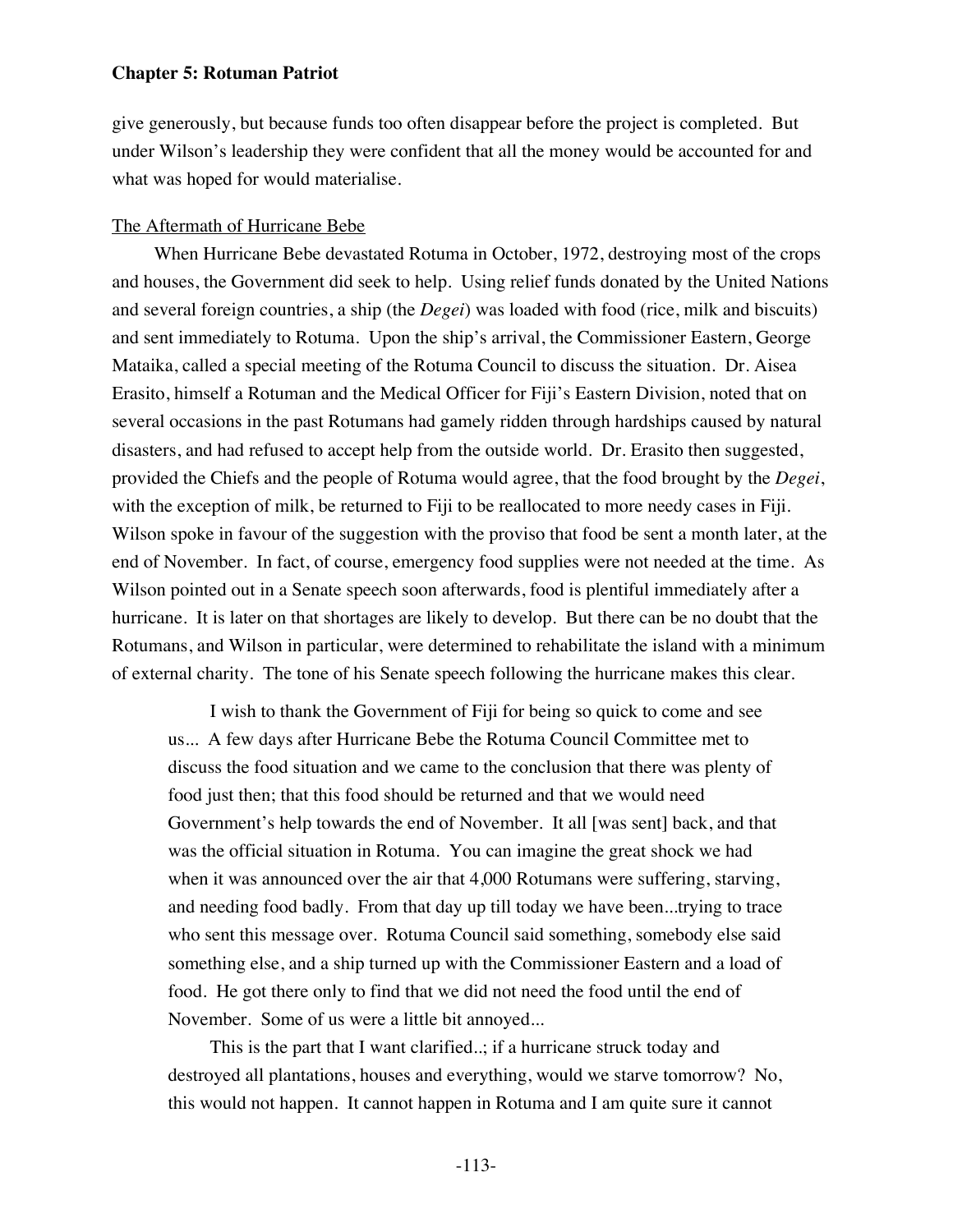give generously, but because funds too often disappear before the project is completed. But under Wilson's leadership they were confident that all the money would be accounted for and what was hoped for would materialise.

## The Aftermath of Hurricane Bebe

When Hurricane Bebe devastated Rotuma in October, 1972, destroying most of the crops and houses, the Government did seek to help. Using relief funds donated by the United Nations and several foreign countries, a ship (the *Degei*) was loaded with food (rice, milk and biscuits) and sent immediately to Rotuma. Upon the ship's arrival, the Commissioner Eastern, George Mataika, called a special meeting of the Rotuma Council to discuss the situation. Dr. Aisea Erasito, himself a Rotuman and the Medical Officer for Fiji's Eastern Division, noted that on several occasions in the past Rotumans had gamely ridden through hardships caused by natural disasters, and had refused to accept help from the outside world. Dr. Erasito then suggested, provided the Chiefs and the people of Rotuma would agree, that the food brought by the *Degei*, with the exception of milk, be returned to Fiji to be reallocated to more needy cases in Fiji. Wilson spoke in favour of the suggestion with the proviso that food be sent a month later, at the end of November. In fact, of course, emergency food supplies were not needed at the time. As Wilson pointed out in a Senate speech soon afterwards, food is plentiful immediately after a hurricane. It is later on that shortages are likely to develop. But there can be no doubt that the Rotumans, and Wilson in particular, were determined to rehabilitate the island with a minimum of external charity. The tone of his Senate speech following the hurricane makes this clear.

> I wish to thank the Government of Fiji for being so quick to come and see us... A few days after Hurricane Bebe the Rotuma Council Committee met to discuss the food situation and we came to the conclusion that there was plenty of food just then; that this food should be returned and that we would need Government's help towards the end of November. It all [was sent] back, and that was the official situation in Rotuma. You can imagine the great shock we had when it was announced over the air that 4,000 Rotumans were suffering, starving, and needing food badly. From that day up till today we have been...trying to trace who sent this message over. Rotuma Council said something, somebody else said something else, and a ship turned up with the Commissioner Eastern and a load of food. He got there only to find that we did not need the food until the end of November. Some of us were a little bit annoyed...
>
> This is the part that I want clarified..; if a hurricane struck today and destroyed all plantations, houses and everything, would we starve tomorrow? No, this would not happen. It cannot happen in Rotuma and I am quite sure it cannot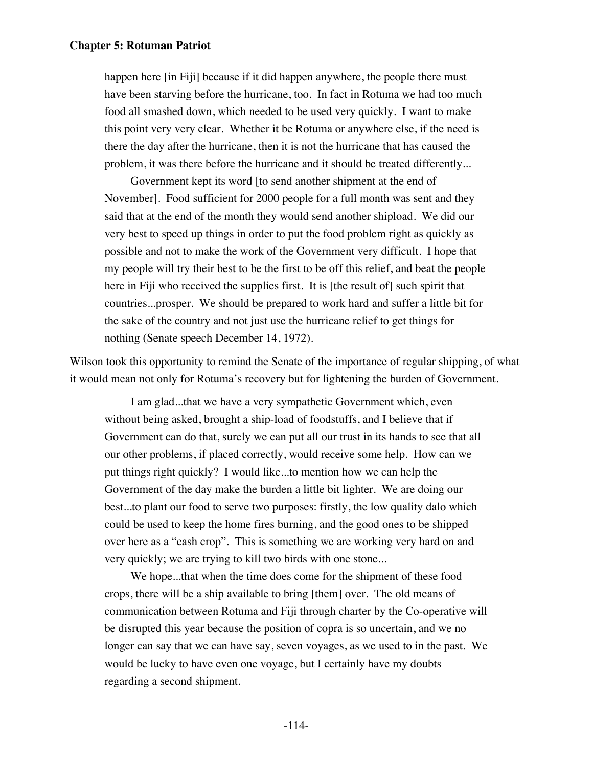happen here [in Fiji] because if it did happen anywhere, the people there must have been starving before the hurricane, too. In fact in Rotuma we had too much food all smashed down, which needed to be used very quickly. I want to make this point very very clear. Whether it be Rotuma or anywhere else, if the need is there the day after the hurricane, then it is not the hurricane that has caused the problem, it was there before the hurricane and it should be treated differently...

> Government kept its word [to send another shipment at the end of November]. Food sufficient for 2000 people for a full month was sent and they said that at the end of the month they would send another shipload. We did our very best to speed up things in order to put the food problem right as quickly as possible and not to make the work of the Government very difficult. I hope that my people will try their best to be the first to be off this relief, and beat the people here in Fiji who received the supplies first. It is [the result of] such spirit that countries...prosper. We should be prepared to work hard and suffer a little bit for the sake of the country and not just use the hurricane relief to get things for nothing (Senate speech December 14, 1972).

Wilson took this opportunity to remind the Senate of the importance of regular shipping, of what it would mean not only for Rotuma's recovery but for lightening the burden of Government.

> I am glad...that we have a very sympathetic Government which, even without being asked, brought a ship-load of foodstuffs, and I believe that if Government can do that, surely we can put all our trust in its hands to see that all our other problems, if placed correctly, would receive some help. How can we put things right quickly? I would like...to mention how we can help the Government of the day make the burden a little bit lighter. We are doing our best...to plant our food to serve two purposes: firstly, the low quality dalo which could be used to keep the home fires burning, and the good ones to be shipped over here as a "cash crop". This is something we are working very hard on and very quickly; we are trying to kill two birds with one stone...
>
> We hope...that when the time does come for the shipment of these food crops, there will be a ship available to bring [them] over. The old means of communication between Rotuma and Fiji through charter by the Co-operative will be disrupted this year because the position of copra is so uncertain, and we no longer can say that we can have say, seven voyages, as we used to in the past. We would be lucky to have even one voyage, but I certainly have my doubts regarding a second shipment.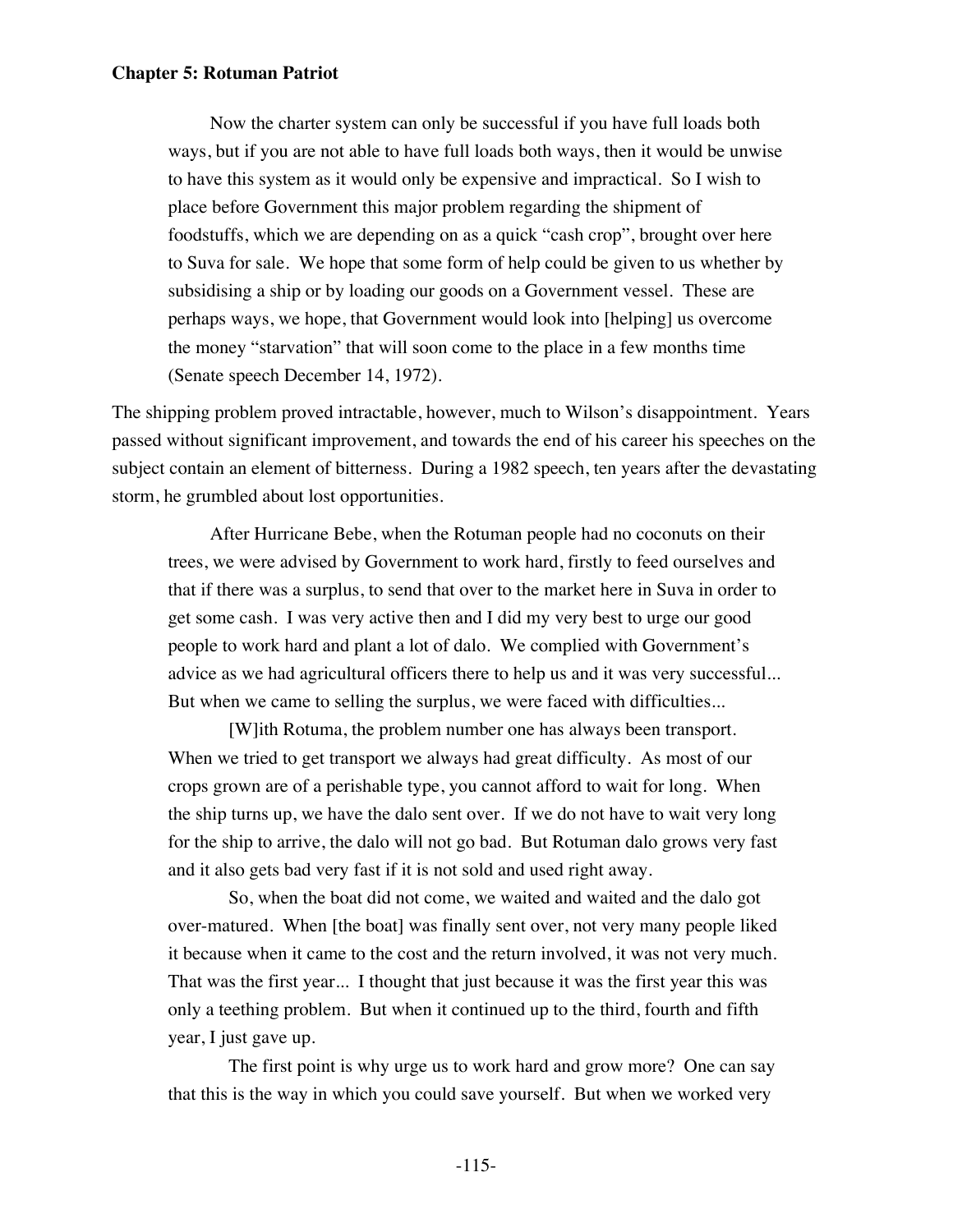> Now the charter system can only be successful if you have full loads both ways, but if you are not able to have full loads both ways, then it would be unwise to have this system as it would only be expensive and impractical. So I wish to place before Government this major problem regarding the shipment of foodstuffs, which we are depending on as a quick "cash crop", brought over here to Suva for sale. We hope that some form of help could be given to us whether by subsidising a ship or by loading our goods on a Government vessel. These are perhaps ways, we hope, that Government would look into [helping] us overcome the money "starvation" that will soon come to the place in a few months time (Senate speech December 14, 1972).

The shipping problem proved intractable, however, much to Wilson's disappointment. Years passed without significant improvement, and towards the end of his career his speeches on the subject contain an element of bitterness. During a 1982 speech, ten years after the devastating storm, he grumbled about lost opportunities.

> After Hurricane Bebe, when the Rotuman people had no coconuts on their trees, we were advised by Government to work hard, firstly to feed ourselves and that if there was a surplus, to send that over to the market here in Suva in order to get some cash. I was very active then and I did my very best to urge our good people to work hard and plant a lot of dalo. We complied with Government's advice as we had agricultural officers there to help us and it was very successful... But when we came to selling the surplus, we were faced with difficulties...
>
> [W]ith Rotuma, the problem number one has always been transport. When we tried to get transport we always had great difficulty. As most of our crops grown are of a perishable type, you cannot afford to wait for long. When the ship turns up, we have the dalo sent over. If we do not have to wait very long for the ship to arrive, the dalo will not go bad. But Rotuman dalo grows very fast and it also gets bad very fast if it is not sold and used right away.
>
> So, when the boat did not come, we waited and waited and the dalo got over-matured. When [the boat] was finally sent over, not very many people liked it because when it came to the cost and the return involved, it was not very much. That was the first year... I thought that just because it was the first year this was only a teething problem. But when it continued up to the third, fourth and fifth year, I just gave up.
>
> The first point is why urge us to work hard and grow more? One can say that this is the way in which you could save yourself. But when we worked very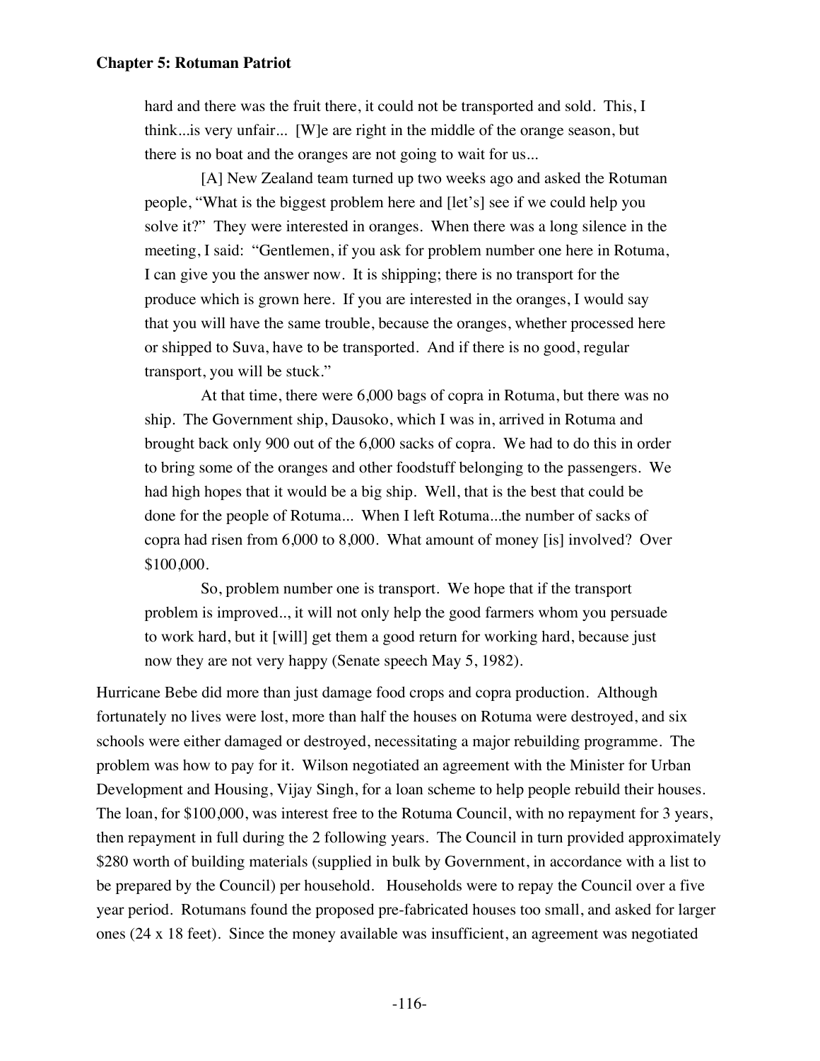> hard and there was the fruit there, it could not be transported and sold. This, I think...is very unfair... [W]e are right in the middle of the orange season, but there is no boat and the oranges are not going to wait for us...
>
> [A] New Zealand team turned up two weeks ago and asked the Rotuman people, "What is the biggest problem here and [let's] see if we could help you solve it?" They were interested in oranges. When there was a long silence in the meeting, I said: "Gentlemen, if you ask for problem number one here in Rotuma, I can give you the answer now. It is shipping; there is no transport for the produce which is grown here. If you are interested in the oranges, I would say that you will have the same trouble, because the oranges, whether processed here or shipped to Suva, have to be transported. And if there is no good, regular transport, you will be stuck."
>
> At that time, there were 6,000 bags of copra in Rotuma, but there was no ship. The Government ship, Dausoko, which I was in, arrived in Rotuma and brought back only 900 out of the 6,000 sacks of copra. We had to do this in order to bring some of the oranges and other foodstuff belonging to the passengers. We had high hopes that it would be a big ship. Well, that is the best that could be done for the people of Rotuma... When I left Rotuma...the number of sacks of copra had risen from 6,000 to 8,000. What amount of money [is] involved? Over $100,000.
>
> So, problem number one is transport. We hope that if the transport problem is improved.., it will not only help the good farmers whom you persuade to work hard, but it [will] get them a good return for working hard, because just now they are not very happy (Senate speech May 5, 1982).

Hurricane Bebe did more than just damage food crops and copra production. Although fortunately no lives were lost, more than half the houses on Rotuma were destroyed, and six schools were either damaged or destroyed, necessitating a major rebuilding programme. The problem was how to pay for it. Wilson negotiated an agreement with the Minister for Urban Development and Housing, Vijay Singh, for a loan scheme to help people rebuild their houses. The loan, for $100,000, was interest free to the Rotuma Council, with no repayment for 3 years, then repayment in full during the 2 following years. The Council in turn provided approximately $280 worth of building materials (supplied in bulk by Government, in accordance with a list to be prepared by the Council) per household. Households were to repay the Council over a five year period. Rotumans found the proposed pre-fabricated houses too small, and asked for larger ones (24 x 18 feet). Since the money available was insufficient, an agreement was negotiated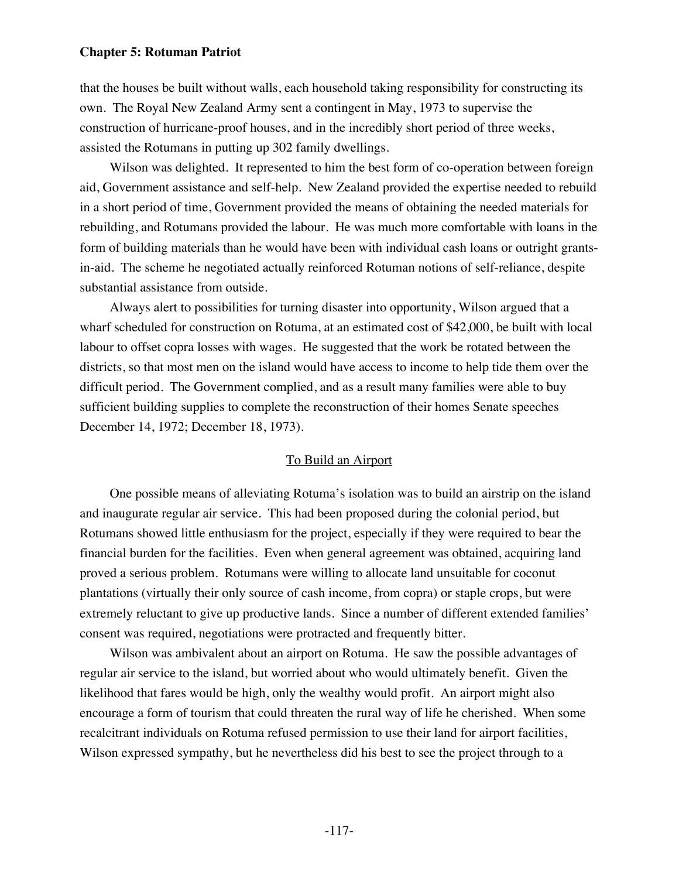that the houses be built without walls, each household taking responsibility for constructing its own. The Royal New Zealand Army sent a contingent in May, 1973 to supervise the construction of hurricane-proof houses, and in the incredibly short period of three weeks, assisted the Rotumans in putting up 302 family dwellings.

Wilson was delighted. It represented to him the best form of co-operation between foreign aid, Government assistance and self-help. New Zealand provided the expertise needed to rebuild in a short period of time, Government provided the means of obtaining the needed materials for rebuilding, and Rotumans provided the labour. He was much more comfortable with loans in the form of building materials than he would have been with individual cash loans or outright grants-in-aid. The scheme he negotiated actually reinforced Rotuman notions of self-reliance, despite substantial assistance from outside.

Always alert to possibilities for turning disaster into opportunity, Wilson argued that a wharf scheduled for construction on Rotuma, at an estimated cost of $42,000, be built with local labour to offset copra losses with wages. He suggested that the work be rotated between the districts, so that most men on the island would have access to income to help tide them over the difficult period. The Government complied, and as a result many families were able to buy sufficient building supplies to complete the reconstruction of their homes Senate speeches December 14, 1972; December 18, 1973).

## To Build an Airport

One possible means of alleviating Rotuma's isolation was to build an airstrip on the island and inaugurate regular air service. This had been proposed during the colonial period, but Rotumans showed little enthusiasm for the project, especially if they were required to bear the financial burden for the facilities. Even when general agreement was obtained, acquiring land proved a serious problem. Rotumans were willing to allocate land unsuitable for coconut plantations (virtually their only source of cash income, from copra) or staple crops, but were extremely reluctant to give up productive lands. Since a number of different extended families' consent was required, negotiations were protracted and frequently bitter.

Wilson was ambivalent about an airport on Rotuma. He saw the possible advantages of regular air service to the island, but worried about who would ultimately benefit. Given the likelihood that fares would be high, only the wealthy would profit. An airport might also encourage a form of tourism that could threaten the rural way of life he cherished. When some recalcitrant individuals on Rotuma refused permission to use their land for airport facilities, Wilson expressed sympathy, but he nevertheless did his best to see the project through to a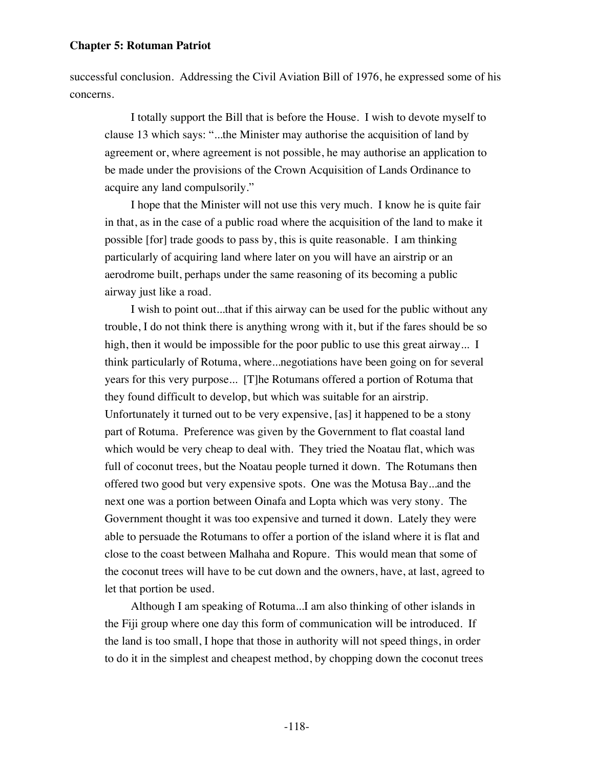successful conclusion. Addressing the Civil Aviation Bill of 1976, he expressed some of his concerns.

> I totally support the Bill that is before the House. I wish to devote myself to clause 13 which says: "...the Minister may authorise the acquisition of land by agreement or, where agreement is not possible, he may authorise an application to be made under the provisions of the Crown Acquisition of Lands Ordinance to acquire any land compulsorily."
>
> I hope that the Minister will not use this very much. I know he is quite fair in that, as in the case of a public road where the acquisition of the land to make it possible [for] trade goods to pass by, this is quite reasonable. I am thinking particularly of acquiring land where later on you will have an airstrip or an aerodrome built, perhaps under the same reasoning of its becoming a public airway just like a road.
>
> I wish to point out...that if this airway can be used for the public without any trouble, I do not think there is anything wrong with it, but if the fares should be so high, then it would be impossible for the poor public to use this great airway... I think particularly of Rotuma, where...negotiations have been going on for several years for this very purpose... [T]he Rotumans offered a portion of Rotuma that they found difficult to develop, but which was suitable for an airstrip. Unfortunately it turned out to be very expensive, [as] it happened to be a stony part of Rotuma. Preference was given by the Government to flat coastal land which would be very cheap to deal with. They tried the Noatau flat, which was full of coconut trees, but the Noatau people turned it down. The Rotumans then offered two good but very expensive spots. One was the Motusa Bay...and the next one was a portion between Oinafa and Lopta which was very stony. The Government thought it was too expensive and turned it down. Lately they were able to persuade the Rotumans to offer a portion of the island where it is flat and close to the coast between Malhaha and Ropure. This would mean that some of the coconut trees will have to be cut down and the owners, have, at last, agreed to let that portion be used.
>
> Although I am speaking of Rotuma...I am also thinking of other islands in the Fiji group where one day this form of communication will be introduced. If the land is too small, I hope that those in authority will not speed things, in order to do it in the simplest and cheapest method, by chopping down the coconut trees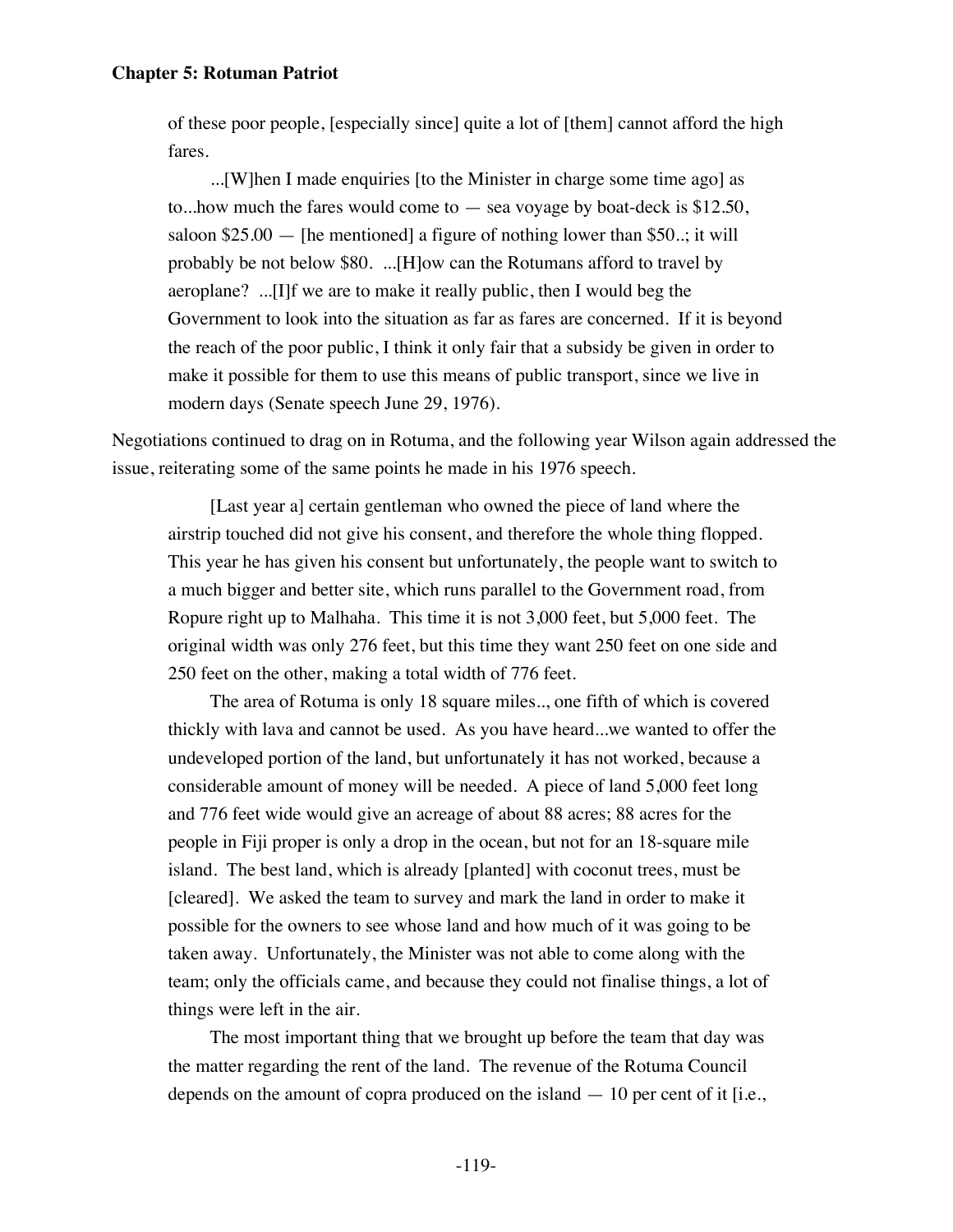> of these poor people, [especially since] quite a lot of [them] cannot afford the high fares.
>
> ...[W]hen I made enquiries [to the Minister in charge some time ago] as to...how much the fares would come to — sea voyage by boat-deck is $12.50, saloon $25.00 — [he mentioned] a figure of nothing lower than $50..; it will probably be not below $80. ...[H]ow can the Rotumans afford to travel by aeroplane? ...[I]f we are to make it really public, then I would beg the Government to look into the situation as far as fares are concerned. If it is beyond the reach of the poor public, I think it only fair that a subsidy be given in order to make it possible for them to use this means of public transport, since we live in modern days (Senate speech June 29, 1976).

Negotiations continued to drag on in Rotuma, and the following year Wilson again addressed the issue, reiterating some of the same points he made in his 1976 speech.

> [Last year a] certain gentleman who owned the piece of land where the airstrip touched did not give his consent, and therefore the whole thing flopped. This year he has given his consent but unfortunately, the people want to switch to a much bigger and better site, which runs parallel to the Government road, from Ropure right up to Malhaha. This time it is not 3,000 feet, but 5,000 feet. The original width was only 276 feet, but this time they want 250 feet on one side and 250 feet on the other, making a total width of 776 feet.
>
> The area of Rotuma is only 18 square miles.., one fifth of which is covered thickly with lava and cannot be used. As you have heard...we wanted to offer the undeveloped portion of the land, but unfortunately it has not worked, because a considerable amount of money will be needed. A piece of land 5,000 feet long and 776 feet wide would give an acreage of about 88 acres; 88 acres for the people in Fiji proper is only a drop in the ocean, but not for an 18-square mile island. The best land, which is already [planted] with coconut trees, must be [cleared]. We asked the team to survey and mark the land in order to make it possible for the owners to see whose land and how much of it was going to be taken away. Unfortunately, the Minister was not able to come along with the team; only the officials came, and because they could not finalise things, a lot of things were left in the air.
>
> The most important thing that we brought up before the team that day was the matter regarding the rent of the land. The revenue of the Rotuma Council depends on the amount of copra produced on the island — 10 per cent of it [i.e.,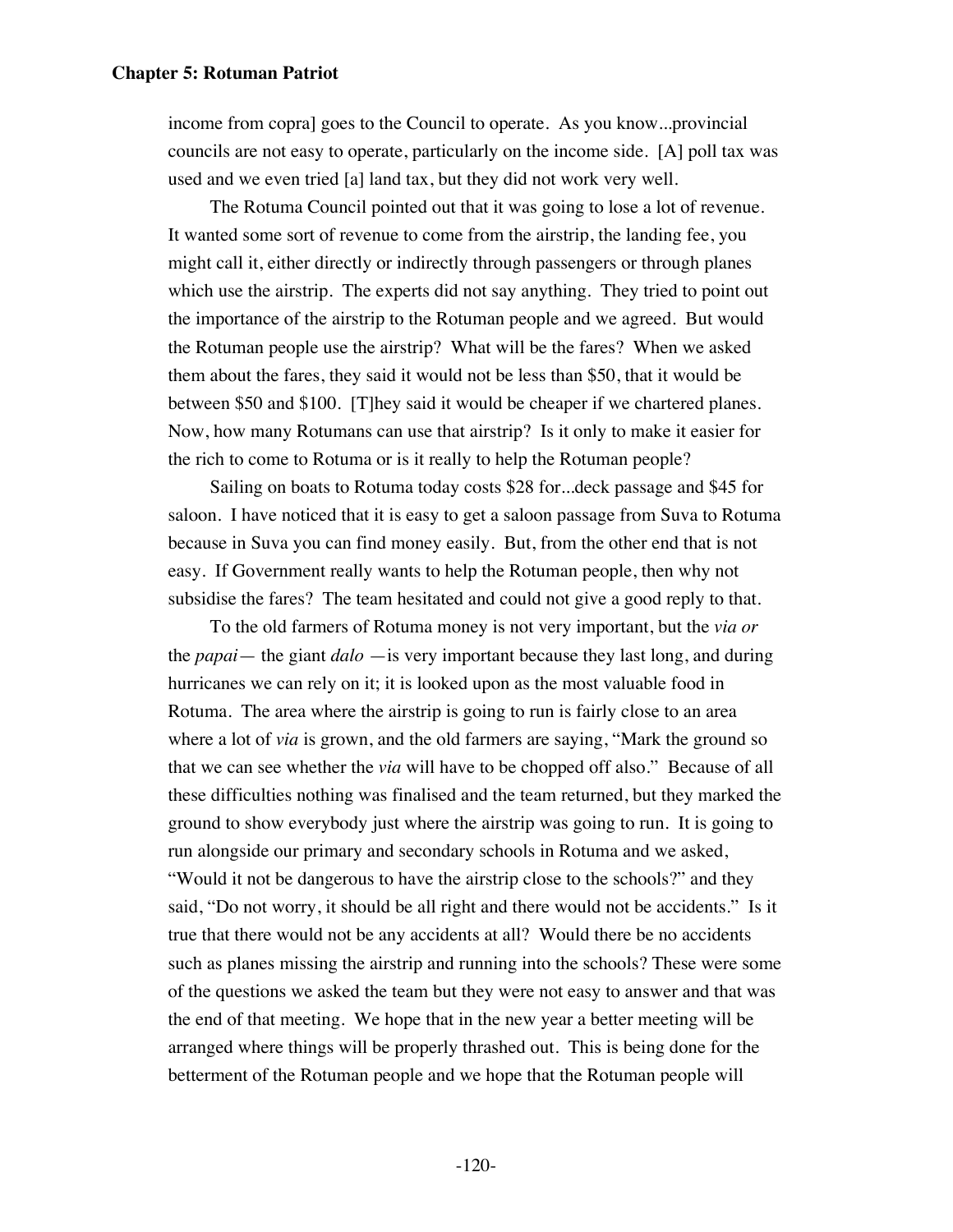income from copra] goes to the Council to operate. As you know...provincial councils are not easy to operate, particularly on the income side. [A] poll tax was used and we even tried [a] land tax, but they did not work very well.

The Rotuma Council pointed out that it was going to lose a lot of revenue. It wanted some sort of revenue to come from the airstrip, the landing fee, you might call it, either directly or indirectly through passengers or through planes which use the airstrip. The experts did not say anything. They tried to point out the importance of the airstrip to the Rotuman people and we agreed. But would the Rotuman people use the airstrip? What will be the fares? When we asked them about the fares, they said it would not be less than $50, that it would be between $50 and $100. [T]hey said it would be cheaper if we chartered planes. Now, how many Rotumans can use that airstrip? Is it only to make it easier for the rich to come to Rotuma or is it really to help the Rotuman people?

Sailing on boats to Rotuma today costs $28 for...deck passage and $45 for saloon. I have noticed that it is easy to get a saloon passage from Suva to Rotuma because in Suva you can find money easily. But, from the other end that is not easy. If Government really wants to help the Rotuman people, then why not subsidise the fares? The team hesitated and could not give a good reply to that.

To the old farmers of Rotuma money is not very important, but the *via or* the *papai*— the giant *dalo* —is very important because they last long, and during hurricanes we can rely on it; it is looked upon as the most valuable food in Rotuma. The area where the airstrip is going to run is fairly close to an area where a lot of *via* is grown, and the old farmers are saying, "Mark the ground so that we can see whether the *via* will have to be chopped off also." Because of all these difficulties nothing was finalised and the team returned, but they marked the ground to show everybody just where the airstrip was going to run. It is going to run alongside our primary and secondary schools in Rotuma and we asked, "Would it not be dangerous to have the airstrip close to the schools?" and they said, "Do not worry, it should be all right and there would not be accidents." Is it true that there would not be any accidents at all? Would there be no accidents such as planes missing the airstrip and running into the schools? These were some of the questions we asked the team but they were not easy to answer and that was the end of that meeting. We hope that in the new year a better meeting will be arranged where things will be properly thrashed out. This is being done for the betterment of the Rotuman people and we hope that the Rotuman people will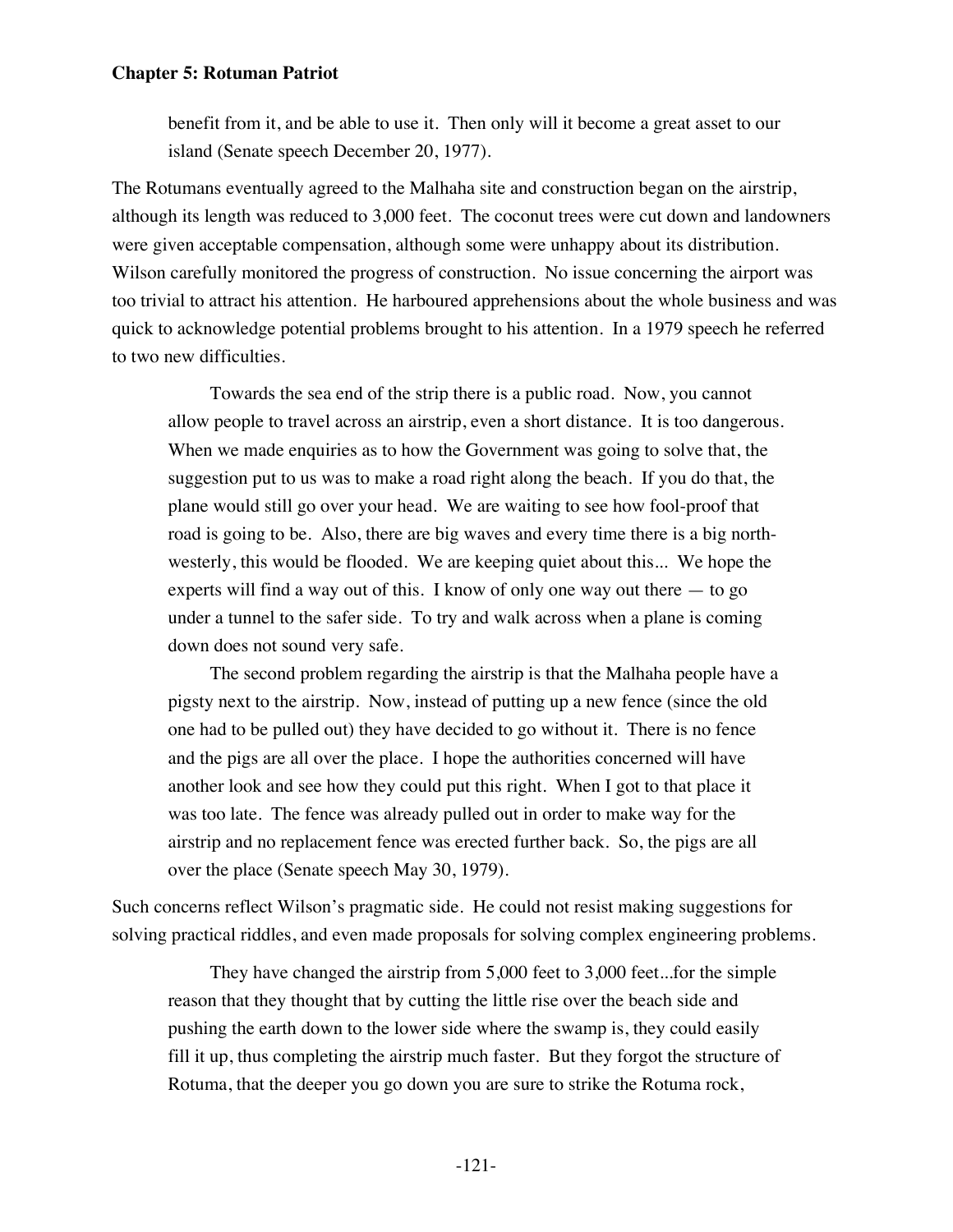benefit from it, and be able to use it. Then only will it become a great asset to our island (Senate speech December 20, 1977).

The Rotumans eventually agreed to the Malhaha site and construction began on the airstrip, although its length was reduced to 3,000 feet. The coconut trees were cut down and landowners were given acceptable compensation, although some were unhappy about its distribution. Wilson carefully monitored the progress of construction. No issue concerning the airport was too trivial to attract his attention. He harboured apprehensions about the whole business and was quick to acknowledge potential problems brought to his attention. In a 1979 speech he referred to two new difficulties.

> Towards the sea end of the strip there is a public road. Now, you cannot allow people to travel across an airstrip, even a short distance. It is too dangerous. When we made enquiries as to how the Government was going to solve that, the suggestion put to us was to make a road right along the beach. If you do that, the plane would still go over your head. We are waiting to see how fool-proof that road is going to be. Also, there are big waves and every time there is a big north-westerly, this would be flooded. We are keeping quiet about this... We hope the experts will find a way out of this. I know of only one way out there — to go under a tunnel to the safer side. To try and walk across when a plane is coming down does not sound very safe.
>
> The second problem regarding the airstrip is that the Malhaha people have a pigsty next to the airstrip. Now, instead of putting up a new fence (since the old one had to be pulled out) they have decided to go without it. There is no fence and the pigs are all over the place. I hope the authorities concerned will have another look and see how they could put this right. When I got to that place it was too late. The fence was already pulled out in order to make way for the airstrip and no replacement fence was erected further back. So, the pigs are all over the place (Senate speech May 30, 1979).

Such concerns reflect Wilson's pragmatic side. He could not resist making suggestions for solving practical riddles, and even made proposals for solving complex engineering problems.

> They have changed the airstrip from 5,000 feet to 3,000 feet...for the simple reason that they thought that by cutting the little rise over the beach side and pushing the earth down to the lower side where the swamp is, they could easily fill it up, thus completing the airstrip much faster. But they forgot the structure of Rotuma, that the deeper you go down you are sure to strike the Rotuma rock,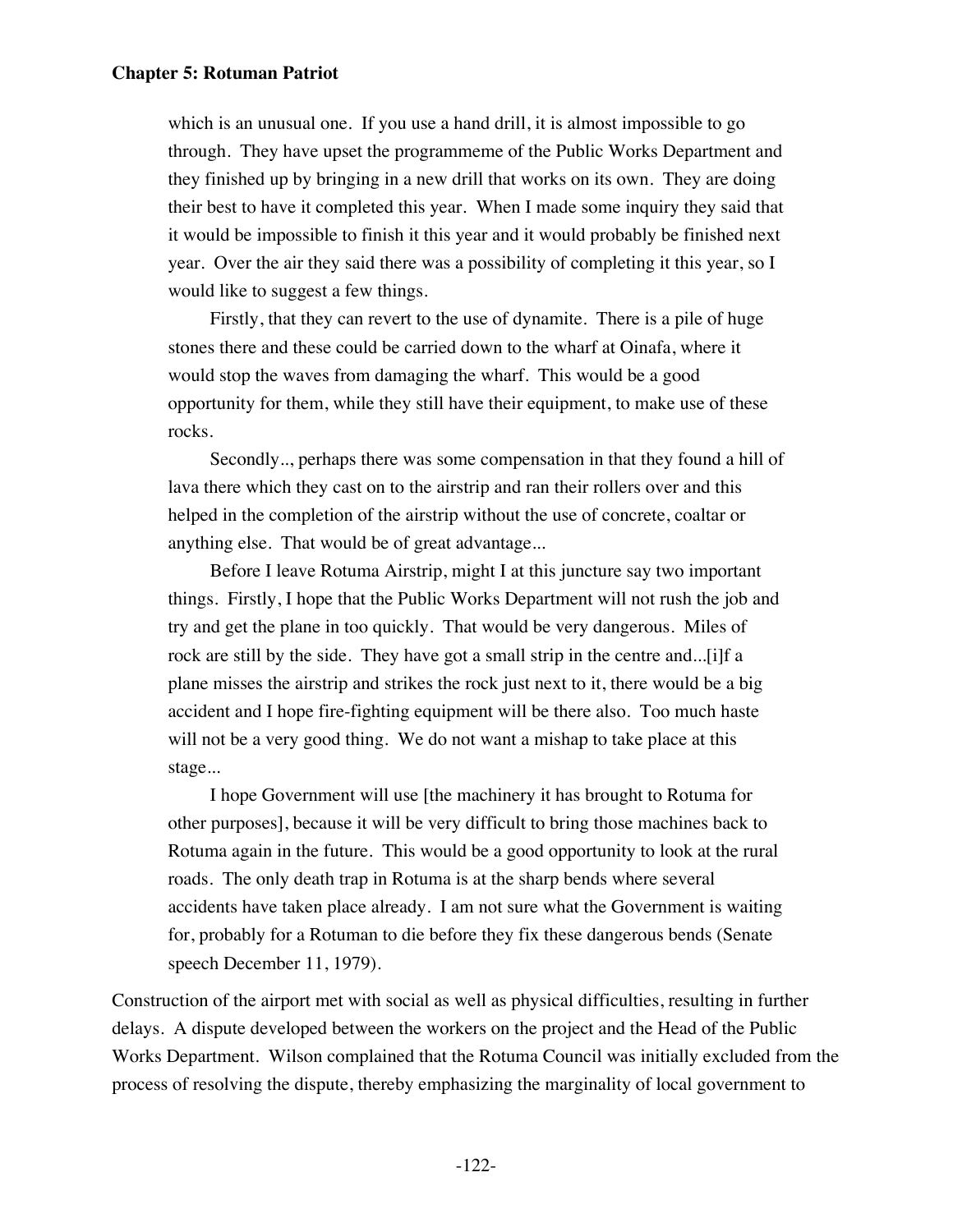> which is an unusual one. If you use a hand drill, it is almost impossible to go through. They have upset the programmeme of the Public Works Department and they finished up by bringing in a new drill that works on its own. They are doing their best to have it completed this year. When I made some inquiry they said that it would be impossible to finish it this year and it would probably be finished next year. Over the air they said there was a possibility of completing it this year, so I would like to suggest a few things.
>
> Firstly, that they can revert to the use of dynamite. There is a pile of huge stones there and these could be carried down to the wharf at Oinafa, where it would stop the waves from damaging the wharf. This would be a good opportunity for them, while they still have their equipment, to make use of these rocks.
>
> Secondly.., perhaps there was some compensation in that they found a hill of lava there which they cast on to the airstrip and ran their rollers over and this helped in the completion of the airstrip without the use of concrete, coaltar or anything else. That would be of great advantage...
>
> Before I leave Rotuma Airstrip, might I at this juncture say two important things. Firstly, I hope that the Public Works Department will not rush the job and try and get the plane in too quickly. That would be very dangerous. Miles of rock are still by the side. They have got a small strip in the centre and...[i]f a plane misses the airstrip and strikes the rock just next to it, there would be a big accident and I hope fire-fighting equipment will be there also. Too much haste will not be a very good thing. We do not want a mishap to take place at this stage...
>
> I hope Government will use [the machinery it has brought to Rotuma for other purposes], because it will be very difficult to bring those machines back to Rotuma again in the future. This would be a good opportunity to look at the rural roads. The only death trap in Rotuma is at the sharp bends where several accidents have taken place already. I am not sure what the Government is waiting for, probably for a Rotuman to die before they fix these dangerous bends (Senate speech December 11, 1979).

Construction of the airport met with social as well as physical difficulties, resulting in further delays. A dispute developed between the workers on the project and the Head of the Public Works Department. Wilson complained that the Rotuma Council was initially excluded from the process of resolving the dispute, thereby emphasizing the marginality of local government to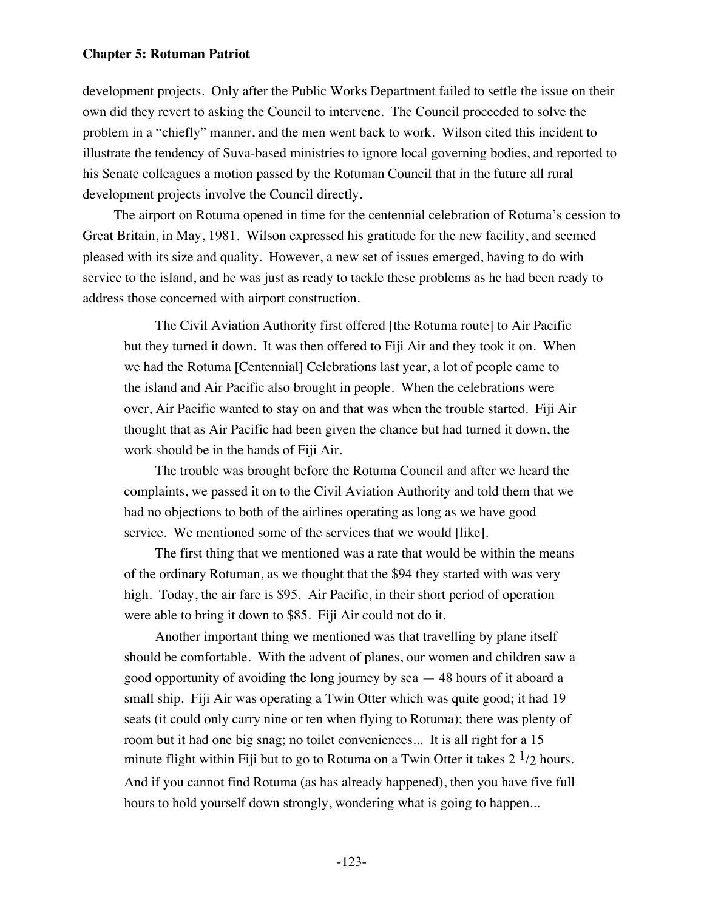development projects. Only after the Public Works Department failed to settle the issue on their own did they revert to asking the Council to intervene. The Council proceeded to solve the problem in a "chiefly" manner, and the men went back to work. Wilson cited this incident to illustrate the tendency of Suva-based ministries to ignore local governing bodies, and reported to his Senate colleagues a motion passed by the Rotuman Council that in the future all rural development projects involve the Council directly.

The airport on Rotuma opened in time for the centennial celebration of Rotuma's cession to Great Britain, in May, 1981. Wilson expressed his gratitude for the new facility, and seemed pleased with its size and quality. However, a new set of issues emerged, having to do with service to the island, and he was just as ready to tackle these problems as he had been ready to address those concerned with airport construction.

> The Civil Aviation Authority first offered [the Rotuma route] to Air Pacific but they turned it down. It was then offered to Fiji Air and they took it on. When we had the Rotuma [Centennial] Celebrations last year, a lot of people came to the island and Air Pacific also brought in people. When the celebrations were over, Air Pacific wanted to stay on and that was when the trouble started. Fiji Air thought that as Air Pacific had been given the chance but had turned it down, the work should be in the hands of Fiji Air.
>
> The trouble was brought before the Rotuma Council and after we heard the complaints, we passed it on to the Civil Aviation Authority and told them that we had no objections to both of the airlines operating as long as we have good service. We mentioned some of the services that we would [like].
>
> The first thing that we mentioned was a rate that would be within the means of the ordinary Rotuman, as we thought that the $94 they started with was very high. Today, the air fare is $95. Air Pacific, in their short period of operation were able to bring it down to $85. Fiji Air could not do it.
>
> Another important thing we mentioned was that travelling by plane itself should be comfortable. With the advent of planes, our women and children saw a good opportunity of avoiding the long journey by sea — 48 hours of it aboard a small ship. Fiji Air was operating a Twin Otter which was quite good; it had 19 seats (it could only carry nine or ten when flying to Rotuma); there was plenty of room but it had one big snag; no toilet conveniences... It is all right for a 15 minute flight within Fiji but to go to Rotuma on a Twin Otter it takes 2 1/2 hours. And if you cannot find Rotuma (as has already happened), then you have five full hours to hold yourself down strongly, wondering what is going to happen...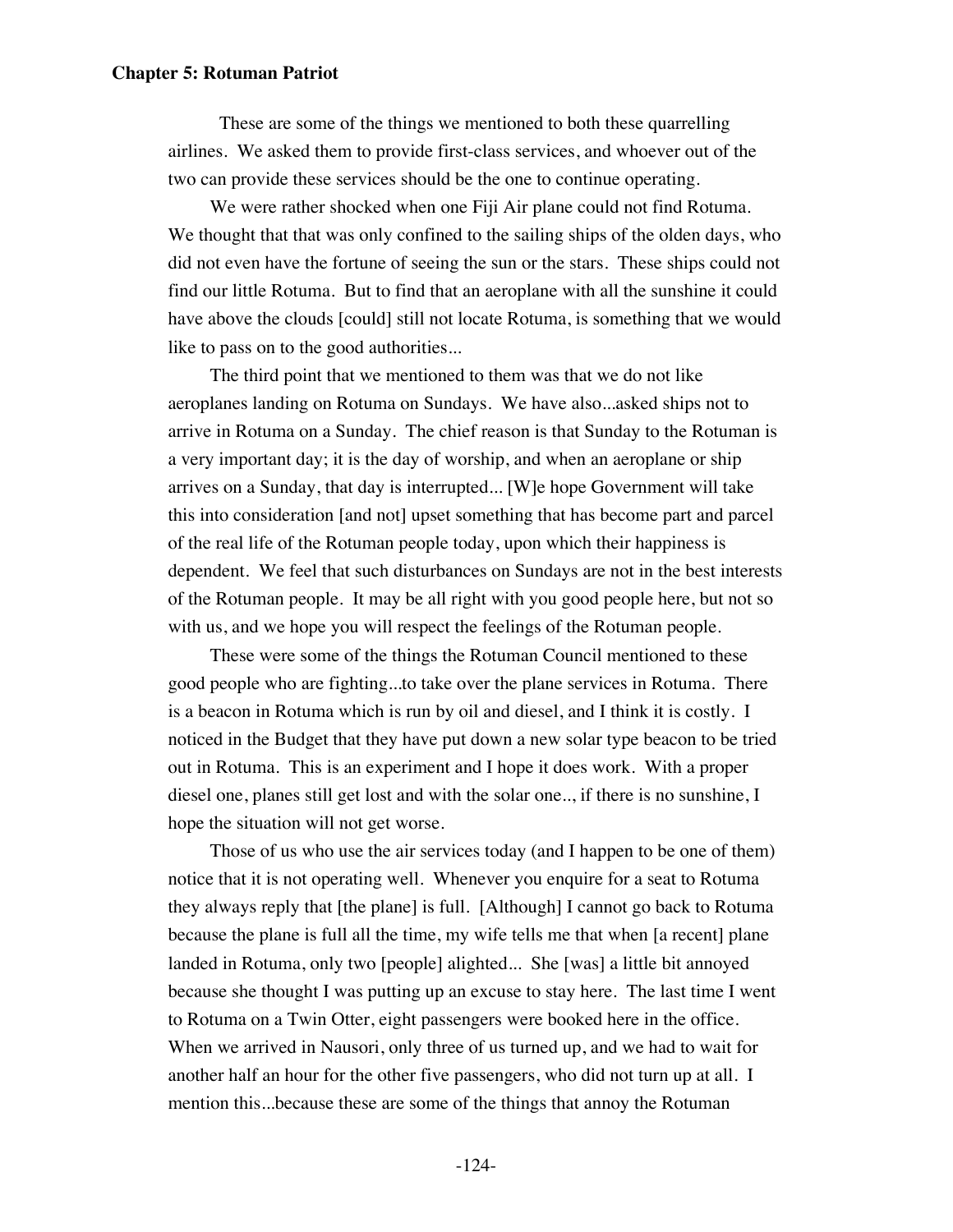These are some of the things we mentioned to both these quarrelling airlines. We asked them to provide first-class services, and whoever out of the two can provide these services should be the one to continue operating.

We were rather shocked when one Fiji Air plane could not find Rotuma. We thought that that was only confined to the sailing ships of the olden days, who did not even have the fortune of seeing the sun or the stars. These ships could not find our little Rotuma. But to find that an aeroplane with all the sunshine it could have above the clouds [could] still not locate Rotuma, is something that we would like to pass on to the good authorities...

The third point that we mentioned to them was that we do not like aeroplanes landing on Rotuma on Sundays. We have also...asked ships not to arrive in Rotuma on a Sunday. The chief reason is that Sunday to the Rotuman is a very important day; it is the day of worship, and when an aeroplane or ship arrives on a Sunday, that day is interrupted... [W]e hope Government will take this into consideration [and not] upset something that has become part and parcel of the real life of the Rotuman people today, upon which their happiness is dependent. We feel that such disturbances on Sundays are not in the best interests of the Rotuman people. It may be all right with you good people here, but not so with us, and we hope you will respect the feelings of the Rotuman people.

These were some of the things the Rotuman Council mentioned to these good people who are fighting...to take over the plane services in Rotuma. There is a beacon in Rotuma which is run by oil and diesel, and I think it is costly. I noticed in the Budget that they have put down a new solar type beacon to be tried out in Rotuma. This is an experiment and I hope it does work. With a proper diesel one, planes still get lost and with the solar one.., if there is no sunshine, I hope the situation will not get worse.

Those of us who use the air services today (and I happen to be one of them) notice that it is not operating well. Whenever you enquire for a seat to Rotuma they always reply that [the plane] is full. [Although] I cannot go back to Rotuma because the plane is full all the time, my wife tells me that when [a recent] plane landed in Rotuma, only two [people] alighted... She [was] a little bit annoyed because she thought I was putting up an excuse to stay here. The last time I went to Rotuma on a Twin Otter, eight passengers were booked here in the office. When we arrived in Nausori, only three of us turned up, and we had to wait for another half an hour for the other five passengers, who did not turn up at all. I mention this...because these are some of the things that annoy the Rotuman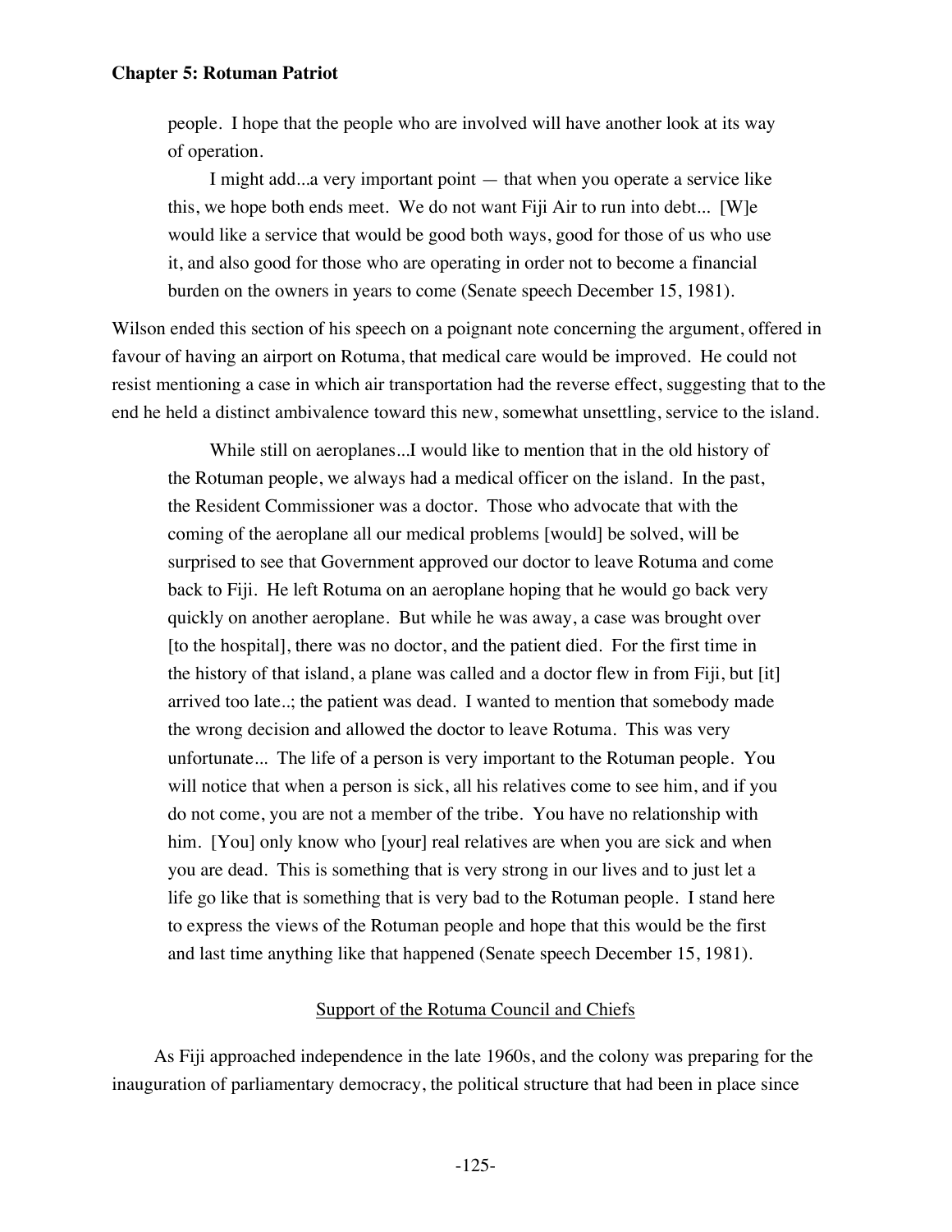> people. I hope that the people who are involved will have another look at its way of operation.
>
> I might add...a very important point — that when you operate a service like this, we hope both ends meet. We do not want Fiji Air to run into debt... [W]e would like a service that would be good both ways, good for those of us who use it, and also good for those who are operating in order not to become a financial burden on the owners in years to come (Senate speech December 15, 1981).

Wilson ended this section of his speech on a poignant note concerning the argument, offered in favour of having an airport on Rotuma, that medical care would be improved. He could not resist mentioning a case in which air transportation had the reverse effect, suggesting that to the end he held a distinct ambivalence toward this new, somewhat unsettling, service to the island.

> While still on aeroplanes...I would like to mention that in the old history of the Rotuman people, we always had a medical officer on the island. In the past, the Resident Commissioner was a doctor. Those who advocate that with the coming of the aeroplane all our medical problems [would] be solved, will be surprised to see that Government approved our doctor to leave Rotuma and come back to Fiji. He left Rotuma on an aeroplane hoping that he would go back very quickly on another aeroplane. But while he was away, a case was brought over [to the hospital], there was no doctor, and the patient died. For the first time in the history of that island, a plane was called and a doctor flew in from Fiji, but [it] arrived too late..; the patient was dead. I wanted to mention that somebody made the wrong decision and allowed the doctor to leave Rotuma. This was very unfortunate... The life of a person is very important to the Rotuman people. You will notice that when a person is sick, all his relatives come to see him, and if you do not come, you are not a member of the tribe. You have no relationship with him. [You] only know who [your] real relatives are when you are sick and when you are dead. This is something that is very strong in our lives and to just let a life go like that is something that is very bad to the Rotuman people. I stand here to express the views of the Rotuman people and hope that this would be the first and last time anything like that happened (Senate speech December 15, 1981).

## Support of the Rotuma Council and Chiefs

As Fiji approached independence in the late 1960s, and the colony was preparing for the inauguration of parliamentary democracy, the political structure that had been in place since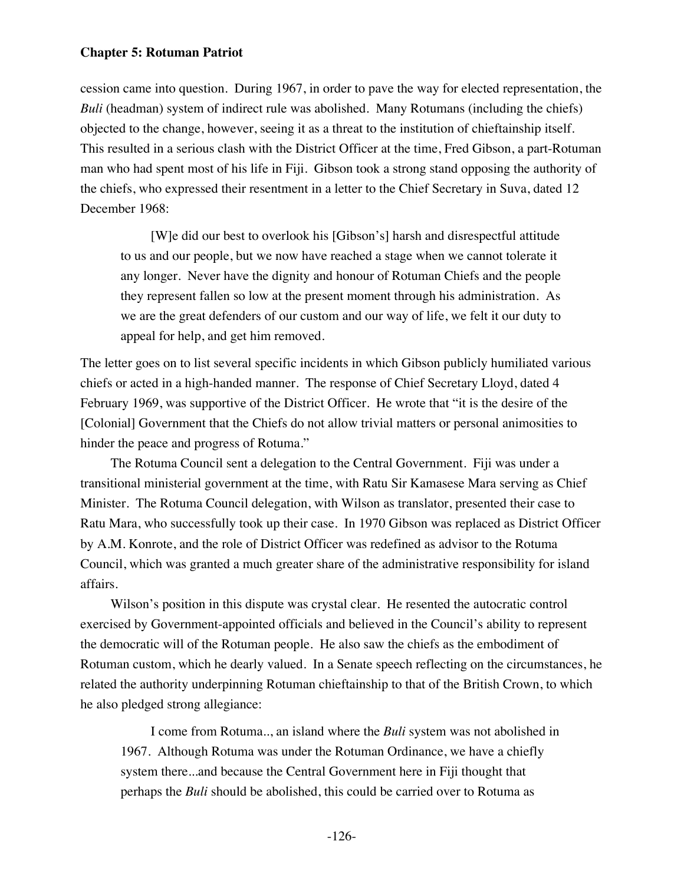cession came into question. During 1967, in order to pave the way for elected representation, the *Buli* (headman) system of indirect rule was abolished. Many Rotumans (including the chiefs) objected to the change, however, seeing it as a threat to the institution of chieftainship itself. This resulted in a serious clash with the District Officer at the time, Fred Gibson, a part-Rotuman man who had spent most of his life in Fiji. Gibson took a strong stand opposing the authority of the chiefs, who expressed their resentment in a letter to the Chief Secretary in Suva, dated 12 December 1968:

> [W]e did our best to overlook his [Gibson's] harsh and disrespectful attitude to us and our people, but we now have reached a stage when we cannot tolerate it any longer. Never have the dignity and honour of Rotuman Chiefs and the people they represent fallen so low at the present moment through his administration. As we are the great defenders of our custom and our way of life, we felt it our duty to appeal for help, and get him removed.

The letter goes on to list several specific incidents in which Gibson publicly humiliated various chiefs or acted in a high-handed manner. The response of Chief Secretary Lloyd, dated 4 February 1969, was supportive of the District Officer. He wrote that "it is the desire of the [Colonial] Government that the Chiefs do not allow trivial matters or personal animosities to hinder the peace and progress of Rotuma."

The Rotuma Council sent a delegation to the Central Government. Fiji was under a transitional ministerial government at the time, with Ratu Sir Kamasese Mara serving as Chief Minister. The Rotuma Council delegation, with Wilson as translator, presented their case to Ratu Mara, who successfully took up their case. In 1970 Gibson was replaced as District Officer by A.M. Konrote, and the role of District Officer was redefined as advisor to the Rotuma Council, which was granted a much greater share of the administrative responsibility for island affairs.

Wilson's position in this dispute was crystal clear. He resented the autocratic control exercised by Government-appointed officials and believed in the Council's ability to represent the democratic will of the Rotuman people. He also saw the chiefs as the embodiment of Rotuman custom, which he dearly valued. In a Senate speech reflecting on the circumstances, he related the authority underpinning Rotuman chieftainship to that of the British Crown, to which he also pledged strong allegiance:

> I come from Rotuma.., an island where the *Buli* system was not abolished in 1967. Although Rotuma was under the Rotuman Ordinance, we have a chiefly system there...and because the Central Government here in Fiji thought that perhaps the *Buli* should be abolished, this could be carried over to Rotuma as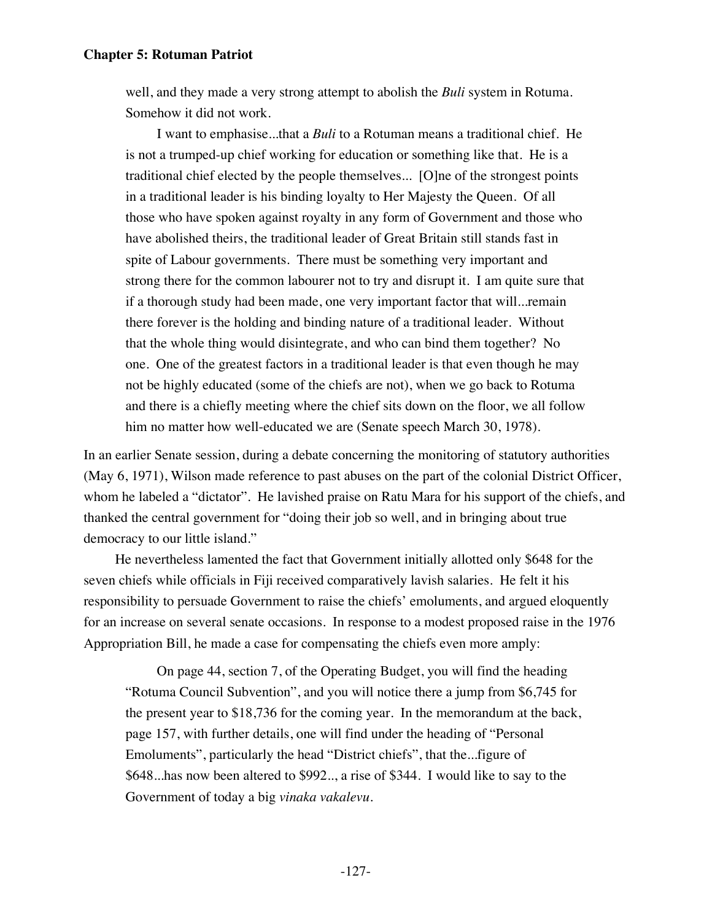> well, and they made a very strong attempt to abolish the *Buli* system in Rotuma. Somehow it did not work.
>
> I want to emphasise...that a *Buli* to a Rotuman means a traditional chief. He is not a trumped-up chief working for education or something like that. He is a traditional chief elected by the people themselves... [O]ne of the strongest points in a traditional leader is his binding loyalty to Her Majesty the Queen. Of all those who have spoken against royalty in any form of Government and those who have abolished theirs, the traditional leader of Great Britain still stands fast in spite of Labour governments. There must be something very important and strong there for the common labourer not to try and disrupt it. I am quite sure that if a thorough study had been made, one very important factor that will...remain there forever is the holding and binding nature of a traditional leader. Without that the whole thing would disintegrate, and who can bind them together? No one. One of the greatest factors in a traditional leader is that even though he may not be highly educated (some of the chiefs are not), when we go back to Rotuma and there is a chiefly meeting where the chief sits down on the floor, we all follow him no matter how well-educated we are (Senate speech March 30, 1978).

In an earlier Senate session, during a debate concerning the monitoring of statutory authorities (May 6, 1971), Wilson made reference to past abuses on the part of the colonial District Officer, whom he labeled a "dictator". He lavished praise on Ratu Mara for his support of the chiefs, and thanked the central government for "doing their job so well, and in bringing about true democracy to our little island."

He nevertheless lamented the fact that Government initially allotted only $648 for the seven chiefs while officials in Fiji received comparatively lavish salaries. He felt it his responsibility to persuade Government to raise the chiefs' emoluments, and argued eloquently for an increase on several senate occasions. In response to a modest proposed raise in the 1976 Appropriation Bill, he made a case for compensating the chiefs even more amply:

> On page 44, section 7, of the Operating Budget, you will find the heading "Rotuma Council Subvention", and you will notice there a jump from $6,745 for the present year to $18,736 for the coming year. In the memorandum at the back, page 157, with further details, one will find under the heading of "Personal Emoluments", particularly the head "District chiefs", that the...figure of $648...has now been altered to $992.., a rise of $344. I would like to say to the Government of today a big *vinaka vakalevu*.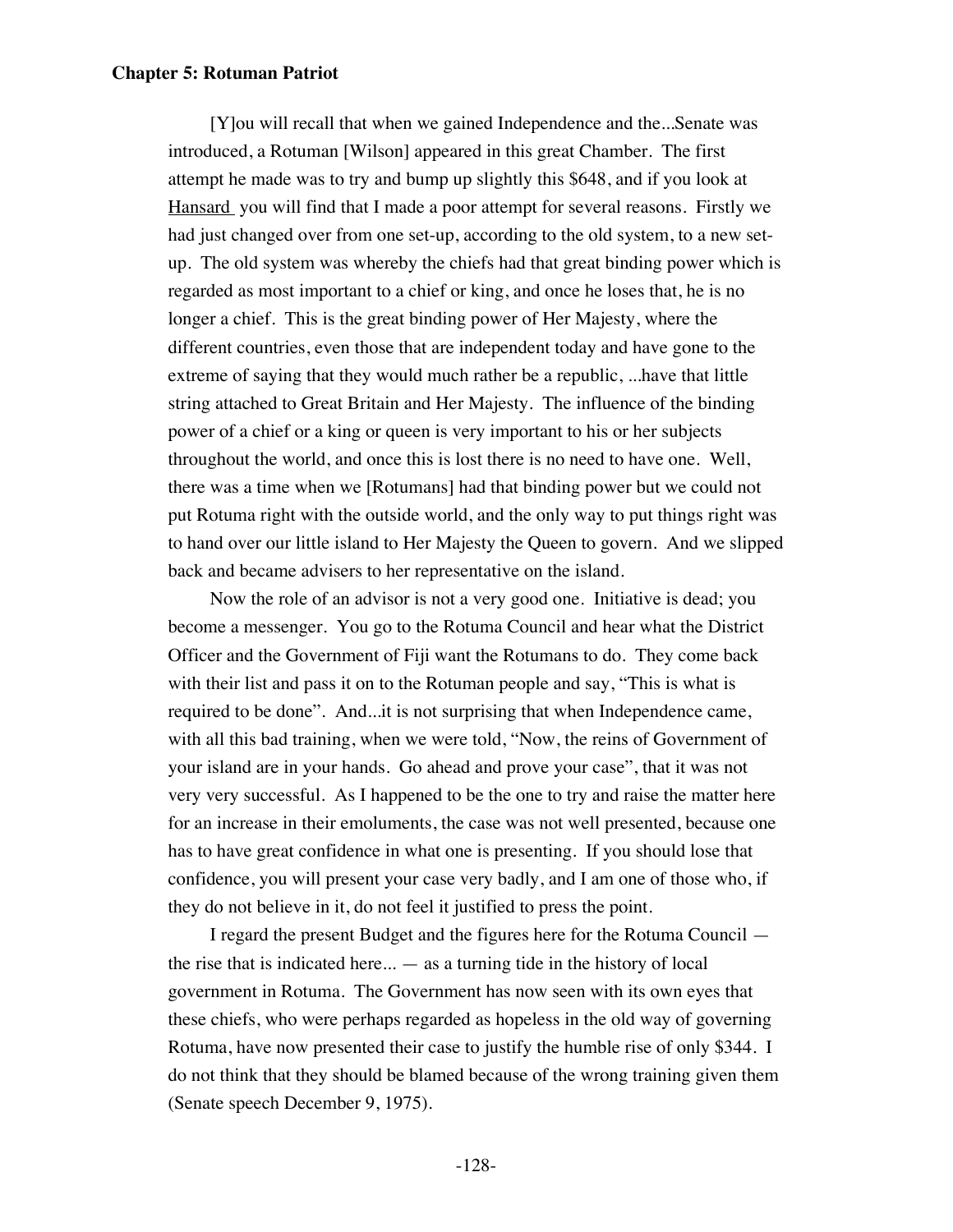[Y]ou will recall that when we gained Independence and the...Senate was introduced, a Rotuman [Wilson] appeared in this great Chamber. The first attempt he made was to try and bump up slightly this $648, and if you look at <u>Hansard</u> you will find that I made a poor attempt for several reasons. Firstly we had just changed over from one set-up, according to the old system, to a new set-up. The old system was whereby the chiefs had that great binding power which is regarded as most important to a chief or king, and once he loses that, he is no longer a chief. This is the great binding power of Her Majesty, where the different countries, even those that are independent today and have gone to the extreme of saying that they would much rather be a republic, ...have that little string attached to Great Britain and Her Majesty. The influence of the binding power of a chief or a king or queen is very important to his or her subjects throughout the world, and once this is lost there is no need to have one. Well, there was a time when we [Rotumans] had that binding power but we could not put Rotuma right with the outside world, and the only way to put things right was to hand over our little island to Her Majesty the Queen to govern. And we slipped back and became advisers to her representative on the island.

Now the role of an advisor is not a very good one. Initiative is dead; you become a messenger. You go to the Rotuma Council and hear what the District Officer and the Government of Fiji want the Rotumans to do. They come back with their list and pass it on to the Rotuman people and say, "This is what is required to be done". And...it is not surprising that when Independence came, with all this bad training, when we were told, "Now, the reins of Government of your island are in your hands. Go ahead and prove your case", that it was not very very successful. As I happened to be the one to try and raise the matter here for an increase in their emoluments, the case was not well presented, because one has to have great confidence in what one is presenting. If you should lose that confidence, you will present your case very badly, and I am one of those who, if they do not believe in it, do not feel it justified to press the point.

I regard the present Budget and the figures here for the Rotuma Council — the rise that is indicated here... — as a turning tide in the history of local government in Rotuma. The Government has now seen with its own eyes that these chiefs, who were perhaps regarded as hopeless in the old way of governing Rotuma, have now presented their case to justify the humble rise of only $344. I do not think that they should be blamed because of the wrong training given them (Senate speech December 9, 1975).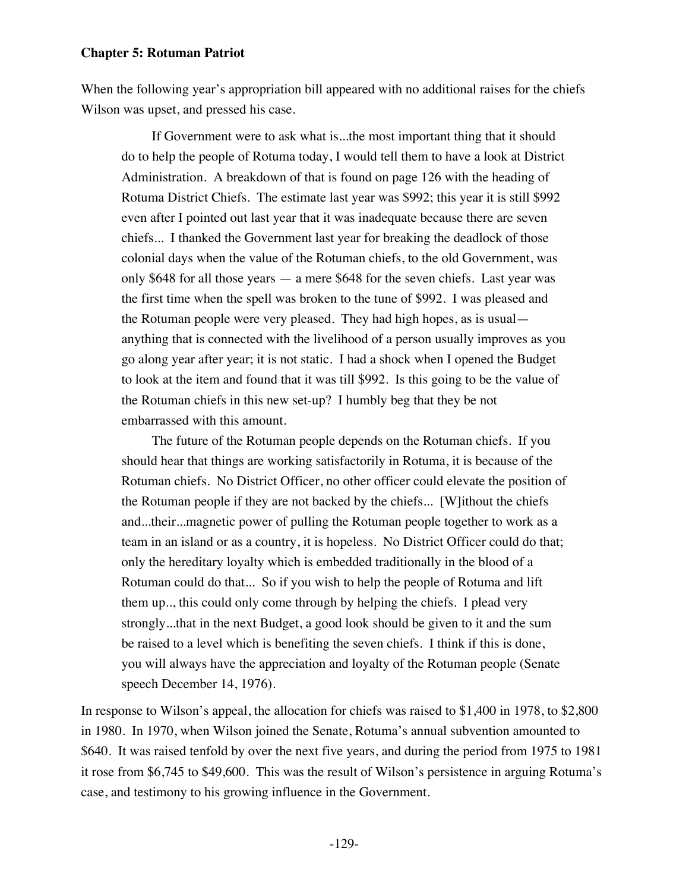**Chapter 5: Rotuman Patriot**

When the following year's appropriation bill appeared with no additional raises for the chiefs Wilson was upset, and pressed his case.

> If Government were to ask what is...the most important thing that it should do to help the people of Rotuma today, I would tell them to have a look at District Administration. A breakdown of that is found on page 126 with the heading of Rotuma District Chiefs. The estimate last year was $992; this year it is still $992 even after I pointed out last year that it was inadequate because there are seven chiefs... I thanked the Government last year for breaking the deadlock of those colonial days when the value of the Rotuman chiefs, to the old Government, was only $648 for all those years — a mere $648 for the seven chiefs. Last year was the first time when the spell was broken to the tune of $992. I was pleased and the Rotuman people were very pleased. They had high hopes, as is usual—anything that is connected with the livelihood of a person usually improves as you go along year after year; it is not static. I had a shock when I opened the Budget to look at the item and found that it was till $992. Is this going to be the value of the Rotuman chiefs in this new set-up? I humbly beg that they be not embarrassed with this amount.
>
> The future of the Rotuman people depends on the Rotuman chiefs. If you should hear that things are working satisfactorily in Rotuma, it is because of the Rotuman chiefs. No District Officer, no other officer could elevate the position of the Rotuman people if they are not backed by the chiefs... [W]ithout the chiefs and...their...magnetic power of pulling the Rotuman people together to work as a team in an island or as a country, it is hopeless. No District Officer could do that; only the hereditary loyalty which is embedded traditionally in the blood of a Rotuman could do that... So if you wish to help the people of Rotuma and lift them up.., this could only come through by helping the chiefs. I plead very strongly...that in the next Budget, a good look should be given to it and the sum be raised to a level which is benefiting the seven chiefs. I think if this is done, you will always have the appreciation and loyalty of the Rotuman people (Senate speech December 14, 1976).

In response to Wilson's appeal, the allocation for chiefs was raised to $1,400 in 1978, to $2,800 in 1980. In 1970, when Wilson joined the Senate, Rotuma's annual subvention amounted to $640. It was raised tenfold by over the next five years, and during the period from 1975 to 1981 it rose from $6,745 to $49,600. This was the result of Wilson's persistence in arguing Rotuma's case, and testimony to his growing influence in the Government.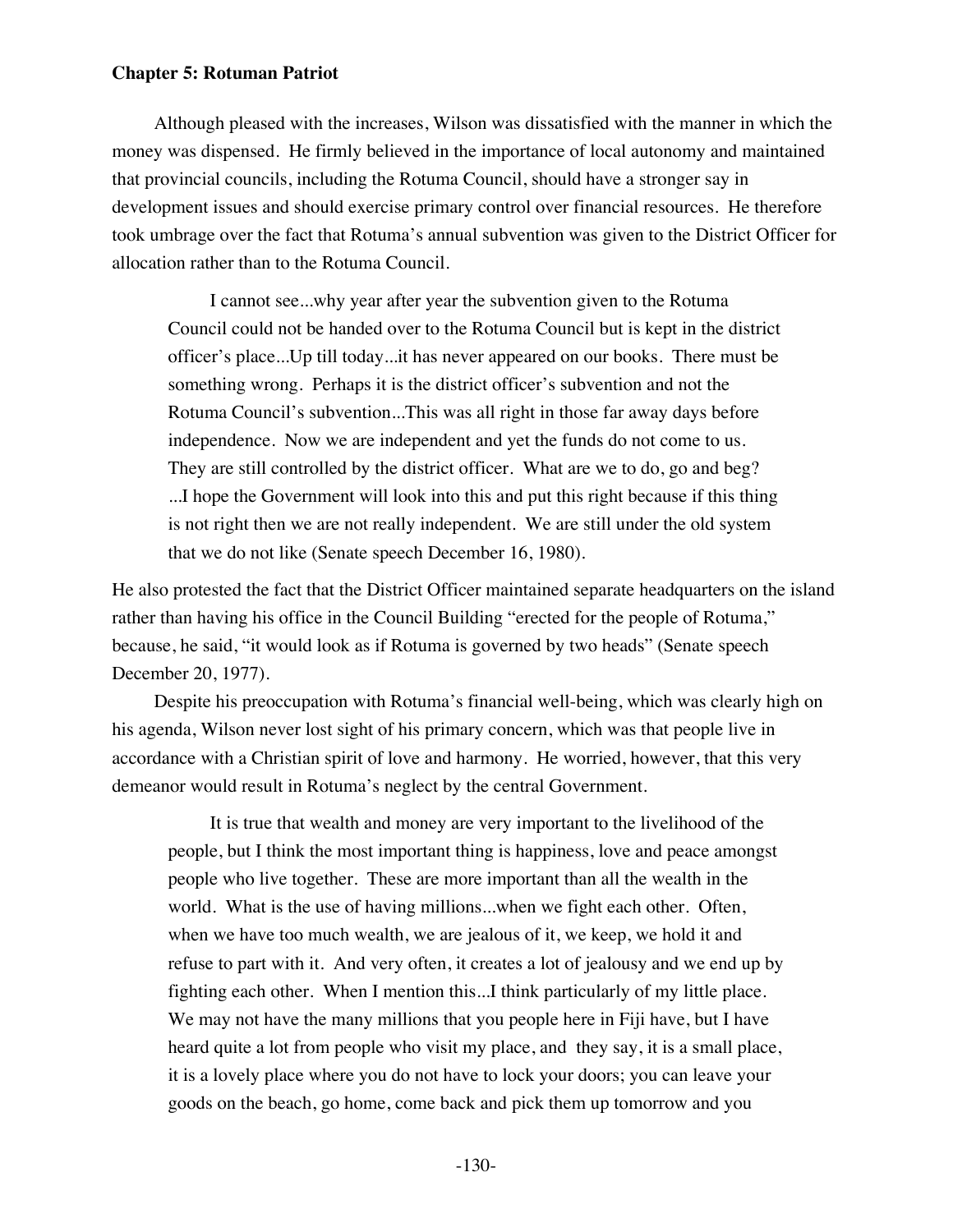**Chapter 5: Rotuman Patriot**

Although pleased with the increases, Wilson was dissatisfied with the manner in which the money was dispensed. He firmly believed in the importance of local autonomy and maintained that provincial councils, including the Rotuma Council, should have a stronger say in development issues and should exercise primary control over financial resources. He therefore took umbrage over the fact that Rotuma's annual subvention was given to the District Officer for allocation rather than to the Rotuma Council.

> I cannot see...why year after year the subvention given to the Rotuma Council could not be handed over to the Rotuma Council but is kept in the district officer's place...Up till today...it has never appeared on our books. There must be something wrong. Perhaps it is the district officer's subvention and not the Rotuma Council's subvention...This was all right in those far away days before independence. Now we are independent and yet the funds do not come to us. They are still controlled by the district officer. What are we to do, go and beg? ...I hope the Government will look into this and put this right because if this thing is not right then we are not really independent. We are still under the old system that we do not like (Senate speech December 16, 1980).

He also protested the fact that the District Officer maintained separate headquarters on the island rather than having his office in the Council Building "erected for the people of Rotuma," because, he said, "it would look as if Rotuma is governed by two heads" (Senate speech December 20, 1977).

Despite his preoccupation with Rotuma's financial well-being, which was clearly high on his agenda, Wilson never lost sight of his primary concern, which was that people live in accordance with a Christian spirit of love and harmony. He worried, however, that this very demeanor would result in Rotuma's neglect by the central Government.

> It is true that wealth and money are very important to the livelihood of the people, but I think the most important thing is happiness, love and peace amongst people who live together. These are more important than all the wealth in the world. What is the use of having millions...when we fight each other. Often, when we have too much wealth, we are jealous of it, we keep, we hold it and refuse to part with it. And very often, it creates a lot of jealousy and we end up by fighting each other. When I mention this...I think particularly of my little place. We may not have the many millions that you people here in Fiji have, but I have heard quite a lot from people who visit my place, and they say, it is a small place, it is a lovely place where you do not have to lock your doors; you can leave your goods on the beach, go home, come back and pick them up tomorrow and you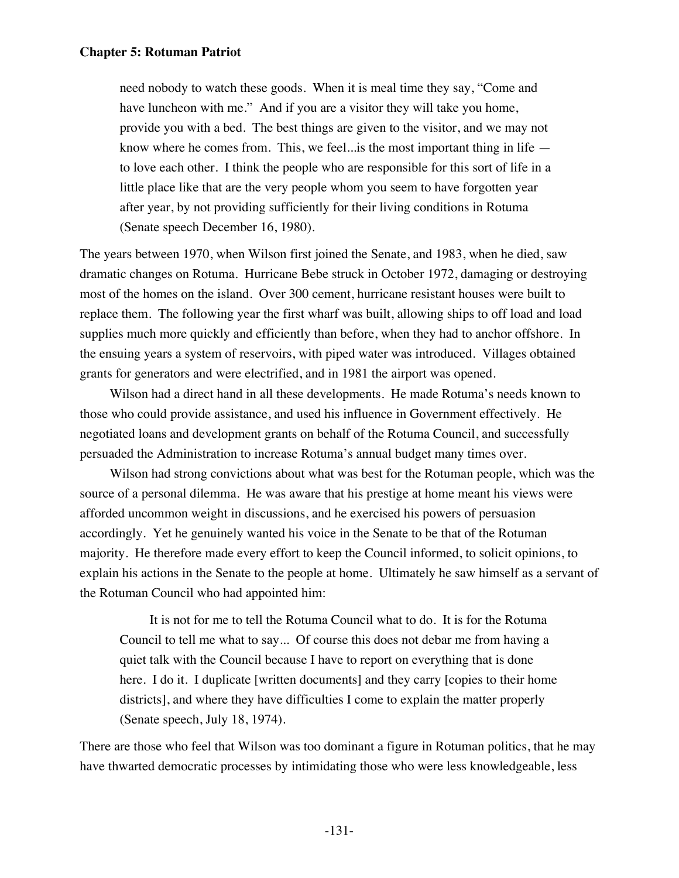> need nobody to watch these goods. When it is meal time they say, "Come and have luncheon with me." And if you are a visitor they will take you home, provide you with a bed. The best things are given to the visitor, and we may not know where he comes from. This, we feel...is the most important thing in life — to love each other. I think the people who are responsible for this sort of life in a little place like that are the very people whom you seem to have forgotten year after year, by not providing sufficiently for their living conditions in Rotuma (Senate speech December 16, 1980).

The years between 1970, when Wilson first joined the Senate, and 1983, when he died, saw dramatic changes on Rotuma. Hurricane Bebe struck in October 1972, damaging or destroying most of the homes on the island. Over 300 cement, hurricane resistant houses were built to replace them. The following year the first wharf was built, allowing ships to off load and load supplies much more quickly and efficiently than before, when they had to anchor offshore. In the ensuing years a system of reservoirs, with piped water was introduced. Villages obtained grants for generators and were electrified, and in 1981 the airport was opened.

Wilson had a direct hand in all these developments. He made Rotuma's needs known to those who could provide assistance, and used his influence in Government effectively. He negotiated loans and development grants on behalf of the Rotuma Council, and successfully persuaded the Administration to increase Rotuma's annual budget many times over.

Wilson had strong convictions about what was best for the Rotuman people, which was the source of a personal dilemma. He was aware that his prestige at home meant his views were afforded uncommon weight in discussions, and he exercised his powers of persuasion accordingly. Yet he genuinely wanted his voice in the Senate to be that of the Rotuman majority. He therefore made every effort to keep the Council informed, to solicit opinions, to explain his actions in the Senate to the people at home. Ultimately he saw himself as a servant of the Rotuman Council who had appointed him:

> It is not for me to tell the Rotuma Council what to do. It is for the Rotuma Council to tell me what to say... Of course this does not debar me from having a quiet talk with the Council because I have to report on everything that is done here. I do it. I duplicate [written documents] and they carry [copies to their home districts], and where they have difficulties I come to explain the matter properly (Senate speech, July 18, 1974).

There are those who feel that Wilson was too dominant a figure in Rotuman politics, that he may have thwarted democratic processes by intimidating those who were less knowledgeable, less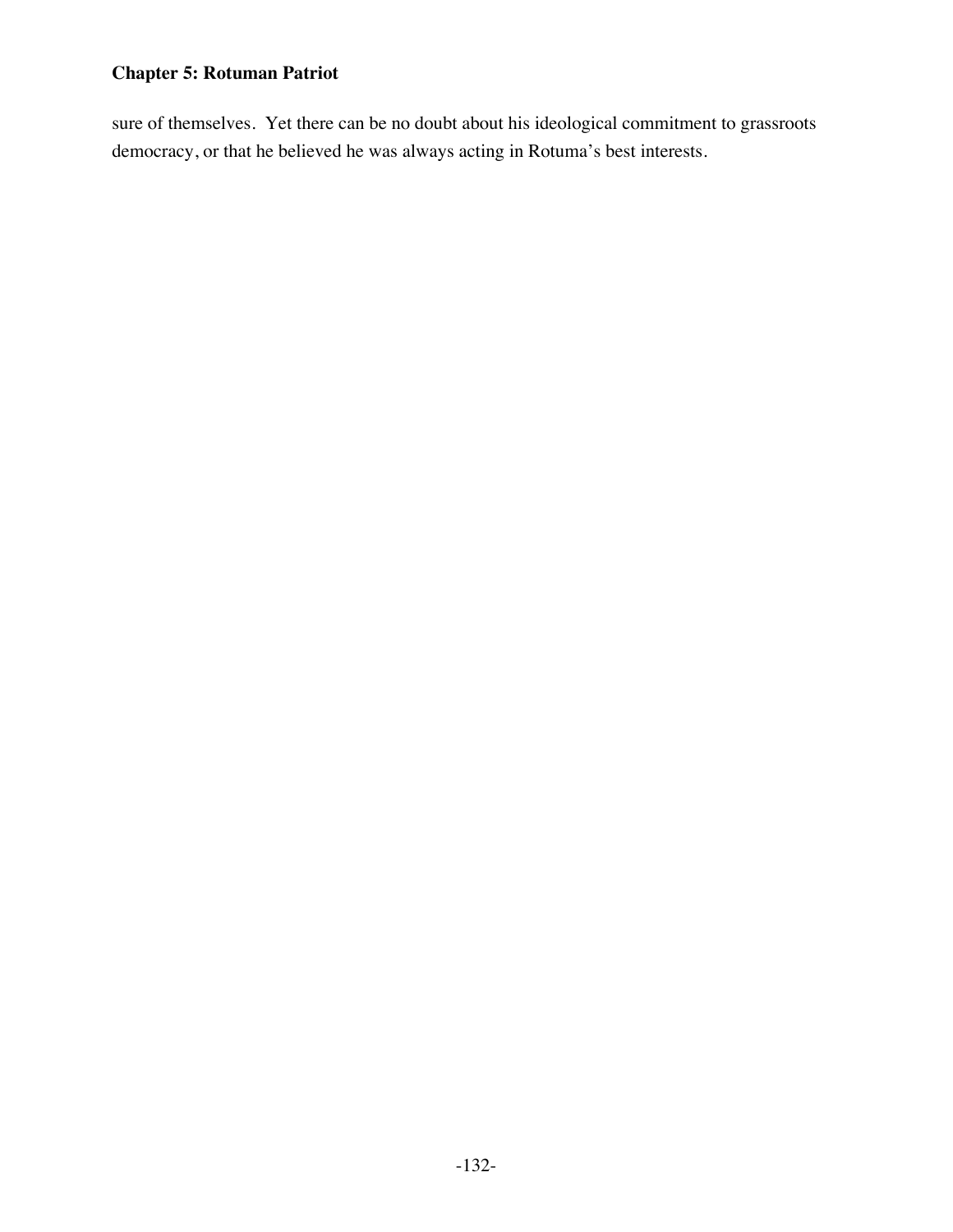sure of themselves. Yet there can be no doubt about his ideological commitment to grassroots democracy, or that he believed he was always acting in Rotuma's best interests.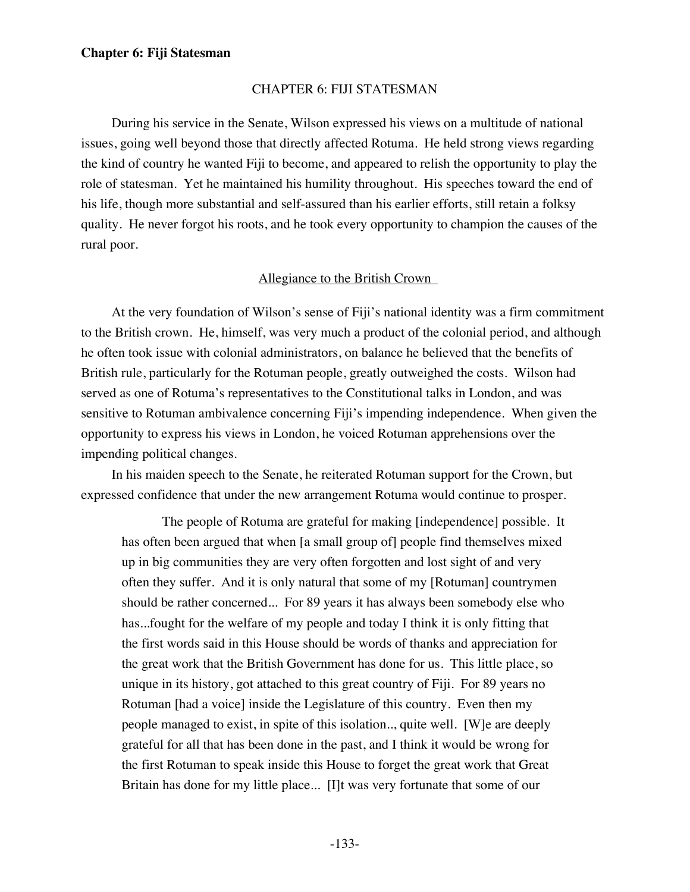# CHAPTER 6: FIJI STATESMAN

During his service in the Senate, Wilson expressed his views on a multitude of national issues, going well beyond those that directly affected Rotuma. He held strong views regarding the kind of country he wanted Fiji to become, and appeared to relish the opportunity to play the role of statesman. Yet he maintained his humility throughout. His speeches toward the end of his life, though more substantial and self-assured than his earlier efforts, still retain a folksy quality. He never forgot his roots, and he took every opportunity to champion the causes of the rural poor.

## Allegiance to the British Crown

At the very foundation of Wilson's sense of Fiji's national identity was a firm commitment to the British crown. He, himself, was very much a product of the colonial period, and although he often took issue with colonial administrators, on balance he believed that the benefits of British rule, particularly for the Rotuman people, greatly outweighed the costs. Wilson had served as one of Rotuma's representatives to the Constitutional talks in London, and was sensitive to Rotuman ambivalence concerning Fiji's impending independence. When given the opportunity to express his views in London, he voiced Rotuman apprehensions over the impending political changes.

In his maiden speech to the Senate, he reiterated Rotuman support for the Crown, but expressed confidence that under the new arrangement Rotuma would continue to prosper.

> The people of Rotuma are grateful for making [independence] possible. It has often been argued that when [a small group of] people find themselves mixed up in big communities they are very often forgotten and lost sight of and very often they suffer. And it is only natural that some of my [Rotuman] countrymen should be rather concerned... For 89 years it has always been somebody else who has...fought for the welfare of my people and today I think it is only fitting that the first words said in this House should be words of thanks and appreciation for the great work that the British Government has done for us. This little place, so unique in its history, got attached to this great country of Fiji. For 89 years no Rotuman [had a voice] inside the Legislature of this country. Even then my people managed to exist, in spite of this isolation.., quite well. [W]e are deeply grateful for all that has been done in the past, and I think it would be wrong for the first Rotuman to speak inside this House to forget the great work that Great Britain has done for my little place... [I]t was very fortunate that some of our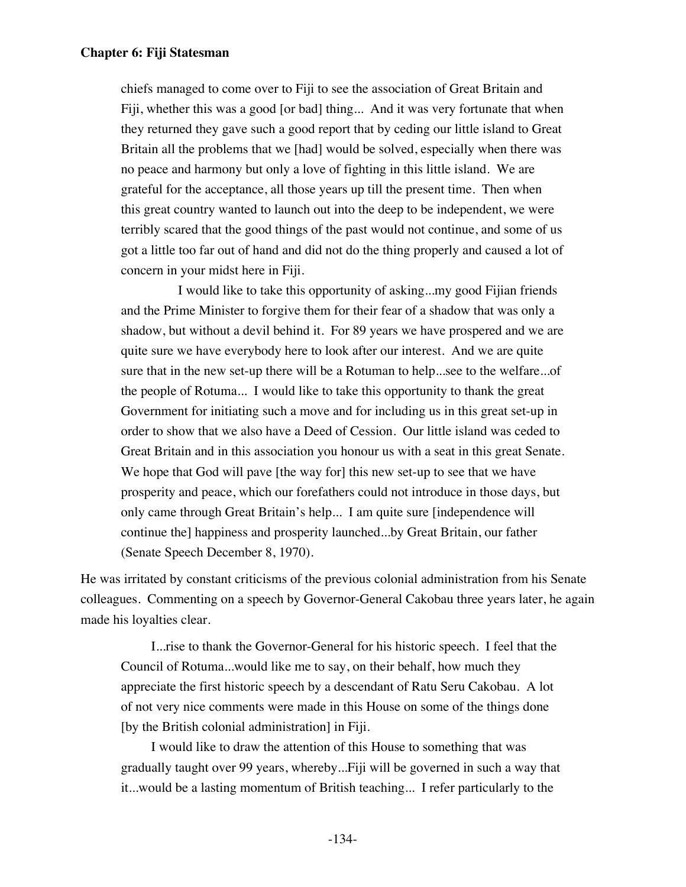chiefs managed to come over to Fiji to see the association of Great Britain and Fiji, whether this was a good [or bad] thing... And it was very fortunate that when they returned they gave such a good report that by ceding our little island to Great Britain all the problems that we [had] would be solved, especially when there was no peace and harmony but only a love of fighting in this little island. We are grateful for the acceptance, all those years up till the present time. Then when this great country wanted to launch out into the deep to be independent, we were terribly scared that the good things of the past would not continue, and some of us got a little too far out of hand and did not do the thing properly and caused a lot of concern in your midst here in Fiji.

> I would like to take this opportunity of asking...my good Fijian friends and the Prime Minister to forgive them for their fear of a shadow that was only a shadow, but without a devil behind it. For 89 years we have prospered and we are quite sure we have everybody here to look after our interest. And we are quite sure that in the new set-up there will be a Rotuman to help...see to the welfare...of the people of Rotuma... I would like to take this opportunity to thank the great Government for initiating such a move and for including us in this great set-up in order to show that we also have a Deed of Cession. Our little island was ceded to Great Britain and in this association you honour us with a seat in this great Senate. We hope that God will pave [the way for] this new set-up to see that we have prosperity and peace, which our forefathers could not introduce in those days, but only came through Great Britain's help... I am quite sure [independence will continue the] happiness and prosperity launched...by Great Britain, our father (Senate Speech December 8, 1970).

He was irritated by constant criticisms of the previous colonial administration from his Senate colleagues. Commenting on a speech by Governor-General Cakobau three years later, he again made his loyalties clear.

> I...rise to thank the Governor-General for his historic speech. I feel that the Council of Rotuma...would like me to say, on their behalf, how much they appreciate the first historic speech by a descendant of Ratu Seru Cakobau. A lot of not very nice comments were made in this House on some of the things done [by the British colonial administration] in Fiji.
>
> I would like to draw the attention of this House to something that was gradually taught over 99 years, whereby...Fiji will be governed in such a way that it...would be a lasting momentum of British teaching... I refer particularly to the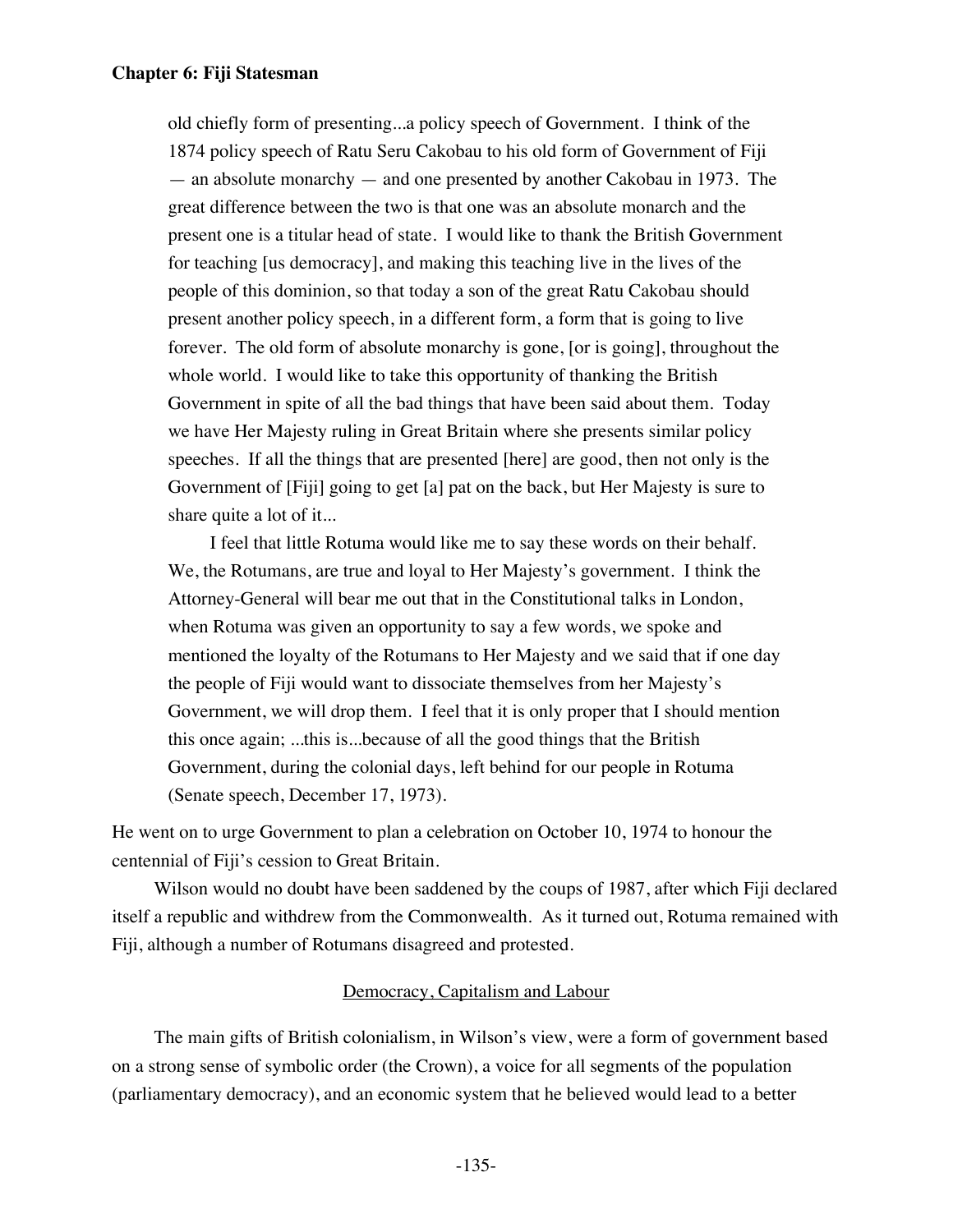> old chiefly form of presenting...a policy speech of Government. I think of the 1874 policy speech of Ratu Seru Cakobau to his old form of Government of Fiji — an absolute monarchy — and one presented by another Cakobau in 1973. The great difference between the two is that one was an absolute monarch and the present one is a titular head of state. I would like to thank the British Government for teaching [us democracy], and making this teaching live in the lives of the people of this dominion, so that today a son of the great Ratu Cakobau should present another policy speech, in a different form, a form that is going to live forever. The old form of absolute monarchy is gone, [or is going], throughout the whole world. I would like to take this opportunity of thanking the British Government in spite of all the bad things that have been said about them. Today we have Her Majesty ruling in Great Britain where she presents similar policy speeches. If all the things that are presented [here] are good, then not only is the Government of [Fiji] going to get [a] pat on the back, but Her Majesty is sure to share quite a lot of it...
>
> I feel that little Rotuma would like me to say these words on their behalf. We, the Rotumans, are true and loyal to Her Majesty's government. I think the Attorney-General will bear me out that in the Constitutional talks in London, when Rotuma was given an opportunity to say a few words, we spoke and mentioned the loyalty of the Rotumans to Her Majesty and we said that if one day the people of Fiji would want to dissociate themselves from her Majesty's Government, we will drop them. I feel that it is only proper that I should mention this once again; ...this is...because of all the good things that the British Government, during the colonial days, left behind for our people in Rotuma (Senate speech, December 17, 1973).

He went on to urge Government to plan a celebration on October 10, 1974 to honour the centennial of Fiji's cession to Great Britain.

Wilson would no doubt have been saddened by the coups of 1987, after which Fiji declared itself a republic and withdrew from the Commonwealth. As it turned out, Rotuma remained with Fiji, although a number of Rotumans disagreed and protested.

## Democracy, Capitalism and Labour

The main gifts of British colonialism, in Wilson's view, were a form of government based on a strong sense of symbolic order (the Crown), a voice for all segments of the population (parliamentary democracy), and an economic system that he believed would lead to a better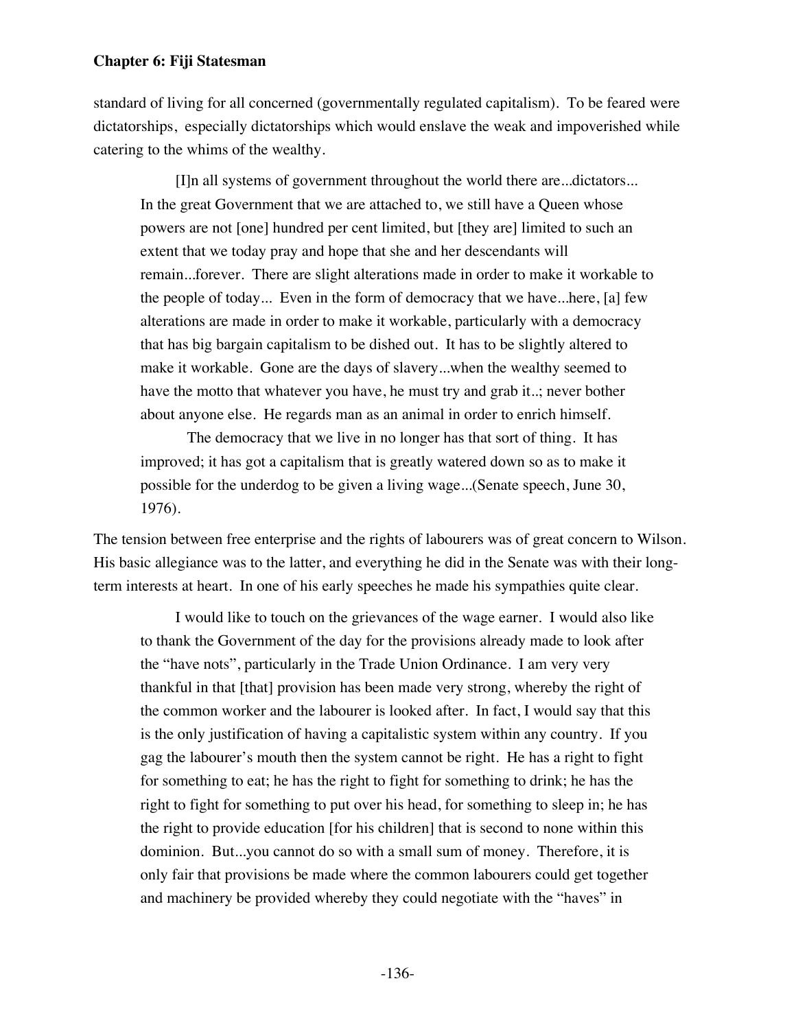standard of living for all concerned (governmentally regulated capitalism). To be feared were dictatorships, especially dictatorships which would enslave the weak and impoverished while catering to the whims of the wealthy.

> [I]n all systems of government throughout the world there are...dictators... In the great Government that we are attached to, we still have a Queen whose powers are not [one] hundred per cent limited, but [they are] limited to such an extent that we today pray and hope that she and her descendants will remain...forever. There are slight alterations made in order to make it workable to the people of today... Even in the form of democracy that we have...here, [a] few alterations are made in order to make it workable, particularly with a democracy that has big bargain capitalism to be dished out. It has to be slightly altered to make it workable. Gone are the days of slavery...when the wealthy seemed to have the motto that whatever you have, he must try and grab it..; never bother about anyone else. He regards man as an animal in order to enrich himself.
>
> The democracy that we live in no longer has that sort of thing. It has improved; it has got a capitalism that is greatly watered down so as to make it possible for the underdog to be given a living wage...(Senate speech, June 30, 1976).

The tension between free enterprise and the rights of labourers was of great concern to Wilson. His basic allegiance was to the latter, and everything he did in the Senate was with their long-term interests at heart. In one of his early speeches he made his sympathies quite clear.

> I would like to touch on the grievances of the wage earner. I would also like to thank the Government of the day for the provisions already made to look after the "have nots", particularly in the Trade Union Ordinance. I am very very thankful in that [that] provision has been made very strong, whereby the right of the common worker and the labourer is looked after. In fact, I would say that this is the only justification of having a capitalistic system within any country. If you gag the labourer's mouth then the system cannot be right. He has a right to fight for something to eat; he has the right to fight for something to drink; he has the right to fight for something to put over his head, for something to sleep in; he has the right to provide education [for his children] that is second to none within this dominion. But...you cannot do so with a small sum of money. Therefore, it is only fair that provisions be made where the common labourers could get together and machinery be provided whereby they could negotiate with the "haves" in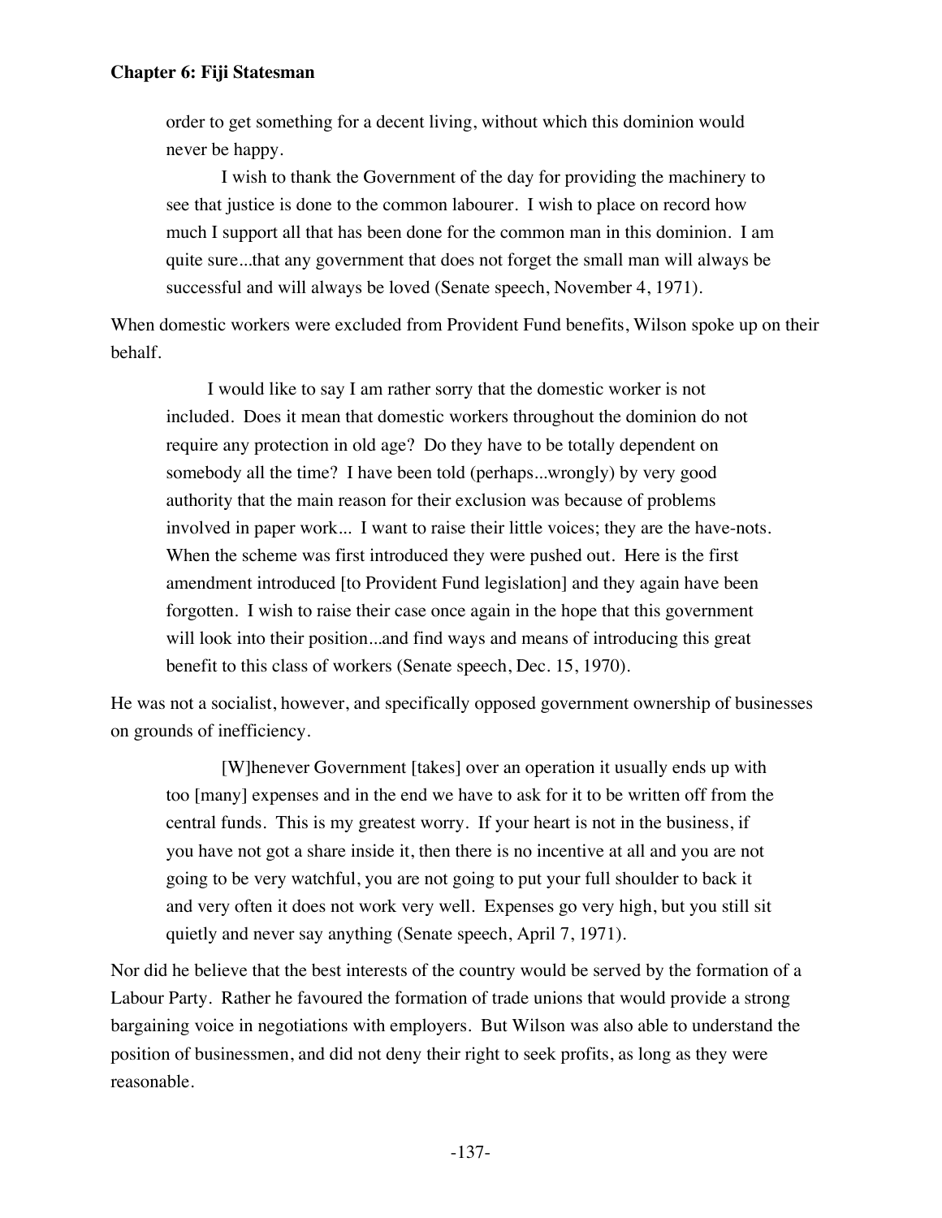> order to get something for a decent living, without which this dominion would never be happy.
>
> I wish to thank the Government of the day for providing the machinery to see that justice is done to the common labourer. I wish to place on record how much I support all that has been done for the common man in this dominion. I am quite sure...that any government that does not forget the small man will always be successful and will always be loved (Senate speech, November 4, 1971).

When domestic workers were excluded from Provident Fund benefits, Wilson spoke up on their behalf.

> I would like to say I am rather sorry that the domestic worker is not included. Does it mean that domestic workers throughout the dominion do not require any protection in old age? Do they have to be totally dependent on somebody all the time? I have been told (perhaps...wrongly) by very good authority that the main reason for their exclusion was because of problems involved in paper work... I want to raise their little voices; they are the have-nots. When the scheme was first introduced they were pushed out. Here is the first amendment introduced [to Provident Fund legislation] and they again have been forgotten. I wish to raise their case once again in the hope that this government will look into their position...and find ways and means of introducing this great benefit to this class of workers (Senate speech, Dec. 15, 1970).

He was not a socialist, however, and specifically opposed government ownership of businesses on grounds of inefficiency.

> [W]henever Government [takes] over an operation it usually ends up with too [many] expenses and in the end we have to ask for it to be written off from the central funds. This is my greatest worry. If your heart is not in the business, if you have not got a share inside it, then there is no incentive at all and you are not going to be very watchful, you are not going to put your full shoulder to back it and very often it does not work very well. Expenses go very high, but you still sit quietly and never say anything (Senate speech, April 7, 1971).

Nor did he believe that the best interests of the country would be served by the formation of a Labour Party. Rather he favoured the formation of trade unions that would provide a strong bargaining voice in negotiations with employers. But Wilson was also able to understand the position of businessmen, and did not deny their right to seek profits, as long as they were reasonable.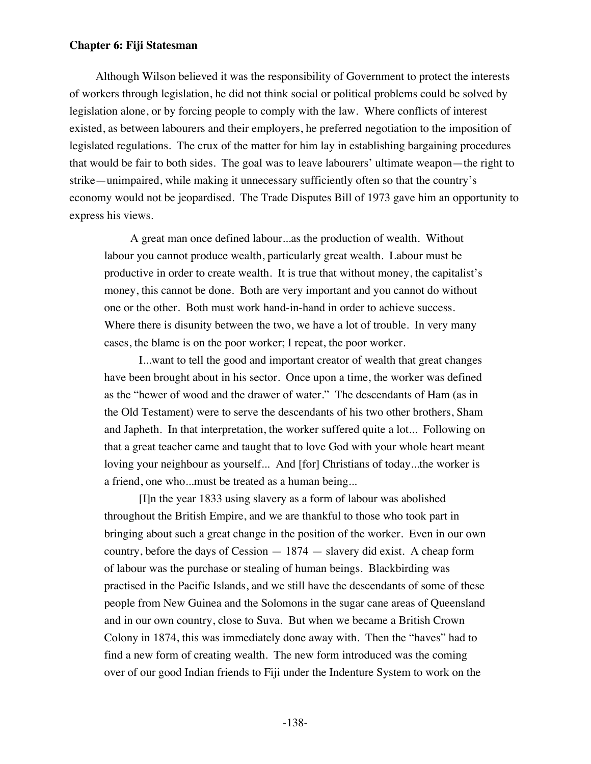**Chapter 6: Fiji Statesman**

Although Wilson believed it was the responsibility of Government to protect the interests of workers through legislation, he did not think social or political problems could be solved by legislation alone, or by forcing people to comply with the law. Where conflicts of interest existed, as between labourers and their employers, he preferred negotiation to the imposition of legislated regulations. The crux of the matter for him lay in establishing bargaining procedures that would be fair to both sides. The goal was to leave labourers' ultimate weapon—the right to strike—unimpaired, while making it unnecessary sufficiently often so that the country's economy would not be jeopardised. The Trade Disputes Bill of 1973 gave him an opportunity to express his views.

> A great man once defined labour...as the production of wealth. Without labour you cannot produce wealth, particularly great wealth. Labour must be productive in order to create wealth. It is true that without money, the capitalist's money, this cannot be done. Both are very important and you cannot do without one or the other. Both must work hand-in-hand in order to achieve success. Where there is disunity between the two, we have a lot of trouble. In very many cases, the blame is on the poor worker; I repeat, the poor worker.
>
> I...want to tell the good and important creator of wealth that great changes have been brought about in his sector. Once upon a time, the worker was defined as the "hewer of wood and the drawer of water." The descendants of Ham (as in the Old Testament) were to serve the descendants of his two other brothers, Sham and Japheth. In that interpretation, the worker suffered quite a lot... Following on that a great teacher came and taught that to love God with your whole heart meant loving your neighbour as yourself... And [for] Christians of today...the worker is a friend, one who...must be treated as a human being...
>
> [I]n the year 1833 using slavery as a form of labour was abolished throughout the British Empire, and we are thankful to those who took part in bringing about such a great change in the position of the worker. Even in our own country, before the days of Cession — 1874 — slavery did exist. A cheap form of labour was the purchase or stealing of human beings. Blackbirding was practised in the Pacific Islands, and we still have the descendants of some of these people from New Guinea and the Solomons in the sugar cane areas of Queensland and in our own country, close to Suva. But when we became a British Crown Colony in 1874, this was immediately done away with. Then the "haves" had to find a new form of creating wealth. The new form introduced was the coming over of our good Indian friends to Fiji under the Indenture System to work on the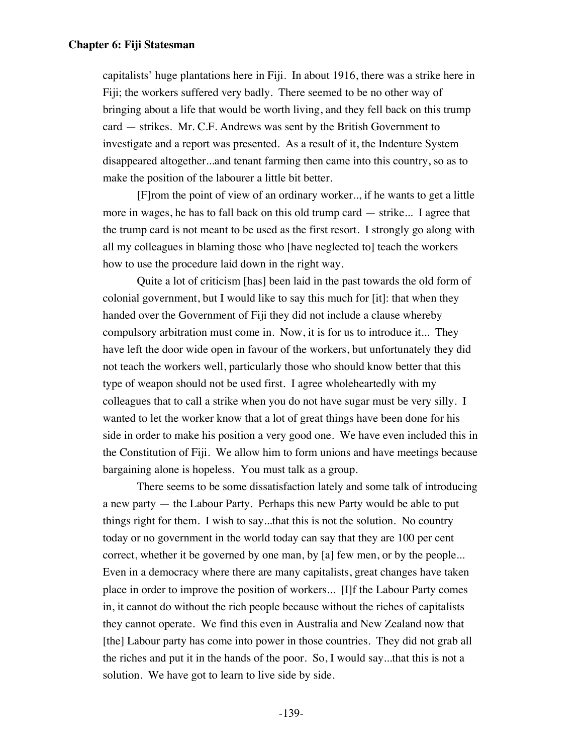capitalists' huge plantations here in Fiji. In about 1916, there was a strike here in Fiji; the workers suffered very badly. There seemed to be no other way of bringing about a life that would be worth living, and they fell back on this trump card — strikes. Mr. C.F. Andrews was sent by the British Government to investigate and a report was presented. As a result of it, the Indenture System disappeared altogether...and tenant farming then came into this country, so as to make the position of the labourer a little bit better.

[F]rom the point of view of an ordinary worker.., if he wants to get a little more in wages, he has to fall back on this old trump card — strike... I agree that the trump card is not meant to be used as the first resort. I strongly go along with all my colleagues in blaming those who [have neglected to] teach the workers how to use the procedure laid down in the right way.

Quite a lot of criticism [has] been laid in the past towards the old form of colonial government, but I would like to say this much for [it]: that when they handed over the Government of Fiji they did not include a clause whereby compulsory arbitration must come in. Now, it is for us to introduce it... They have left the door wide open in favour of the workers, but unfortunately they did not teach the workers well, particularly those who should know better that this type of weapon should not be used first. I agree wholeheartedly with my colleagues that to call a strike when you do not have sugar must be very silly. I wanted to let the worker know that a lot of great things have been done for his side in order to make his position a very good one. We have even included this in the Constitution of Fiji. We allow him to form unions and have meetings because bargaining alone is hopeless. You must talk as a group.

There seems to be some dissatisfaction lately and some talk of introducing a new party — the Labour Party. Perhaps this new Party would be able to put things right for them. I wish to say...that this is not the solution. No country today or no government in the world today can say that they are 100 per cent correct, whether it be governed by one man, by [a] few men, or by the people... Even in a democracy where there are many capitalists, great changes have taken place in order to improve the position of workers... [I]f the Labour Party comes in, it cannot do without the rich people because without the riches of capitalists they cannot operate. We find this even in Australia and New Zealand now that [the] Labour party has come into power in those countries. They did not grab all the riches and put it in the hands of the poor. So, I would say...that this is not a solution. We have got to learn to live side by side.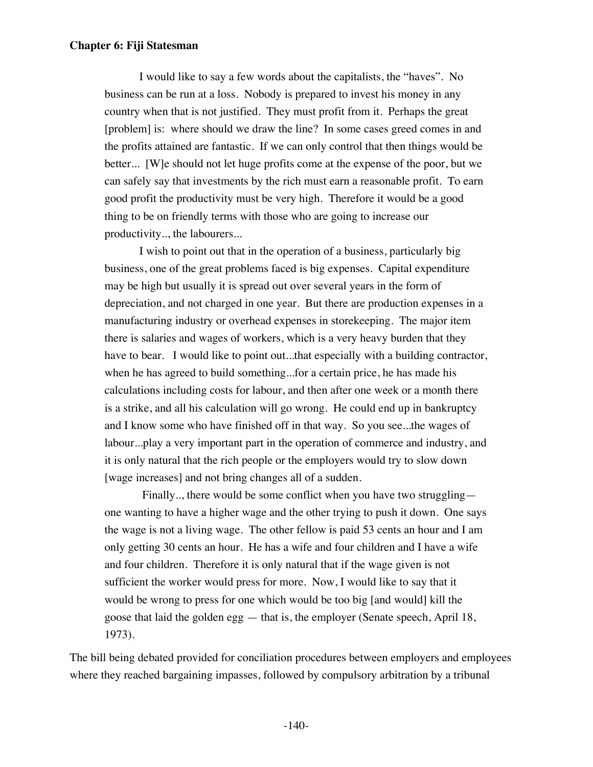> I would like to say a few words about the capitalists, the "haves". No business can be run at a loss. Nobody is prepared to invest his money in any country when that is not justified. They must profit from it. Perhaps the great [problem] is: where should we draw the line? In some cases greed comes in and the profits attained are fantastic. If we can only control that then things would be better... [W]e should not let huge profits come at the expense of the poor, but we can safely say that investments by the rich must earn a reasonable profit. To earn good profit the productivity must be very high. Therefore it would be a good thing to be on friendly terms with those who are going to increase our productivity.., the labourers...
>
> I wish to point out that in the operation of a business, particularly big business, one of the great problems faced is big expenses. Capital expenditure may be high but usually it is spread out over several years in the form of depreciation, and not charged in one year. But there are production expenses in a manufacturing industry or overhead expenses in storekeeping. The major item there is salaries and wages of workers, which is a very heavy burden that they have to bear. I would like to point out...that especially with a building contractor, when he has agreed to build something...for a certain price, he has made his calculations including costs for labour, and then after one week or a month there is a strike, and all his calculation will go wrong. He could end up in bankruptcy and I know some who have finished off in that way. So you see...the wages of labour...play a very important part in the operation of commerce and industry, and it is only natural that the rich people or the employers would try to slow down [wage increases] and not bring changes all of a sudden.
>
> Finally.., there would be some conflict when you have two struggling— one wanting to have a higher wage and the other trying to push it down. One says the wage is not a living wage. The other fellow is paid 53 cents an hour and I am only getting 30 cents an hour. He has a wife and four children and I have a wife and four children. Therefore it is only natural that if the wage given is not sufficient the worker would press for more. Now, I would like to say that it would be wrong to press for one which would be too big [and would] kill the goose that laid the golden egg — that is, the employer (Senate speech, April 18, 1973).

The bill being debated provided for conciliation procedures between employers and employees where they reached bargaining impasses, followed by compulsory arbitration by a tribunal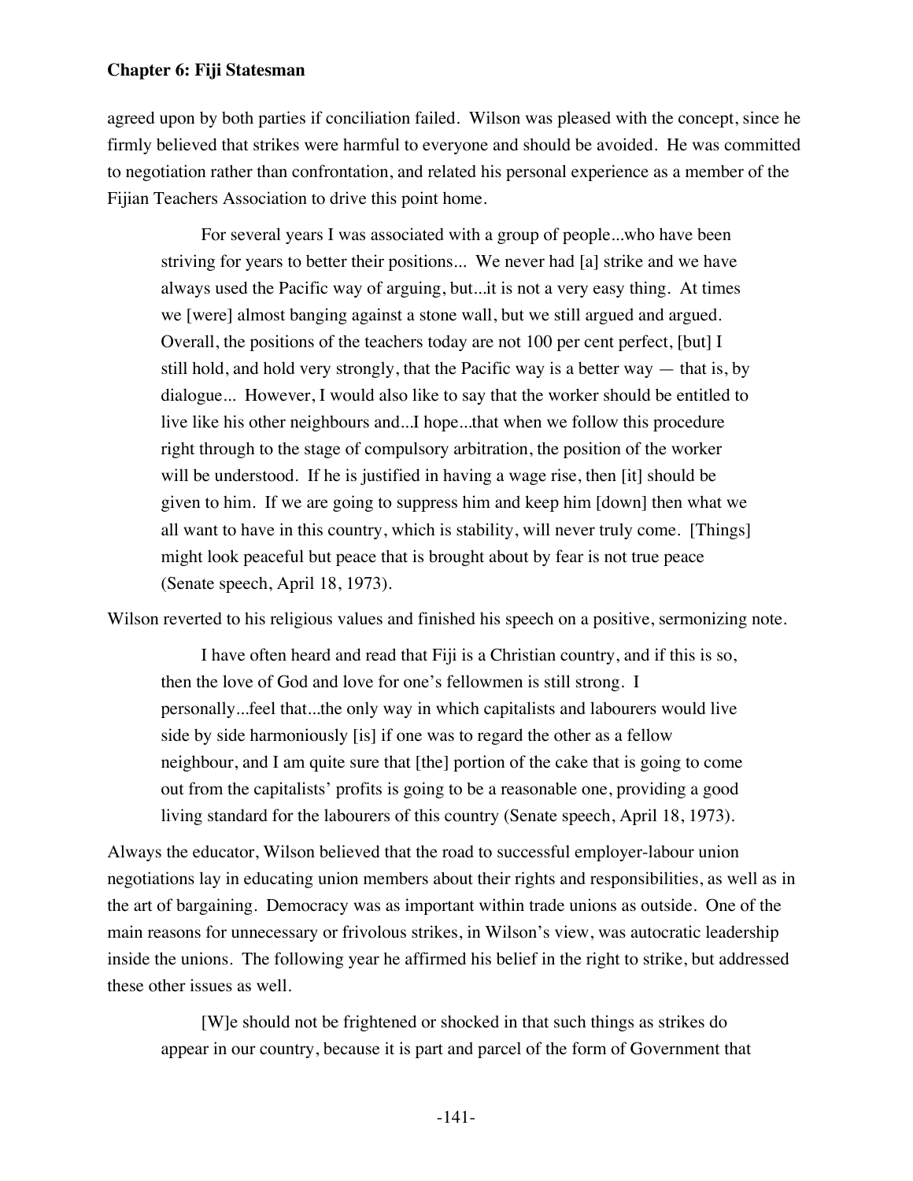agreed upon by both parties if conciliation failed. Wilson was pleased with the concept, since he firmly believed that strikes were harmful to everyone and should be avoided. He was committed to negotiation rather than confrontation, and related his personal experience as a member of the Fijian Teachers Association to drive this point home.

> For several years I was associated with a group of people...who have been striving for years to better their positions... We never had [a] strike and we have always used the Pacific way of arguing, but...it is not a very easy thing. At times we [were] almost banging against a stone wall, but we still argued and argued. Overall, the positions of the teachers today are not 100 per cent perfect, [but] I still hold, and hold very strongly, that the Pacific way is a better way — that is, by dialogue... However, I would also like to say that the worker should be entitled to live like his other neighbours and...I hope...that when we follow this procedure right through to the stage of compulsory arbitration, the position of the worker will be understood. If he is justified in having a wage rise, then [it] should be given to him. If we are going to suppress him and keep him [down] then what we all want to have in this country, which is stability, will never truly come. [Things] might look peaceful but peace that is brought about by fear is not true peace (Senate speech, April 18, 1973).

Wilson reverted to his religious values and finished his speech on a positive, sermonizing note.

> I have often heard and read that Fiji is a Christian country, and if this is so, then the love of God and love for one's fellowmen is still strong. I personally...feel that...the only way in which capitalists and labourers would live side by side harmoniously [is] if one was to regard the other as a fellow neighbour, and I am quite sure that [the] portion of the cake that is going to come out from the capitalists' profits is going to be a reasonable one, providing a good living standard for the labourers of this country (Senate speech, April 18, 1973).

Always the educator, Wilson believed that the road to successful employer-labour union negotiations lay in educating union members about their rights and responsibilities, as well as in the art of bargaining. Democracy was as important within trade unions as outside. One of the main reasons for unnecessary or frivolous strikes, in Wilson's view, was autocratic leadership inside the unions. The following year he affirmed his belief in the right to strike, but addressed these other issues as well.

> [W]e should not be frightened or shocked in that such things as strikes do appear in our country, because it is part and parcel of the form of Government that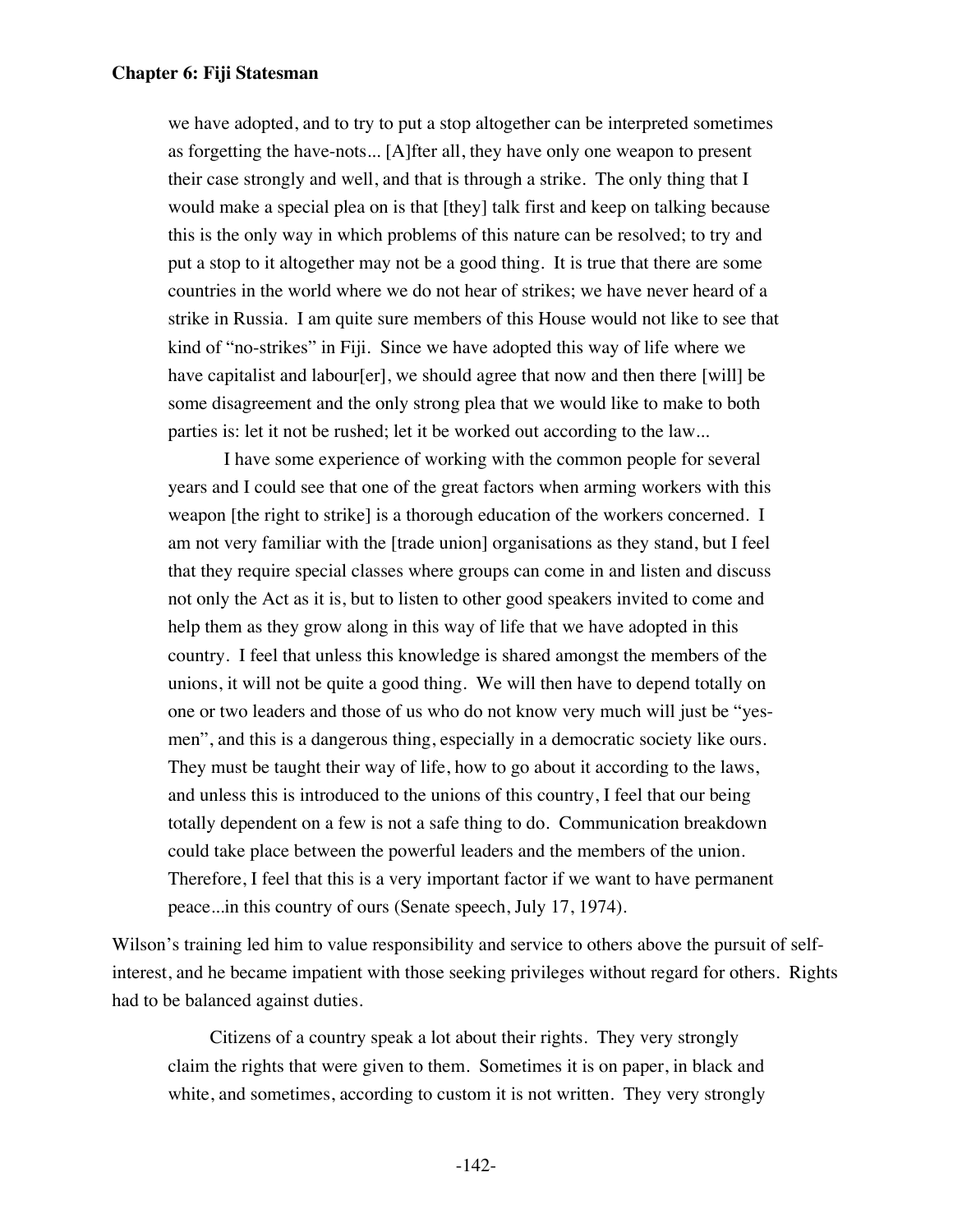> we have adopted, and to try to put a stop altogether can be interpreted sometimes as forgetting the have-nots... [A]fter all, they have only one weapon to present their case strongly and well, and that is through a strike. The only thing that I would make a special plea on is that [they] talk first and keep on talking because this is the only way in which problems of this nature can be resolved; to try and put a stop to it altogether may not be a good thing. It is true that there are some countries in the world where we do not hear of strikes; we have never heard of a strike in Russia. I am quite sure members of this House would not like to see that kind of "no-strikes" in Fiji. Since we have adopted this way of life where we have capitalist and labour[er], we should agree that now and then there [will] be some disagreement and the only strong plea that we would like to make to both parties is: let it not be rushed; let it be worked out according to the law...
>
> I have some experience of working with the common people for several years and I could see that one of the great factors when arming workers with this weapon [the right to strike] is a thorough education of the workers concerned. I am not very familiar with the [trade union] organisations as they stand, but I feel that they require special classes where groups can come in and listen and discuss not only the Act as it is, but to listen to other good speakers invited to come and help them as they grow along in this way of life that we have adopted in this country. I feel that unless this knowledge is shared amongst the members of the unions, it will not be quite a good thing. We will then have to depend totally on one or two leaders and those of us who do not know very much will just be "yes-men", and this is a dangerous thing, especially in a democratic society like ours. They must be taught their way of life, how to go about it according to the laws, and unless this is introduced to the unions of this country, I feel that our being totally dependent on a few is not a safe thing to do. Communication breakdown could take place between the powerful leaders and the members of the union. Therefore, I feel that this is a very important factor if we want to have permanent peace...in this country of ours (Senate speech, July 17, 1974).

Wilson's training led him to value responsibility and service to others above the pursuit of self-interest, and he became impatient with those seeking privileges without regard for others. Rights had to be balanced against duties.

> Citizens of a country speak a lot about their rights. They very strongly claim the rights that were given to them. Sometimes it is on paper, in black and white, and sometimes, according to custom it is not written. They very strongly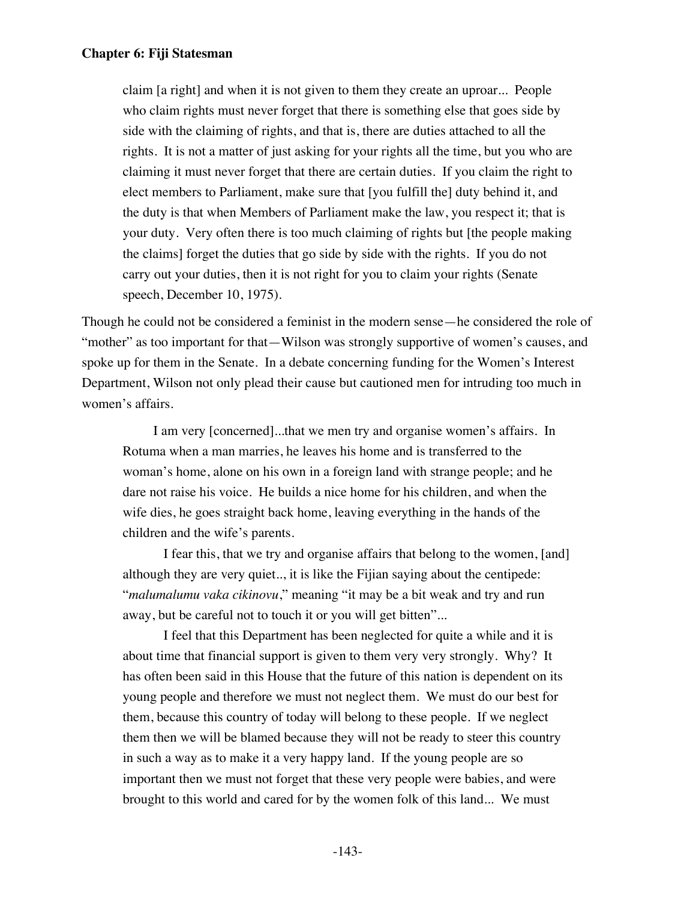> claim [a right] and when it is not given to them they create an uproar... People who claim rights must never forget that there is something else that goes side by side with the claiming of rights, and that is, there are duties attached to all the rights. It is not a matter of just asking for your rights all the time, but you who are claiming it must never forget that there are certain duties. If you claim the right to elect members to Parliament, make sure that [you fulfill the] duty behind it, and the duty is that when Members of Parliament make the law, you respect it; that is your duty. Very often there is too much claiming of rights but [the people making the claims] forget the duties that go side by side with the rights. If you do not carry out your duties, then it is not right for you to claim your rights (Senate speech, December 10, 1975).

Though he could not be considered a feminist in the modern sense—he considered the role of "mother" as too important for that—Wilson was strongly supportive of women's causes, and spoke up for them in the Senate. In a debate concerning funding for the Women's Interest Department, Wilson not only plead their cause but cautioned men for intruding too much in women's affairs.

> I am very [concerned]...that we men try and organise women's affairs. In Rotuma when a man marries, he leaves his home and is transferred to the woman's home, alone on his own in a foreign land with strange people; and he dare not raise his voice. He builds a nice home for his children, and when the wife dies, he goes straight back home, leaving everything in the hands of the children and the wife's parents.
>
> I fear this, that we try and organise affairs that belong to the women, [and] although they are very quiet.., it is like the Fijian saying about the centipede: "*malumalumu vaka cikinovu*," meaning "it may be a bit weak and try and run away, but be careful not to touch it or you will get bitten"...
>
> I feel that this Department has been neglected for quite a while and it is about time that financial support is given to them very very strongly. Why? It has often been said in this House that the future of this nation is dependent on its young people and therefore we must not neglect them. We must do our best for them, because this country of today will belong to these people. If we neglect them then we will be blamed because they will not be ready to steer this country in such a way as to make it a very happy land. If the young people are so important then we must not forget that these very people were babies, and were brought to this world and cared for by the women folk of this land... We must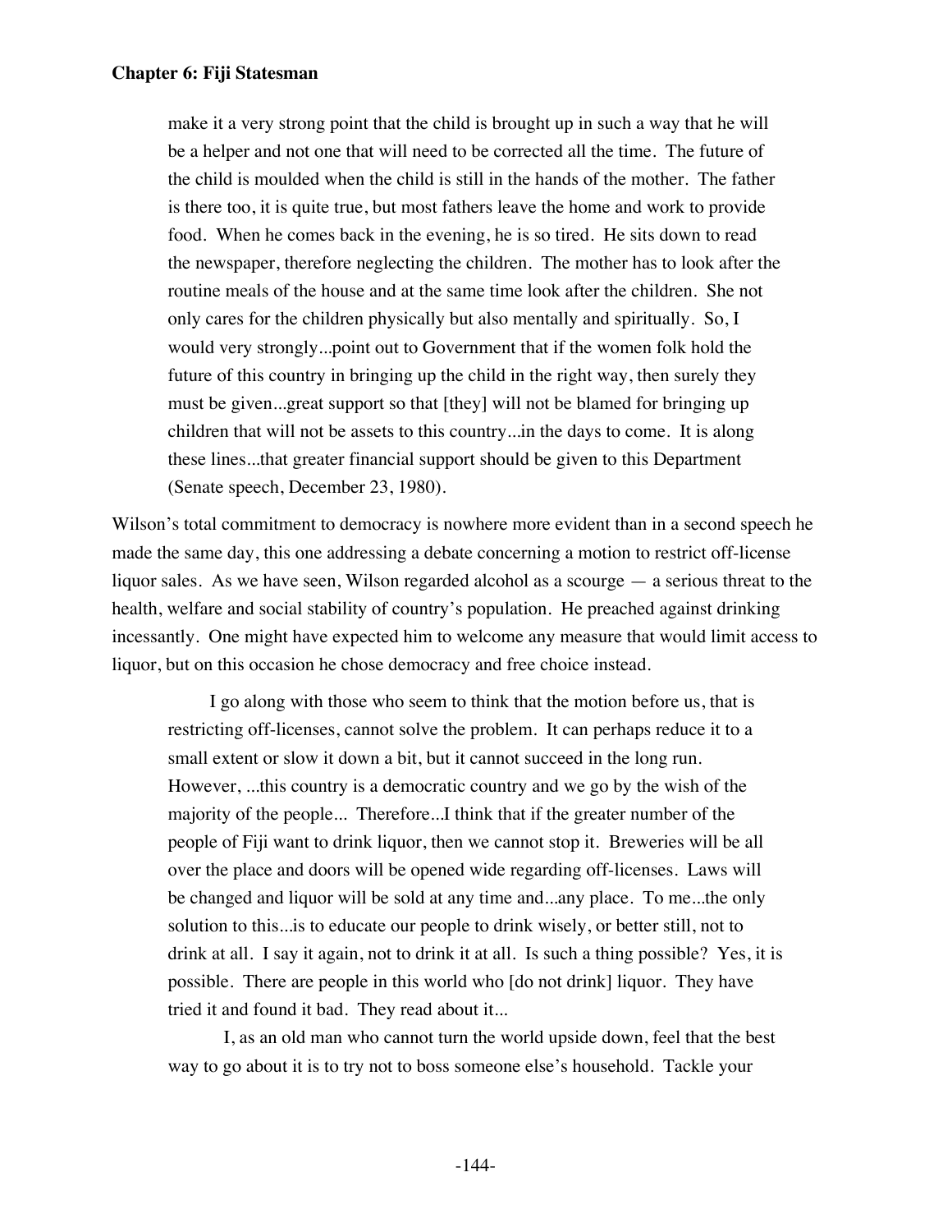> make it a very strong point that the child is brought up in such a way that he will be a helper and not one that will need to be corrected all the time. The future of the child is moulded when the child is still in the hands of the mother. The father is there too, it is quite true, but most fathers leave the home and work to provide food. When he comes back in the evening, he is so tired. He sits down to read the newspaper, therefore neglecting the children. The mother has to look after the routine meals of the house and at the same time look after the children. She not only cares for the children physically but also mentally and spiritually. So, I would very strongly...point out to Government that if the women folk hold the future of this country in bringing up the child in the right way, then surely they must be given...great support so that [they] will not be blamed for bringing up children that will not be assets to this country...in the days to come. It is along these lines...that greater financial support should be given to this Department (Senate speech, December 23, 1980).

Wilson's total commitment to democracy is nowhere more evident than in a second speech he made the same day, this one addressing a debate concerning a motion to restrict off-license liquor sales. As we have seen, Wilson regarded alcohol as a scourge — a serious threat to the health, welfare and social stability of country's population. He preached against drinking incessantly. One might have expected him to welcome any measure that would limit access to liquor, but on this occasion he chose democracy and free choice instead.

> I go along with those who seem to think that the motion before us, that is restricting off-licenses, cannot solve the problem. It can perhaps reduce it to a small extent or slow it down a bit, but it cannot succeed in the long run. However, ...this country is a democratic country and we go by the wish of the majority of the people... Therefore...I think that if the greater number of the people of Fiji want to drink liquor, then we cannot stop it. Breweries will be all over the place and doors will be opened wide regarding off-licenses. Laws will be changed and liquor will be sold at any time and...any place. To me...the only solution to this...is to educate our people to drink wisely, or better still, not to drink at all. I say it again, not to drink it at all. Is such a thing possible? Yes, it is possible. There are people in this world who [do not drink] liquor. They have tried it and found it bad. They read about it...
>
> I, as an old man who cannot turn the world upside down, feel that the best way to go about it is to try not to boss someone else's household. Tackle your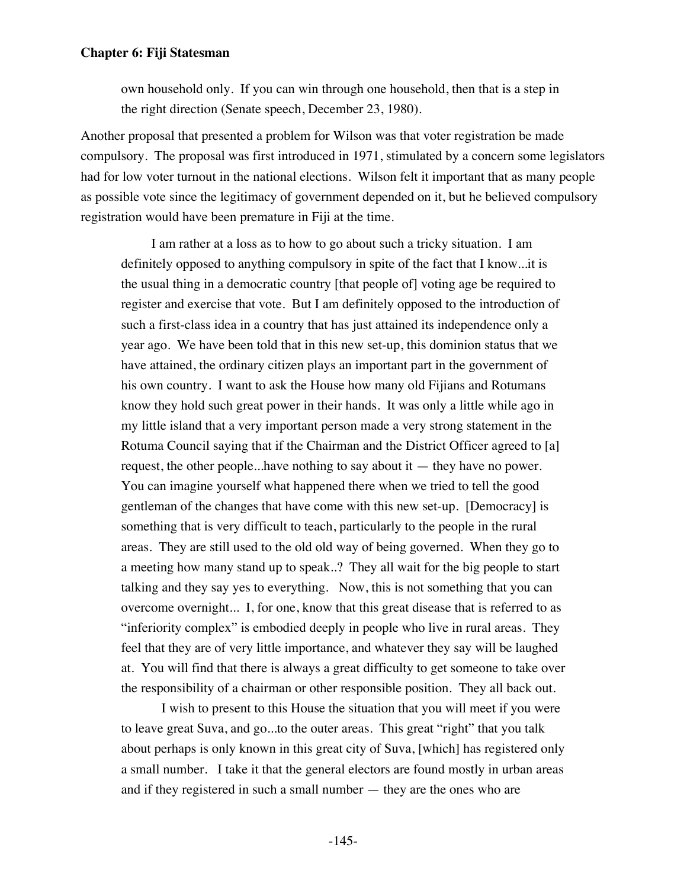own household only. If you can win through one household, then that is a step in the right direction (Senate speech, December 23, 1980).

Another proposal that presented a problem for Wilson was that voter registration be made compulsory. The proposal was first introduced in 1971, stimulated by a concern some legislators had for low voter turnout in the national elections. Wilson felt it important that as many people as possible vote since the legitimacy of government depended on it, but he believed compulsory registration would have been premature in Fiji at the time.

> I am rather at a loss as to how to go about such a tricky situation. I am definitely opposed to anything compulsory in spite of the fact that I know...it is the usual thing in a democratic country [that people of] voting age be required to register and exercise that vote. But I am definitely opposed to the introduction of such a first-class idea in a country that has just attained its independence only a year ago. We have been told that in this new set-up, this dominion status that we have attained, the ordinary citizen plays an important part in the government of his own country. I want to ask the House how many old Fijians and Rotumans know they hold such great power in their hands. It was only a little while ago in my little island that a very important person made a very strong statement in the Rotuma Council saying that if the Chairman and the District Officer agreed to [a] request, the other people...have nothing to say about it — they have no power. You can imagine yourself what happened there when we tried to tell the good gentleman of the changes that have come with this new set-up. [Democracy] is something that is very difficult to teach, particularly to the people in the rural areas. They are still used to the old old way of being governed. When they go to a meeting how many stand up to speak..? They all wait for the big people to start talking and they say yes to everything. Now, this is not something that you can overcome overnight... I, for one, know that this great disease that is referred to as "inferiority complex" is embodied deeply in people who live in rural areas. They feel that they are of very little importance, and whatever they say will be laughed at. You will find that there is always a great difficulty to get someone to take over the responsibility of a chairman or other responsible position. They all back out.
>
> I wish to present to this House the situation that you will meet if you were to leave great Suva, and go...to the outer areas. This great "right" that you talk about perhaps is only known in this great city of Suva, [which] has registered only a small number. I take it that the general electors are found mostly in urban areas and if they registered in such a small number — they are the ones who are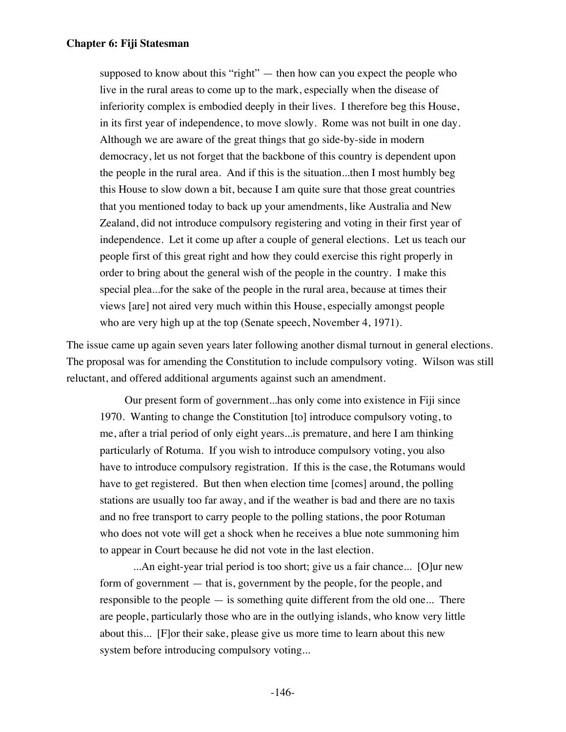> supposed to know about this "right" — then how can you expect the people who live in the rural areas to come up to the mark, especially when the disease of inferiority complex is embodied deeply in their lives. I therefore beg this House, in its first year of independence, to move slowly. Rome was not built in one day. Although we are aware of the great things that go side-by-side in modern democracy, let us not forget that the backbone of this country is dependent upon the people in the rural area. And if this is the situation...then I most humbly beg this House to slow down a bit, because I am quite sure that those great countries that you mentioned today to back up your amendments, like Australia and New Zealand, did not introduce compulsory registering and voting in their first year of independence. Let it come up after a couple of general elections. Let us teach our people first of this great right and how they could exercise this right properly in order to bring about the general wish of the people in the country. I make this special plea...for the sake of the people in the rural area, because at times their views [are] not aired very much within this House, especially amongst people who are very high up at the top (Senate speech, November 4, 1971).

The issue came up again seven years later following another dismal turnout in general elections. The proposal was for amending the Constitution to include compulsory voting. Wilson was still reluctant, and offered additional arguments against such an amendment.

> Our present form of government...has only come into existence in Fiji since 1970. Wanting to change the Constitution [to] introduce compulsory voting, to me, after a trial period of only eight years...is premature, and here I am thinking particularly of Rotuma. If you wish to introduce compulsory voting, you also have to introduce compulsory registration. If this is the case, the Rotumans would have to get registered. But then when election time [comes] around, the polling stations are usually too far away, and if the weather is bad and there are no taxis and no free transport to carry people to the polling stations, the poor Rotuman who does not vote will get a shock when he receives a blue note summoning him to appear in Court because he did not vote in the last election.
>
> ...An eight-year trial period is too short; give us a fair chance... [O]ur new form of government — that is, government by the people, for the people, and responsible to the people — is something quite different from the old one... There are people, particularly those who are in the outlying islands, who know very little about this... [F]or their sake, please give us more time to learn about this new system before introducing compulsory voting...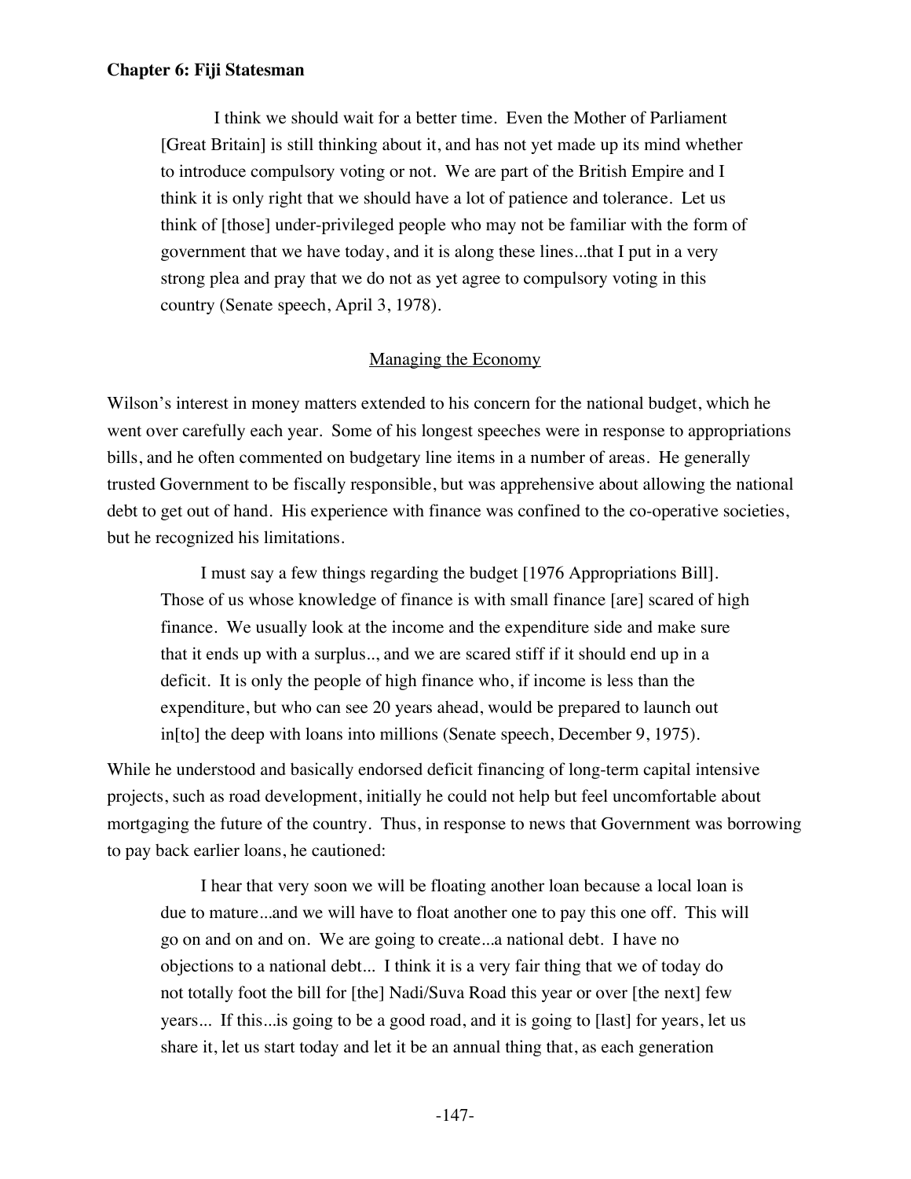I think we should wait for a better time. Even the Mother of Parliament [Great Britain] is still thinking about it, and has not yet made up its mind whether to introduce compulsory voting or not. We are part of the British Empire and I think it is only right that we should have a lot of patience and tolerance. Let us think of [those] under-privileged people who may not be familiar with the form of government that we have today, and it is along these lines...that I put in a very strong plea and pray that we do not as yet agree to compulsory voting in this country (Senate speech, April 3, 1978).

## Managing the Economy

Wilson's interest in money matters extended to his concern for the national budget, which he went over carefully each year. Some of his longest speeches were in response to appropriations bills, and he often commented on budgetary line items in a number of areas. He generally trusted Government to be fiscally responsible, but was apprehensive about allowing the national debt to get out of hand. His experience with finance was confined to the co-operative societies, but he recognized his limitations.

> I must say a few things regarding the budget [1976 Appropriations Bill]. Those of us whose knowledge of finance is with small finance [are] scared of high finance. We usually look at the income and the expenditure side and make sure that it ends up with a surplus.., and we are scared stiff if it should end up in a deficit. It is only the people of high finance who, if income is less than the expenditure, but who can see 20 years ahead, would be prepared to launch out in[to] the deep with loans into millions (Senate speech, December 9, 1975).

While he understood and basically endorsed deficit financing of long-term capital intensive projects, such as road development, initially he could not help but feel uncomfortable about mortgaging the future of the country. Thus, in response to news that Government was borrowing to pay back earlier loans, he cautioned:

> I hear that very soon we will be floating another loan because a local loan is due to mature...and we will have to float another one to pay this one off. This will go on and on and on. We are going to create...a national debt. I have no objections to a national debt... I think it is a very fair thing that we of today do not totally foot the bill for [the] Nadi/Suva Road this year or over [the next] few years... If this...is going to be a good road, and it is going to [last] for years, let us share it, let us start today and let it be an annual thing that, as each generation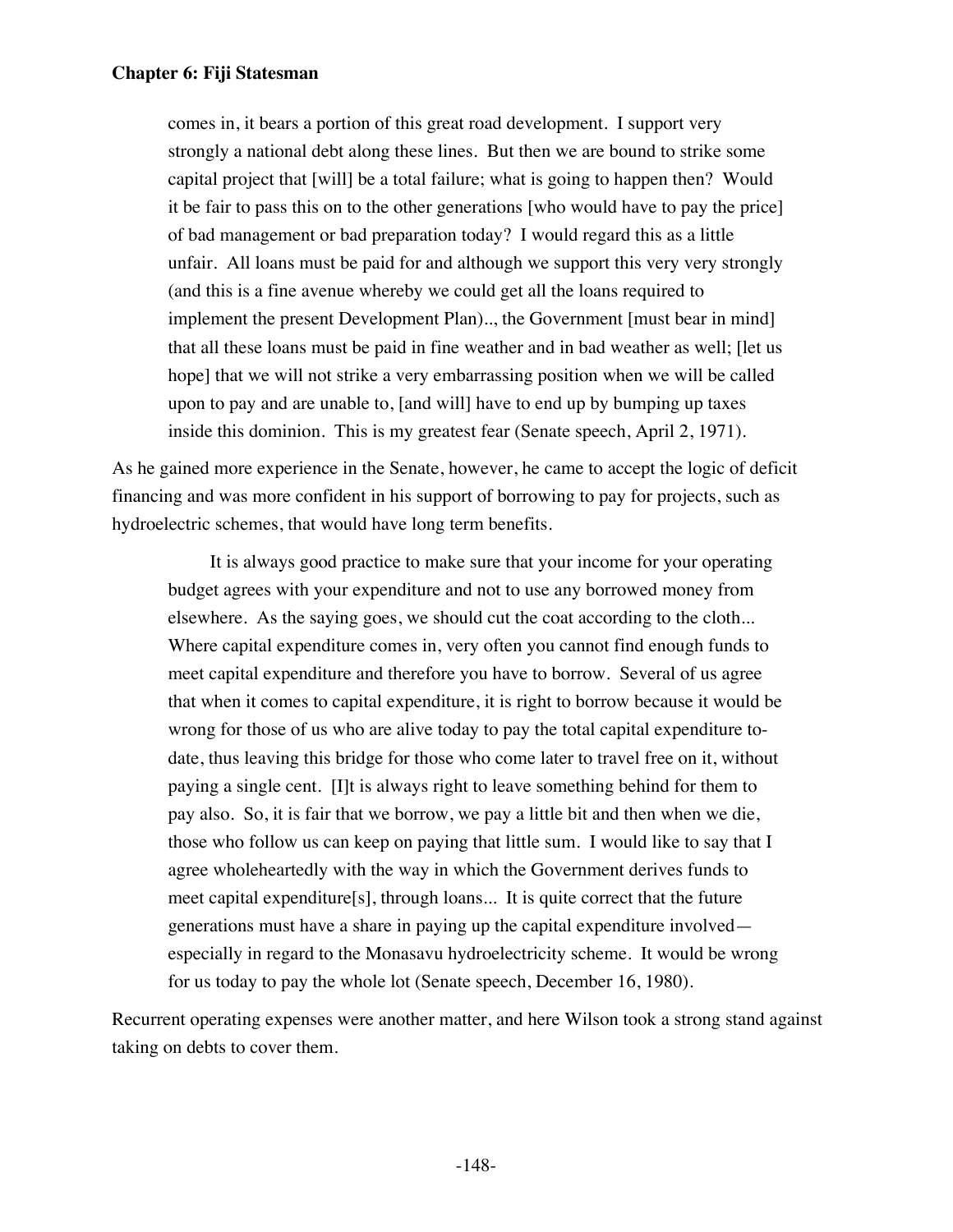comes in, it bears a portion of this great road development. I support very strongly a national debt along these lines. But then we are bound to strike some capital project that [will] be a total failure; what is going to happen then? Would it be fair to pass this on to the other generations [who would have to pay the price] of bad management or bad preparation today? I would regard this as a little unfair. All loans must be paid for and although we support this very very strongly (and this is a fine avenue whereby we could get all the loans required to implement the present Development Plan).., the Government [must bear in mind] that all these loans must be paid in fine weather and in bad weather as well; [let us hope] that we will not strike a very embarrassing position when we will be called upon to pay and are unable to, [and will] have to end up by bumping up taxes inside this dominion. This is my greatest fear (Senate speech, April 2, 1971).

As he gained more experience in the Senate, however, he came to accept the logic of deficit financing and was more confident in his support of borrowing to pay for projects, such as hydroelectric schemes, that would have long term benefits.

> It is always good practice to make sure that your income for your operating budget agrees with your expenditure and not to use any borrowed money from elsewhere. As the saying goes, we should cut the coat according to the cloth... Where capital expenditure comes in, very often you cannot find enough funds to meet capital expenditure and therefore you have to borrow. Several of us agree that when it comes to capital expenditure, it is right to borrow because it would be wrong for those of us who are alive today to pay the total capital expenditure to-date, thus leaving this bridge for those who come later to travel free on it, without paying a single cent. [I]t is always right to leave something behind for them to pay also. So, it is fair that we borrow, we pay a little bit and then when we die, those who follow us can keep on paying that little sum. I would like to say that I agree wholeheartedly with the way in which the Government derives funds to meet capital expenditure[s], through loans... It is quite correct that the future generations must have a share in paying up the capital expenditure involved—especially in regard to the Monasavu hydroelectricity scheme. It would be wrong for us today to pay the whole lot (Senate speech, December 16, 1980).

Recurrent operating expenses were another matter, and here Wilson took a strong stand against taking on debts to cover them.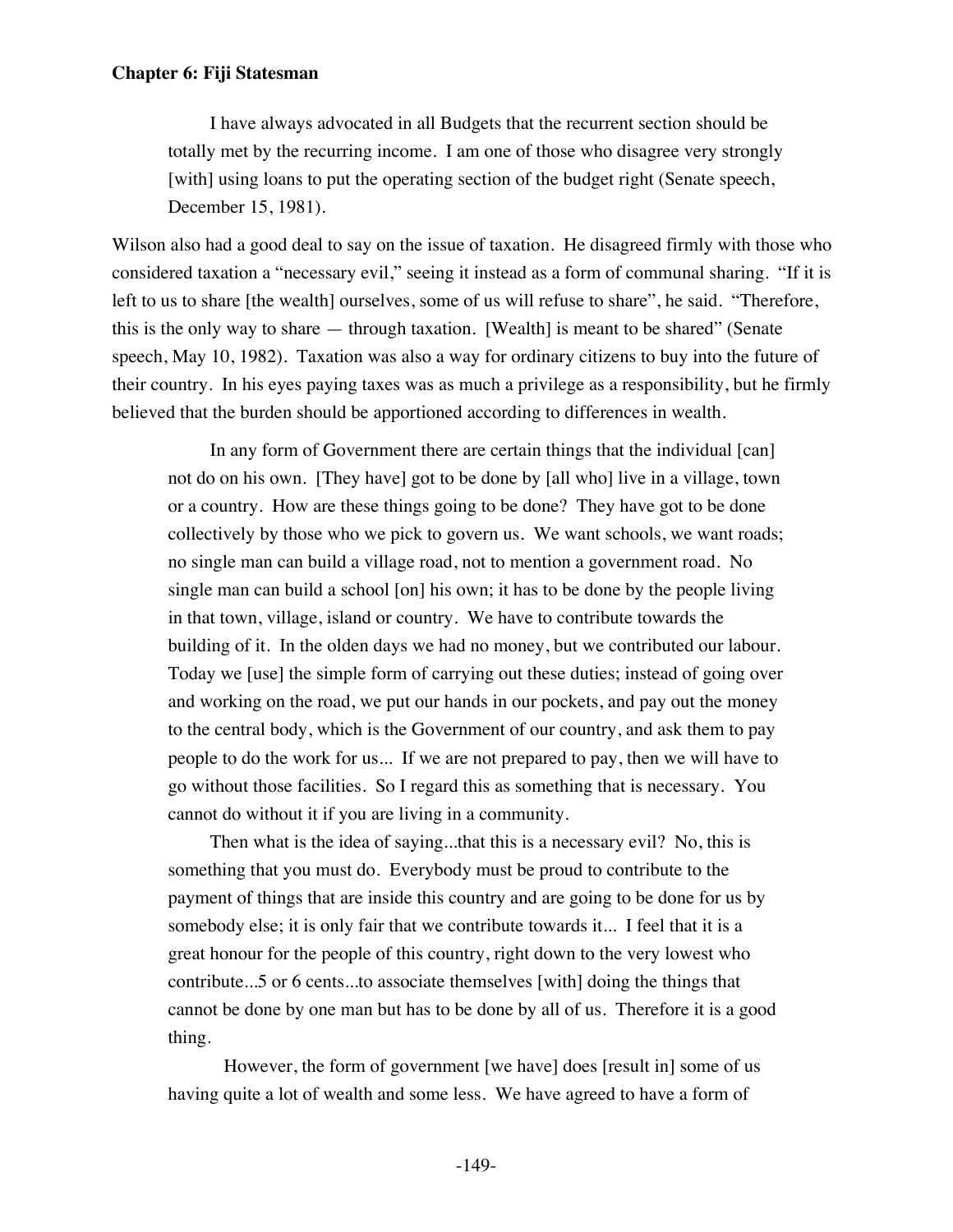I have always advocated in all Budgets that the recurrent section should be totally met by the recurring income. I am one of those who disagree very strongly [with] using loans to put the operating section of the budget right (Senate speech, December 15, 1981).

Wilson also had a good deal to say on the issue of taxation. He disagreed firmly with those who considered taxation a "necessary evil," seeing it instead as a form of communal sharing. "If it is left to us to share [the wealth] ourselves, some of us will refuse to share", he said. "Therefore, this is the only way to share — through taxation. [Wealth] is meant to be shared" (Senate speech, May 10, 1982). Taxation was also a way for ordinary citizens to buy into the future of their country. In his eyes paying taxes was as much a privilege as a responsibility, but he firmly believed that the burden should be apportioned according to differences in wealth.

> In any form of Government there are certain things that the individual [can] not do on his own. [They have] got to be done by [all who] live in a village, town or a country. How are these things going to be done? They have got to be done collectively by those who we pick to govern us. We want schools, we want roads; no single man can build a village road, not to mention a government road. No single man can build a school [on] his own; it has to be done by the people living in that town, village, island or country. We have to contribute towards the building of it. In the olden days we had no money, but we contributed our labour. Today we [use] the simple form of carrying out these duties; instead of going over and working on the road, we put our hands in our pockets, and pay out the money to the central body, which is the Government of our country, and ask them to pay people to do the work for us... If we are not prepared to pay, then we will have to go without those facilities. So I regard this as something that is necessary. You cannot do without it if you are living in a community.
>
> Then what is the idea of saying...that this is a necessary evil? No, this is something that you must do. Everybody must be proud to contribute to the payment of things that are inside this country and are going to be done for us by somebody else; it is only fair that we contribute towards it... I feel that it is a great honour for the people of this country, right down to the very lowest who contribute...5 or 6 cents...to associate themselves [with] doing the things that cannot be done by one man but has to be done by all of us. Therefore it is a good thing.
>
> However, the form of government [we have] does [result in] some of us having quite a lot of wealth and some less. We have agreed to have a form of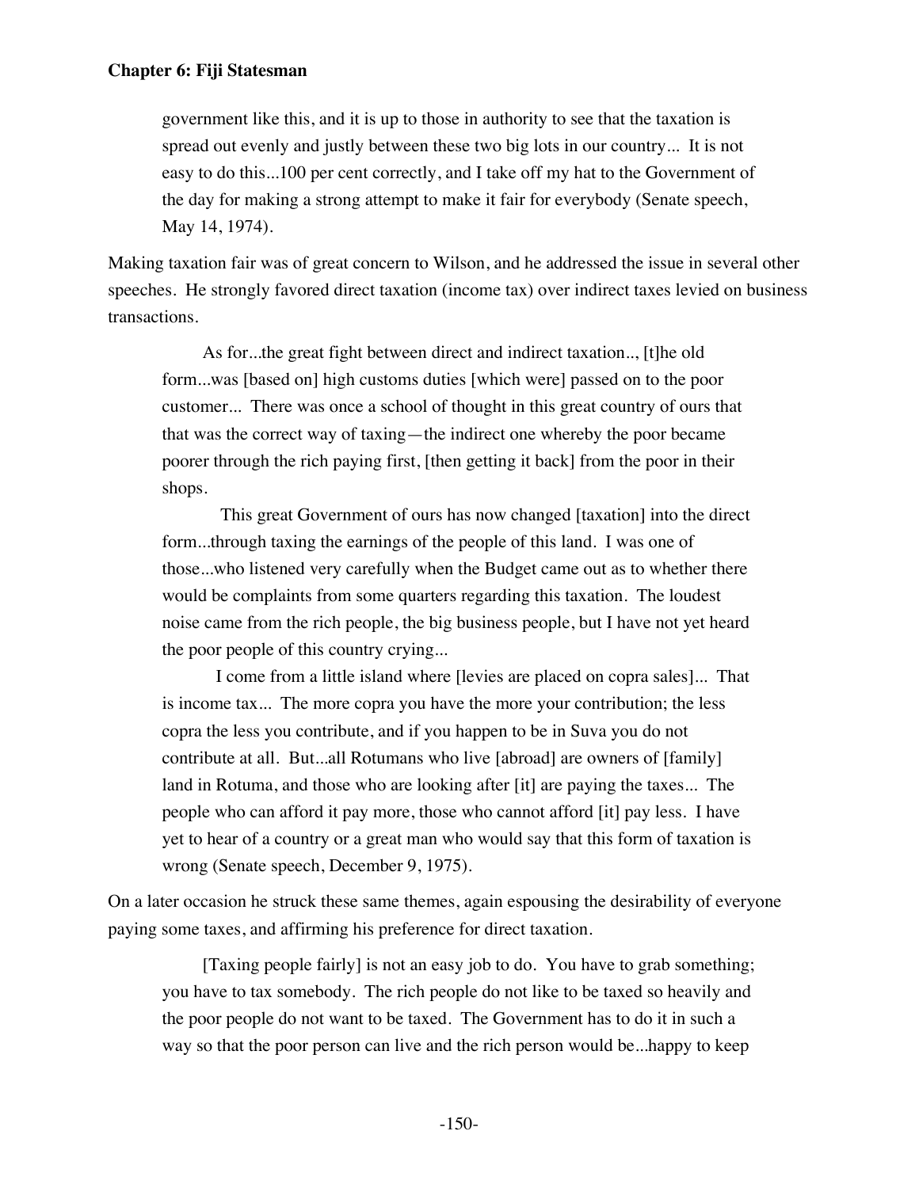> government like this, and it is up to those in authority to see that the taxation is spread out evenly and justly between these two big lots in our country... It is not easy to do this...100 per cent correctly, and I take off my hat to the Government of the day for making a strong attempt to make it fair for everybody (Senate speech, May 14, 1974).

Making taxation fair was of great concern to Wilson, and he addressed the issue in several other speeches. He strongly favored direct taxation (income tax) over indirect taxes levied on business transactions.

> As for...the great fight between direct and indirect taxation.., [t]he old form...was [based on] high customs duties [which were] passed on to the poor customer... There was once a school of thought in this great country of ours that that was the correct way of taxing—the indirect one whereby the poor became poorer through the rich paying first, [then getting it back] from the poor in their shops.
>
> This great Government of ours has now changed [taxation] into the direct form...through taxing the earnings of the people of this land. I was one of those...who listened very carefully when the Budget came out as to whether there would be complaints from some quarters regarding this taxation. The loudest noise came from the rich people, the big business people, but I have not yet heard the poor people of this country crying...
>
> I come from a little island where [levies are placed on copra sales]... That is income tax... The more copra you have the more your contribution; the less copra the less you contribute, and if you happen to be in Suva you do not contribute at all. But...all Rotumans who live [abroad] are owners of [family] land in Rotuma, and those who are looking after [it] are paying the taxes... The people who can afford it pay more, those who cannot afford [it] pay less. I have yet to hear of a country or a great man who would say that this form of taxation is wrong (Senate speech, December 9, 1975).

On a later occasion he struck these same themes, again espousing the desirability of everyone paying some taxes, and affirming his preference for direct taxation.

> [Taxing people fairly] is not an easy job to do. You have to grab something; you have to tax somebody. The rich people do not like to be taxed so heavily and the poor people do not want to be taxed. The Government has to do it in such a way so that the poor person can live and the rich person would be...happy to keep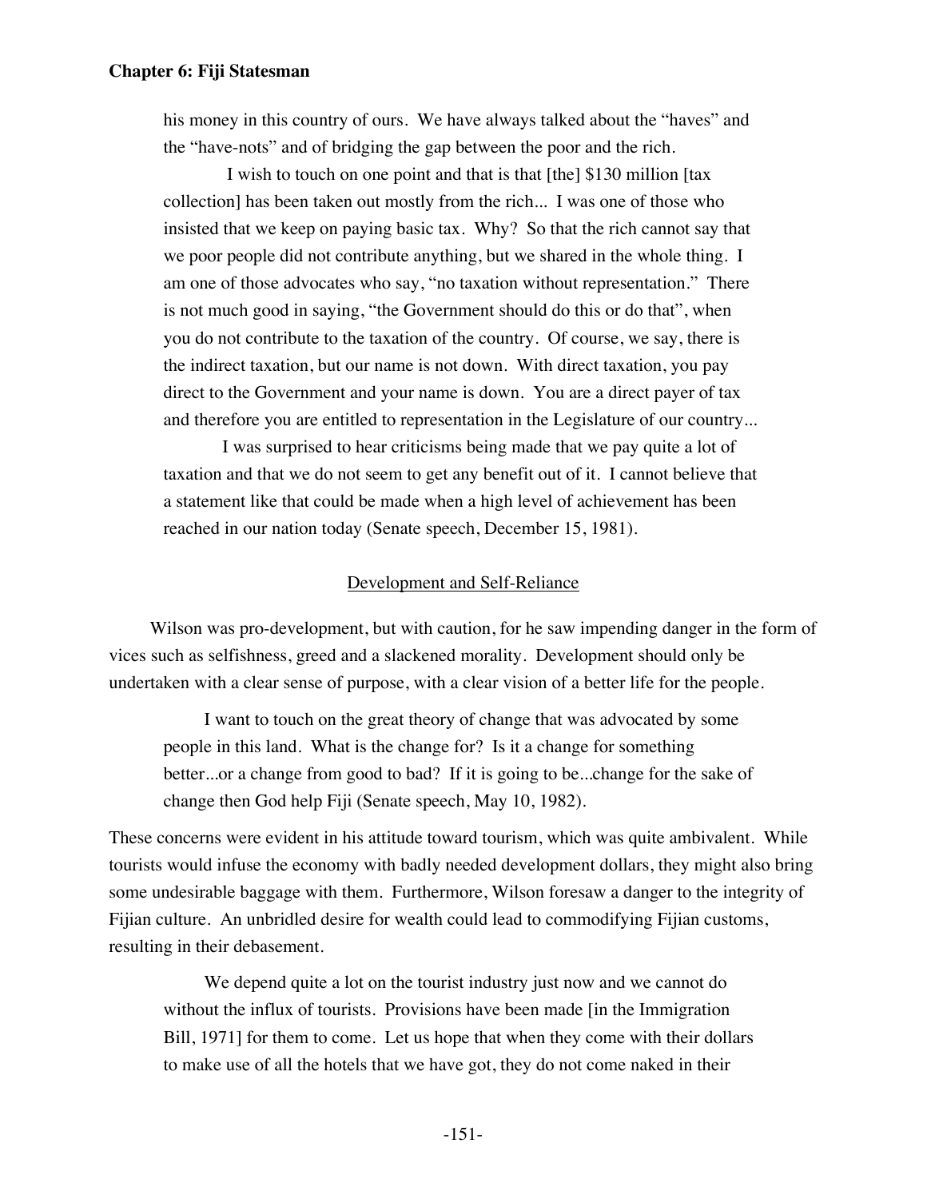his money in this country of ours. We have always talked about the "haves" and the "have-nots" and of bridging the gap between the poor and the rich.

> I wish to touch on one point and that is that [the] $130 million [tax collection] has been taken out mostly from the rich... I was one of those who insisted that we keep on paying basic tax. Why? So that the rich cannot say that we poor people did not contribute anything, but we shared in the whole thing. I am one of those advocates who say, "no taxation without representation." There is not much good in saying, "the Government should do this or do that", when you do not contribute to the taxation of the country. Of course, we say, there is the indirect taxation, but our name is not down. With direct taxation, you pay direct to the Government and your name is down. You are a direct payer of tax and therefore you are entitled to representation in the Legislature of our country...
>
> I was surprised to hear criticisms being made that we pay quite a lot of taxation and that we do not seem to get any benefit out of it. I cannot believe that a statement like that could be made when a high level of achievement has been reached in our nation today (Senate speech, December 15, 1981).

## Development and Self-Reliance

Wilson was pro-development, but with caution, for he saw impending danger in the form of vices such as selfishness, greed and a slackened morality. Development should only be undertaken with a clear sense of purpose, with a clear vision of a better life for the people.

> I want to touch on the great theory of change that was advocated by some people in this land. What is the change for? Is it a change for something better...or a change from good to bad? If it is going to be...change for the sake of change then God help Fiji (Senate speech, May 10, 1982).

These concerns were evident in his attitude toward tourism, which was quite ambivalent. While tourists would infuse the economy with badly needed development dollars, they might also bring some undesirable baggage with them. Furthermore, Wilson foresaw a danger to the integrity of Fijian culture. An unbridled desire for wealth could lead to commodifying Fijian customs, resulting in their debasement.

> We depend quite a lot on the tourist industry just now and we cannot do without the influx of tourists. Provisions have been made [in the Immigration Bill, 1971] for them to come. Let us hope that when they come with their dollars to make use of all the hotels that we have got, they do not come naked in their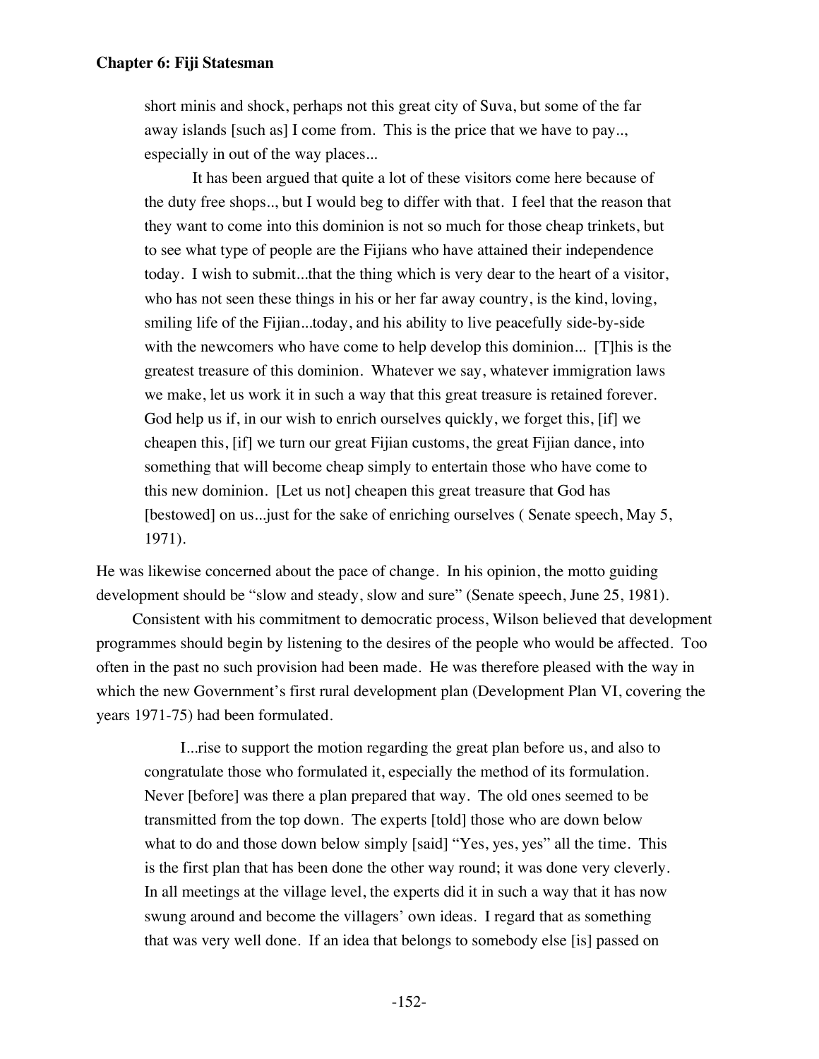> short minis and shock, perhaps not this great city of Suva, but some of the far away islands [such as] I come from. This is the price that we have to pay.., especially in out of the way places...
>
> It has been argued that quite a lot of these visitors come here because of the duty free shops.., but I would beg to differ with that. I feel that the reason that they want to come into this dominion is not so much for those cheap trinkets, but to see what type of people are the Fijians who have attained their independence today. I wish to submit...that the thing which is very dear to the heart of a visitor, who has not seen these things in his or her far away country, is the kind, loving, smiling life of the Fijian...today, and his ability to live peacefully side-by-side with the newcomers who have come to help develop this dominion... [T]his is the greatest treasure of this dominion. Whatever we say, whatever immigration laws we make, let us work it in such a way that this great treasure is retained forever. God help us if, in our wish to enrich ourselves quickly, we forget this, [if] we cheapen this, [if] we turn our great Fijian customs, the great Fijian dance, into something that will become cheap simply to entertain those who have come to this new dominion. [Let us not] cheapen this great treasure that God has [bestowed] on us...just for the sake of enriching ourselves ( Senate speech, May 5, 1971).

He was likewise concerned about the pace of change. In his opinion, the motto guiding development should be "slow and steady, slow and sure" (Senate speech, June 25, 1981).

Consistent with his commitment to democratic process, Wilson believed that development programmes should begin by listening to the desires of the people who would be affected. Too often in the past no such provision had been made. He was therefore pleased with the way in which the new Government's first rural development plan (Development Plan VI, covering the years 1971-75) had been formulated.

> I...rise to support the motion regarding the great plan before us, and also to congratulate those who formulated it, especially the method of its formulation. Never [before] was there a plan prepared that way. The old ones seemed to be transmitted from the top down. The experts [told] those who are down below what to do and those down below simply [said] "Yes, yes, yes" all the time. This is the first plan that has been done the other way round; it was done very cleverly. In all meetings at the village level, the experts did it in such a way that it has now swung around and become the villagers' own ideas. I regard that as something that was very well done. If an idea that belongs to somebody else [is] passed on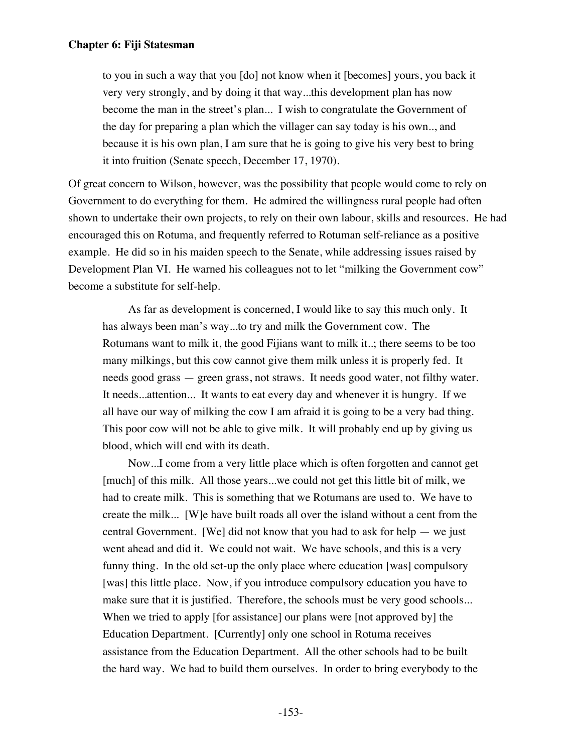> to you in such a way that you [do] not know when it [becomes] yours, you back it very very strongly, and by doing it that way...this development plan has now become the man in the street's plan... I wish to congratulate the Government of the day for preparing a plan which the villager can say today is his own.., and because it is his own plan, I am sure that he is going to give his very best to bring it into fruition (Senate speech, December 17, 1970).

Of great concern to Wilson, however, was the possibility that people would come to rely on Government to do everything for them. He admired the willingness rural people had often shown to undertake their own projects, to rely on their own labour, skills and resources. He had encouraged this on Rotuma, and frequently referred to Rotuman self-reliance as a positive example. He did so in his maiden speech to the Senate, while addressing issues raised by Development Plan VI. He warned his colleagues not to let "milking the Government cow" become a substitute for self-help.

> As far as development is concerned, I would like to say this much only. It has always been man's way...to try and milk the Government cow. The Rotumans want to milk it, the good Fijians want to milk it..; there seems to be too many milkings, but this cow cannot give them milk unless it is properly fed. It needs good grass — green grass, not straws. It needs good water, not filthy water. It needs...attention... It wants to eat every day and whenever it is hungry. If we all have our way of milking the cow I am afraid it is going to be a very bad thing. This poor cow will not be able to give milk. It will probably end up by giving us blood, which will end with its death.
>
> Now...I come from a very little place which is often forgotten and cannot get [much] of this milk. All those years...we could not get this little bit of milk, we had to create milk. This is something that we Rotumans are used to. We have to create the milk... [W]e have built roads all over the island without a cent from the central Government. [We] did not know that you had to ask for help — we just went ahead and did it. We could not wait. We have schools, and this is a very funny thing. In the old set-up the only place where education [was] compulsory [was] this little place. Now, if you introduce compulsory education you have to make sure that it is justified. Therefore, the schools must be very good schools... When we tried to apply [for assistance] our plans were [not approved by] the Education Department. [Currently] only one school in Rotuma receives assistance from the Education Department. All the other schools had to be built the hard way. We had to build them ourselves. In order to bring everybody to the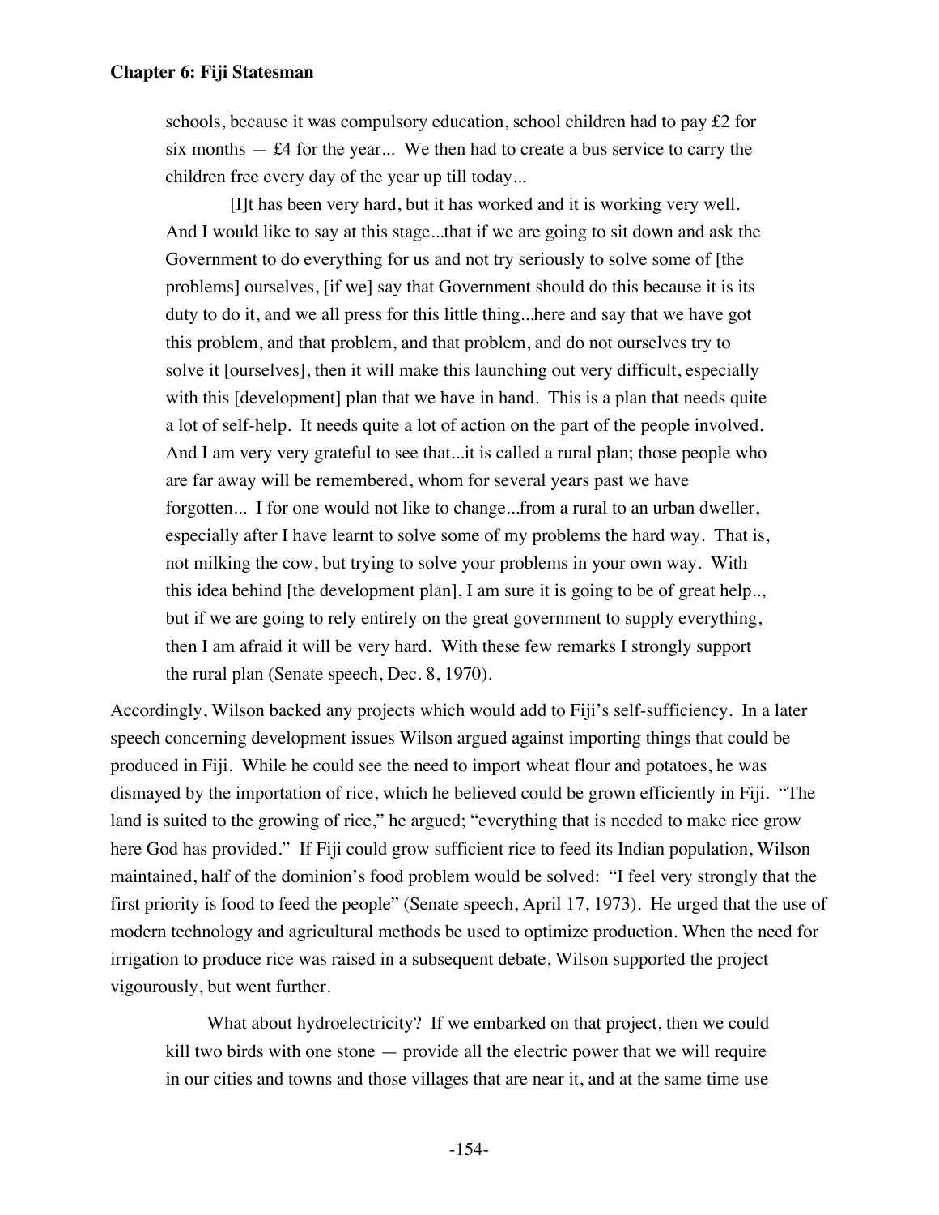> schools, because it was compulsory education, school children had to pay £2 for six months — £4 for the year... We then had to create a bus service to carry the children free every day of the year up till today...
>
> [I]t has been very hard, but it has worked and it is working very well. And I would like to say at this stage...that if we are going to sit down and ask the Government to do everything for us and not try seriously to solve some of [the problems] ourselves, [if we] say that Government should do this because it is its duty to do it, and we all press for this little thing...here and say that we have got this problem, and that problem, and that problem, and do not ourselves try to solve it [ourselves], then it will make this launching out very difficult, especially with this [development] plan that we have in hand. This is a plan that needs quite a lot of self-help. It needs quite a lot of action on the part of the people involved. And I am very very grateful to see that...it is called a rural plan; those people who are far away will be remembered, whom for several years past we have forgotten... I for one would not like to change...from a rural to an urban dweller, especially after I have learnt to solve some of my problems the hard way. That is, not milking the cow, but trying to solve your problems in your own way. With this idea behind [the development plan], I am sure it is going to be of great help.., but if we are going to rely entirely on the great government to supply everything, then I am afraid it will be very hard. With these few remarks I strongly support the rural plan (Senate speech, Dec. 8, 1970).

Accordingly, Wilson backed any projects which would add to Fiji's self-sufficiency. In a later speech concerning development issues Wilson argued against importing things that could be produced in Fiji. While he could see the need to import wheat flour and potatoes, he was dismayed by the importation of rice, which he believed could be grown efficiently in Fiji. "The land is suited to the growing of rice," he argued; "everything that is needed to make rice grow here God has provided." If Fiji could grow sufficient rice to feed its Indian population, Wilson maintained, half of the dominion's food problem would be solved: "I feel very strongly that the first priority is food to feed the people" (Senate speech, April 17, 1973). He urged that the use of modern technology and agricultural methods be used to optimize production. When the need for irrigation to produce rice was raised in a subsequent debate, Wilson supported the project vigourously, but went further.

> What about hydroelectricity? If we embarked on that project, then we could kill two birds with one stone — provide all the electric power that we will require in our cities and towns and those villages that are near it, and at the same time use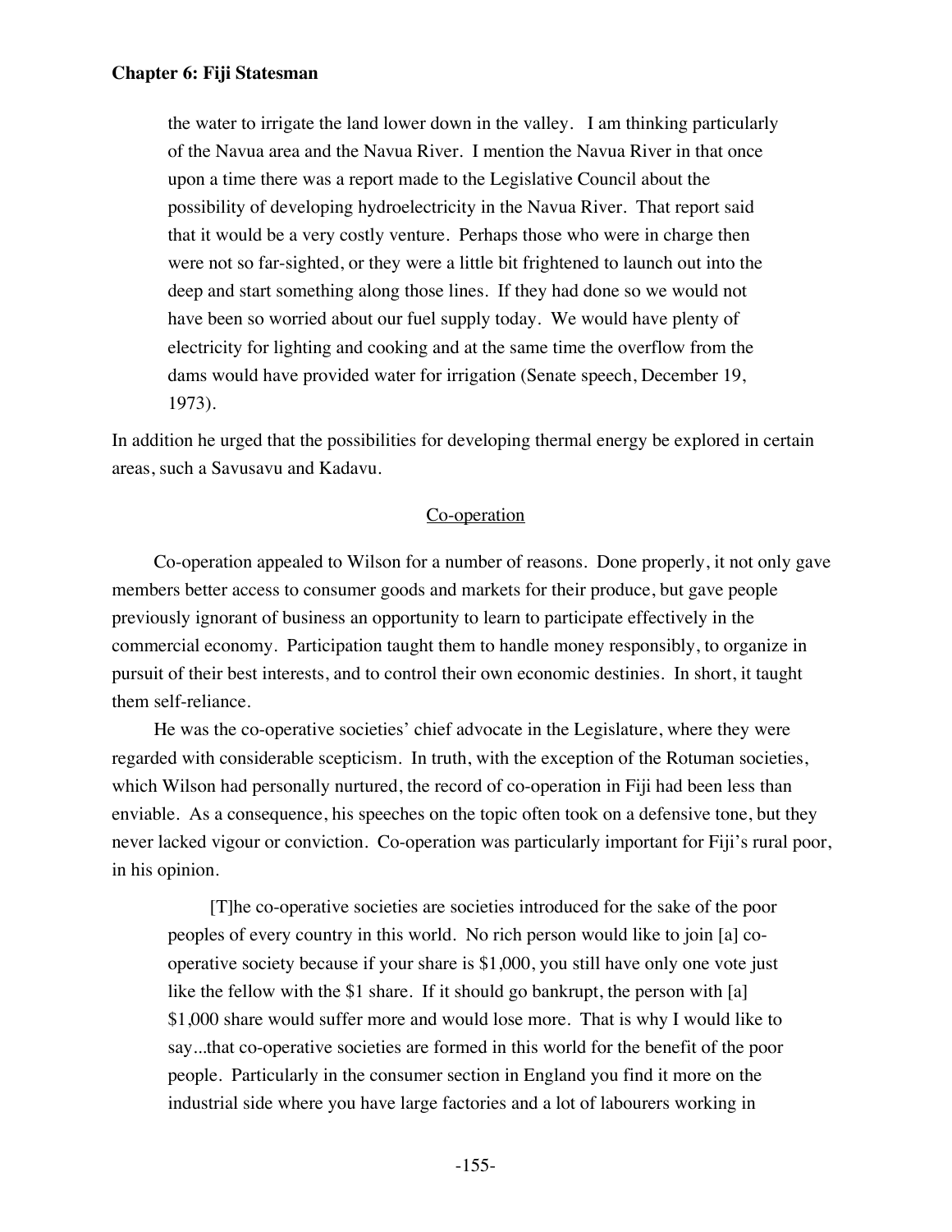> the water to irrigate the land lower down in the valley. I am thinking particularly of the Navua area and the Navua River. I mention the Navua River in that once upon a time there was a report made to the Legislative Council about the possibility of developing hydroelectricity in the Navua River. That report said that it would be a very costly venture. Perhaps those who were in charge then were not so far-sighted, or they were a little bit frightened to launch out into the deep and start something along those lines. If they had done so we would not have been so worried about our fuel supply today. We would have plenty of electricity for lighting and cooking and at the same time the overflow from the dams would have provided water for irrigation (Senate speech, December 19, 1973).

In addition he urged that the possibilities for developing thermal energy be explored in certain areas, such a Savusavu and Kadavu.

## Co-operation

Co-operation appealed to Wilson for a number of reasons. Done properly, it not only gave members better access to consumer goods and markets for their produce, but gave people previously ignorant of business an opportunity to learn to participate effectively in the commercial economy. Participation taught them to handle money responsibly, to organize in pursuit of their best interests, and to control their own economic destinies. In short, it taught them self-reliance.

He was the co-operative societies' chief advocate in the Legislature, where they were regarded with considerable scepticism. In truth, with the exception of the Rotuman societies, which Wilson had personally nurtured, the record of co-operation in Fiji had been less than enviable. As a consequence, his speeches on the topic often took on a defensive tone, but they never lacked vigour or conviction. Co-operation was particularly important for Fiji's rural poor, in his opinion.

> [T]he co-operative societies are societies introduced for the sake of the poor peoples of every country in this world. No rich person would like to join [a] co-operative society because if your share is $1,000, you still have only one vote just like the fellow with the $1 share. If it should go bankrupt, the person with [a] $1,000 share would suffer more and would lose more. That is why I would like to say...that co-operative societies are formed in this world for the benefit of the poor people. Particularly in the consumer section in England you find it more on the industrial side where you have large factories and a lot of labourers working in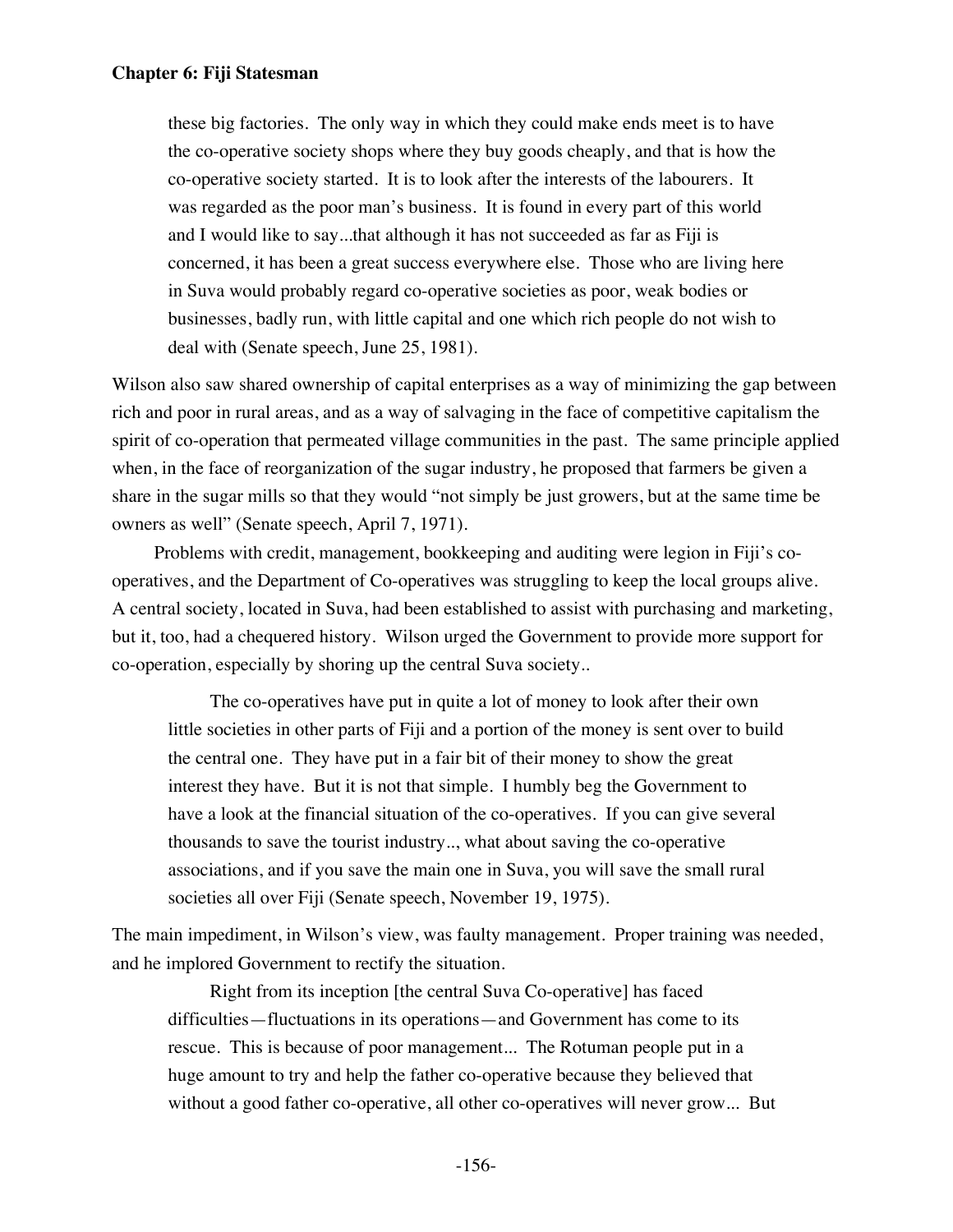> these big factories. The only way in which they could make ends meet is to have the co-operative society shops where they buy goods cheaply, and that is how the co-operative society started. It is to look after the interests of the labourers. It was regarded as the poor man's business. It is found in every part of this world and I would like to say...that although it has not succeeded as far as Fiji is concerned, it has been a great success everywhere else. Those who are living here in Suva would probably regard co-operative societies as poor, weak bodies or businesses, badly run, with little capital and one which rich people do not wish to deal with (Senate speech, June 25, 1981).

Wilson also saw shared ownership of capital enterprises as a way of minimizing the gap between rich and poor in rural areas, and as a way of salvaging in the face of competitive capitalism the spirit of co-operation that permeated village communities in the past. The same principle applied when, in the face of reorganization of the sugar industry, he proposed that farmers be given a share in the sugar mills so that they would "not simply be just growers, but at the same time be owners as well" (Senate speech, April 7, 1971).

Problems with credit, management, bookkeeping and auditing were legion in Fiji's co-operatives, and the Department of Co-operatives was struggling to keep the local groups alive. A central society, located in Suva, had been established to assist with purchasing and marketing, but it, too, had a chequered history. Wilson urged the Government to provide more support for co-operation, especially by shoring up the central Suva society..

> The co-operatives have put in quite a lot of money to look after their own little societies in other parts of Fiji and a portion of the money is sent over to build the central one. They have put in a fair bit of their money to show the great interest they have. But it is not that simple. I humbly beg the Government to have a look at the financial situation of the co-operatives. If you can give several thousands to save the tourist industry.., what about saving the co-operative associations, and if you save the main one in Suva, you will save the small rural societies all over Fiji (Senate speech, November 19, 1975).

The main impediment, in Wilson's view, was faulty management. Proper training was needed, and he implored Government to rectify the situation.

> Right from its inception [the central Suva Co-operative] has faced difficulties—fluctuations in its operations—and Government has come to its rescue. This is because of poor management... The Rotuman people put in a huge amount to try and help the father co-operative because they believed that without a good father co-operative, all other co-operatives will never grow... But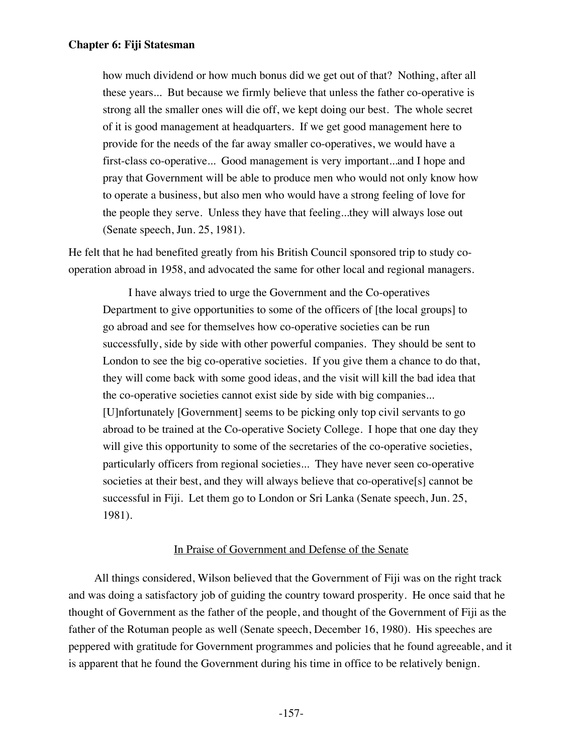> how much dividend or how much bonus did we get out of that? Nothing, after all these years... But because we firmly believe that unless the father co-operative is strong all the smaller ones will die off, we kept doing our best. The whole secret of it is good management at headquarters. If we get good management here to provide for the needs of the far away smaller co-operatives, we would have a first-class co-operative... Good management is very important...and I hope and pray that Government will be able to produce men who would not only know how to operate a business, but also men who would have a strong feeling of love for the people they serve. Unless they have that feeling...they will always lose out (Senate speech, Jun. 25, 1981).

He felt that he had benefited greatly from his British Council sponsored trip to study co-operation abroad in 1958, and advocated the same for other local and regional managers.

> I have always tried to urge the Government and the Co-operatives Department to give opportunities to some of the officers of [the local groups] to go abroad and see for themselves how co-operative societies can be run successfully, side by side with other powerful companies. They should be sent to London to see the big co-operative societies. If you give them a chance to do that, they will come back with some good ideas, and the visit will kill the bad idea that the co-operative societies cannot exist side by side with big companies... [U]nfortunately [Government] seems to be picking only top civil servants to go abroad to be trained at the Co-operative Society College. I hope that one day they will give this opportunity to some of the secretaries of the co-operative societies, particularly officers from regional societies... They have never seen co-operative societies at their best, and they will always believe that co-operative[s] cannot be successful in Fiji. Let them go to London or Sri Lanka (Senate speech, Jun. 25, 1981).

### In Praise of Government and Defense of the Senate

All things considered, Wilson believed that the Government of Fiji was on the right track and was doing a satisfactory job of guiding the country toward prosperity. He once said that he thought of Government as the father of the people, and thought of the Government of Fiji as the father of the Rotuman people as well (Senate speech, December 16, 1980). His speeches are peppered with gratitude for Government programmes and policies that he found agreeable, and it is apparent that he found the Government during his time in office to be relatively benign.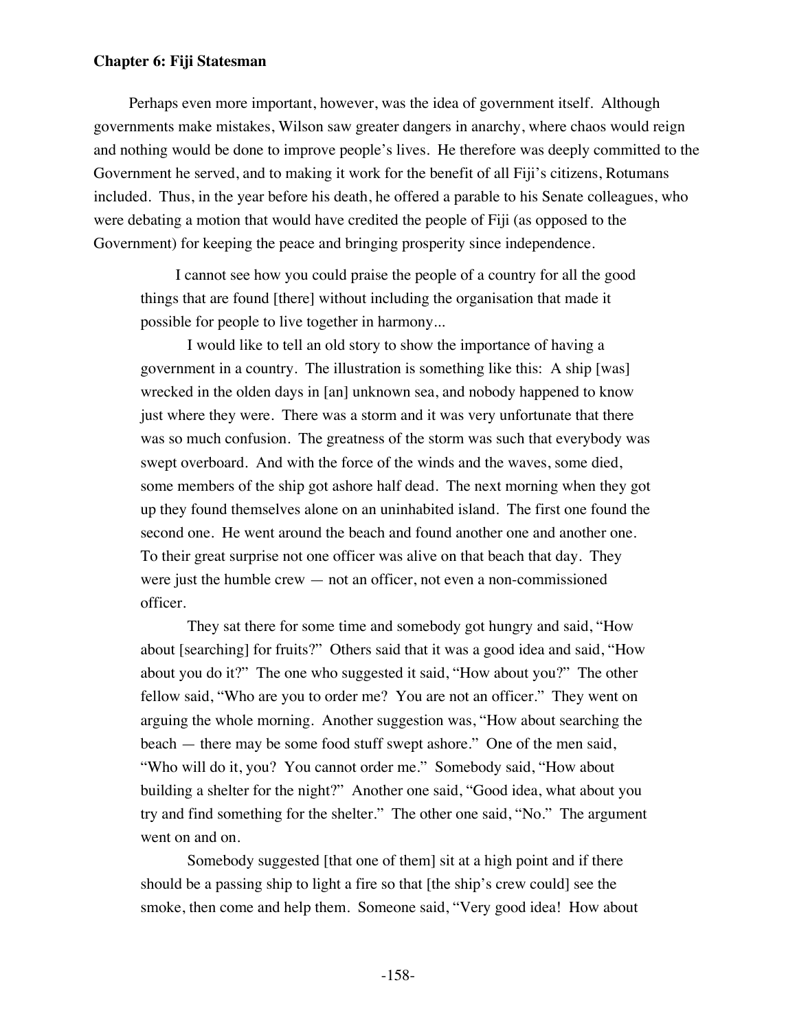**Chapter 6: Fiji Statesman**

Perhaps even more important, however, was the idea of government itself. Although governments make mistakes, Wilson saw greater dangers in anarchy, where chaos would reign and nothing would be done to improve people's lives. He therefore was deeply committed to the Government he served, and to making it work for the benefit of all Fiji's citizens, Rotumans included. Thus, in the year before his death, he offered a parable to his Senate colleagues, who were debating a motion that would have credited the people of Fiji (as opposed to the Government) for keeping the peace and bringing prosperity since independence.

> I cannot see how you could praise the people of a country for all the good things that are found [there] without including the organisation that made it possible for people to live together in harmony...
>
> I would like to tell an old story to show the importance of having a government in a country. The illustration is something like this: A ship [was] wrecked in the olden days in [an] unknown sea, and nobody happened to know just where they were. There was a storm and it was very unfortunate that there was so much confusion. The greatness of the storm was such that everybody was swept overboard. And with the force of the winds and the waves, some died, some members of the ship got ashore half dead. The next morning when they got up they found themselves alone on an uninhabited island. The first one found the second one. He went around the beach and found another one and another one. To their great surprise not one officer was alive on that beach that day. They were just the humble crew — not an officer, not even a non-commissioned officer.
>
> They sat there for some time and somebody got hungry and said, "How about [searching] for fruits?" Others said that it was a good idea and said, "How about you do it?" The one who suggested it said, "How about you?" The other fellow said, "Who are you to order me? You are not an officer." They went on arguing the whole morning. Another suggestion was, "How about searching the beach — there may be some food stuff swept ashore." One of the men said, "Who will do it, you? You cannot order me." Somebody said, "How about building a shelter for the night?" Another one said, "Good idea, what about you try and find something for the shelter." The other one said, "No." The argument went on and on.
>
> Somebody suggested [that one of them] sit at a high point and if there should be a passing ship to light a fire so that [the ship's crew could] see the smoke, then come and help them. Someone said, "Very good idea! How about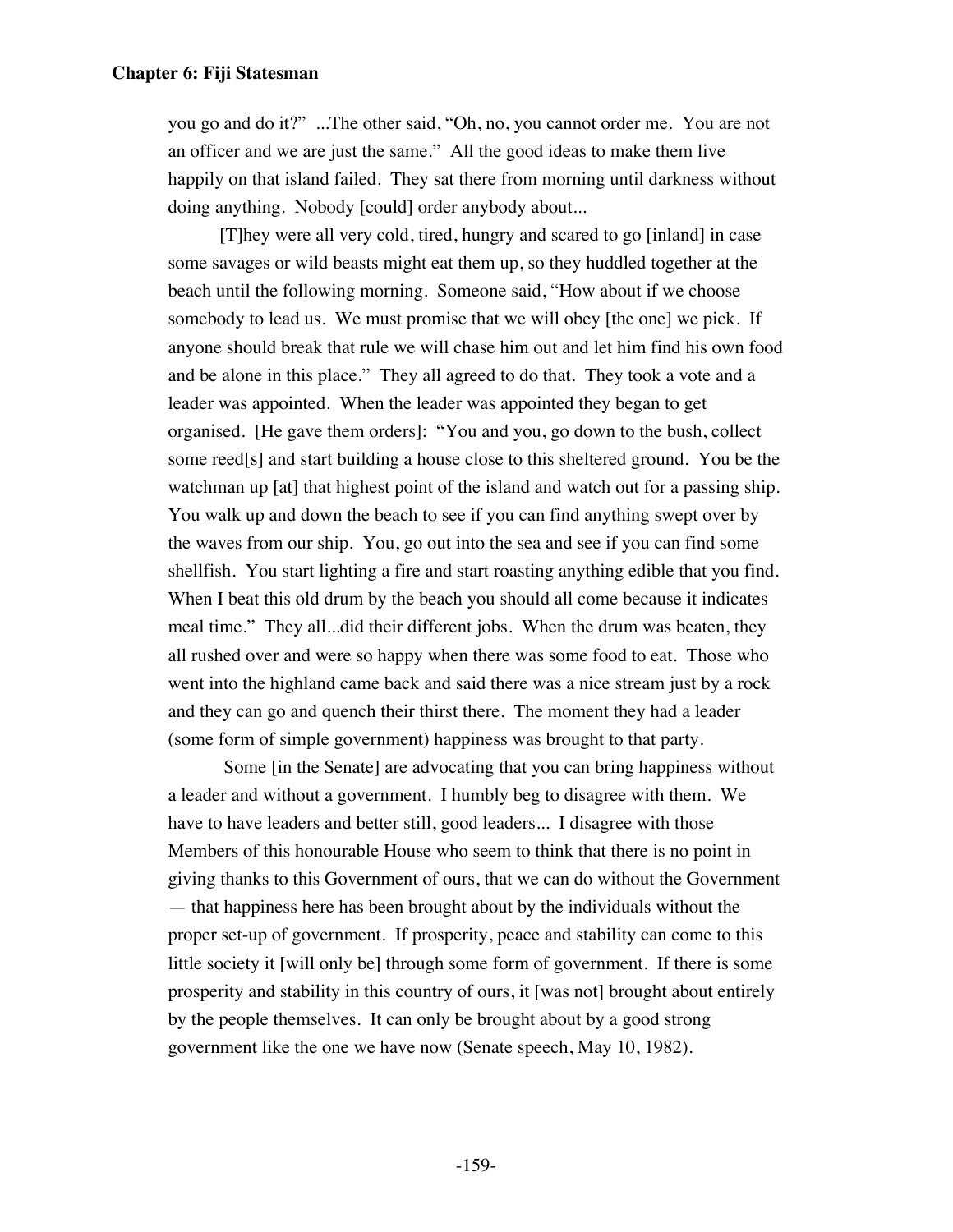you go and do it?" ...The other said, "Oh, no, you cannot order me. You are not an officer and we are just the same." All the good ideas to make them live happily on that island failed. They sat there from morning until darkness without doing anything. Nobody [could] order anybody about...

[T]hey were all very cold, tired, hungry and scared to go [inland] in case some savages or wild beasts might eat them up, so they huddled together at the beach until the following morning. Someone said, "How about if we choose somebody to lead us. We must promise that we will obey [the one] we pick. If anyone should break that rule we will chase him out and let him find his own food and be alone in this place." They all agreed to do that. They took a vote and a leader was appointed. When the leader was appointed they began to get organised. [He gave them orders]: "You and you, go down to the bush, collect some reed[s] and start building a house close to this sheltered ground. You be the watchman up [at] that highest point of the island and watch out for a passing ship. You walk up and down the beach to see if you can find anything swept over by the waves from our ship. You, go out into the sea and see if you can find some shellfish. You start lighting a fire and start roasting anything edible that you find. When I beat this old drum by the beach you should all come because it indicates meal time." They all...did their different jobs. When the drum was beaten, they all rushed over and were so happy when there was some food to eat. Those who went into the highland came back and said there was a nice stream just by a rock and they can go and quench their thirst there. The moment they had a leader (some form of simple government) happiness was brought to that party.

Some [in the Senate] are advocating that you can bring happiness without a leader and without a government. I humbly beg to disagree with them. We have to have leaders and better still, good leaders... I disagree with those Members of this honourable House who seem to think that there is no point in giving thanks to this Government of ours, that we can do without the Government — that happiness here has been brought about by the individuals without the proper set-up of government. If prosperity, peace and stability can come to this little society it [will only be] through some form of government. If there is some prosperity and stability in this country of ours, it [was not] brought about entirely by the people themselves. It can only be brought about by a good strong government like the one we have now (Senate speech, May 10, 1982).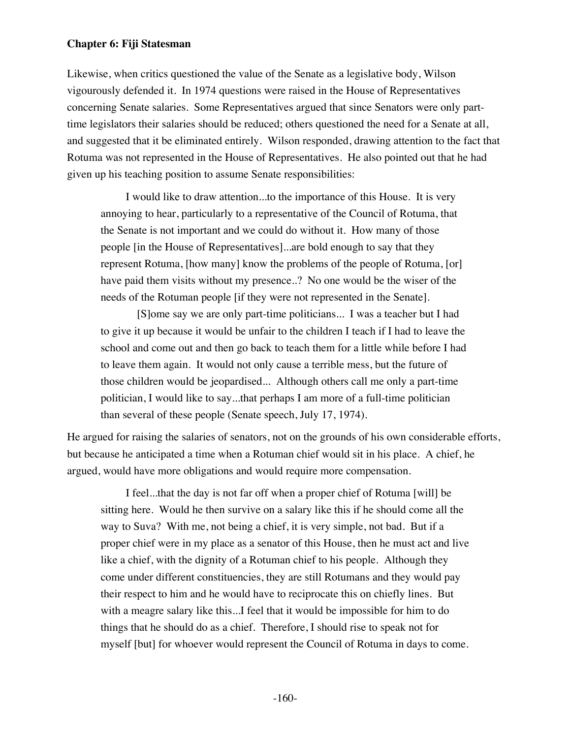Likewise, when critics questioned the value of the Senate as a legislative body, Wilson vigourously defended it. In 1974 questions were raised in the House of Representatives concerning Senate salaries. Some Representatives argued that since Senators were only part-time legislators their salaries should be reduced; others questioned the need for a Senate at all, and suggested that it be eliminated entirely. Wilson responded, drawing attention to the fact that Rotuma was not represented in the House of Representatives. He also pointed out that he had given up his teaching position to assume Senate responsibilities:

> I would like to draw attention...to the importance of this House. It is very annoying to hear, particularly to a representative of the Council of Rotuma, that the Senate is not important and we could do without it. How many of those people [in the House of Representatives]...are bold enough to say that they represent Rotuma, [how many] know the problems of the people of Rotuma, [or] have paid them visits without my presence..? No one would be the wiser of the needs of the Rotuman people [if they were not represented in the Senate].
>
> [S]ome say we are only part-time politicians... I was a teacher but I had to give it up because it would be unfair to the children I teach if I had to leave the school and come out and then go back to teach them for a little while before I had to leave them again. It would not only cause a terrible mess, but the future of those children would be jeopardised... Although others call me only a part-time politician, I would like to say...that perhaps I am more of a full-time politician than several of these people (Senate speech, July 17, 1974).

He argued for raising the salaries of senators, not on the grounds of his own considerable efforts, but because he anticipated a time when a Rotuman chief would sit in his place. A chief, he argued, would have more obligations and would require more compensation.

> I feel...that the day is not far off when a proper chief of Rotuma [will] be sitting here. Would he then survive on a salary like this if he should come all the way to Suva? With me, not being a chief, it is very simple, not bad. But if a proper chief were in my place as a senator of this House, then he must act and live like a chief, with the dignity of a Rotuman chief to his people. Although they come under different constituencies, they are still Rotumans and they would pay their respect to him and he would have to reciprocate this on chiefly lines. But with a meagre salary like this...I feel that it would be impossible for him to do things that he should do as a chief. Therefore, I should rise to speak not for myself [but] for whoever would represent the Council of Rotuma in days to come.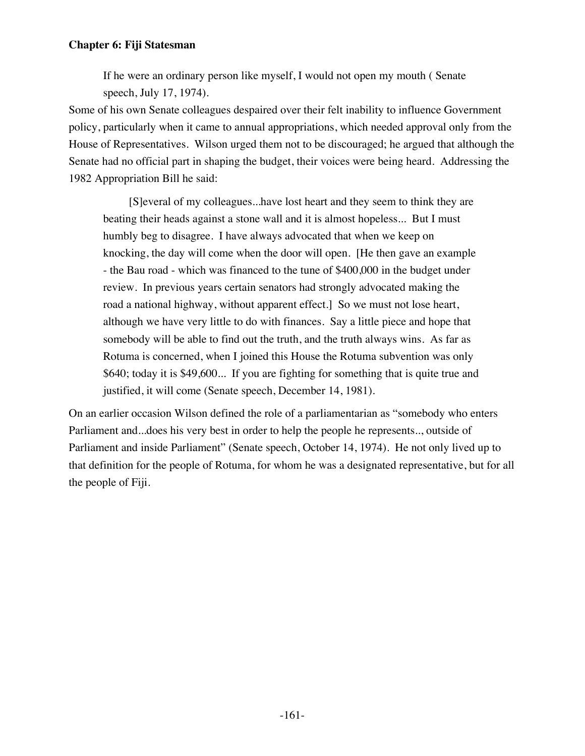> If he were an ordinary person like myself, I would not open my mouth ( Senate speech, July 17, 1974).

Some of his own Senate colleagues despaired over their felt inability to influence Government policy, particularly when it came to annual appropriations, which needed approval only from the House of Representatives. Wilson urged them not to be discouraged; he argued that although the Senate had no official part in shaping the budget, their voices were being heard. Addressing the 1982 Appropriation Bill he said:

> [S]everal of my colleagues...have lost heart and they seem to think they are beating their heads against a stone wall and it is almost hopeless... But I must humbly beg to disagree. I have always advocated that when we keep on knocking, the day will come when the door will open. [He then gave an example - the Bau road - which was financed to the tune of $400,000 in the budget under review. In previous years certain senators had strongly advocated making the road a national highway, without apparent effect.] So we must not lose heart, although we have very little to do with finances. Say a little piece and hope that somebody will be able to find out the truth, and the truth always wins. As far as Rotuma is concerned, when I joined this House the Rotuma subvention was only $640; today it is $49,600... If you are fighting for something that is quite true and justified, it will come (Senate speech, December 14, 1981).

On an earlier occasion Wilson defined the role of a parliamentarian as "somebody who enters Parliament and...does his very best in order to help the people he represents.., outside of Parliament and inside Parliament" (Senate speech, October 14, 1974). He not only lived up to that definition for the people of Rotuma, for whom he was a designated representative, but for all the people of Fiji.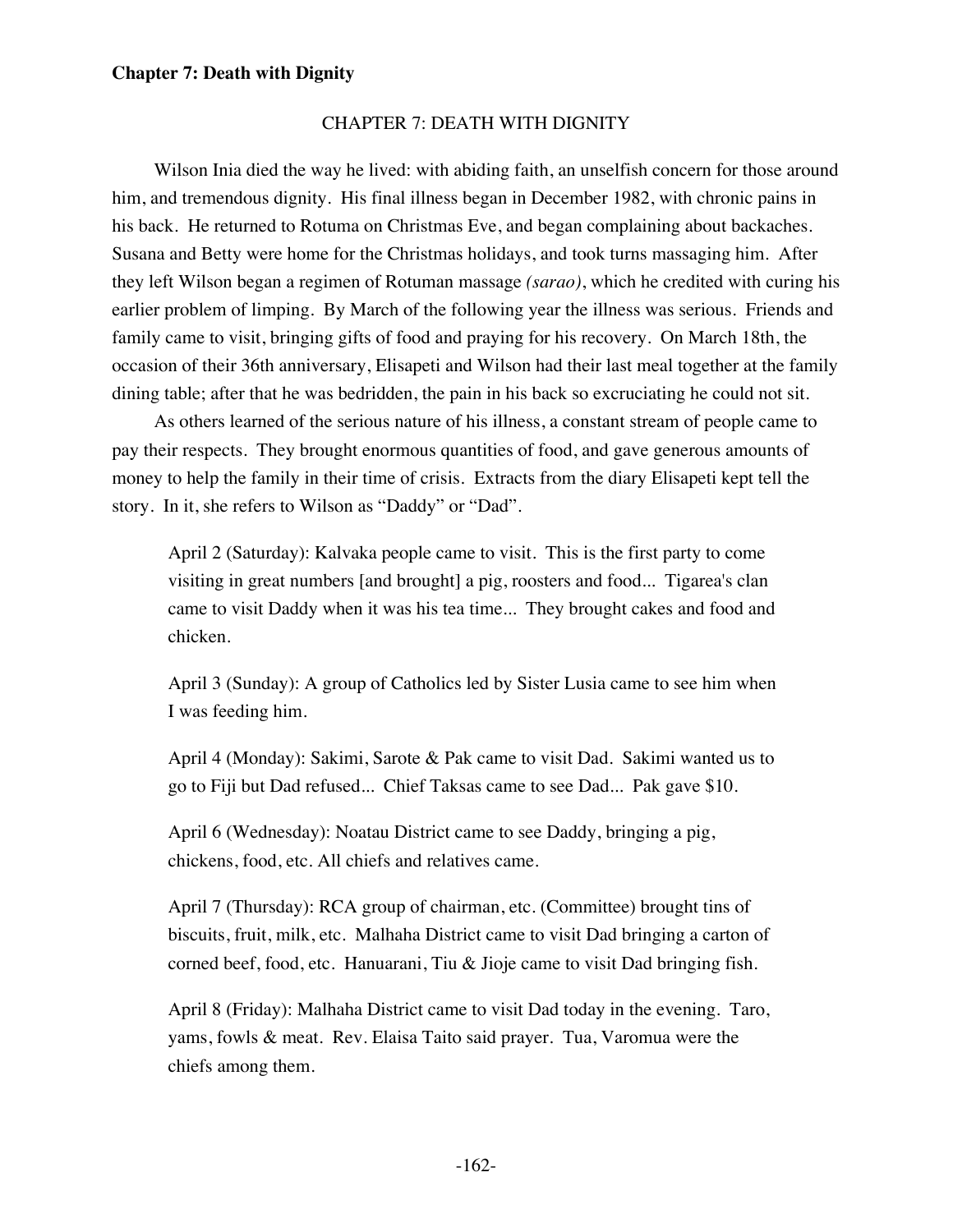**Chapter 7: Death with Dignity**

# CHAPTER 7: DEATH WITH DIGNITY

Wilson Inia died the way he lived: with abiding faith, an unselfish concern for those around him, and tremendous dignity. His final illness began in December 1982, with chronic pains in his back. He returned to Rotuma on Christmas Eve, and began complaining about backaches. Susana and Betty were home for the Christmas holidays, and took turns massaging him. After they left Wilson began a regimen of Rotuman massage *(sarao)*, which he credited with curing his earlier problem of limping. By March of the following year the illness was serious. Friends and family came to visit, bringing gifts of food and praying for his recovery. On March 18th, the occasion of their 36th anniversary, Elisapeti and Wilson had their last meal together at the family dining table; after that he was bedridden, the pain in his back so excruciating he could not sit.

As others learned of the serious nature of his illness, a constant stream of people came to pay their respects. They brought enormous quantities of food, and gave generous amounts of money to help the family in their time of crisis. Extracts from the diary Elisapeti kept tell the story. In it, she refers to Wilson as "Daddy" or "Dad".

> April 2 (Saturday): Kalvaka people came to visit. This is the first party to come visiting in great numbers [and brought] a pig, roosters and food... Tigarea's clan came to visit Daddy when it was his tea time... They brought cakes and food and chicken.
>
> April 3 (Sunday): A group of Catholics led by Sister Lusia came to see him when I was feeding him.
>
> April 4 (Monday): Sakimi, Sarote & Pak came to visit Dad. Sakimi wanted us to go to Fiji but Dad refused... Chief Taksas came to see Dad... Pak gave $10.
>
> April 6 (Wednesday): Noatau District came to see Daddy, bringing a pig, chickens, food, etc. All chiefs and relatives came.
>
> April 7 (Thursday): RCA group of chairman, etc. (Committee) brought tins of biscuits, fruit, milk, etc. Malhaha District came to visit Dad bringing a carton of corned beef, food, etc. Hanuarani, Tiu & Jioje came to visit Dad bringing fish.
>
> April 8 (Friday): Malhaha District came to visit Dad today in the evening. Taro, yams, fowls & meat. Rev. Elaisa Taito said prayer. Tua, Varomua were the chiefs among them.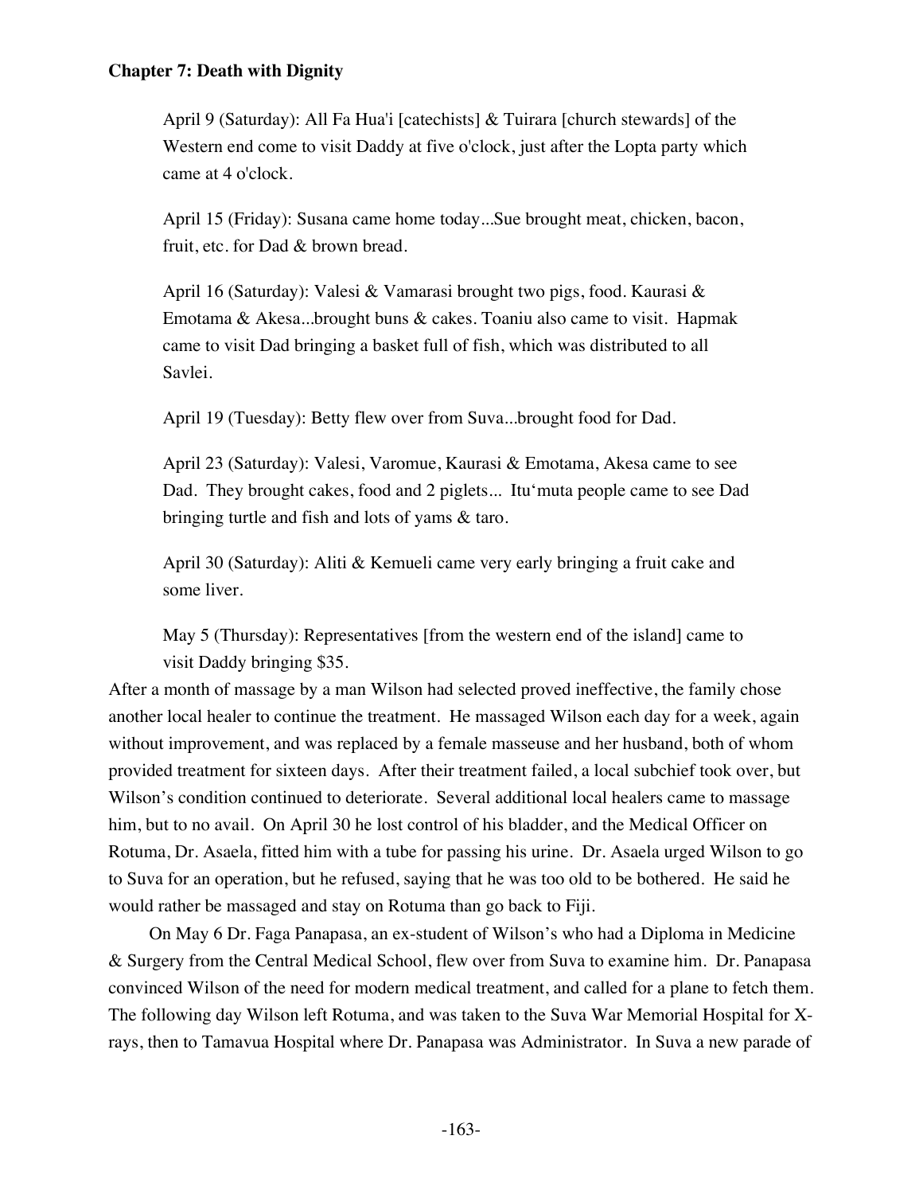**Chapter 7: Death with Dignity**

> April 9 (Saturday): All Fa Hua'i [catechists] & Tuirara [church stewards] of the Western end come to visit Daddy at five o'clock, just after the Lopta party which came at 4 o'clock.
>
> April 15 (Friday): Susana came home today...Sue brought meat, chicken, bacon, fruit, etc. for Dad & brown bread.
>
> April 16 (Saturday): Valesi & Vamarasi brought two pigs, food. Kaurasi & Emotama & Akesa...brought buns & cakes. Toaniu also came to visit. Hapmak came to visit Dad bringing a basket full of fish, which was distributed to all Savlei.
>
> April 19 (Tuesday): Betty flew over from Suva...brought food for Dad.
>
> April 23 (Saturday): Valesi, Varomue, Kaurasi & Emotama, Akesa came to see Dad. They brought cakes, food and 2 piglets... Itu'muta people came to see Dad bringing turtle and fish and lots of yams & taro.
>
> April 30 (Saturday): Aliti & Kemueli came very early bringing a fruit cake and some liver.
>
> May 5 (Thursday): Representatives [from the western end of the island] came to visit Daddy bringing $35.

After a month of massage by a man Wilson had selected proved ineffective, the family chose another local healer to continue the treatment. He massaged Wilson each day for a week, again without improvement, and was replaced by a female masseuse and her husband, both of whom provided treatment for sixteen days. After their treatment failed, a local subchief took over, but Wilson's condition continued to deteriorate. Several additional local healers came to massage him, but to no avail. On April 30 he lost control of his bladder, and the Medical Officer on Rotuma, Dr. Asaela, fitted him with a tube for passing his urine. Dr. Asaela urged Wilson to go to Suva for an operation, but he refused, saying that he was too old to be bothered. He said he would rather be massaged and stay on Rotuma than go back to Fiji.

On May 6 Dr. Faga Panapasa, an ex-student of Wilson's who had a Diploma in Medicine & Surgery from the Central Medical School, flew over from Suva to examine him. Dr. Panapasa convinced Wilson of the need for modern medical treatment, and called for a plane to fetch them. The following day Wilson left Rotuma, and was taken to the Suva War Memorial Hospital for X-rays, then to Tamavua Hospital where Dr. Panapasa was Administrator. In Suva a new parade of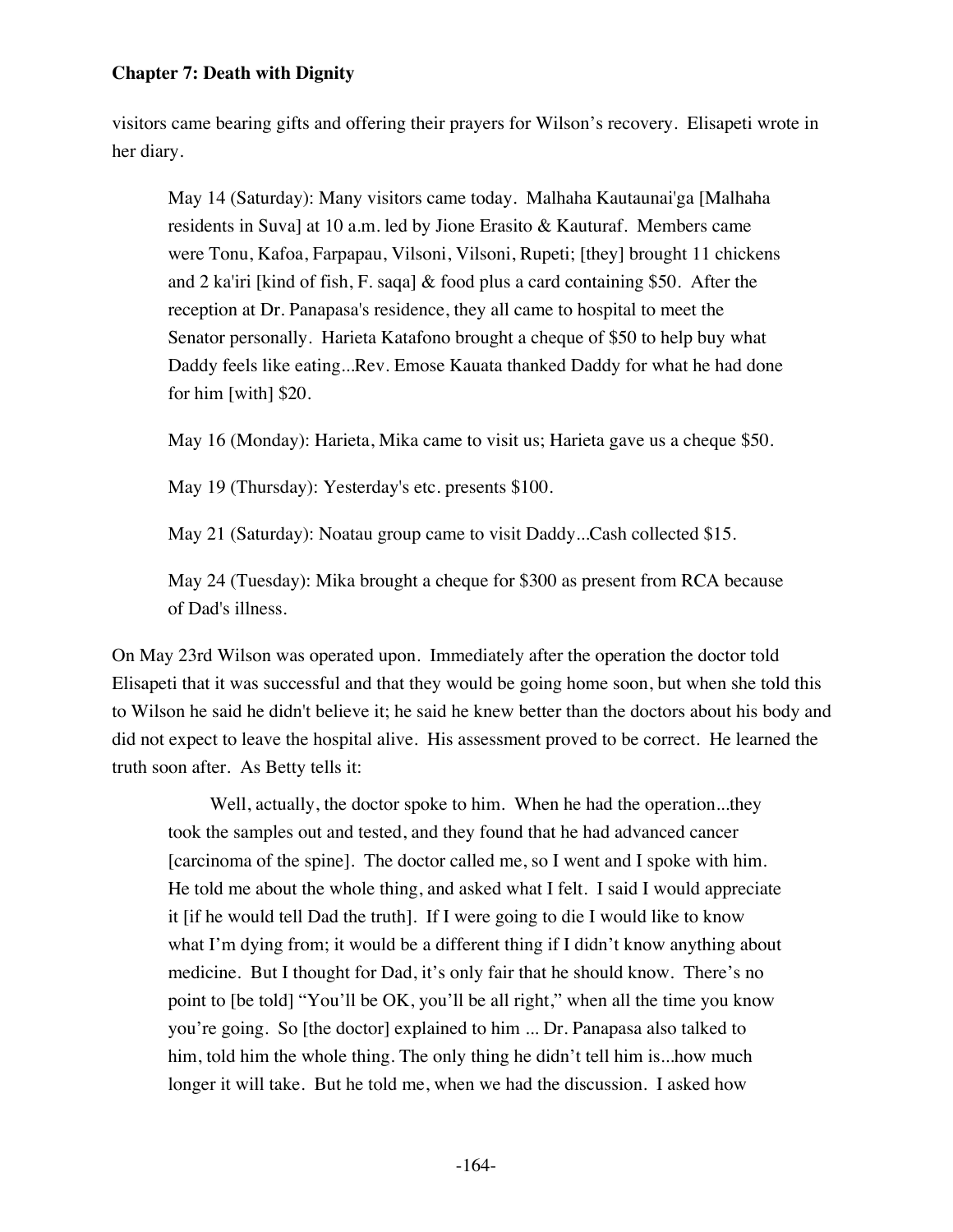visitors came bearing gifts and offering their prayers for Wilson's recovery. Elisapeti wrote in her diary.

> May 14 (Saturday): Many visitors came today. Malhaha Kautaunai'ga [Malhaha residents in Suva] at 10 a.m. led by Jione Erasito & Kauturaf. Members came were Tonu, Kafoa, Farpapau, Vilsoni, Vilsoni, Rupeti; [they] brought 11 chickens and 2 ka'iri [kind of fish, F. saqa] & food plus a card containing $50. After the reception at Dr. Panapasa's residence, they all came to hospital to meet the Senator personally. Harieta Katafono brought a cheque of $50 to help buy what Daddy feels like eating...Rev. Emose Kauata thanked Daddy for what he had done for him [with] $20.
>
> May 16 (Monday): Harieta, Mika came to visit us; Harieta gave us a cheque $50.
>
> May 19 (Thursday): Yesterday's etc. presents $100.
>
> May 21 (Saturday): Noatau group came to visit Daddy...Cash collected $15.
>
> May 24 (Tuesday): Mika brought a cheque for $300 as present from RCA because of Dad's illness.

On May 23rd Wilson was operated upon. Immediately after the operation the doctor told Elisapeti that it was successful and that they would be going home soon, but when she told this to Wilson he said he didn't believe it; he said he knew better than the doctors about his body and did not expect to leave the hospital alive. His assessment proved to be correct. He learned the truth soon after. As Betty tells it:

> Well, actually, the doctor spoke to him. When he had the operation...they took the samples out and tested, and they found that he had advanced cancer [carcinoma of the spine]. The doctor called me, so I went and I spoke with him. He told me about the whole thing, and asked what I felt. I said I would appreciate it [if he would tell Dad the truth]. If I were going to die I would like to know what I'm dying from; it would be a different thing if I didn't know anything about medicine. But I thought for Dad, it's only fair that he should know. There's no point to [be told] "You'll be OK, you'll be all right," when all the time you know you're going. So [the doctor] explained to him ... Dr. Panapasa also talked to him, told him the whole thing. The only thing he didn't tell him is...how much longer it will take. But he told me, when we had the discussion. I asked how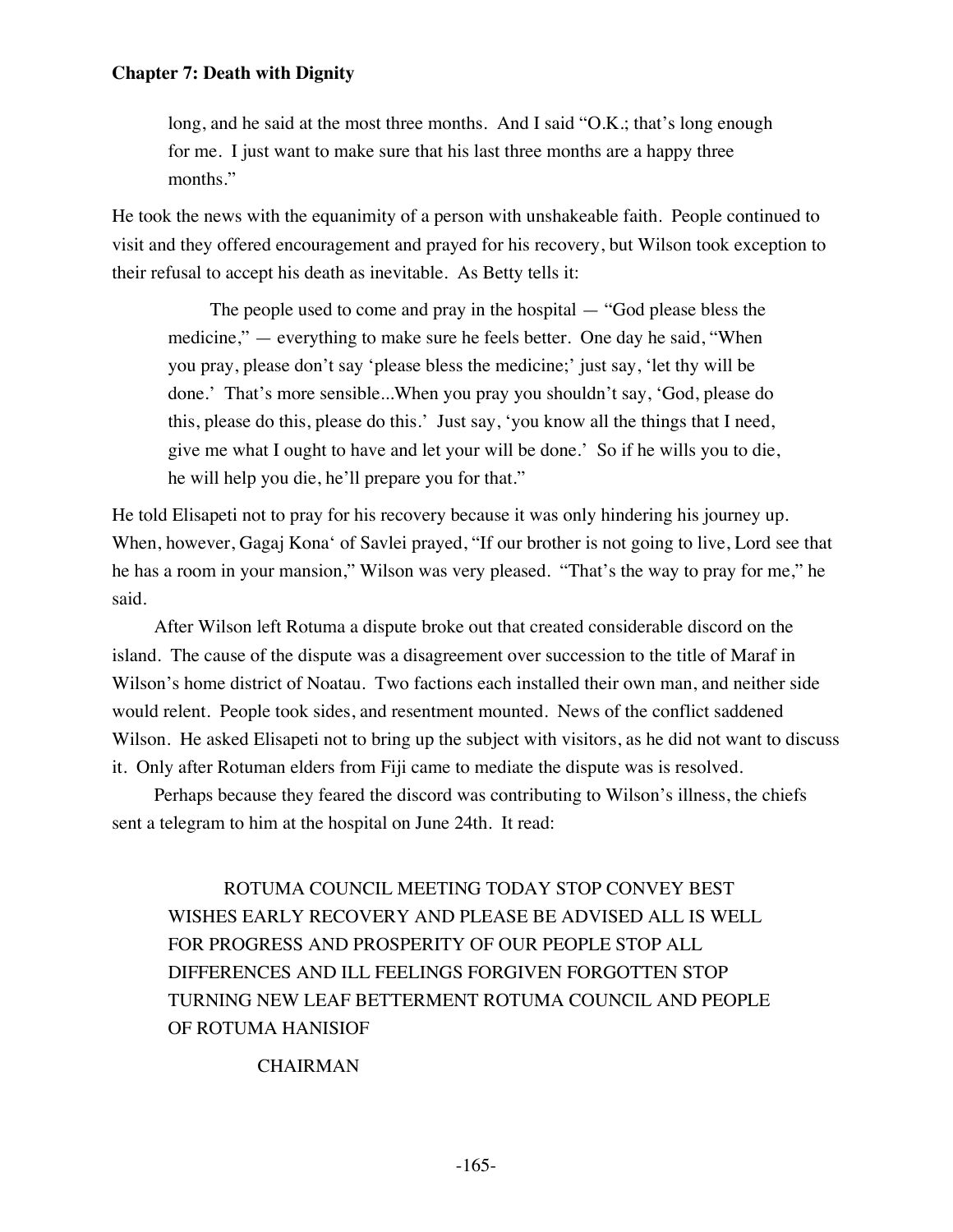long, and he said at the most three months. And I said "O.K.; that's long enough for me. I just want to make sure that his last three months are a happy three months."

He took the news with the equanimity of a person with unshakeable faith. People continued to visit and they offered encouragement and prayed for his recovery, but Wilson took exception to their refusal to accept his death as inevitable. As Betty tells it:

> The people used to come and pray in the hospital — "God please bless the medicine," — everything to make sure he feels better. One day he said, "When you pray, please don't say 'please bless the medicine;' just say, 'let thy will be done.' That's more sensible...When you pray you shouldn't say, 'God, please do this, please do this, please do this.' Just say, 'you know all the things that I need, give me what I ought to have and let your will be done.' So if he wills you to die, he will help you die, he'll prepare you for that."

He told Elisapeti not to pray for his recovery because it was only hindering his journey up. When, however, Gagaj Kona' of Savlei prayed, "If our brother is not going to live, Lord see that he has a room in your mansion," Wilson was very pleased. "That's the way to pray for me," he said.

After Wilson left Rotuma a dispute broke out that created considerable discord on the island. The cause of the dispute was a disagreement over succession to the title of Maraf in Wilson's home district of Noatau. Two factions each installed their own man, and neither side would relent. People took sides, and resentment mounted. News of the conflict saddened Wilson. He asked Elisapeti not to bring up the subject with visitors, as he did not want to discuss it. Only after Rotuman elders from Fiji came to mediate the dispute was is resolved.

Perhaps because they feared the discord was contributing to Wilson's illness, the chiefs sent a telegram to him at the hospital on June 24th. It read:

> ROTUMA COUNCIL MEETING TODAY STOP CONVEY BEST WISHES EARLY RECOVERY AND PLEASE BE ADVISED ALL IS WELL FOR PROGRESS AND PROSPERITY OF OUR PEOPLE STOP ALL DIFFERENCES AND ILL FEELINGS FORGIVEN FORGOTTEN STOP TURNING NEW LEAF BETTERMENT ROTUMA COUNCIL AND PEOPLE OF ROTUMA HANISIOF
>
> CHAIRMAN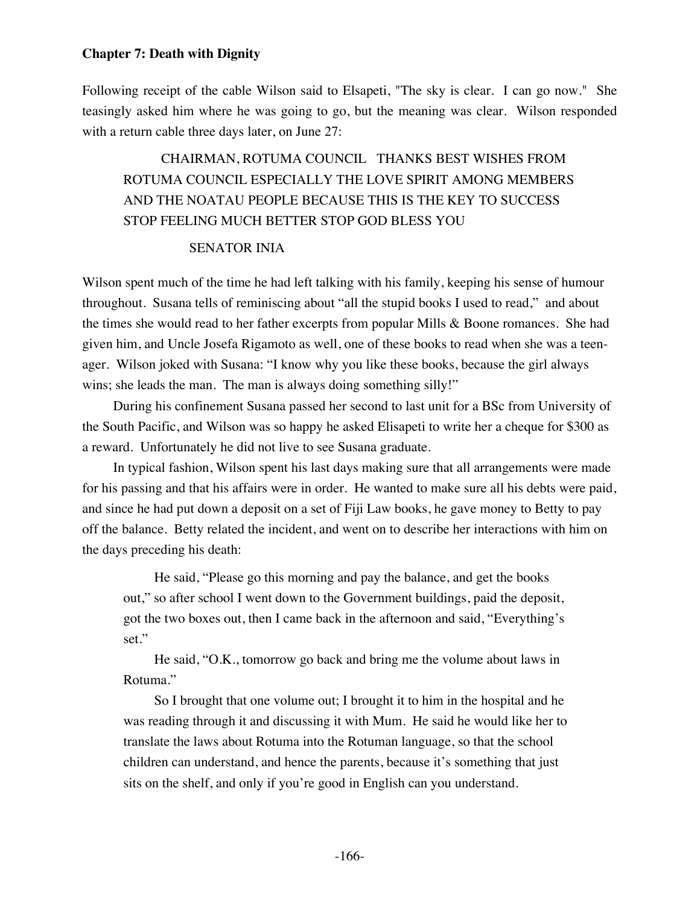**Chapter 7: Death with Dignity**

Following receipt of the cable Wilson said to Elsapeti, "The sky is clear. I can go now." She teasingly asked him where he was going to go, but the meaning was clear. Wilson responded with a return cable three days later, on June 27:

> CHAIRMAN, ROTUMA COUNCIL THANKS BEST WISHES FROM ROTUMA COUNCIL ESPECIALLY THE LOVE SPIRIT AMONG MEMBERS AND THE NOATAU PEOPLE BECAUSE THIS IS THE KEY TO SUCCESS STOP FEELING MUCH BETTER STOP GOD BLESS YOU
>
> SENATOR INIA

Wilson spent much of the time he had left talking with his family, keeping his sense of humour throughout. Susana tells of reminiscing about "all the stupid books I used to read," and about the times she would read to her father excerpts from popular Mills & Boone romances. She had given him, and Uncle Josefa Rigamoto as well, one of these books to read when she was a teen-ager. Wilson joked with Susana: "I know why you like these books, because the girl always wins; she leads the man. The man is always doing something silly!"

During his confinement Susana passed her second to last unit for a BSc from University of the South Pacific, and Wilson was so happy he asked Elisapeti to write her a cheque for $300 as a reward. Unfortunately he did not live to see Susana graduate.

In typical fashion, Wilson spent his last days making sure that all arrangements were made for his passing and that his affairs were in order. He wanted to make sure all his debts were paid, and since he had put down a deposit on a set of Fiji Law books, he gave money to Betty to pay off the balance. Betty related the incident, and went on to describe her interactions with him on the days preceding his death:

> He said, "Please go this morning and pay the balance, and get the books out," so after school I went down to the Government buildings, paid the deposit, got the two boxes out, then I came back in the afternoon and said, "Everything's set."
>
> He said, "O.K., tomorrow go back and bring me the volume about laws in Rotuma."
>
> So I brought that one volume out; I brought it to him in the hospital and he was reading through it and discussing it with Mum. He said he would like her to translate the laws about Rotuma into the Rotuman language, so that the school children can understand, and hence the parents, because it's something that just sits on the shelf, and only if you're good in English can you understand.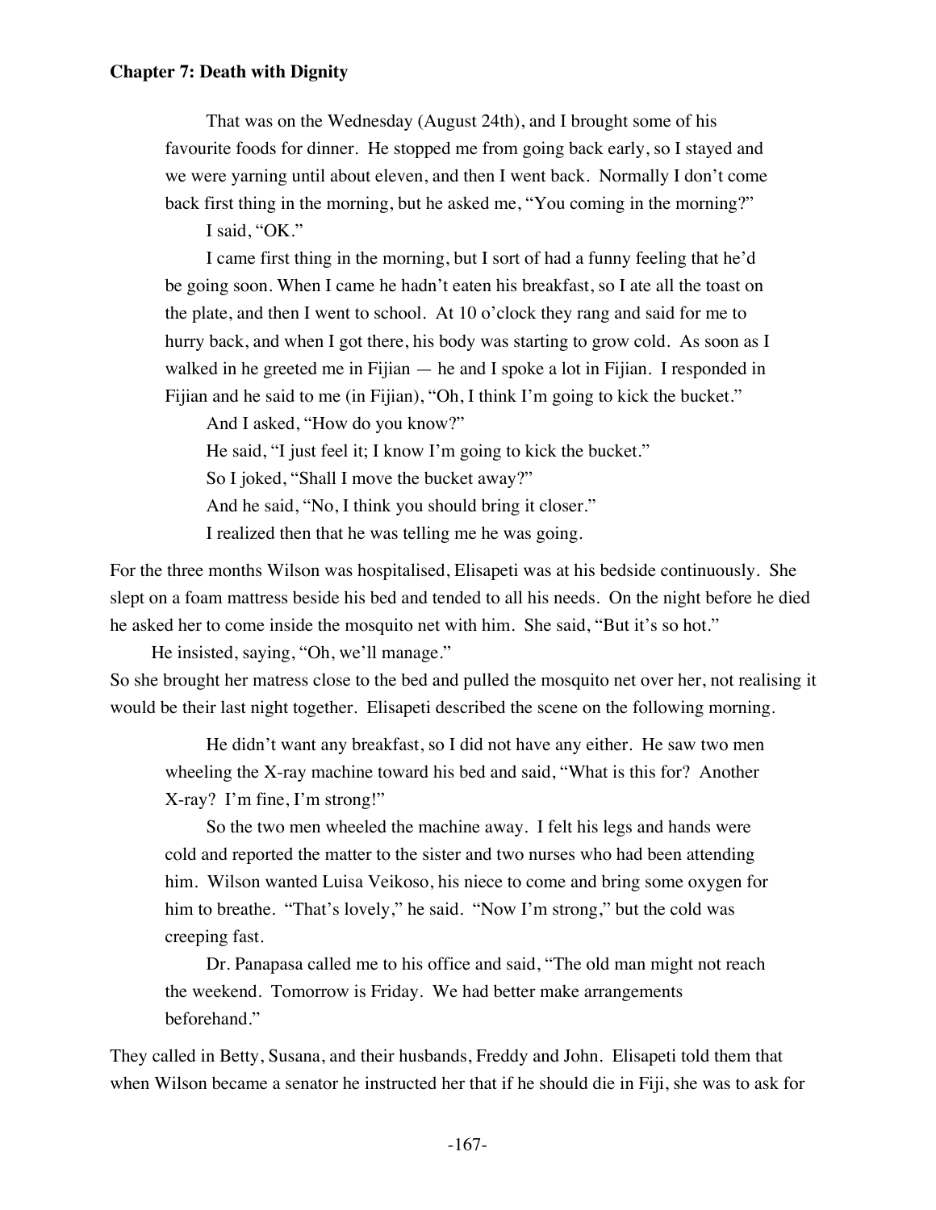**Chapter 7: Death with Dignity**

> That was on the Wednesday (August 24th), and I brought some of his favourite foods for dinner. He stopped me from going back early, so I stayed and we were yarning until about eleven, and then I went back. Normally I don't come back first thing in the morning, but he asked me, "You coming in the morning?"
>
> I said, "OK."
>
> I came first thing in the morning, but I sort of had a funny feeling that he'd be going soon. When I came he hadn't eaten his breakfast, so I ate all the toast on the plate, and then I went to school. At 10 o'clock they rang and said for me to hurry back, and when I got there, his body was starting to grow cold. As soon as I walked in he greeted me in Fijian — he and I spoke a lot in Fijian. I responded in Fijian and he said to me (in Fijian), "Oh, I think I'm going to kick the bucket."
>
> And I asked, "How do you know?"
>
> He said, "I just feel it; I know I'm going to kick the bucket."
>
> So I joked, "Shall I move the bucket away?"
>
> And he said, "No, I think you should bring it closer."
>
> I realized then that he was telling me he was going.

For the three months Wilson was hospitalised, Elisapeti was at his bedside continuously. She slept on a foam mattress beside his bed and tended to all his needs. On the night before he died he asked her to come inside the mosquito net with him. She said, "But it's so hot."

He insisted, saying, "Oh, we'll manage."

So she brought her matress close to the bed and pulled the mosquito net over her, not realising it would be their last night together. Elisapeti described the scene on the following morning.

> He didn't want any breakfast, so I did not have any either. He saw two men wheeling the X-ray machine toward his bed and said, "What is this for? Another X-ray? I'm fine, I'm strong!"
>
> So the two men wheeled the machine away. I felt his legs and hands were cold and reported the matter to the sister and two nurses who had been attending him. Wilson wanted Luisa Veikoso, his niece to come and bring some oxygen for him to breathe. "That's lovely," he said. "Now I'm strong," but the cold was creeping fast.
>
> Dr. Panapasa called me to his office and said, "The old man might not reach the weekend. Tomorrow is Friday. We had better make arrangements beforehand."

They called in Betty, Susana, and their husbands, Freddy and John. Elisapeti told them that when Wilson became a senator he instructed her that if he should die in Fiji, she was to ask for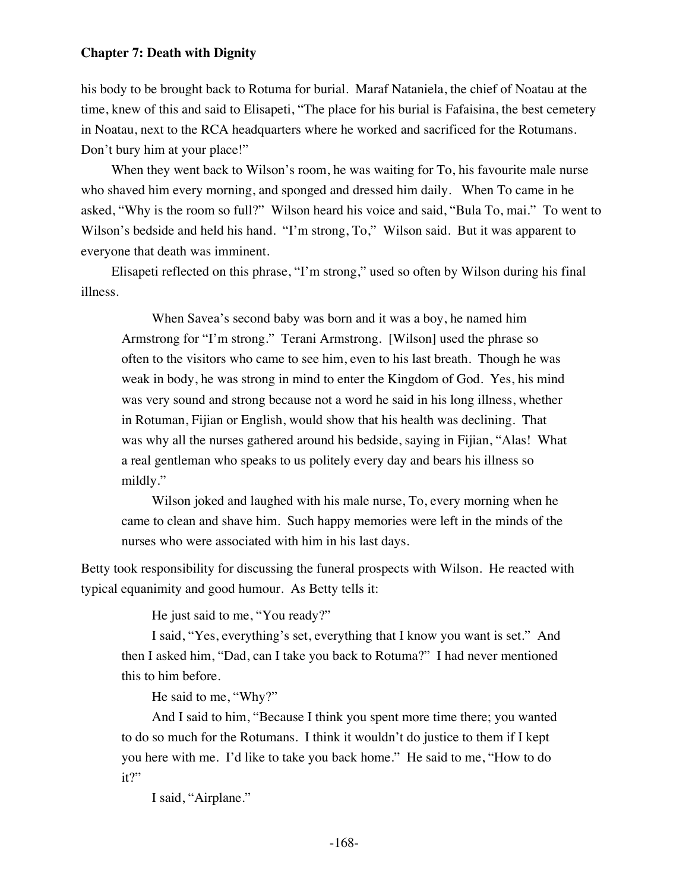his body to be brought back to Rotuma for burial. Maraf Nataniela, the chief of Noatau at the time, knew of this and said to Elisapeti, "The place for his burial is Fafaisina, the best cemetery in Noatau, next to the RCA headquarters where he worked and sacrificed for the Rotumans. Don't bury him at your place!"

When they went back to Wilson's room, he was waiting for To, his favourite male nurse who shaved him every morning, and sponged and dressed him daily. When To came in he asked, "Why is the room so full?" Wilson heard his voice and said, "Bula To, mai." To went to Wilson's bedside and held his hand. "I'm strong, To," Wilson said. But it was apparent to everyone that death was imminent.

Elisapeti reflected on this phrase, "I'm strong," used so often by Wilson during his final illness.

> When Savea's second baby was born and it was a boy, he named him Armstrong for "I'm strong." Terani Armstrong. [Wilson] used the phrase so often to the visitors who came to see him, even to his last breath. Though he was weak in body, he was strong in mind to enter the Kingdom of God. Yes, his mind was very sound and strong because not a word he said in his long illness, whether in Rotuman, Fijian or English, would show that his health was declining. That was why all the nurses gathered around his bedside, saying in Fijian, "Alas! What a real gentleman who speaks to us politely every day and bears his illness so mildly."
>
> Wilson joked and laughed with his male nurse, To, every morning when he came to clean and shave him. Such happy memories were left in the minds of the nurses who were associated with him in his last days.

Betty took responsibility for discussing the funeral prospects with Wilson. He reacted with typical equanimity and good humour. As Betty tells it:

> He just said to me, "You ready?"
>
> I said, "Yes, everything's set, everything that I know you want is set." And then I asked him, "Dad, can I take you back to Rotuma?" I had never mentioned this to him before.
>
> He said to me, "Why?"
>
> And I said to him, "Because I think you spent more time there; you wanted to do so much for the Rotumans. I think it wouldn't do justice to them if I kept you here with me. I'd like to take you back home." He said to me, "How to do it?"
>
> I said, "Airplane."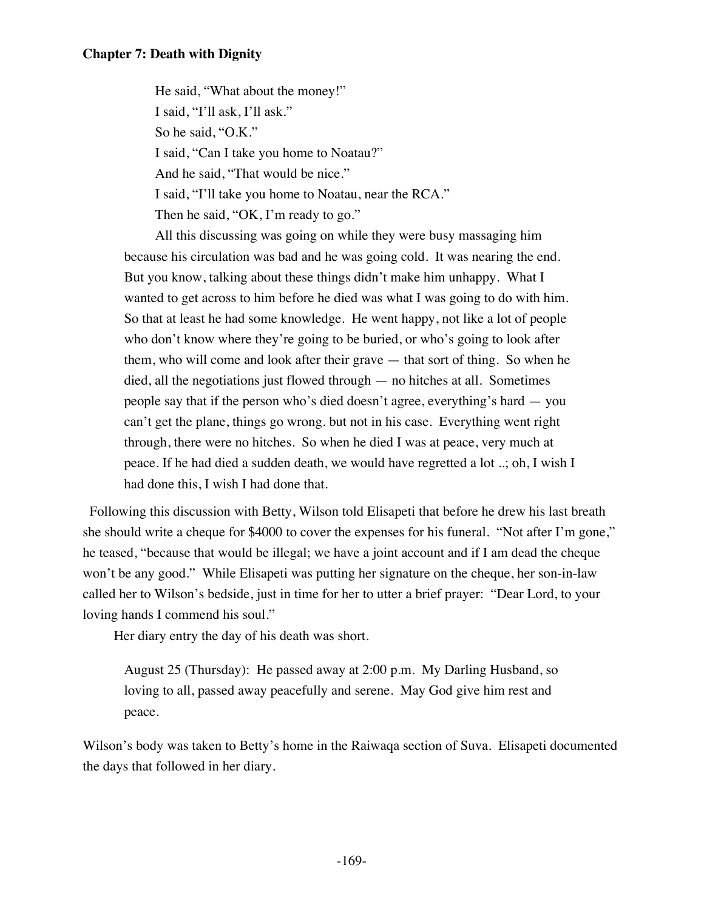He said, "What about the money!"

I said, "I'll ask, I'll ask."

So he said, "O.K."

I said, "Can I take you home to Noatau?"

And he said, "That would be nice."

I said, "I'll take you home to Noatau, near the RCA."

Then he said, "OK, I'm ready to go."

> All this discussing was going on while they were busy massaging him because his circulation was bad and he was going cold. It was nearing the end. But you know, talking about these things didn't make him unhappy. What I wanted to get across to him before he died was what I was going to do with him. So that at least he had some knowledge. He went happy, not like a lot of people who don't know where they're going to be buried, or who's going to look after them, who will come and look after their grave — that sort of thing. So when he died, all the negotiations just flowed through — no hitches at all. Sometimes people say that if the person who's died doesn't agree, everything's hard — you can't get the plane, things go wrong. but not in his case. Everything went right through, there were no hitches. So when he died I was at peace, very much at peace. If he had died a sudden death, we would have regretted a lot ..; oh, I wish I had done this, I wish I had done that.

Following this discussion with Betty, Wilson told Elisapeti that before he drew his last breath she should write a cheque for $4000 to cover the expenses for his funeral. "Not after I'm gone," he teased, "because that would be illegal; we have a joint account and if I am dead the cheque won't be any good." While Elisapeti was putting her signature on the cheque, her son-in-law called her to Wilson's bedside, just in time for her to utter a brief prayer: "Dear Lord, to your loving hands I commend his soul."

Her diary entry the day of his death was short.

> August 25 (Thursday): He passed away at 2:00 p.m. My Darling Husband, so loving to all, passed away peacefully and serene. May God give him rest and peace.

Wilson's body was taken to Betty's home in the Raiwaqa section of Suva. Elisapeti documented the days that followed in her diary.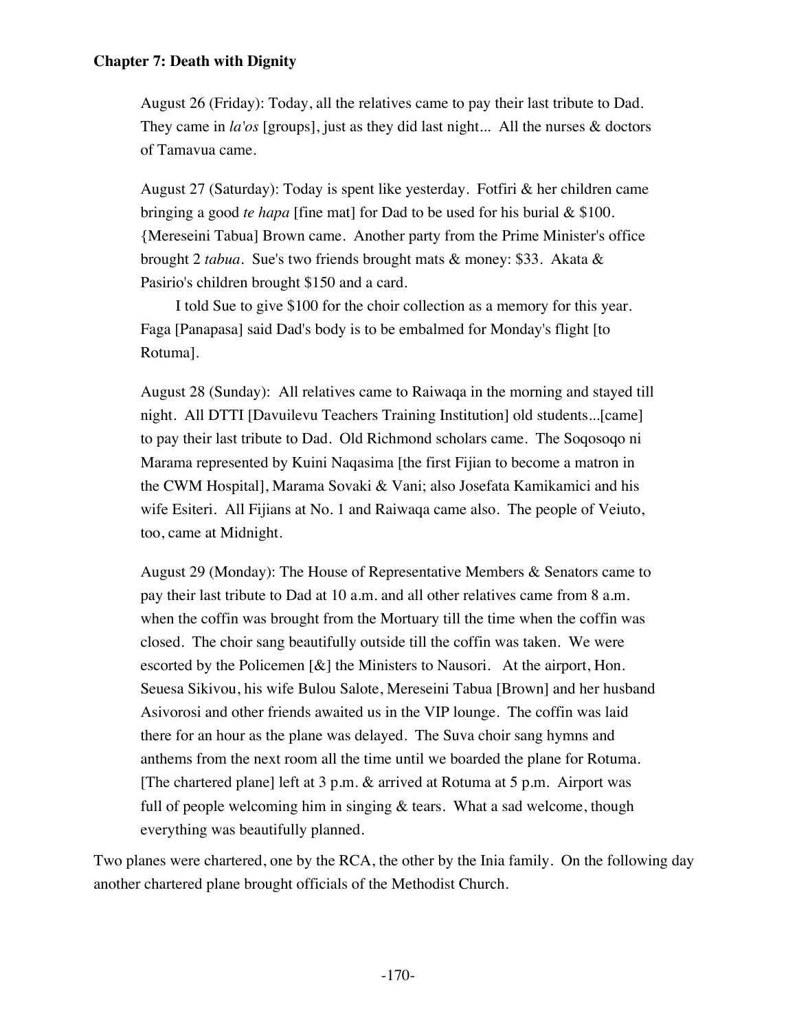**Chapter 7: Death with Dignity**

> August 26 (Friday): Today, all the relatives came to pay their last tribute to Dad. They came in *la'os* [groups], just as they did last night... All the nurses & doctors of Tamavua came.
>
> August 27 (Saturday): Today is spent like yesterday. Fotfiri & her children came bringing a good *te hapa* [fine mat] for Dad to be used for his burial & $100. {Mereseini Tabua] Brown came. Another party from the Prime Minister's office brought 2 *tabua*. Sue's two friends brought mats & money: $33. Akata & Pasirio's children brought $150 and a card.
>
> I told Sue to give $100 for the choir collection as a memory for this year. Faga [Panapasa] said Dad's body is to be embalmed for Monday's flight [to Rotuma].
>
> August 28 (Sunday): All relatives came to Raiwaqa in the morning and stayed till night. All DTTI [Davuilevu Teachers Training Institution] old students...[came] to pay their last tribute to Dad. Old Richmond scholars came. The Soqosoqo ni Marama represented by Kuini Naqasima [the first Fijian to become a matron in the CWM Hospital], Marama Sovaki & Vani; also Josefata Kamikamici and his wife Esiteri. All Fijians at No. 1 and Raiwaqa came also. The people of Veiuto, too, came at Midnight.
>
> August 29 (Monday): The House of Representative Members & Senators came to pay their last tribute to Dad at 10 a.m. and all other relatives came from 8 a.m. when the coffin was brought from the Mortuary till the time when the coffin was closed. The choir sang beautifully outside till the coffin was taken. We were escorted by the Policemen [&] the Ministers to Nausori. At the airport, Hon. Seuesa Sikivou, his wife Bulou Salote, Mereseini Tabua [Brown] and her husband Asivorosi and other friends awaited us in the VIP lounge. The coffin was laid there for an hour as the plane was delayed. The Suva choir sang hymns and anthems from the next room all the time until we boarded the plane for Rotuma. [The chartered plane] left at 3 p.m. & arrived at Rotuma at 5 p.m. Airport was full of people welcoming him in singing & tears. What a sad welcome, though everything was beautifully planned.

Two planes were chartered, one by the RCA, the other by the Inia family. On the following day another chartered plane brought officials of the Methodist Church.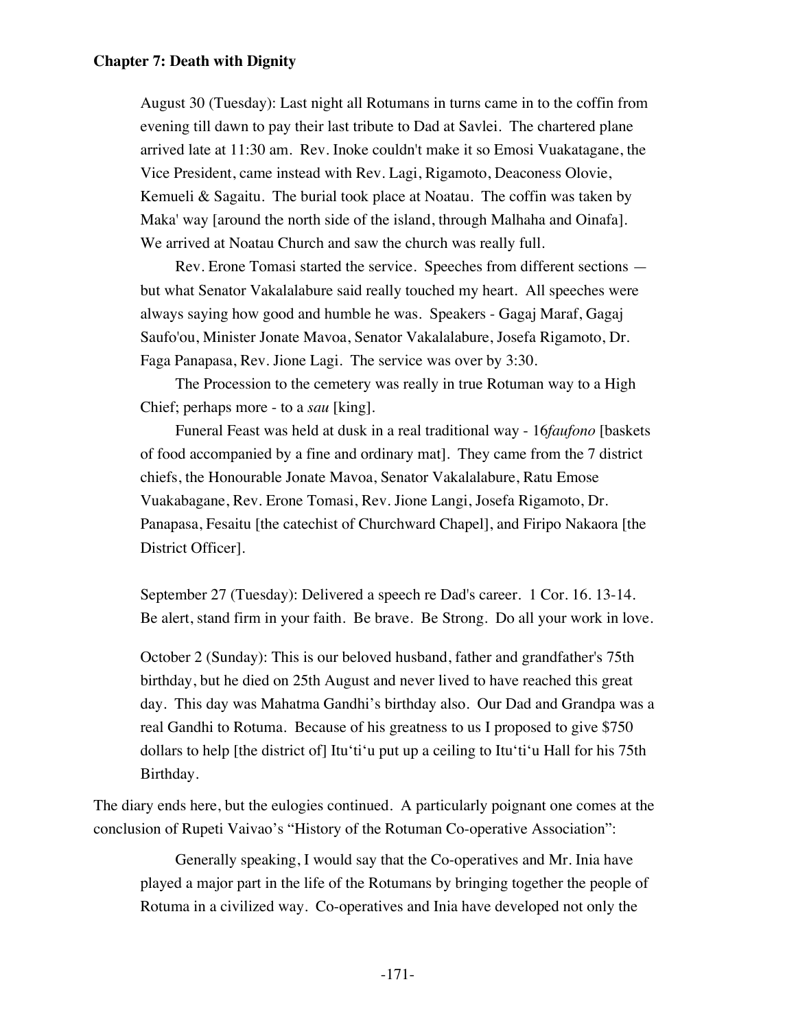**Chapter 7: Death with Dignity**

> August 30 (Tuesday): Last night all Rotumans in turns came in to the coffin from evening till dawn to pay their last tribute to Dad at Savlei. The chartered plane arrived late at 11:30 am. Rev. Inoke couldn't make it so Emosi Vuakatagane, the Vice President, came instead with Rev. Lagi, Rigamoto, Deaconess Olovie, Kemueli & Sagaitu. The burial took place at Noatau. The coffin was taken by Maka' way [around the north side of the island, through Malhaha and Oinafa]. We arrived at Noatau Church and saw the church was really full.
>
> Rev. Erone Tomasi started the service. Speeches from different sections — but what Senator Vakalalabure said really touched my heart. All speeches were always saying how good and humble he was. Speakers - Gagaj Maraf, Gagaj Saufo'ou, Minister Jonate Mavoa, Senator Vakalalabure, Josefa Rigamoto, Dr. Faga Panapasa, Rev. Jione Lagi. The service was over by 3:30.
>
> The Procession to the cemetery was really in true Rotuman way to a High Chief; perhaps more - to a *sau* [king].
>
> Funeral Feast was held at dusk in a real traditional way - 16*faufono* [baskets of food accompanied by a fine and ordinary mat]. They came from the 7 district chiefs, the Honourable Jonate Mavoa, Senator Vakalalabure, Ratu Emose Vuakabagane, Rev. Erone Tomasi, Rev. Jione Langi, Josefa Rigamoto, Dr. Panapasa, Fesaitu [the catechist of Churchward Chapel], and Firipo Nakaora [the District Officer].
>
> September 27 (Tuesday): Delivered a speech re Dad's career. 1 Cor. 16. 13-14. Be alert, stand firm in your faith. Be brave. Be Strong. Do all your work in love.
>
> October 2 (Sunday): This is our beloved husband, father and grandfather's 75th birthday, but he died on 25th August and never lived to have reached this great day. This day was Mahatma Gandhi's birthday also. Our Dad and Grandpa was a real Gandhi to Rotuma. Because of his greatness to us I proposed to give $750 dollars to help [the district of] Itu'ti'u put up a ceiling to Itu'ti'u Hall for his 75th Birthday.

The diary ends here, but the eulogies continued. A particularly poignant one comes at the conclusion of Rupeti Vaivao's "History of the Rotuman Co-operative Association":

> Generally speaking, I would say that the Co-operatives and Mr. Inia have played a major part in the life of the Rotumans by bringing together the people of Rotuma in a civilized way. Co-operatives and Inia have developed not only the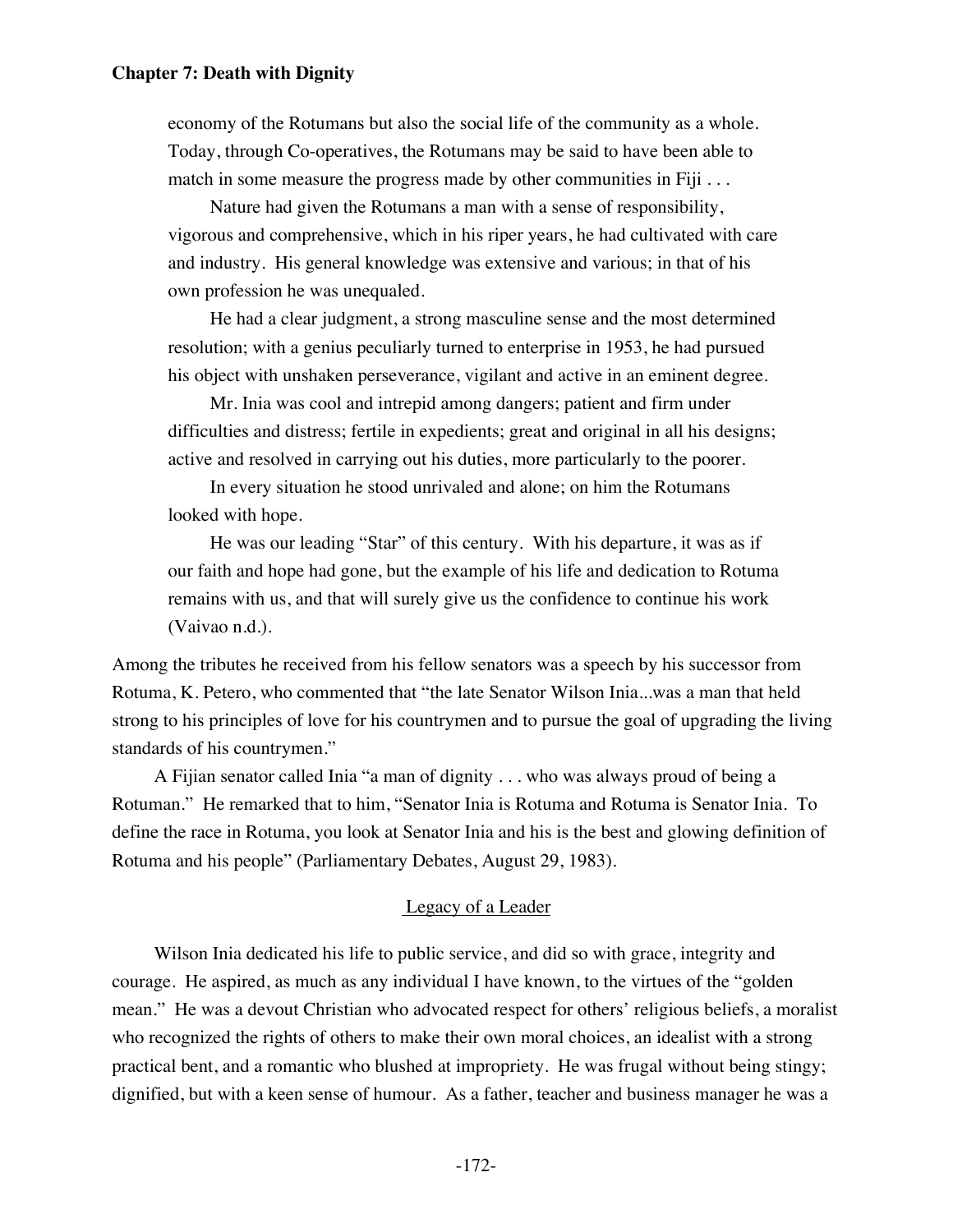economy of the Rotumans but also the social life of the community as a whole. Today, through Co-operatives, the Rotumans may be said to have been able to match in some measure the progress made by other communities in Fiji . . .

> Nature had given the Rotumans a man with a sense of responsibility, vigorous and comprehensive, which in his riper years, he had cultivated with care and industry. His general knowledge was extensive and various; in that of his own profession he was unequaled.
>
> He had a clear judgment, a strong masculine sense and the most determined resolution; with a genius peculiarly turned to enterprise in 1953, he had pursued his object with unshaken perseverance, vigilant and active in an eminent degree.
>
> Mr. Inia was cool and intrepid among dangers; patient and firm under difficulties and distress; fertile in expedients; great and original in all his designs; active and resolved in carrying out his duties, more particularly to the poorer.
>
> In every situation he stood unrivaled and alone; on him the Rotumans looked with hope.
>
> He was our leading "Star" of this century. With his departure, it was as if our faith and hope had gone, but the example of his life and dedication to Rotuma remains with us, and that will surely give us the confidence to continue his work (Vaivao n.d.).

Among the tributes he received from his fellow senators was a speech by his successor from Rotuma, K. Petero, who commented that "the late Senator Wilson Inia...was a man that held strong to his principles of love for his countrymen and to pursue the goal of upgrading the living standards of his countrymen."

A Fijian senator called Inia "a man of dignity . . . who was always proud of being a Rotuman." He remarked that to him, "Senator Inia is Rotuma and Rotuma is Senator Inia. To define the race in Rotuma, you look at Senator Inia and his is the best and glowing definition of Rotuma and his people" (Parliamentary Debates, August 29, 1983).

## Legacy of a Leader

Wilson Inia dedicated his life to public service, and did so with grace, integrity and courage. He aspired, as much as any individual I have known, to the virtues of the "golden mean." He was a devout Christian who advocated respect for others' religious beliefs, a moralist who recognized the rights of others to make their own moral choices, an idealist with a strong practical bent, and a romantic who blushed at impropriety. He was frugal without being stingy; dignified, but with a keen sense of humour. As a father, teacher and business manager he was a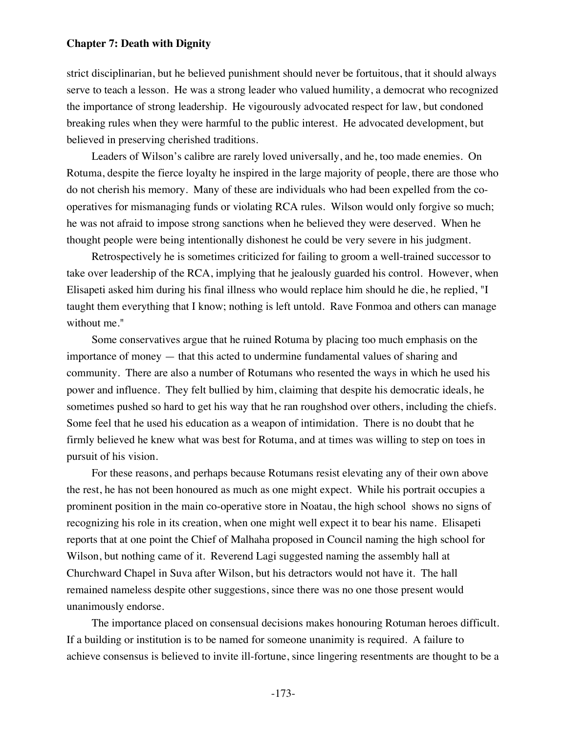strict disciplinarian, but he believed punishment should never be fortuitous, that it should always serve to teach a lesson. He was a strong leader who valued humility, a democrat who recognized the importance of strong leadership. He vigourously advocated respect for law, but condoned breaking rules when they were harmful to the public interest. He advocated development, but believed in preserving cherished traditions.

Leaders of Wilson's calibre are rarely loved universally, and he, too made enemies. On Rotuma, despite the fierce loyalty he inspired in the large majority of people, there are those who do not cherish his memory. Many of these are individuals who had been expelled from the co-operatives for mismanaging funds or violating RCA rules. Wilson would only forgive so much; he was not afraid to impose strong sanctions when he believed they were deserved. When he thought people were being intentionally dishonest he could be very severe in his judgment.

Retrospectively he is sometimes criticized for failing to groom a well-trained successor to take over leadership of the RCA, implying that he jealously guarded his control. However, when Elisapeti asked him during his final illness who would replace him should he die, he replied, "I taught them everything that I know; nothing is left untold. Rave Fonmoa and others can manage without me."

Some conservatives argue that he ruined Rotuma by placing too much emphasis on the importance of money — that this acted to undermine fundamental values of sharing and community. There are also a number of Rotumans who resented the ways in which he used his power and influence. They felt bullied by him, claiming that despite his democratic ideals, he sometimes pushed so hard to get his way that he ran roughshod over others, including the chiefs. Some feel that he used his education as a weapon of intimidation. There is no doubt that he firmly believed he knew what was best for Rotuma, and at times was willing to step on toes in pursuit of his vision.

For these reasons, and perhaps because Rotumans resist elevating any of their own above the rest, he has not been honoured as much as one might expect. While his portrait occupies a prominent position in the main co-operative store in Noatau, the high school shows no signs of recognizing his role in its creation, when one might well expect it to bear his name. Elisapeti reports that at one point the Chief of Malhaha proposed in Council naming the high school for Wilson, but nothing came of it. Reverend Lagi suggested naming the assembly hall at Churchward Chapel in Suva after Wilson, but his detractors would not have it. The hall remained nameless despite other suggestions, since there was no one those present would unanimously endorse.

The importance placed on consensual decisions makes honouring Rotuman heroes difficult. If a building or institution is to be named for someone unanimity is required. A failure to achieve consensus is believed to invite ill-fortune, since lingering resentments are thought to be a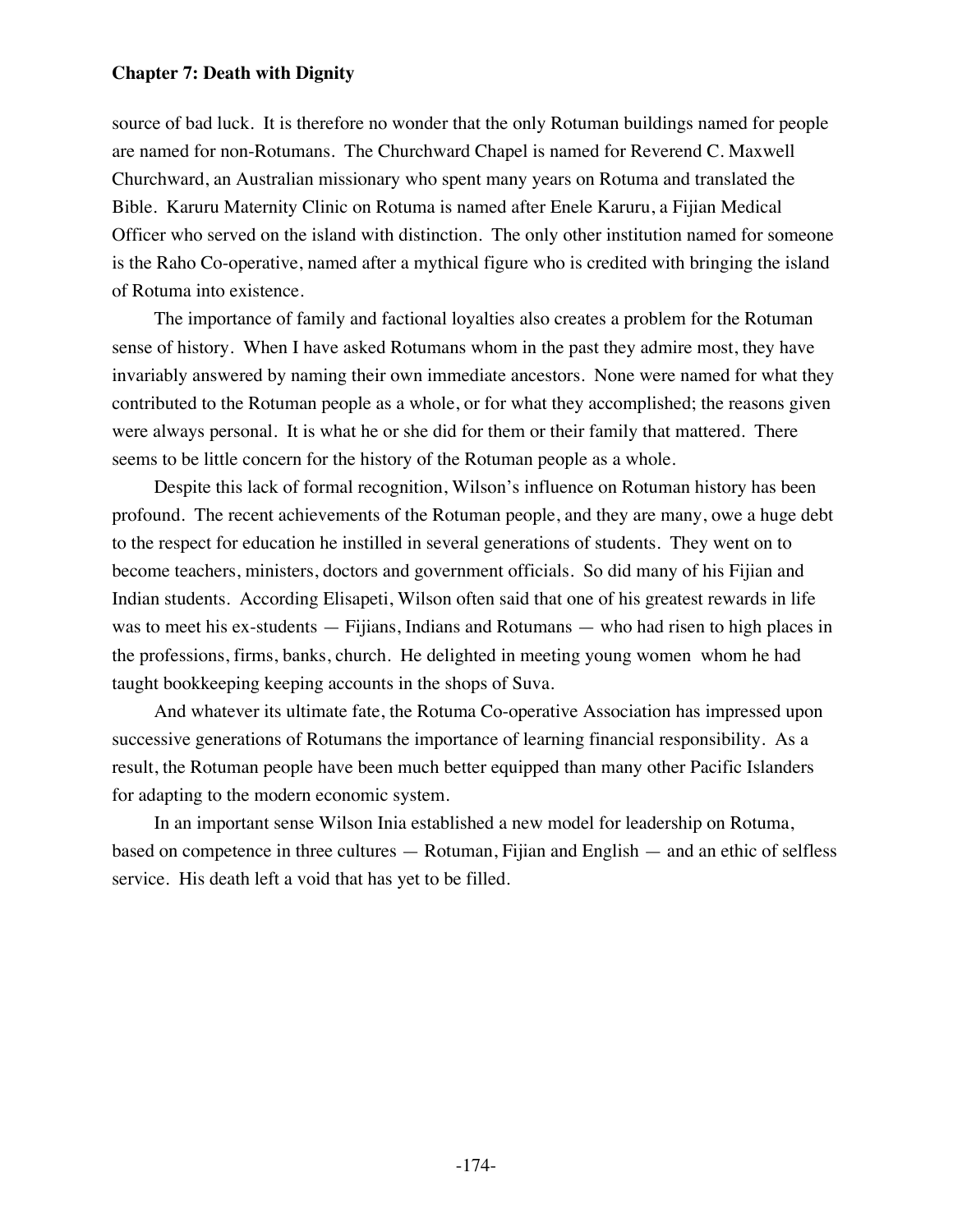source of bad luck. It is therefore no wonder that the only Rotuman buildings named for people are named for non-Rotumans. The Churchward Chapel is named for Reverend C. Maxwell Churchward, an Australian missionary who spent many years on Rotuma and translated the Bible. Karuru Maternity Clinic on Rotuma is named after Enele Karuru, a Fijian Medical Officer who served on the island with distinction. The only other institution named for someone is the Raho Co-operative, named after a mythical figure who is credited with bringing the island of Rotuma into existence.

The importance of family and factional loyalties also creates a problem for the Rotuman sense of history. When I have asked Rotumans whom in the past they admire most, they have invariably answered by naming their own immediate ancestors. None were named for what they contributed to the Rotuman people as a whole, or for what they accomplished; the reasons given were always personal. It is what he or she did for them or their family that mattered. There seems to be little concern for the history of the Rotuman people as a whole.

Despite this lack of formal recognition, Wilson's influence on Rotuman history has been profound. The recent achievements of the Rotuman people, and they are many, owe a huge debt to the respect for education he instilled in several generations of students. They went on to become teachers, ministers, doctors and government officials. So did many of his Fijian and Indian students. According Elisapeti, Wilson often said that one of his greatest rewards in life was to meet his ex-students — Fijians, Indians and Rotumans — who had risen to high places in the professions, firms, banks, church. He delighted in meeting young women whom he had taught bookkeeping keeping accounts in the shops of Suva.

And whatever its ultimate fate, the Rotuma Co-operative Association has impressed upon successive generations of Rotumans the importance of learning financial responsibility. As a result, the Rotuman people have been much better equipped than many other Pacific Islanders for adapting to the modern economic system.

In an important sense Wilson Inia established a new model for leadership on Rotuma, based on competence in three cultures — Rotuman, Fijian and English — and an ethic of selfless service. His death left a void that has yet to be filled.